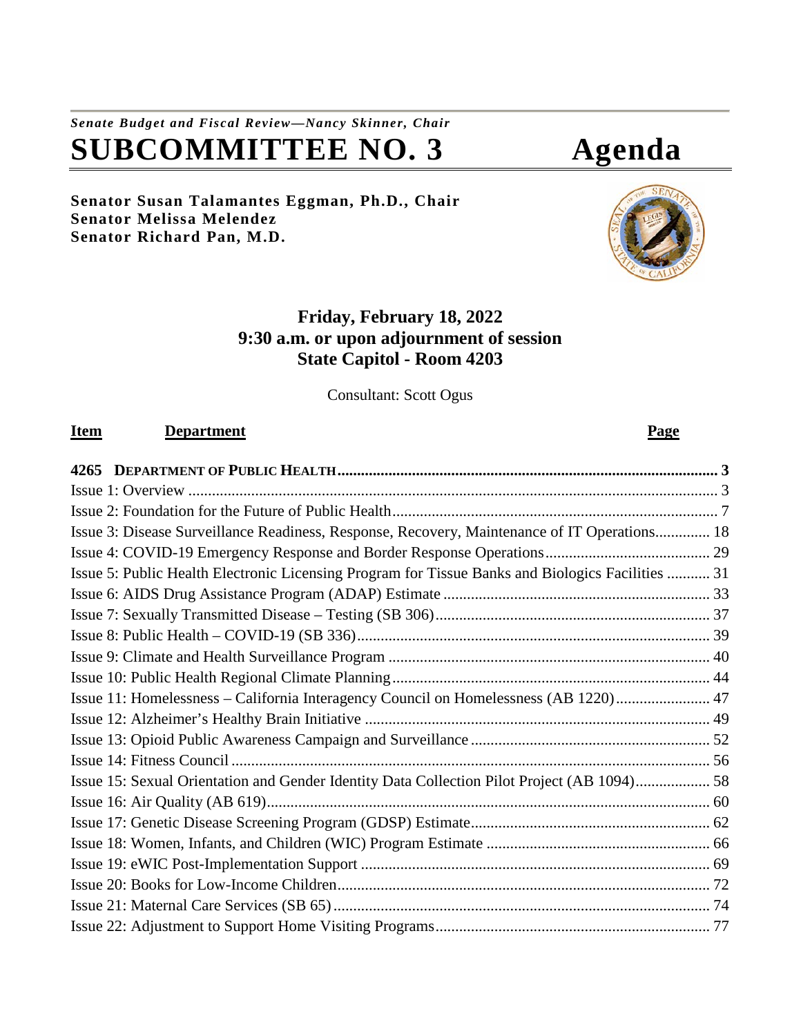*Senate Budget and Fiscal Review—Nancy Skinner, Chair*

# SUBCOMMITTEE NO. 3 Agenda

**Senator Susan Talamantes Eggman, Ph.D., Chair**
**Senator Melissa Melendez**
**Senator Richard Pan, M.D.**

**Friday, February 18, 2022**
**9:30 a.m. or upon adjournment of session**
**State Capitol - Room 4203**

Consultant: Scott Ogus

| Item | Department | Page |
|---|---|---|
| **4265** | **DEPARTMENT OF PUBLIC HEALTH** | **3** |
| | Issue 1: Overview | 3 |
| | Issue 2: Foundation for the Future of Public Health | 7 |
| | Issue 3: Disease Surveillance Readiness, Response, Recovery, Maintenance of IT Operations | 18 |
| | Issue 4: COVID-19 Emergency Response and Border Response Operations | 29 |
| | Issue 5: Public Health Electronic Licensing Program for Tissue Banks and Biologics Facilities | 31 |
| | Issue 6: AIDS Drug Assistance Program (ADAP) Estimate | 33 |
| | Issue 7: Sexually Transmitted Disease – Testing (SB 306) | 37 |
| | Issue 8: Public Health – COVID-19 (SB 336) | 39 |
| | Issue 9: Climate and Health Surveillance Program | 40 |
| | Issue 10: Public Health Regional Climate Planning | 44 |
| | Issue 11: Homelessness – California Interagency Council on Homelessness (AB 1220) | 47 |
| | Issue 12: Alzheimer's Healthy Brain Initiative | 49 |
| | Issue 13: Opioid Public Awareness Campaign and Surveillance | 52 |
| | Issue 14: Fitness Council | 56 |
| | Issue 15: Sexual Orientation and Gender Identity Data Collection Pilot Project (AB 1094) | 58 |
| | Issue 16: Air Quality (AB 619) | 60 |
| | Issue 17: Genetic Disease Screening Program (GDSP) Estimate | 62 |
| | Issue 18: Women, Infants, and Children (WIC) Program Estimate | 66 |
| | Issue 19: eWIC Post-Implementation Support | 69 |
| | Issue 20: Books for Low-Income Children | 72 |
| | Issue 21: Maternal Care Services (SB 65) | 74 |
| | Issue 22: Adjustment to Support Home Visiting Programs | 77 |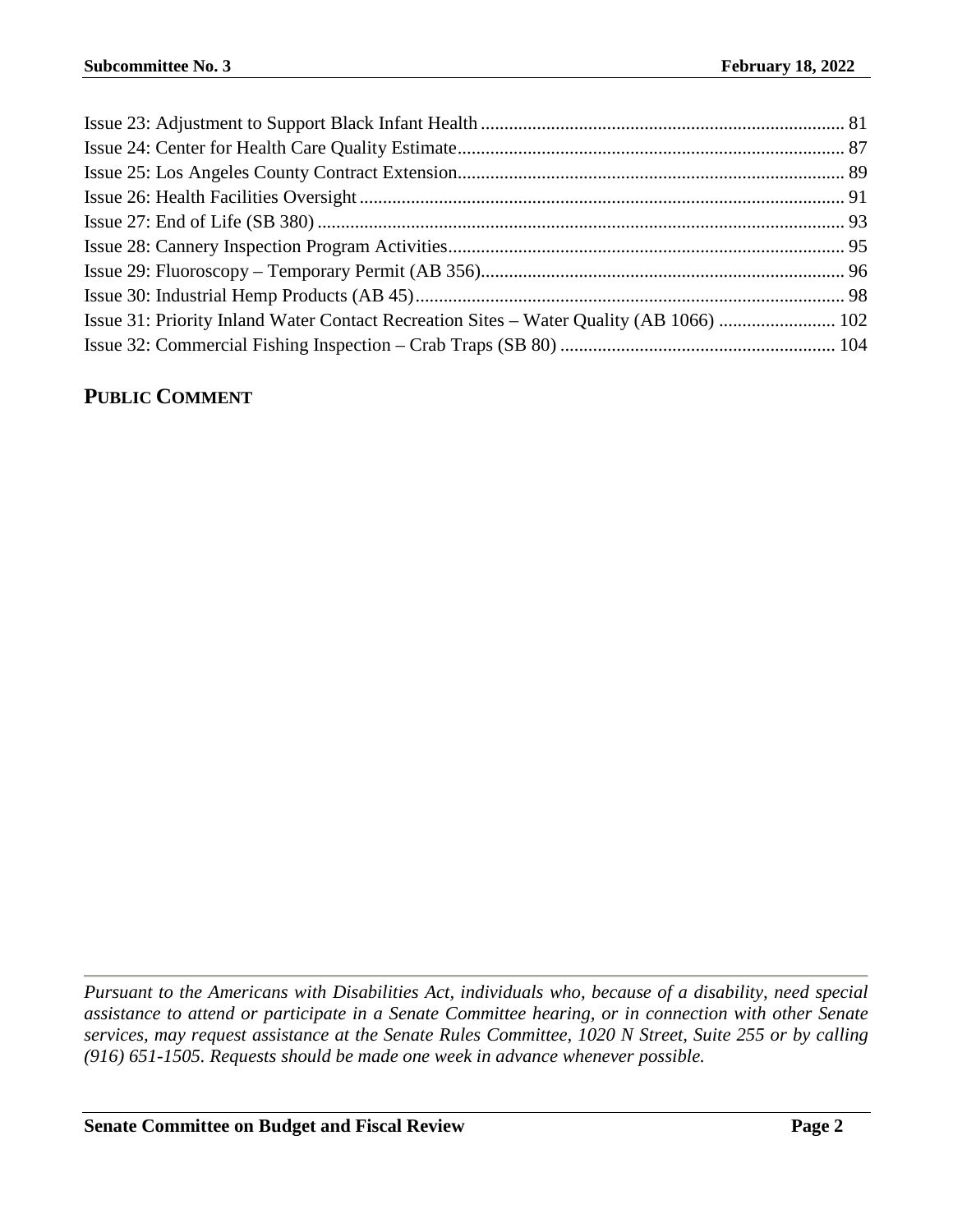Issue 23: Adjustment to Support Black Infant Health ............................................................................. 81
Issue 24: Center for Health Care Quality Estimate.................................................................................. 87
Issue 25: Los Angeles County Contract Extension.................................................................................. 89
Issue 26: Health Facilities Oversight....................................................................................................... 91
Issue 27: End of Life (SB 380)................................................................................................................ 93
Issue 28: Cannery Inspection Program Activities.................................................................................... 95
Issue 29: Fluoroscopy – Temporary Permit (AB 356)............................................................................. 96
Issue 30: Industrial Hemp Products (AB 45)........................................................................................... 98
Issue 31: Priority Inland Water Contact Recreation Sites – Water Quality (AB 1066) ......................... 102
Issue 32: Commercial Fishing Inspection – Crab Traps (SB 80) ........................................................... 104

## PUBLIC COMMENT

*Pursuant to the Americans with Disabilities Act, individuals who, because of a disability, need special assistance to attend or participate in a Senate Committee hearing, or in connection with other Senate services, may request assistance at the Senate Rules Committee, 1020 N Street, Suite 255 or by calling (916) 651-1505. Requests should be made one week in advance whenever possible.*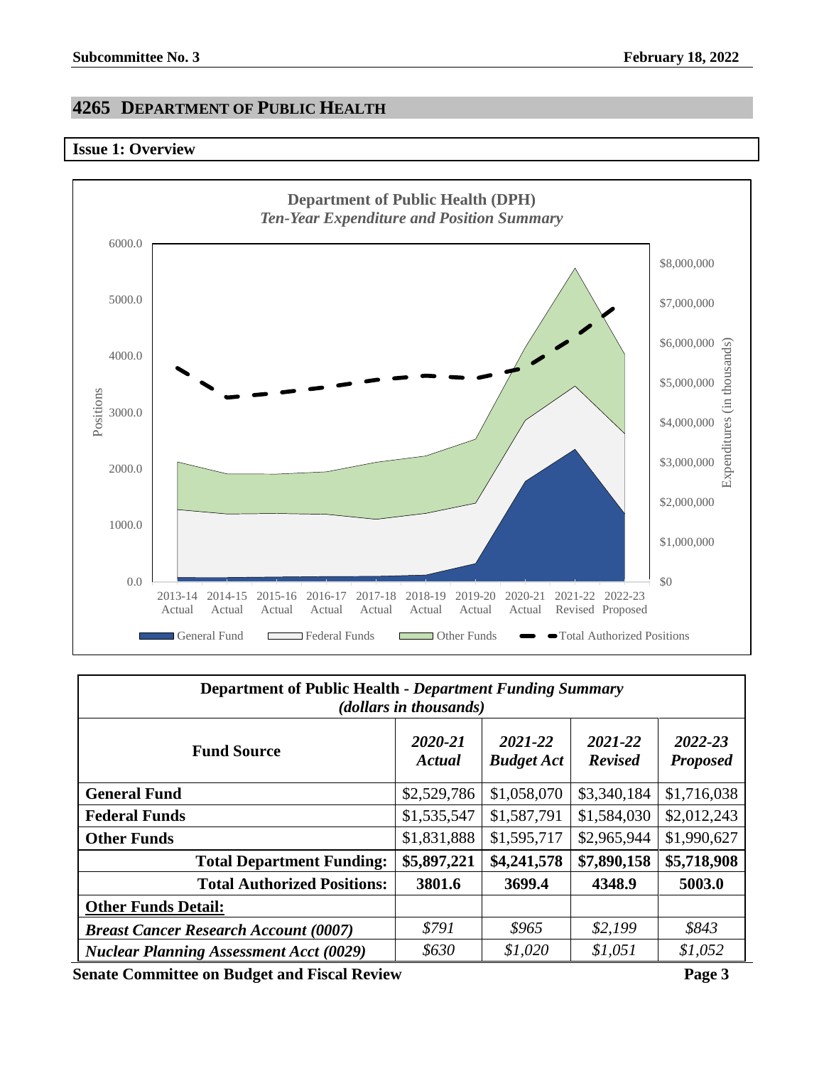# 4265 DEPARTMENT OF PUBLIC HEALTH

## Issue 1: Overview

**Department of Public Health (DPH)**
*Ten-Year Expenditure and Position Summary*

| Department of Public Health - *Department Funding Summary* *(dollars in thousands)* | | | | |
|---|---|---|---|---|
| **Fund Source** | ***2020-21 Actual*** | ***2021-22 Budget Act*** | ***2021-22 Revised*** | ***2022-23 Proposed*** |
| **General Fund** | $2,529,786 | $1,058,070 | $3,340,184 | $1,716,038 |
| **Federal Funds** | $1,535,547 | $1,587,791 | $1,584,030 | $2,012,243 |
| **Other Funds** | $1,831,888 | $1,595,717 | $2,965,944 | $1,990,627 |
| **Total Department Funding:** | **$5,897,221** | **$4,241,578** | **$7,890,158** | **$5,718,908** |
| **Total Authorized Positions:** | **3801.6** | **3699.4** | **4348.9** | **5003.0** |
| **Other Funds Detail:** | | | | |
| ***Breast Cancer Research Account (0007)*** | *$791* | *$965* | *$2,199* | *$843* |
| ***Nuclear Planning Assessment Acct (0029)*** | *$630* | *$1,020* | *$1,051* | *$1,052* |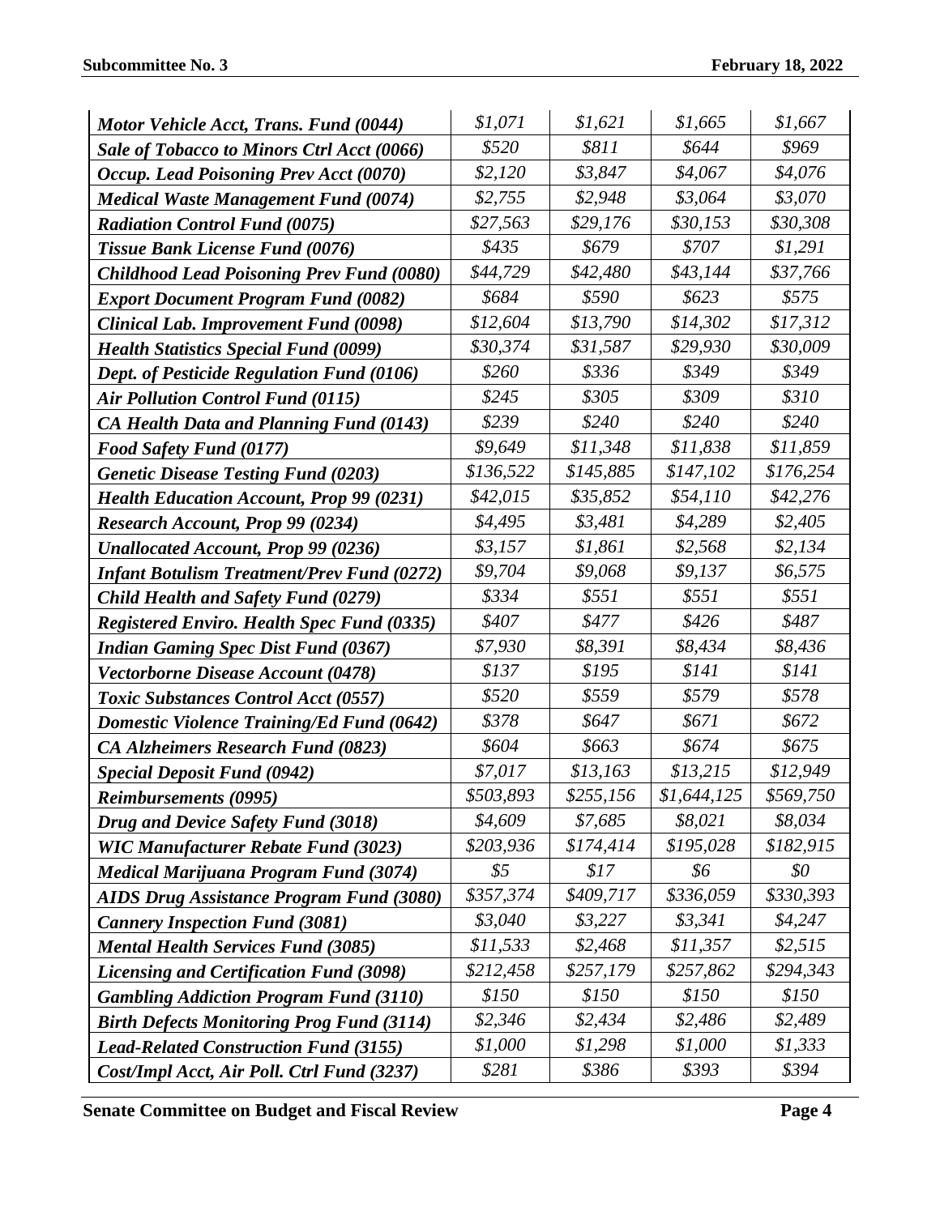| | | | | |
|---|---|---|---|---|
| ***Motor Vehicle Acct, Trans. Fund (0044)*** | *$1,071* | *$1,621* | *$1,665* | *$1,667* |
| ***Sale of Tobacco to Minors Ctrl Acct (0066)*** | *$520* | *$811* | *$644* | *$969* |
| ***Occup. Lead Poisoning Prev Acct (0070)*** | *$2,120* | *$3,847* | *$4,067* | *$4,076* |
| ***Medical Waste Management Fund (0074)*** | *$2,755* | *$2,948* | *$3,064* | *$3,070* |
| ***Radiation Control Fund (0075)*** | *$27,563* | *$29,176* | *$30,153* | *$30,308* |
| ***Tissue Bank License Fund (0076)*** | *$435* | *$679* | *$707* | *$1,291* |
| ***Childhood Lead Poisoning Prev Fund (0080)*** | *$44,729* | *$42,480* | *$43,144* | *$37,766* |
| ***Export Document Program Fund (0082)*** | *$684* | *$590* | *$623* | *$575* |
| ***Clinical Lab. Improvement Fund (0098)*** | *$12,604* | *$13,790* | *$14,302* | *$17,312* |
| ***Health Statistics Special Fund (0099)*** | *$30,374* | *$31,587* | *$29,930* | *$30,009* |
| ***Dept. of Pesticide Regulation Fund (0106)*** | *$260* | *$336* | *$349* | *$349* |
| ***Air Pollution Control Fund (0115)*** | *$245* | *$305* | *$309* | *$310* |
| ***CA Health Data and Planning Fund (0143)*** | *$239* | *$240* | *$240* | *$240* |
| ***Food Safety Fund (0177)*** | *$9,649* | *$11,348* | *$11,838* | *$11,859* |
| ***Genetic Disease Testing Fund (0203)*** | *$136,522* | *$145,885* | *$147,102* | *$176,254* |
| ***Health Education Account, Prop 99 (0231)*** | *$42,015* | *$35,852* | *$54,110* | *$42,276* |
| ***Research Account, Prop 99 (0234)*** | *$4,495* | *$3,481* | *$4,289* | *$2,405* |
| ***Unallocated Account, Prop 99 (0236)*** | *$3,157* | *$1,861* | *$2,568* | *$2,134* |
| ***Infant Botulism Treatment/Prev Fund (0272)*** | *$9,704* | *$9,068* | *$9,137* | *$6,575* |
| ***Child Health and Safety Fund (0279)*** | *$334* | *$551* | *$551* | *$551* |
| ***Registered Enviro. Health Spec Fund (0335)*** | *$407* | *$477* | *$426* | *$487* |
| ***Indian Gaming Spec Dist Fund (0367)*** | *$7,930* | *$8,391* | *$8,434* | *$8,436* |
| ***Vectorborne Disease Account (0478)*** | *$137* | *$195* | *$141* | *$141* |
| ***Toxic Substances Control Acct (0557)*** | *$520* | *$559* | *$579* | *$578* |
| ***Domestic Violence Training/Ed Fund (0642)*** | *$378* | *$647* | *$671* | *$672* |
| ***CA Alzheimers Research Fund (0823)*** | *$604* | *$663* | *$674* | *$675* |
| ***Special Deposit Fund (0942)*** | *$7,017* | *$13,163* | *$13,215* | *$12,949* |
| ***Reimbursements (0995)*** | *$503,893* | *$255,156* | *$1,644,125* | *$569,750* |
| ***Drug and Device Safety Fund (3018)*** | *$4,609* | *$7,685* | *$8,021* | *$8,034* |
| ***WIC Manufacturer Rebate Fund (3023)*** | *$203,936* | *$174,414* | *$195,028* | *$182,915* |
| ***Medical Marijuana Program Fund (3074)*** | *$5* | *$17* | *$6* | *$0* |
| ***AIDS Drug Assistance Program Fund (3080)*** | *$357,374* | *$409,717* | *$336,059* | *$330,393* |
| ***Cannery Inspection Fund (3081)*** | *$3,040* | *$3,227* | *$3,341* | *$4,247* |
| ***Mental Health Services Fund (3085)*** | *$11,533* | *$2,468* | *$11,357* | *$2,515* |
| ***Licensing and Certification Fund (3098)*** | *$212,458* | *$257,179* | *$257,862* | *$294,343* |
| ***Gambling Addiction Program Fund (3110)*** | *$150* | *$150* | *$150* | *$150* |
| ***Birth Defects Monitoring Prog Fund (3114)*** | *$2,346* | *$2,434* | *$2,486* | *$2,489* |
| ***Lead-Related Construction Fund (3155)*** | *$1,000* | *$1,298* | *$1,000* | *$1,333* |
| ***Cost/Impl Acct, Air Poll. Ctrl Fund (3237)*** | *$281* | *$386* | *$393* | *$394* |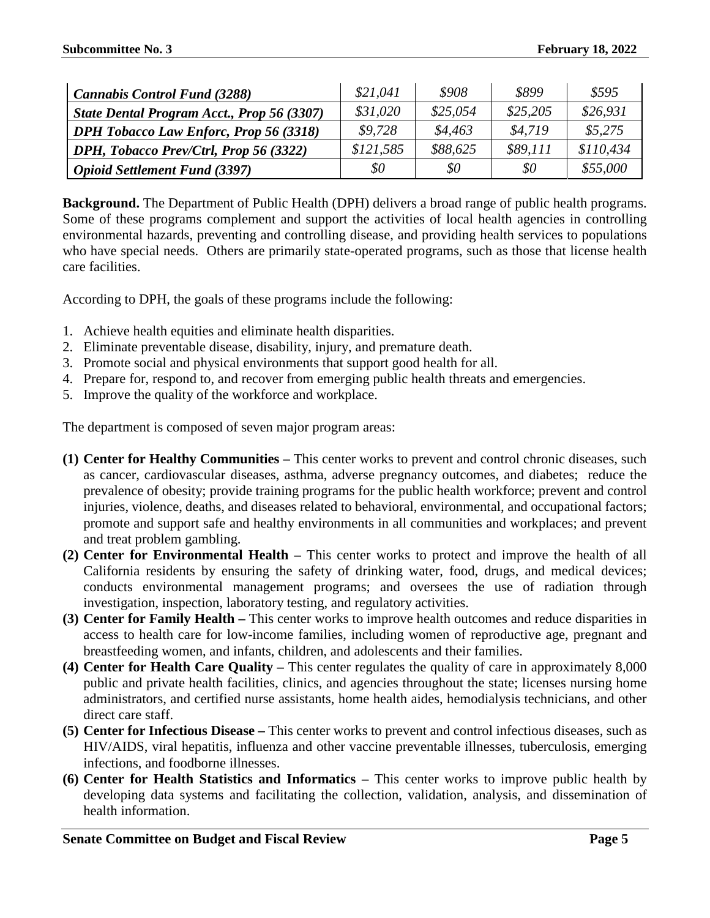| | | | | |
|---|---|---|---|---|
| *Cannabis Control Fund (3288)* | *$21,041* | *$908* | *$899* | *$595* |
| *State Dental Program Acct., Prop 56 (3307)* | *$31,020* | *$25,054* | *$25,205* | *$26,931* |
| *DPH Tobacco Law Enforc, Prop 56 (3318)* | *$9,728* | *$4,463* | *$4,719* | *$5,275* |
| *DPH, Tobacco Prev/Ctrl, Prop 56 (3322)* | *$121,585* | *$88,625* | *$89,111* | *$110,434* |
| *Opioid Settlement Fund (3397)* | *$0* | *$0* | *$0* | *$55,000* |

**Background.** The Department of Public Health (DPH) delivers a broad range of public health programs. Some of these programs complement and support the activities of local health agencies in controlling environmental hazards, preventing and controlling disease, and providing health services to populations who have special needs. Others are primarily state-operated programs, such as those that license health care facilities.

According to DPH, the goals of these programs include the following:

1. Achieve health equities and eliminate health disparities.
2. Eliminate preventable disease, disability, injury, and premature death.
3. Promote social and physical environments that support good health for all.
4. Prepare for, respond to, and recover from emerging public health threats and emergencies.
5. Improve the quality of the workforce and workplace.

The department is composed of seven major program areas:

**(1) Center for Healthy Communities –** This center works to prevent and control chronic diseases, such as cancer, cardiovascular diseases, asthma, adverse pregnancy outcomes, and diabetes; reduce the prevalence of obesity; provide training programs for the public health workforce; prevent and control injuries, violence, deaths, and diseases related to behavioral, environmental, and occupational factors; promote and support safe and healthy environments in all communities and workplaces; and prevent and treat problem gambling.

**(2) Center for Environmental Health –** This center works to protect and improve the health of all California residents by ensuring the safety of drinking water, food, drugs, and medical devices; conducts environmental management programs; and oversees the use of radiation through investigation, inspection, laboratory testing, and regulatory activities.

**(3) Center for Family Health –** This center works to improve health outcomes and reduce disparities in access to health care for low-income families, including women of reproductive age, pregnant and breastfeeding women, and infants, children, and adolescents and their families.

**(4) Center for Health Care Quality –** This center regulates the quality of care in approximately 8,000 public and private health facilities, clinics, and agencies throughout the state; licenses nursing home administrators, and certified nurse assistants, home health aides, hemodialysis technicians, and other direct care staff.

**(5) Center for Infectious Disease –** This center works to prevent and control infectious diseases, such as HIV/AIDS, viral hepatitis, influenza and other vaccine preventable illnesses, tuberculosis, emerging infections, and foodborne illnesses.

**(6) Center for Health Statistics and Informatics –** This center works to improve public health by developing data systems and facilitating the collection, validation, analysis, and dissemination of health information.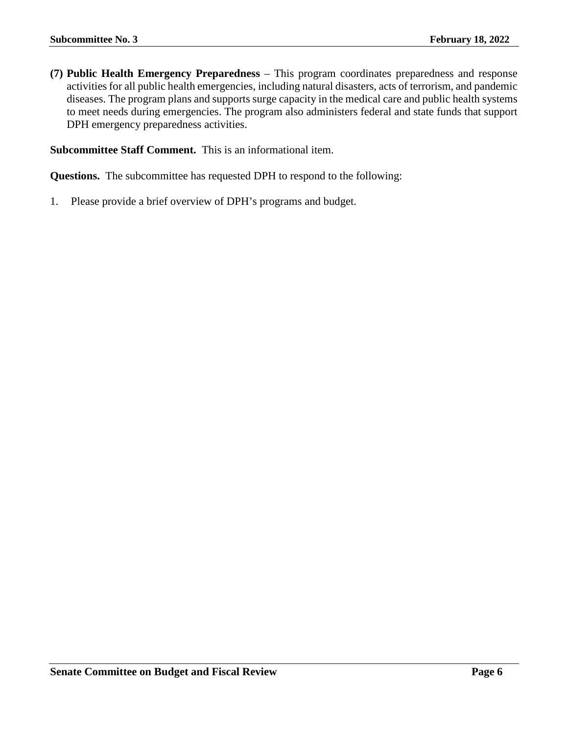**(7) Public Health Emergency Preparedness** – This program coordinates preparedness and response activities for all public health emergencies, including natural disasters, acts of terrorism, and pandemic diseases. The program plans and supports surge capacity in the medical care and public health systems to meet needs during emergencies. The program also administers federal and state funds that support DPH emergency preparedness activities.

**Subcommittee Staff Comment.** This is an informational item.

**Questions.** The subcommittee has requested DPH to respond to the following:

1. Please provide a brief overview of DPH's programs and budget.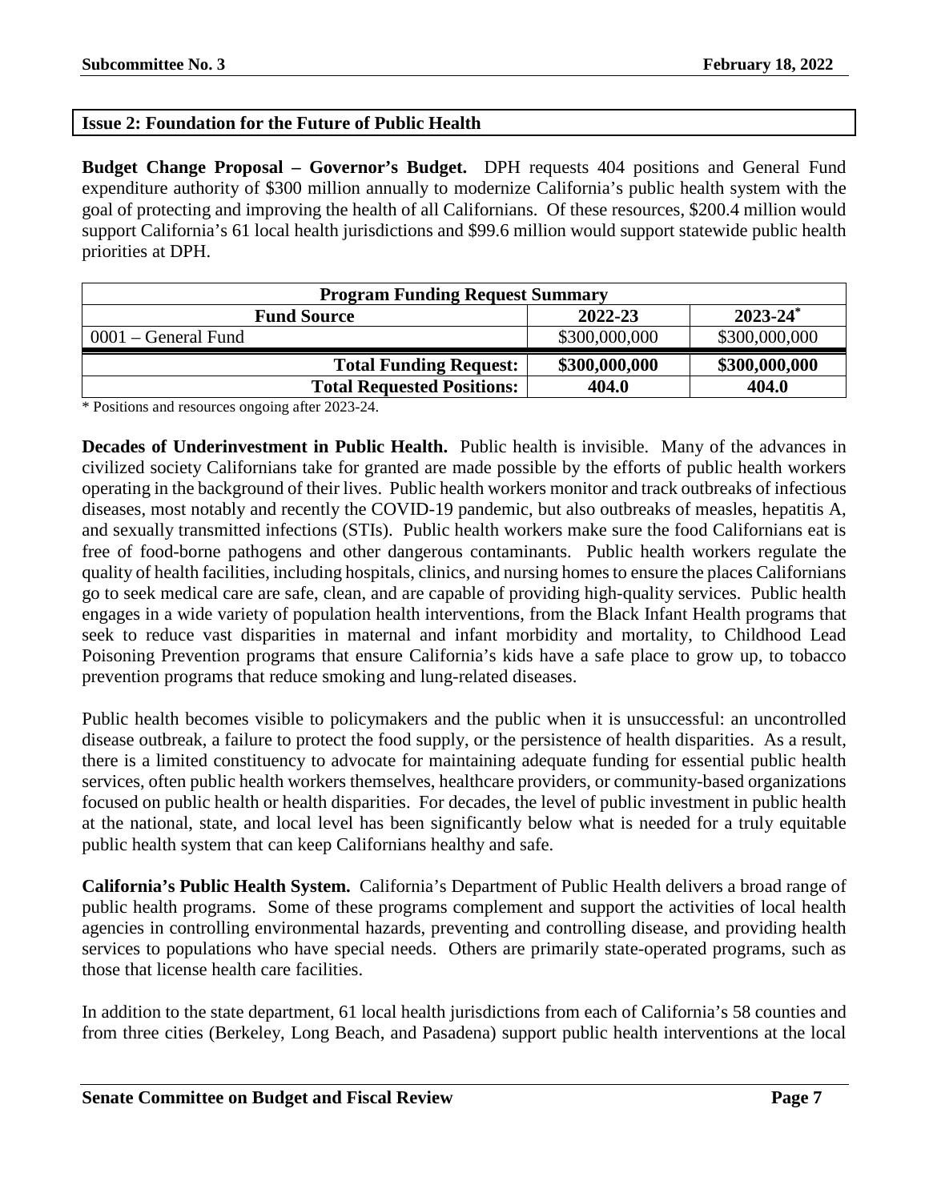## Issue 2: Foundation for the Future of Public Health

**Budget Change Proposal – Governor's Budget.** DPH requests 404 positions and General Fund expenditure authority of $300 million annually to modernize California's public health system with the goal of protecting and improving the health of all Californians. Of these resources, $200.4 million would support California's 61 local health jurisdictions and $99.6 million would support statewide public health priorities at DPH.

| Program Funding Request Summary | | |
|---|---|---|
| **Fund Source** | **2022-23** | **2023-24*** |
| 0001 – General Fund | $300,000,000 | $300,000,000 |
| **Total Funding Request:** | **$300,000,000** | **$300,000,000** |
| **Total Requested Positions:** | **404.0** | **404.0** |

\* Positions and resources ongoing after 2023-24.

**Decades of Underinvestment in Public Health.** Public health is invisible. Many of the advances in civilized society Californians take for granted are made possible by the efforts of public health workers operating in the background of their lives. Public health workers monitor and track outbreaks of infectious diseases, most notably and recently the COVID-19 pandemic, but also outbreaks of measles, hepatitis A, and sexually transmitted infections (STIs). Public health workers make sure the food Californians eat is free of food-borne pathogens and other dangerous contaminants. Public health workers regulate the quality of health facilities, including hospitals, clinics, and nursing homes to ensure the places Californians go to seek medical care are safe, clean, and are capable of providing high-quality services. Public health engages in a wide variety of population health interventions, from the Black Infant Health programs that seek to reduce vast disparities in maternal and infant morbidity and mortality, to Childhood Lead Poisoning Prevention programs that ensure California's kids have a safe place to grow up, to tobacco prevention programs that reduce smoking and lung-related diseases.

Public health becomes visible to policymakers and the public when it is unsuccessful: an uncontrolled disease outbreak, a failure to protect the food supply, or the persistence of health disparities. As a result, there is a limited constituency to advocate for maintaining adequate funding for essential public health services, often public health workers themselves, healthcare providers, or community-based organizations focused on public health or health disparities. For decades, the level of public investment in public health at the national, state, and local level has been significantly below what is needed for a truly equitable public health system that can keep Californians healthy and safe.

**California's Public Health System.** California's Department of Public Health delivers a broad range of public health programs. Some of these programs complement and support the activities of local health agencies in controlling environmental hazards, preventing and controlling disease, and providing health services to populations who have special needs. Others are primarily state-operated programs, such as those that license health care facilities.

In addition to the state department, 61 local health jurisdictions from each of California's 58 counties and from three cities (Berkeley, Long Beach, and Pasadena) support public health interventions at the local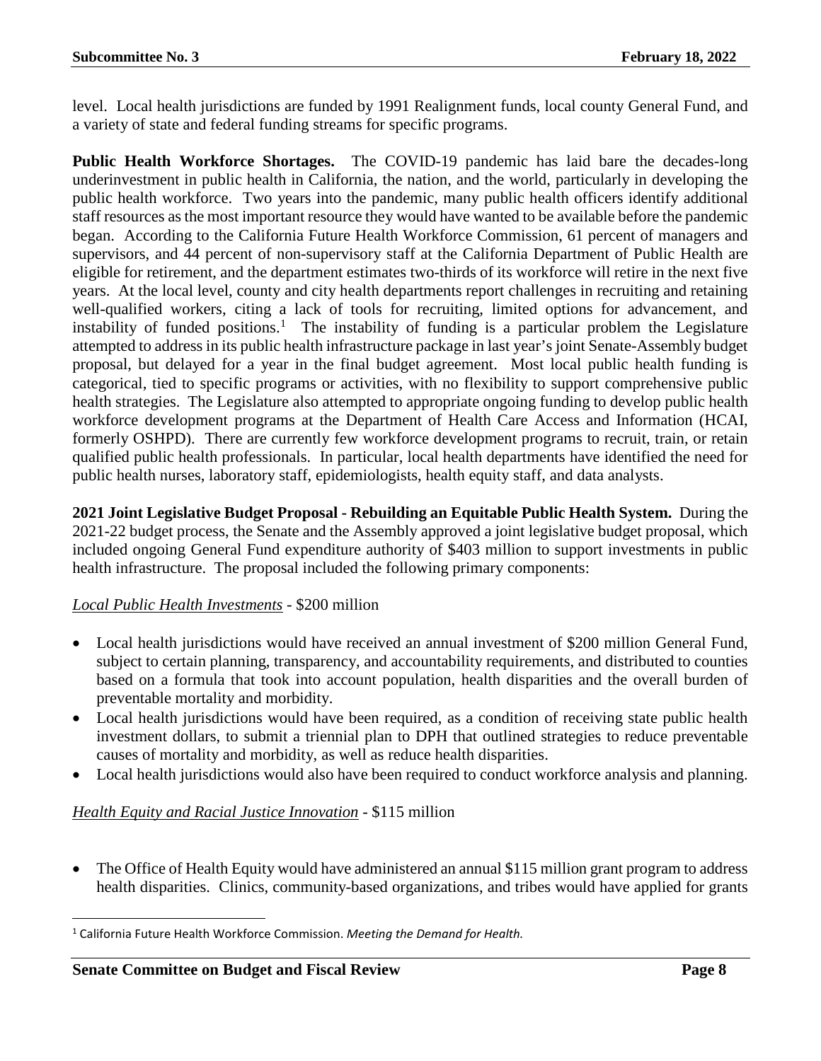level. Local health jurisdictions are funded by 1991 Realignment funds, local county General Fund, and a variety of state and federal funding streams for specific programs.

**Public Health Workforce Shortages.** The COVID-19 pandemic has laid bare the decades-long underinvestment in public health in California, the nation, and the world, particularly in developing the public health workforce. Two years into the pandemic, many public health officers identify additional staff resources as the most important resource they would have wanted to be available before the pandemic began. According to the California Future Health Workforce Commission, 61 percent of managers and supervisors, and 44 percent of non-supervisory staff at the California Department of Public Health are eligible for retirement, and the department estimates two-thirds of its workforce will retire in the next five years. At the local level, county and city health departments report challenges in recruiting and retaining well-qualified workers, citing a lack of tools for recruiting, limited options for advancement, and instability of funded positions.[1] The instability of funding is a particular problem the Legislature attempted to address in its public health infrastructure package in last year's joint Senate-Assembly budget proposal, but delayed for a year in the final budget agreement. Most local public health funding is categorical, tied to specific programs or activities, with no flexibility to support comprehensive public health strategies. The Legislature also attempted to appropriate ongoing funding to develop public health workforce development programs at the Department of Health Care Access and Information (HCAI, formerly OSHPD). There are currently few workforce development programs to recruit, train, or retain qualified public health professionals. In particular, local health departments have identified the need for public health nurses, laboratory staff, epidemiologists, health equity staff, and data analysts.

**2021 Joint Legislative Budget Proposal - Rebuilding an Equitable Public Health System.** During the 2021-22 budget process, the Senate and the Assembly approved a joint legislative budget proposal, which included ongoing General Fund expenditure authority of $403 million to support investments in public health infrastructure. The proposal included the following primary components:

*Local Public Health Investments* - $200 million

- Local health jurisdictions would have received an annual investment of $200 million General Fund, subject to certain planning, transparency, and accountability requirements, and distributed to counties based on a formula that took into account population, health disparities and the overall burden of preventable mortality and morbidity.
- Local health jurisdictions would have been required, as a condition of receiving state public health investment dollars, to submit a triennial plan to DPH that outlined strategies to reduce preventable causes of mortality and morbidity, as well as reduce health disparities.
- Local health jurisdictions would also have been required to conduct workforce analysis and planning.

*Health Equity and Racial Justice Innovation* - $115 million

- The Office of Health Equity would have administered an annual $115 million grant program to address health disparities. Clinics, community-based organizations, and tribes would have applied for grants

[1] California Future Health Workforce Commission. *Meeting the Demand for Health.*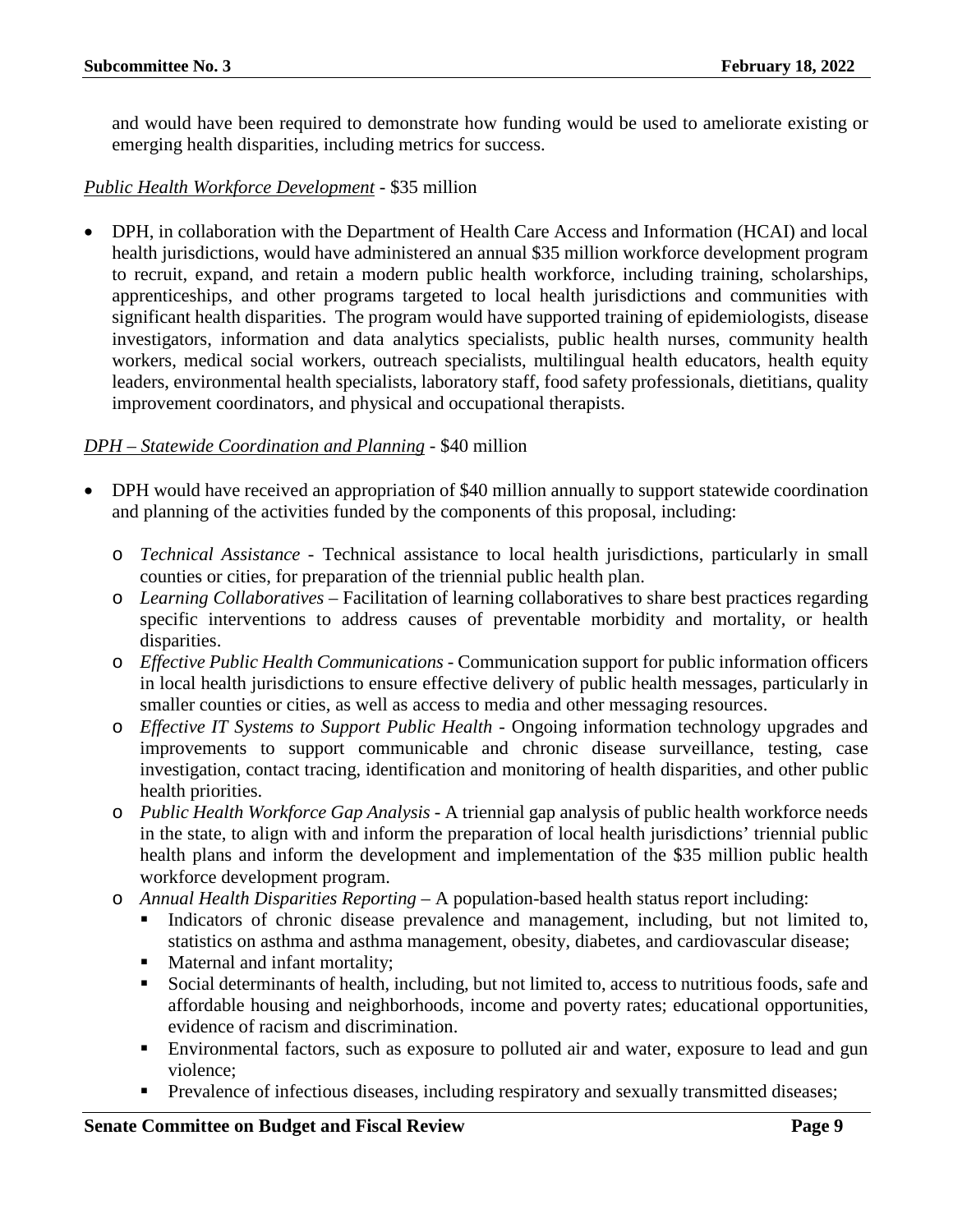and would have been required to demonstrate how funding would be used to ameliorate existing or emerging health disparities, including metrics for success.

*Public Health Workforce Development* - $35 million

- DPH, in collaboration with the Department of Health Care Access and Information (HCAI) and local health jurisdictions, would have administered an annual $35 million workforce development program to recruit, expand, and retain a modern public health workforce, including training, scholarships, apprenticeships, and other programs targeted to local health jurisdictions and communities with significant health disparities. The program would have supported training of epidemiologists, disease investigators, information and data analytics specialists, public health nurses, community health workers, medical social workers, outreach specialists, multilingual health educators, health equity leaders, environmental health specialists, laboratory staff, food safety professionals, dietitians, quality improvement coordinators, and physical and occupational therapists.

*DPH – Statewide Coordination and Planning* - $40 million

- DPH would have received an appropriation of $40 million annually to support statewide coordination and planning of the activities funded by the components of this proposal, including:
  - *Technical Assistance* - Technical assistance to local health jurisdictions, particularly in small counties or cities, for preparation of the triennial public health plan.
  - *Learning Collaboratives* – Facilitation of learning collaboratives to share best practices regarding specific interventions to address causes of preventable morbidity and mortality, or health disparities.
  - *Effective Public Health Communications* - Communication support for public information officers in local health jurisdictions to ensure effective delivery of public health messages, particularly in smaller counties or cities, as well as access to media and other messaging resources.
  - *Effective IT Systems to Support Public Health* - Ongoing information technology upgrades and improvements to support communicable and chronic disease surveillance, testing, case investigation, contact tracing, identification and monitoring of health disparities, and other public health priorities.
  - *Public Health Workforce Gap Analysis* - A triennial gap analysis of public health workforce needs in the state, to align with and inform the preparation of local health jurisdictions' triennial public health plans and inform the development and implementation of the $35 million public health workforce development program.
  - *Annual Health Disparities Reporting* – A population-based health status report including:
    - Indicators of chronic disease prevalence and management, including, but not limited to, statistics on asthma and asthma management, obesity, diabetes, and cardiovascular disease;
    - Maternal and infant mortality;
    - Social determinants of health, including, but not limited to, access to nutritious foods, safe and affordable housing and neighborhoods, income and poverty rates; educational opportunities, evidence of racism and discrimination.
    - Environmental factors, such as exposure to polluted air and water, exposure to lead and gun violence;
    - Prevalence of infectious diseases, including respiratory and sexually transmitted diseases;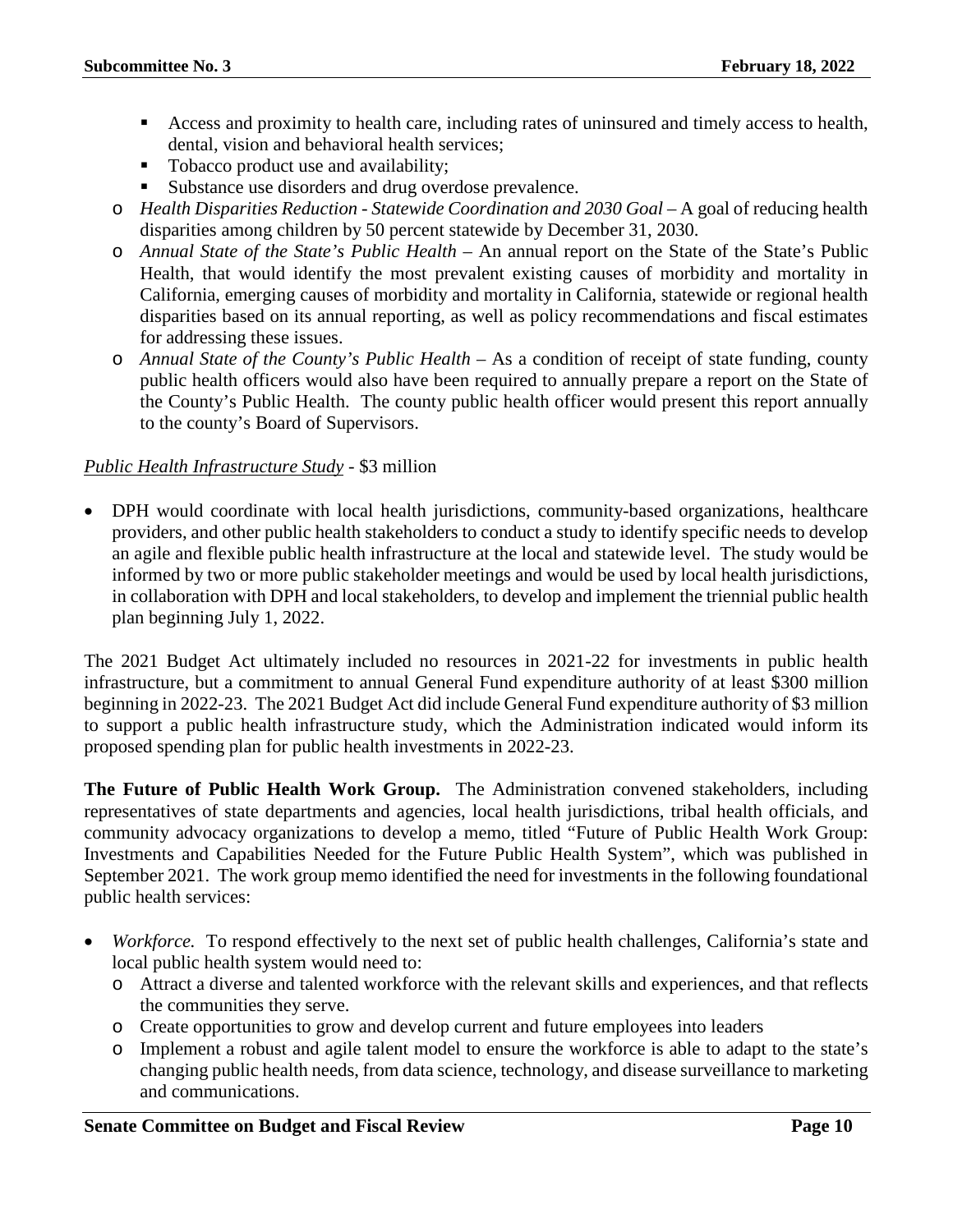- Access and proximity to health care, including rates of uninsured and timely access to health, dental, vision and behavioral health services;
    - Tobacco product use and availability;
    - Substance use disorders and drug overdose prevalence.
  - *Health Disparities Reduction - Statewide Coordination and 2030 Goal* – A goal of reducing health disparities among children by 50 percent statewide by December 31, 2030.
  - *Annual State of the State's Public Health* – An annual report on the State of the State's Public Health, that would identify the most prevalent existing causes of morbidity and mortality in California, emerging causes of morbidity and mortality in California, statewide or regional health disparities based on its annual reporting, as well as policy recommendations and fiscal estimates for addressing these issues.
  - *Annual State of the County's Public Health* – As a condition of receipt of state funding, county public health officers would also have been required to annually prepare a report on the State of the County's Public Health. The county public health officer would present this report annually to the county's Board of Supervisors.

<u>*Public Health Infrastructure Study*</u> - $3 million

- DPH would coordinate with local health jurisdictions, community-based organizations, healthcare providers, and other public health stakeholders to conduct a study to identify specific needs to develop an agile and flexible public health infrastructure at the local and statewide level. The study would be informed by two or more public stakeholder meetings and would be used by local health jurisdictions, in collaboration with DPH and local stakeholders, to develop and implement the triennial public health plan beginning July 1, 2022.

The 2021 Budget Act ultimately included no resources in 2021-22 for investments in public health infrastructure, but a commitment to annual General Fund expenditure authority of at least $300 million beginning in 2022-23. The 2021 Budget Act did include General Fund expenditure authority of $3 million to support a public health infrastructure study, which the Administration indicated would inform its proposed spending plan for public health investments in 2022-23.

**The Future of Public Health Work Group.** The Administration convened stakeholders, including representatives of state departments and agencies, local health jurisdictions, tribal health officials, and community advocacy organizations to develop a memo, titled "Future of Public Health Work Group: Investments and Capabilities Needed for the Future Public Health System", which was published in September 2021. The work group memo identified the need for investments in the following foundational public health services:

- *Workforce.* To respond effectively to the next set of public health challenges, California's state and local public health system would need to:
  - Attract a diverse and talented workforce with the relevant skills and experiences, and that reflects the communities they serve.
  - Create opportunities to grow and develop current and future employees into leaders
  - Implement a robust and agile talent model to ensure the workforce is able to adapt to the state's changing public health needs, from data science, technology, and disease surveillance to marketing and communications.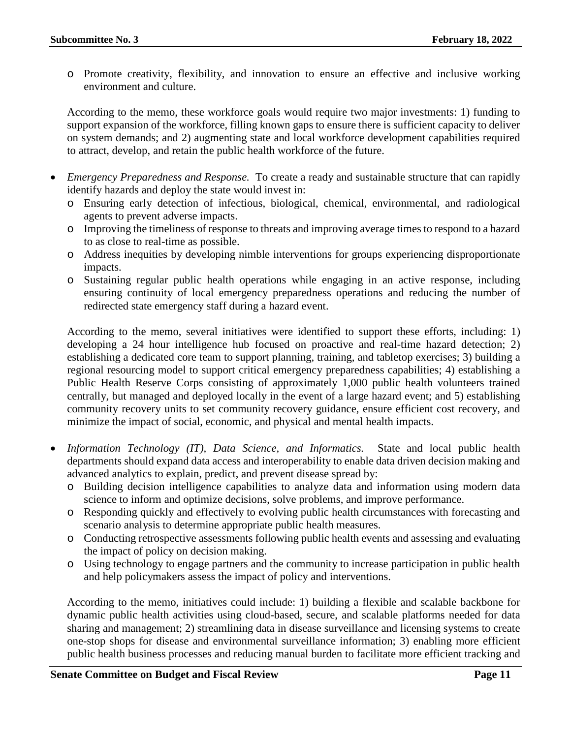- Promote creativity, flexibility, and innovation to ensure an effective and inclusive working environment and culture.

  According to the memo, these workforce goals would require two major investments: 1) funding to support expansion of the workforce, filling known gaps to ensure there is sufficient capacity to deliver on system demands; and 2) augmenting state and local workforce development capabilities required to attract, develop, and retain the public health workforce of the future.

- *Emergency Preparedness and Response.* To create a ready and sustainable structure that can rapidly identify hazards and deploy the state would invest in:
  - Ensuring early detection of infectious, biological, chemical, environmental, and radiological agents to prevent adverse impacts.
  - Improving the timeliness of response to threats and improving average times to respond to a hazard to as close to real-time as possible.
  - Address inequities by developing nimble interventions for groups experiencing disproportionate impacts.
  - Sustaining regular public health operations while engaging in an active response, including ensuring continuity of local emergency preparedness operations and reducing the number of redirected state emergency staff during a hazard event.

  According to the memo, several initiatives were identified to support these efforts, including: 1) developing a 24 hour intelligence hub focused on proactive and real-time hazard detection; 2) establishing a dedicated core team to support planning, training, and tabletop exercises; 3) building a regional resourcing model to support critical emergency preparedness capabilities; 4) establishing a Public Health Reserve Corps consisting of approximately 1,000 public health volunteers trained centrally, but managed and deployed locally in the event of a large hazard event; and 5) establishing community recovery units to set community recovery guidance, ensure efficient cost recovery, and minimize the impact of social, economic, and physical and mental health impacts.

- *Information Technology (IT), Data Science, and Informatics.* State and local public health departments should expand data access and interoperability to enable data driven decision making and advanced analytics to explain, predict, and prevent disease spread by:
  - Building decision intelligence capabilities to analyze data and information using modern data science to inform and optimize decisions, solve problems, and improve performance.
  - Responding quickly and effectively to evolving public health circumstances with forecasting and scenario analysis to determine appropriate public health measures.
  - Conducting retrospective assessments following public health events and assessing and evaluating the impact of policy on decision making.
  - Using technology to engage partners and the community to increase participation in public health and help policymakers assess the impact of policy and interventions.

  According to the memo, initiatives could include: 1) building a flexible and scalable backbone for dynamic public health activities using cloud-based, secure, and scalable platforms needed for data sharing and management; 2) streamlining data in disease surveillance and licensing systems to create one-stop shops for disease and environmental surveillance information; 3) enabling more efficient public health business processes and reducing manual burden to facilitate more efficient tracking and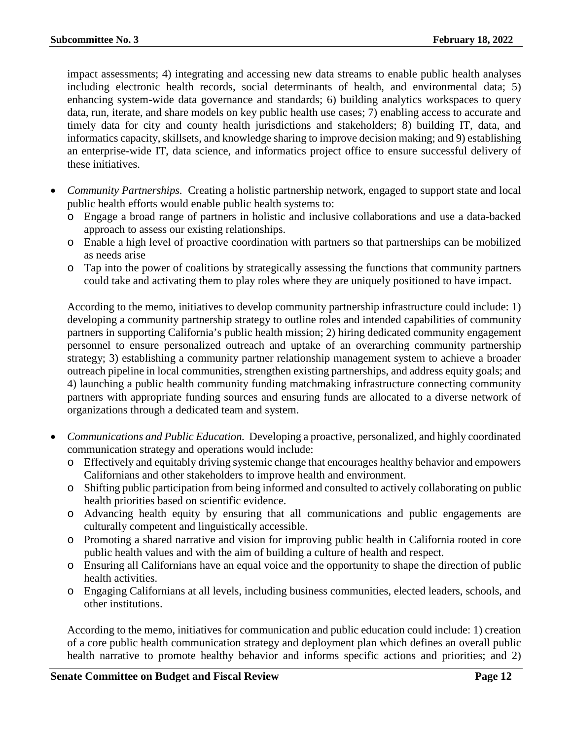impact assessments; 4) integrating and accessing new data streams to enable public health analyses including electronic health records, social determinants of health, and environmental data; 5) enhancing system-wide data governance and standards; 6) building analytics workspaces to query data, run, iterate, and share models on key public health use cases; 7) enabling access to accurate and timely data for city and county health jurisdictions and stakeholders; 8) building IT, data, and informatics capacity, skillsets, and knowledge sharing to improve decision making; and 9) establishing an enterprise-wide IT, data science, and informatics project office to ensure successful delivery of these initiatives.

- *Community Partnerships.* Creating a holistic partnership network, engaged to support state and local public health efforts would enable public health systems to:
  - Engage a broad range of partners in holistic and inclusive collaborations and use a data-backed approach to assess our existing relationships.
  - Enable a high level of proactive coordination with partners so that partnerships can be mobilized as needs arise
  - Tap into the power of coalitions by strategically assessing the functions that community partners could take and activating them to play roles where they are uniquely positioned to have impact.

  According to the memo, initiatives to develop community partnership infrastructure could include: 1) developing a community partnership strategy to outline roles and intended capabilities of community partners in supporting California's public health mission; 2) hiring dedicated community engagement personnel to ensure personalized outreach and uptake of an overarching community partnership strategy; 3) establishing a community partner relationship management system to achieve a broader outreach pipeline in local communities, strengthen existing partnerships, and address equity goals; and 4) launching a public health community funding matchmaking infrastructure connecting community partners with appropriate funding sources and ensuring funds are allocated to a diverse network of organizations through a dedicated team and system.

- *Communications and Public Education.* Developing a proactive, personalized, and highly coordinated communication strategy and operations would include:
  - Effectively and equitably driving systemic change that encourages healthy behavior and empowers Californians and other stakeholders to improve health and environment.
  - Shifting public participation from being informed and consulted to actively collaborating on public health priorities based on scientific evidence.
  - Advancing health equity by ensuring that all communications and public engagements are culturally competent and linguistically accessible.
  - Promoting a shared narrative and vision for improving public health in California rooted in core public health values and with the aim of building a culture of health and respect.
  - Ensuring all Californians have an equal voice and the opportunity to shape the direction of public health activities.
  - Engaging Californians at all levels, including business communities, elected leaders, schools, and other institutions.

  According to the memo, initiatives for communication and public education could include: 1) creation of a core public health communication strategy and deployment plan which defines an overall public health narrative to promote healthy behavior and informs specific actions and priorities; and 2)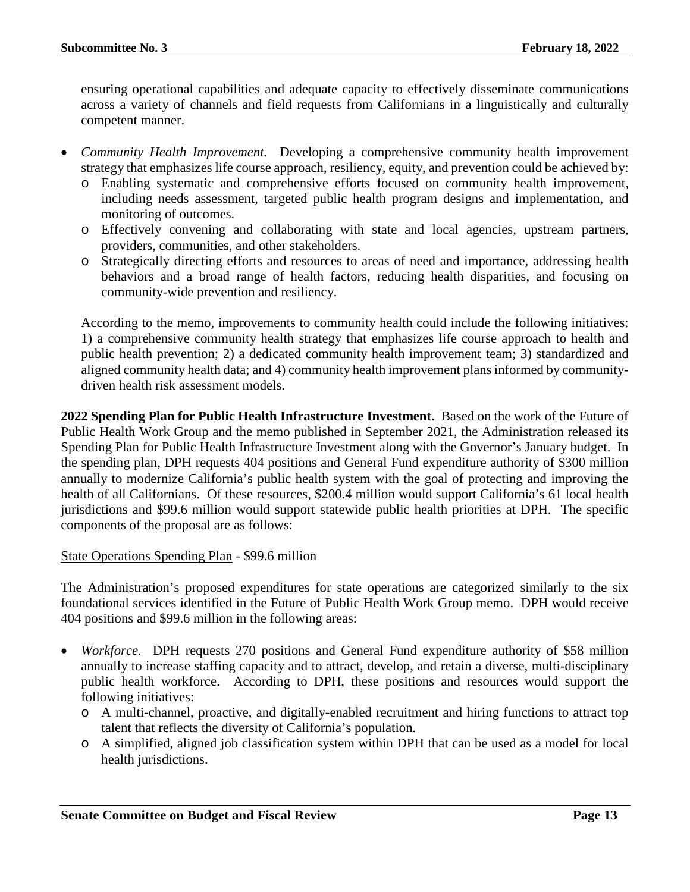ensuring operational capabilities and adequate capacity to effectively disseminate communications across a variety of channels and field requests from Californians in a linguistically and culturally competent manner.

- *Community Health Improvement.* Developing a comprehensive community health improvement strategy that emphasizes life course approach, resiliency, equity, and prevention could be achieved by:
  - Enabling systematic and comprehensive efforts focused on community health improvement, including needs assessment, targeted public health program designs and implementation, and monitoring of outcomes.
  - Effectively convening and collaborating with state and local agencies, upstream partners, providers, communities, and other stakeholders.
  - Strategically directing efforts and resources to areas of need and importance, addressing health behaviors and a broad range of health factors, reducing health disparities, and focusing on community-wide prevention and resiliency.

  According to the memo, improvements to community health could include the following initiatives: 1) a comprehensive community health strategy that emphasizes life course approach to health and public health prevention; 2) a dedicated community health improvement team; 3) standardized and aligned community health data; and 4) community health improvement plans informed by community-driven health risk assessment models.

**2022 Spending Plan for Public Health Infrastructure Investment.** Based on the work of the Future of Public Health Work Group and the memo published in September 2021, the Administration released its Spending Plan for Public Health Infrastructure Investment along with the Governor's January budget. In the spending plan, DPH requests 404 positions and General Fund expenditure authority of $300 million annually to modernize California's public health system with the goal of protecting and improving the health of all Californians. Of these resources, $200.4 million would support California's 61 local health jurisdictions and $99.6 million would support statewide public health priorities at DPH. The specific components of the proposal are as follows:

<u>State Operations Spending Plan</u> - $99.6 million

The Administration's proposed expenditures for state operations are categorized similarly to the six foundational services identified in the Future of Public Health Work Group memo. DPH would receive 404 positions and $99.6 million in the following areas:

- *Workforce.* DPH requests 270 positions and General Fund expenditure authority of $58 million annually to increase staffing capacity and to attract, develop, and retain a diverse, multi-disciplinary public health workforce. According to DPH, these positions and resources would support the following initiatives:
  - A multi-channel, proactive, and digitally-enabled recruitment and hiring functions to attract top talent that reflects the diversity of California's population.
  - A simplified, aligned job classification system within DPH that can be used as a model for local health jurisdictions.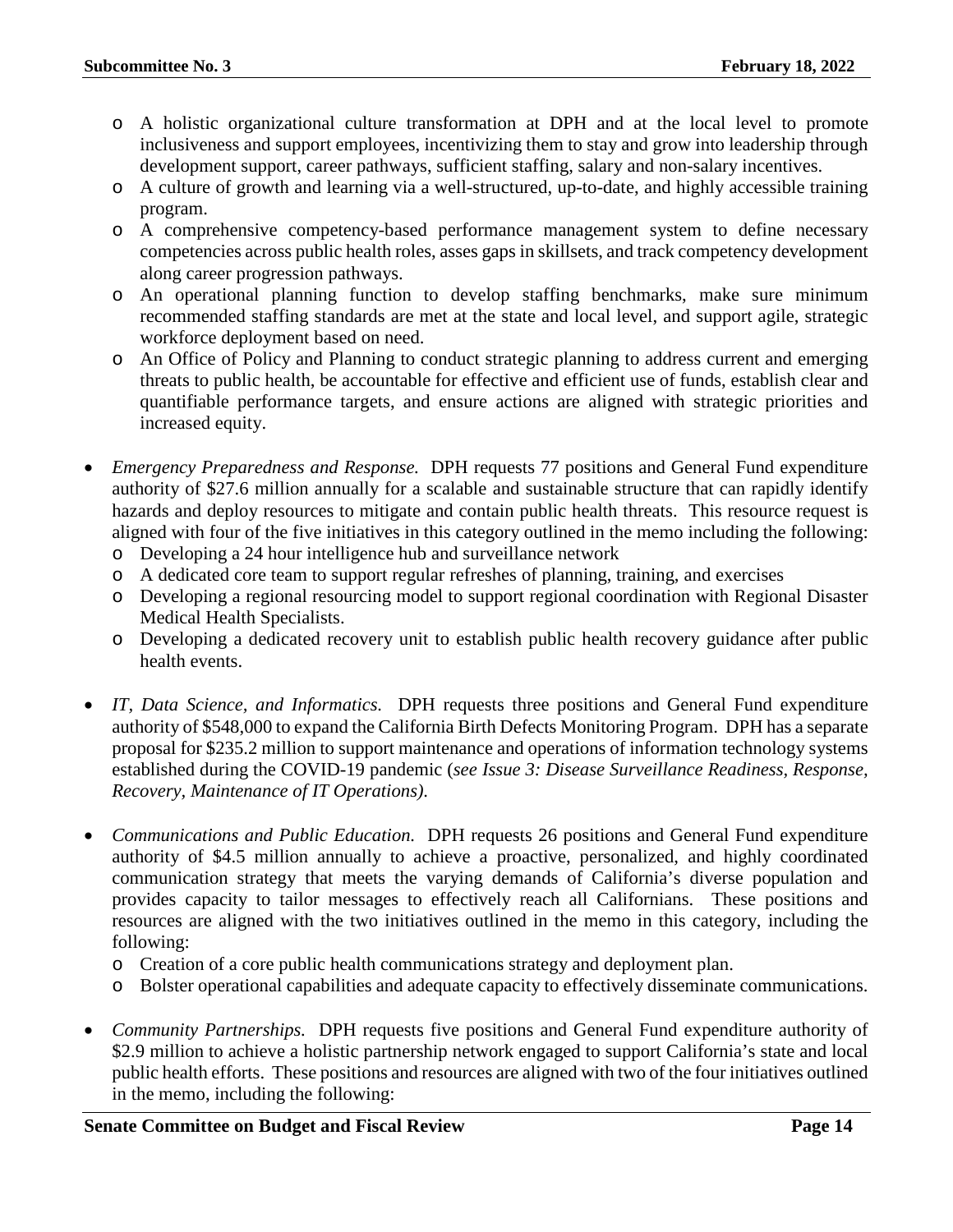- A holistic organizational culture transformation at DPH and at the local level to promote inclusiveness and support employees, incentivizing them to stay and grow into leadership through development support, career pathways, sufficient staffing, salary and non-salary incentives.
  - A culture of growth and learning via a well-structured, up-to-date, and highly accessible training program.
  - A comprehensive competency-based performance management system to define necessary competencies across public health roles, asses gaps in skillsets, and track competency development along career progression pathways.
  - An operational planning function to develop staffing benchmarks, make sure minimum recommended staffing standards are met at the state and local level, and support agile, strategic workforce deployment based on need.
  - An Office of Policy and Planning to conduct strategic planning to address current and emerging threats to public health, be accountable for effective and efficient use of funds, establish clear and quantifiable performance targets, and ensure actions are aligned with strategic priorities and increased equity.

- *Emergency Preparedness and Response.* DPH requests 77 positions and General Fund expenditure authority of $27.6 million annually for a scalable and sustainable structure that can rapidly identify hazards and deploy resources to mitigate and contain public health threats. This resource request is aligned with four of the five initiatives in this category outlined in the memo including the following:
  - Developing a 24 hour intelligence hub and surveillance network
  - A dedicated core team to support regular refreshes of planning, training, and exercises
  - Developing a regional resourcing model to support regional coordination with Regional Disaster Medical Health Specialists.
  - Developing a dedicated recovery unit to establish public health recovery guidance after public health events.

- *IT, Data Science, and Informatics.* DPH requests three positions and General Fund expenditure authority of $548,000 to expand the California Birth Defects Monitoring Program. DPH has a separate proposal for $235.2 million to support maintenance and operations of information technology systems established during the COVID-19 pandemic (*see Issue 3: Disease Surveillance Readiness, Response, Recovery, Maintenance of IT Operations).*

- *Communications and Public Education.* DPH requests 26 positions and General Fund expenditure authority of $4.5 million annually to achieve a proactive, personalized, and highly coordinated communication strategy that meets the varying demands of California's diverse population and provides capacity to tailor messages to effectively reach all Californians. These positions and resources are aligned with the two initiatives outlined in the memo in this category, including the following:
  - Creation of a core public health communications strategy and deployment plan.
  - Bolster operational capabilities and adequate capacity to effectively disseminate communications.

- *Community Partnerships.* DPH requests five positions and General Fund expenditure authority of $2.9 million to achieve a holistic partnership network engaged to support California's state and local public health efforts. These positions and resources are aligned with two of the four initiatives outlined in the memo, including the following: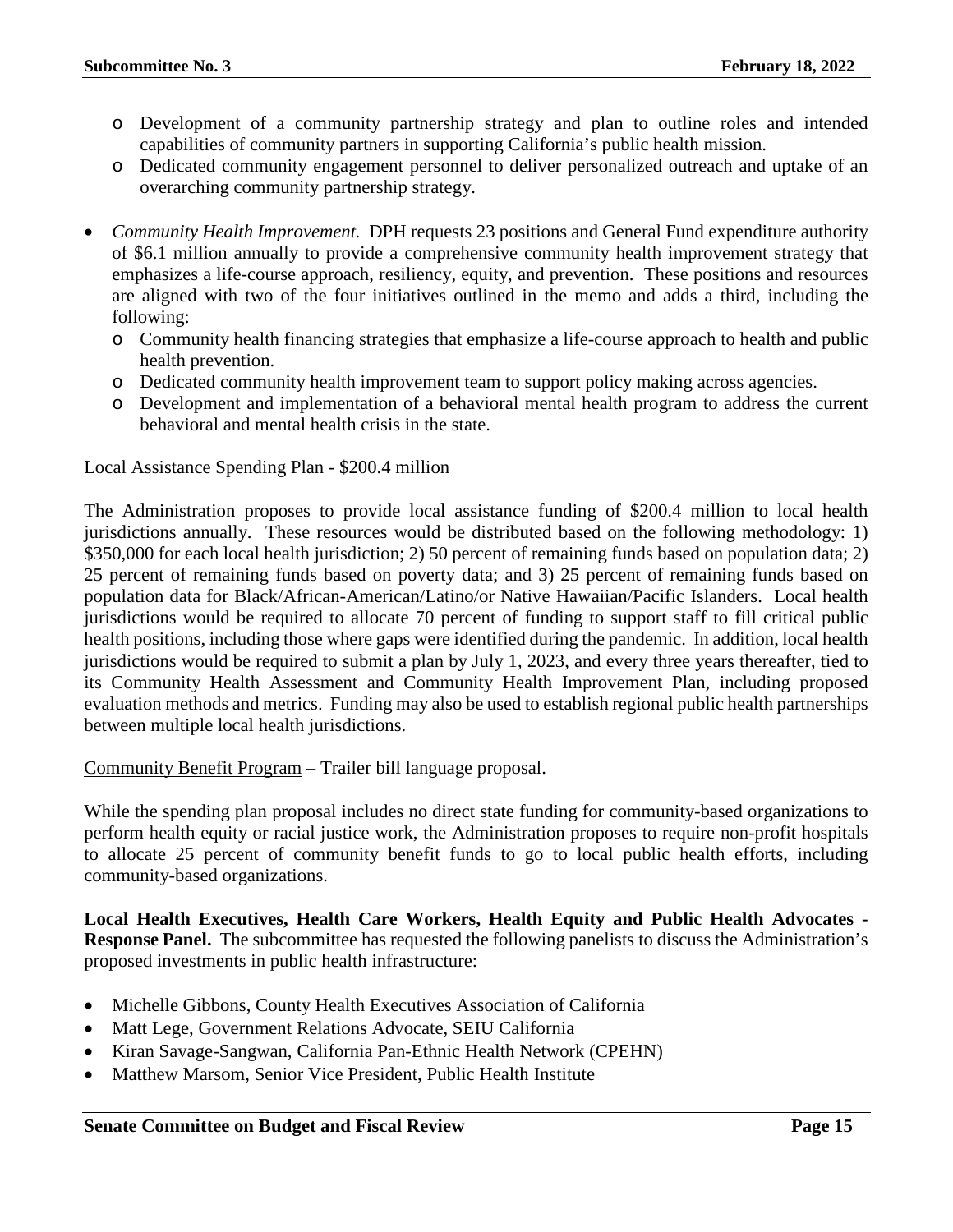- Development of a community partnership strategy and plan to outline roles and intended capabilities of community partners in supporting California's public health mission.
  - Dedicated community engagement personnel to deliver personalized outreach and uptake of an overarching community partnership strategy.

- *Community Health Improvement.* DPH requests 23 positions and General Fund expenditure authority of $6.1 million annually to provide a comprehensive community health improvement strategy that emphasizes a life-course approach, resiliency, equity, and prevention. These positions and resources are aligned with two of the four initiatives outlined in the memo and adds a third, including the following:
  - Community health financing strategies that emphasize a life-course approach to health and public health prevention.
  - Dedicated community health improvement team to support policy making across agencies.
  - Development and implementation of a behavioral mental health program to address the current behavioral and mental health crisis in the state.

<u>Local Assistance Spending Plan</u> - $200.4 million

The Administration proposes to provide local assistance funding of $200.4 million to local health jurisdictions annually. These resources would be distributed based on the following methodology: 1) $350,000 for each local health jurisdiction; 2) 50 percent of remaining funds based on population data; 2) 25 percent of remaining funds based on poverty data; and 3) 25 percent of remaining funds based on population data for Black/African-American/Latino/or Native Hawaiian/Pacific Islanders. Local health jurisdictions would be required to allocate 70 percent of funding to support staff to fill critical public health positions, including those where gaps were identified during the pandemic. In addition, local health jurisdictions would be required to submit a plan by July 1, 2023, and every three years thereafter, tied to its Community Health Assessment and Community Health Improvement Plan, including proposed evaluation methods and metrics. Funding may also be used to establish regional public health partnerships between multiple local health jurisdictions.

<u>Community Benefit Program</u> – Trailer bill language proposal.

While the spending plan proposal includes no direct state funding for community-based organizations to perform health equity or racial justice work, the Administration proposes to require non-profit hospitals to allocate 25 percent of community benefit funds to go to local public health efforts, including community-based organizations.

**Local Health Executives, Health Care Workers, Health Equity and Public Health Advocates - Response Panel.** The subcommittee has requested the following panelists to discuss the Administration's proposed investments in public health infrastructure:

- Michelle Gibbons, County Health Executives Association of California
- Matt Lege, Government Relations Advocate, SEIU California
- Kiran Savage-Sangwan, California Pan-Ethnic Health Network (CPEHN)
- Matthew Marsom, Senior Vice President, Public Health Institute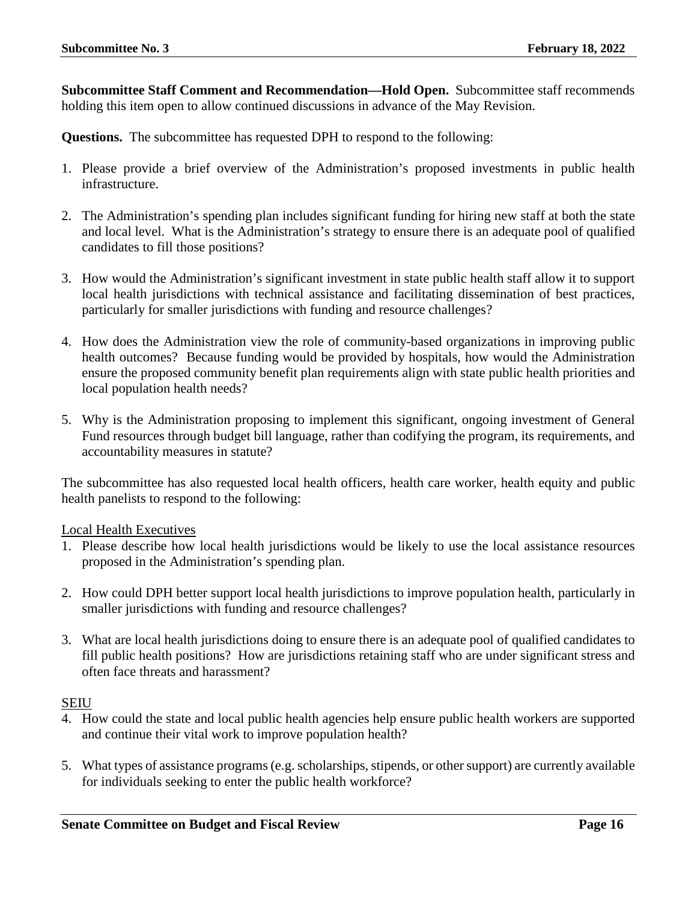**Subcommittee Staff Comment and Recommendation—Hold Open.** Subcommittee staff recommends holding this item open to allow continued discussions in advance of the May Revision.

**Questions.** The subcommittee has requested DPH to respond to the following:

1. Please provide a brief overview of the Administration's proposed investments in public health infrastructure.

2. The Administration's spending plan includes significant funding for hiring new staff at both the state and local level. What is the Administration's strategy to ensure there is an adequate pool of qualified candidates to fill those positions?

3. How would the Administration's significant investment in state public health staff allow it to support local health jurisdictions with technical assistance and facilitating dissemination of best practices, particularly for smaller jurisdictions with funding and resource challenges?

4. How does the Administration view the role of community-based organizations in improving public health outcomes? Because funding would be provided by hospitals, how would the Administration ensure the proposed community benefit plan requirements align with state public health priorities and local population health needs?

5. Why is the Administration proposing to implement this significant, ongoing investment of General Fund resources through budget bill language, rather than codifying the program, its requirements, and accountability measures in statute?

The subcommittee has also requested local health officers, health care worker, health equity and public health panelists to respond to the following:

<u>Local Health Executives</u>

1. Please describe how local health jurisdictions would be likely to use the local assistance resources proposed in the Administration's spending plan.

2. How could DPH better support local health jurisdictions to improve population health, particularly in smaller jurisdictions with funding and resource challenges?

3. What are local health jurisdictions doing to ensure there is an adequate pool of qualified candidates to fill public health positions? How are jurisdictions retaining staff who are under significant stress and often face threats and harassment?

<u>SEIU</u>

4. How could the state and local public health agencies help ensure public health workers are supported and continue their vital work to improve population health?

5. What types of assistance programs (e.g. scholarships, stipends, or other support) are currently available for individuals seeking to enter the public health workforce?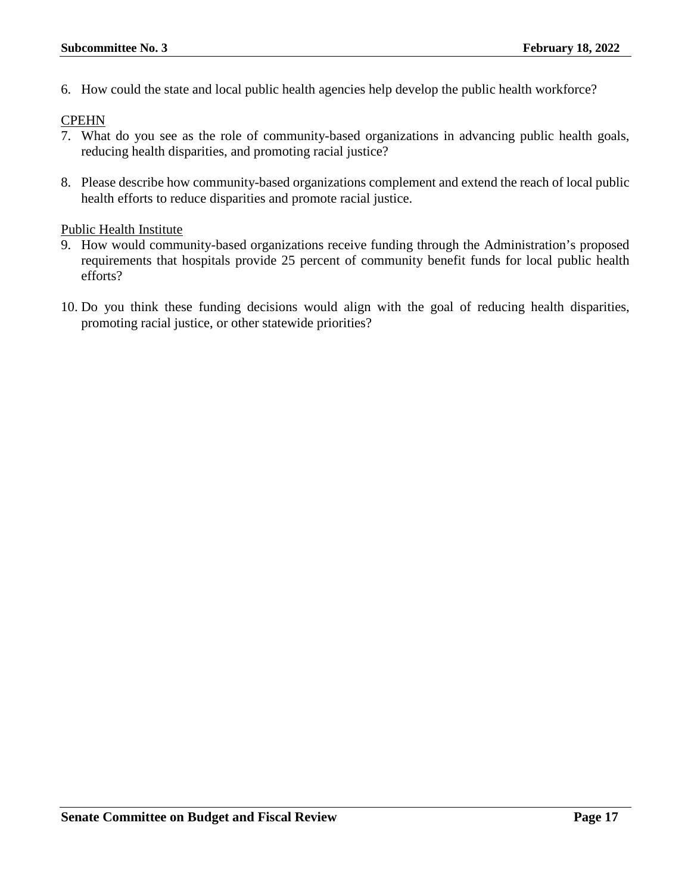6. How could the state and local public health agencies help develop the public health workforce?

<u>CPEHN</u>

7. What do you see as the role of community-based organizations in advancing public health goals, reducing health disparities, and promoting racial justice?

8. Please describe how community-based organizations complement and extend the reach of local public health efforts to reduce disparities and promote racial justice.

<u>Public Health Institute</u>

9. How would community-based organizations receive funding through the Administration's proposed requirements that hospitals provide 25 percent of community benefit funds for local public health efforts?

10. Do you think these funding decisions would align with the goal of reducing health disparities, promoting racial justice, or other statewide priorities?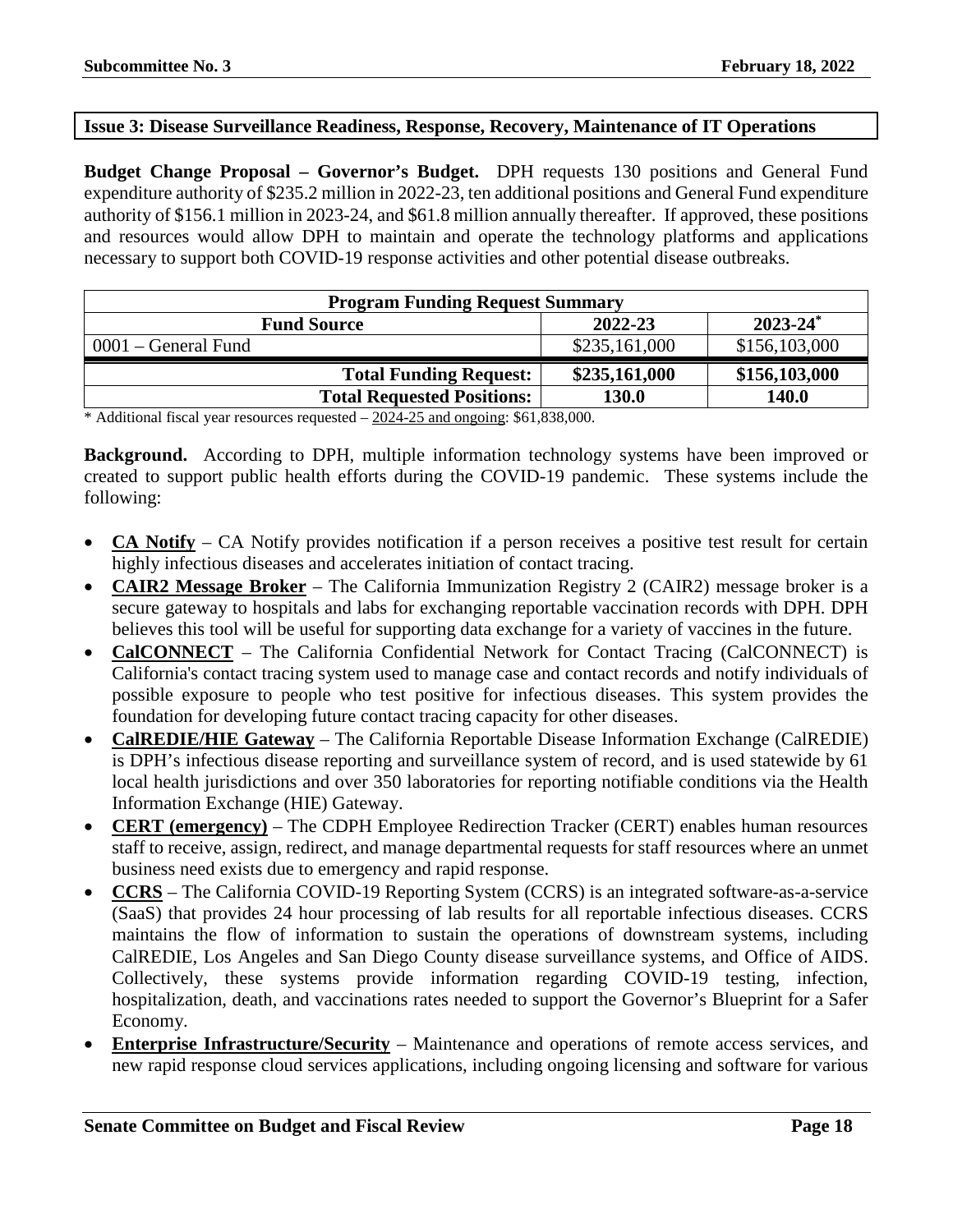**Issue 3: Disease Surveillance Readiness, Response, Recovery, Maintenance of IT Operations**

**Budget Change Proposal – Governor's Budget.** DPH requests 130 positions and General Fund expenditure authority of $235.2 million in 2022-23, ten additional positions and General Fund expenditure authority of $156.1 million in 2023-24, and $61.8 million annually thereafter. If approved, these positions and resources would allow DPH to maintain and operate the technology platforms and applications necessary to support both COVID-19 response activities and other potential disease outbreaks.

| **Program Funding Request Summary** | | |
|---|---|---|
| **Fund Source** | **2022-23** | **2023-24*** |
| 0001 – General Fund | $235,161,000 | $156,103,000 |
| **Total Funding Request:** | **$235,161,000** | **$156,103,000** |
| **Total Requested Positions:** | **130.0** | **140.0** |

* Additional fiscal year resources requested – 2024-25 and ongoing: $61,838,000.

**Background.** According to DPH, multiple information technology systems have been improved or created to support public health efforts during the COVID-19 pandemic. These systems include the following:

- **CA Notify** – CA Notify provides notification if a person receives a positive test result for certain highly infectious diseases and accelerates initiation of contact tracing.
- **CAIR2 Message Broker** – The California Immunization Registry 2 (CAIR2) message broker is a secure gateway to hospitals and labs for exchanging reportable vaccination records with DPH. DPH believes this tool will be useful for supporting data exchange for a variety of vaccines in the future.
- **CalCONNECT** – The California Confidential Network for Contact Tracing (CalCONNECT) is California's contact tracing system used to manage case and contact records and notify individuals of possible exposure to people who test positive for infectious diseases. This system provides the foundation for developing future contact tracing capacity for other diseases.
- **CalREDIE/HIE Gateway** – The California Reportable Disease Information Exchange (CalREDIE) is DPH's infectious disease reporting and surveillance system of record, and is used statewide by 61 local health jurisdictions and over 350 laboratories for reporting notifiable conditions via the Health Information Exchange (HIE) Gateway.
- **CERT (emergency)** – The CDPH Employee Redirection Tracker (CERT) enables human resources staff to receive, assign, redirect, and manage departmental requests for staff resources where an unmet business need exists due to emergency and rapid response.
- **CCRS** – The California COVID-19 Reporting System (CCRS) is an integrated software-as-a-service (SaaS) that provides 24 hour processing of lab results for all reportable infectious diseases. CCRS maintains the flow of information to sustain the operations of downstream systems, including CalREDIE, Los Angeles and San Diego County disease surveillance systems, and Office of AIDS. Collectively, these systems provide information regarding COVID-19 testing, infection, hospitalization, death, and vaccinations rates needed to support the Governor's Blueprint for a Safer Economy.
- **Enterprise Infrastructure/Security** – Maintenance and operations of remote access services, and new rapid response cloud services applications, including ongoing licensing and software for various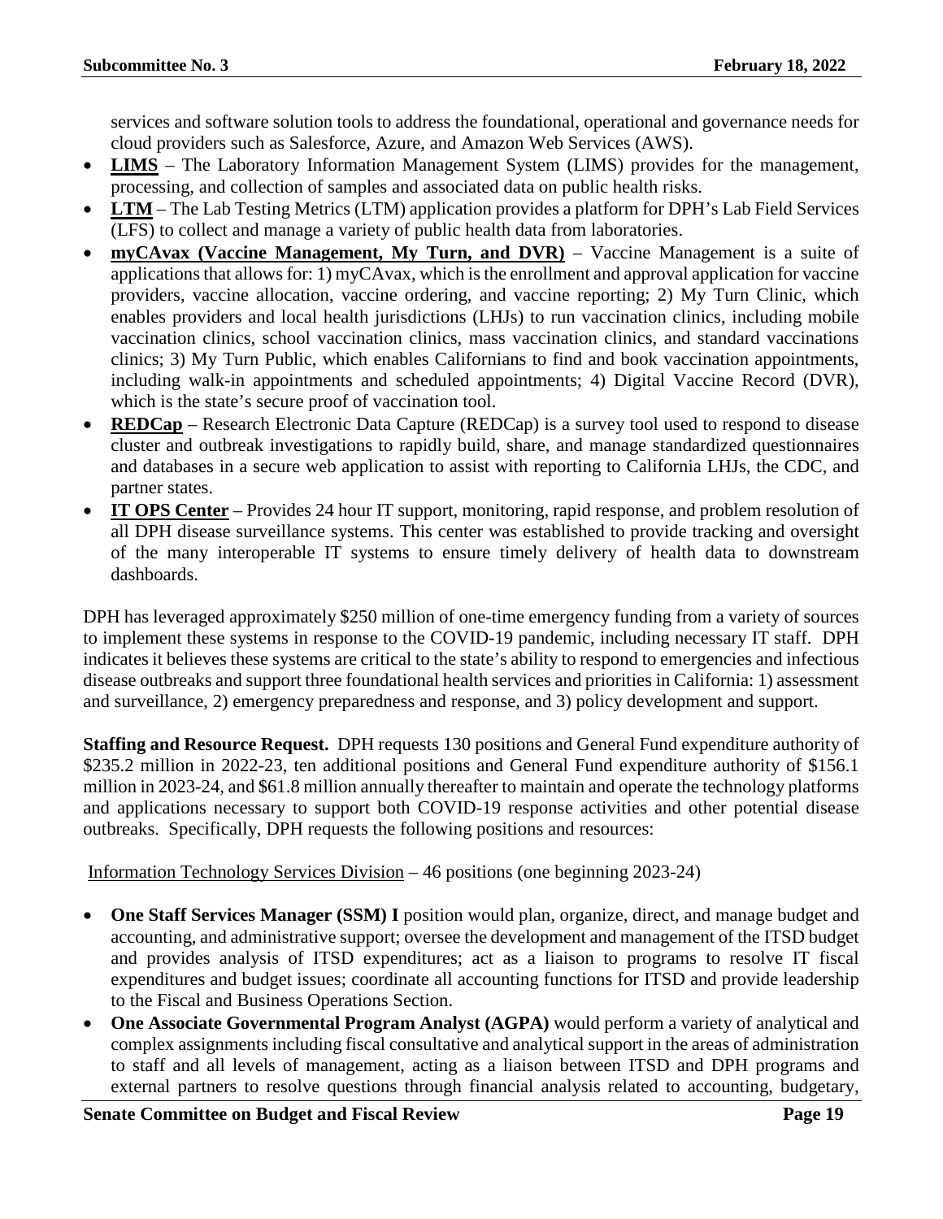services and software solution tools to address the foundational, operational and governance needs for cloud providers such as Salesforce, Azure, and Amazon Web Services (AWS).

- **LIMS** – The Laboratory Information Management System (LIMS) provides for the management, processing, and collection of samples and associated data on public health risks.
- **LTM** – The Lab Testing Metrics (LTM) application provides a platform for DPH's Lab Field Services (LFS) to collect and manage a variety of public health data from laboratories.
- **myCAvax (Vaccine Management, My Turn, and DVR)** – Vaccine Management is a suite of applications that allows for: 1) myCAvax, which is the enrollment and approval application for vaccine providers, vaccine allocation, vaccine ordering, and vaccine reporting; 2) My Turn Clinic, which enables providers and local health jurisdictions (LHJs) to run vaccination clinics, including mobile vaccination clinics, school vaccination clinics, mass vaccination clinics, and standard vaccinations clinics; 3) My Turn Public, which enables Californians to find and book vaccination appointments, including walk-in appointments and scheduled appointments; 4) Digital Vaccine Record (DVR), which is the state's secure proof of vaccination tool.
- **REDCap** – Research Electronic Data Capture (REDCap) is a survey tool used to respond to disease cluster and outbreak investigations to rapidly build, share, and manage standardized questionnaires and databases in a secure web application to assist with reporting to California LHJs, the CDC, and partner states.
- **IT OPS Center** – Provides 24 hour IT support, monitoring, rapid response, and problem resolution of all DPH disease surveillance systems. This center was established to provide tracking and oversight of the many interoperable IT systems to ensure timely delivery of health data to downstream dashboards.

DPH has leveraged approximately $250 million of one-time emergency funding from a variety of sources to implement these systems in response to the COVID-19 pandemic, including necessary IT staff. DPH indicates it believes these systems are critical to the state's ability to respond to emergencies and infectious disease outbreaks and support three foundational health services and priorities in California: 1) assessment and surveillance, 2) emergency preparedness and response, and 3) policy development and support.

**Staffing and Resource Request.** DPH requests 130 positions and General Fund expenditure authority of $235.2 million in 2022-23, ten additional positions and General Fund expenditure authority of $156.1 million in 2023-24, and $61.8 million annually thereafter to maintain and operate the technology platforms and applications necessary to support both COVID-19 response activities and other potential disease outbreaks. Specifically, DPH requests the following positions and resources:

Information Technology Services Division – 46 positions (one beginning 2023-24)

- **One Staff Services Manager (SSM) I** position would plan, organize, direct, and manage budget and accounting, and administrative support; oversee the development and management of the ITSD budget and provides analysis of ITSD expenditures; act as a liaison to programs to resolve IT fiscal expenditures and budget issues; coordinate all accounting functions for ITSD and provide leadership to the Fiscal and Business Operations Section.
- **One Associate Governmental Program Analyst (AGPA)** would perform a variety of analytical and complex assignments including fiscal consultative and analytical support in the areas of administration to staff and all levels of management, acting as a liaison between ITSD and DPH programs and external partners to resolve questions through financial analysis related to accounting, budgetary,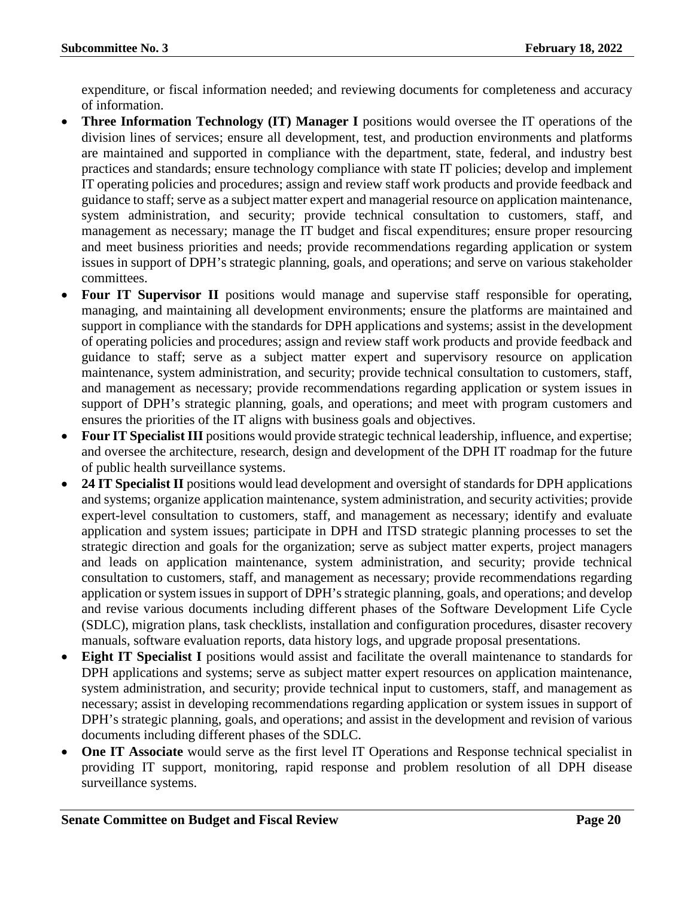expenditure, or fiscal information needed; and reviewing documents for completeness and accuracy of information.

- **Three Information Technology (IT) Manager I** positions would oversee the IT operations of the division lines of services; ensure all development, test, and production environments and platforms are maintained and supported in compliance with the department, state, federal, and industry best practices and standards; ensure technology compliance with state IT policies; develop and implement IT operating policies and procedures; assign and review staff work products and provide feedback and guidance to staff; serve as a subject matter expert and managerial resource on application maintenance, system administration, and security; provide technical consultation to customers, staff, and management as necessary; manage the IT budget and fiscal expenditures; ensure proper resourcing and meet business priorities and needs; provide recommendations regarding application or system issues in support of DPH's strategic planning, goals, and operations; and serve on various stakeholder committees.
- **Four IT Supervisor II** positions would manage and supervise staff responsible for operating, managing, and maintaining all development environments; ensure the platforms are maintained and support in compliance with the standards for DPH applications and systems; assist in the development of operating policies and procedures; assign and review staff work products and provide feedback and guidance to staff; serve as a subject matter expert and supervisory resource on application maintenance, system administration, and security; provide technical consultation to customers, staff, and management as necessary; provide recommendations regarding application or system issues in support of DPH's strategic planning, goals, and operations; and meet with program customers and ensures the priorities of the IT aligns with business goals and objectives.
- **Four IT Specialist III** positions would provide strategic technical leadership, influence, and expertise; and oversee the architecture, research, design and development of the DPH IT roadmap for the future of public health surveillance systems.
- **24 IT Specialist II** positions would lead development and oversight of standards for DPH applications and systems; organize application maintenance, system administration, and security activities; provide expert-level consultation to customers, staff, and management as necessary; identify and evaluate application and system issues; participate in DPH and ITSD strategic planning processes to set the strategic direction and goals for the organization; serve as subject matter experts, project managers and leads on application maintenance, system administration, and security; provide technical consultation to customers, staff, and management as necessary; provide recommendations regarding application or system issues in support of DPH's strategic planning, goals, and operations; and develop and revise various documents including different phases of the Software Development Life Cycle (SDLC), migration plans, task checklists, installation and configuration procedures, disaster recovery manuals, software evaluation reports, data history logs, and upgrade proposal presentations.
- **Eight IT Specialist I** positions would assist and facilitate the overall maintenance to standards for DPH applications and systems; serve as subject matter expert resources on application maintenance, system administration, and security; provide technical input to customers, staff, and management as necessary; assist in developing recommendations regarding application or system issues in support of DPH's strategic planning, goals, and operations; and assist in the development and revision of various documents including different phases of the SDLC.
- **One IT Associate** would serve as the first level IT Operations and Response technical specialist in providing IT support, monitoring, rapid response and problem resolution of all DPH disease surveillance systems.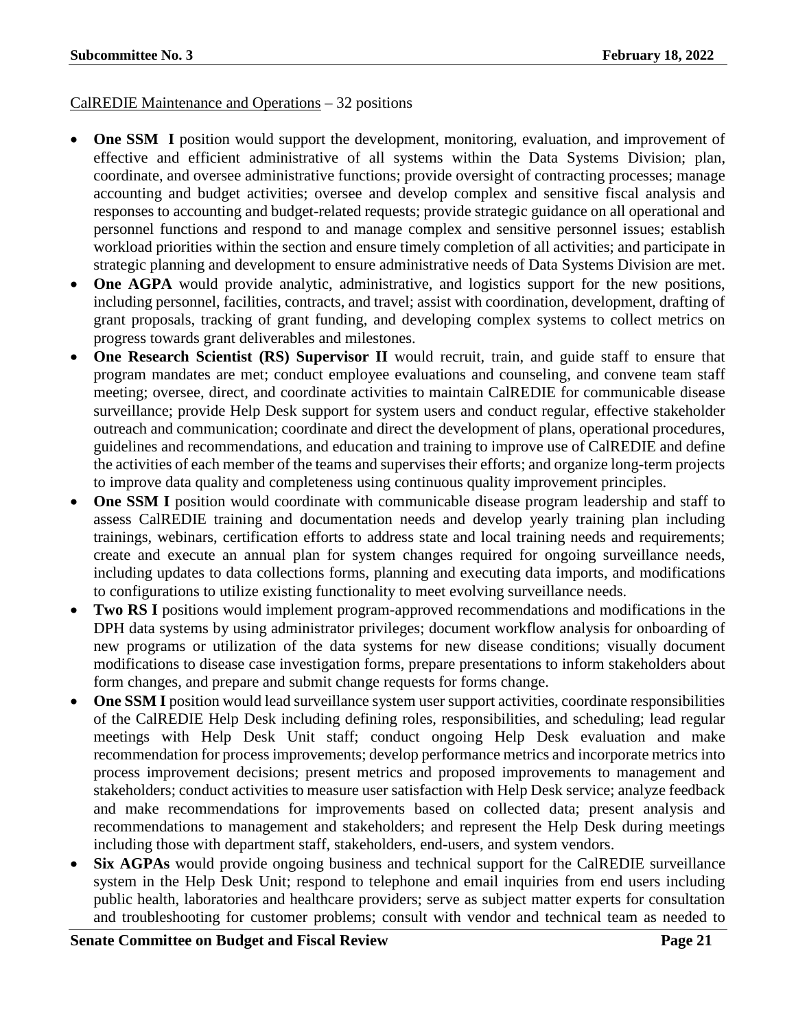<u>CalREDIE Maintenance and Operations</u> – 32 positions

- **One SSM I** position would support the development, monitoring, evaluation, and improvement of effective and efficient administrative of all systems within the Data Systems Division; plan, coordinate, and oversee administrative functions; provide oversight of contracting processes; manage accounting and budget activities; oversee and develop complex and sensitive fiscal analysis and responses to accounting and budget-related requests; provide strategic guidance on all operational and personnel functions and respond to and manage complex and sensitive personnel issues; establish workload priorities within the section and ensure timely completion of all activities; and participate in strategic planning and development to ensure administrative needs of Data Systems Division are met.
- **One AGPA** would provide analytic, administrative, and logistics support for the new positions, including personnel, facilities, contracts, and travel; assist with coordination, development, drafting of grant proposals, tracking of grant funding, and developing complex systems to collect metrics on progress towards grant deliverables and milestones.
- **One Research Scientist (RS) Supervisor II** would recruit, train, and guide staff to ensure that program mandates are met; conduct employee evaluations and counseling, and convene team staff meeting; oversee, direct, and coordinate activities to maintain CalREDIE for communicable disease surveillance; provide Help Desk support for system users and conduct regular, effective stakeholder outreach and communication; coordinate and direct the development of plans, operational procedures, guidelines and recommendations, and education and training to improve use of CalREDIE and define the activities of each member of the teams and supervises their efforts; and organize long-term projects to improve data quality and completeness using continuous quality improvement principles.
- **One SSM I** position would coordinate with communicable disease program leadership and staff to assess CalREDIE training and documentation needs and develop yearly training plan including trainings, webinars, certification efforts to address state and local training needs and requirements; create and execute an annual plan for system changes required for ongoing surveillance needs, including updates to data collections forms, planning and executing data imports, and modifications to configurations to utilize existing functionality to meet evolving surveillance needs.
- **Two RS I** positions would implement program-approved recommendations and modifications in the DPH data systems by using administrator privileges; document workflow analysis for onboarding of new programs or utilization of the data systems for new disease conditions; visually document modifications to disease case investigation forms, prepare presentations to inform stakeholders about form changes, and prepare and submit change requests for forms change.
- **One SSM I** position would lead surveillance system user support activities, coordinate responsibilities of the CalREDIE Help Desk including defining roles, responsibilities, and scheduling; lead regular meetings with Help Desk Unit staff; conduct ongoing Help Desk evaluation and make recommendation for process improvements; develop performance metrics and incorporate metrics into process improvement decisions; present metrics and proposed improvements to management and stakeholders; conduct activities to measure user satisfaction with Help Desk service; analyze feedback and make recommendations for improvements based on collected data; present analysis and recommendations to management and stakeholders; and represent the Help Desk during meetings including those with department staff, stakeholders, end-users, and system vendors.
- **Six AGPAs** would provide ongoing business and technical support for the CalREDIE surveillance system in the Help Desk Unit; respond to telephone and email inquiries from end users including public health, laboratories and healthcare providers; serve as subject matter experts for consultation and troubleshooting for customer problems; consult with vendor and technical team as needed to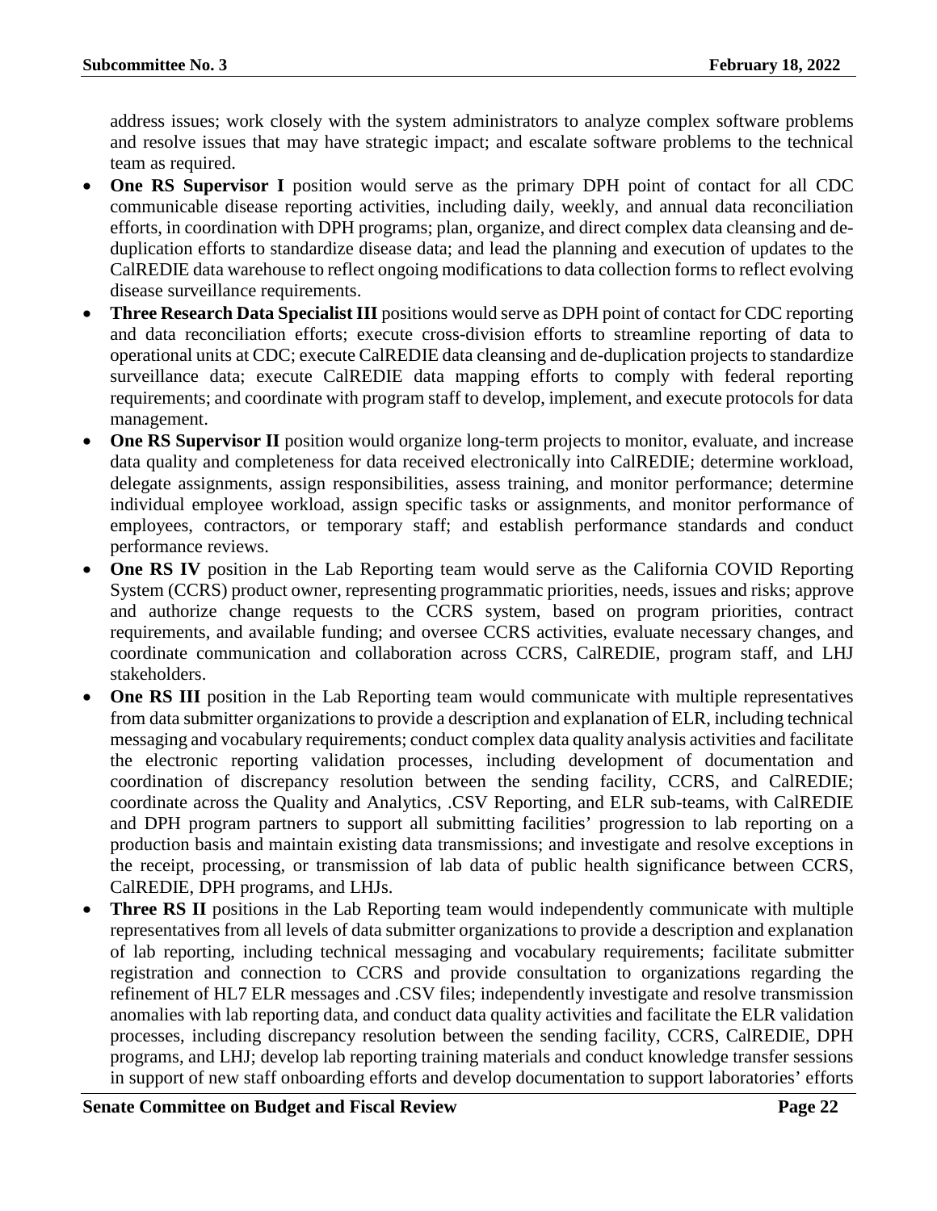address issues; work closely with the system administrators to analyze complex software problems and resolve issues that may have strategic impact; and escalate software problems to the technical team as required.

- **One RS Supervisor I** position would serve as the primary DPH point of contact for all CDC communicable disease reporting activities, including daily, weekly, and annual data reconciliation efforts, in coordination with DPH programs; plan, organize, and direct complex data cleansing and de-duplication efforts to standardize disease data; and lead the planning and execution of updates to the CalREDIE data warehouse to reflect ongoing modifications to data collection forms to reflect evolving disease surveillance requirements.
- **Three Research Data Specialist III** positions would serve as DPH point of contact for CDC reporting and data reconciliation efforts; execute cross-division efforts to streamline reporting of data to operational units at CDC; execute CalREDIE data cleansing and de-duplication projects to standardize surveillance data; execute CalREDIE data mapping efforts to comply with federal reporting requirements; and coordinate with program staff to develop, implement, and execute protocols for data management.
- **One RS Supervisor II** position would organize long-term projects to monitor, evaluate, and increase data quality and completeness for data received electronically into CalREDIE; determine workload, delegate assignments, assign responsibilities, assess training, and monitor performance; determine individual employee workload, assign specific tasks or assignments, and monitor performance of employees, contractors, or temporary staff; and establish performance standards and conduct performance reviews.
- **One RS IV** position in the Lab Reporting team would serve as the California COVID Reporting System (CCRS) product owner, representing programmatic priorities, needs, issues and risks; approve and authorize change requests to the CCRS system, based on program priorities, contract requirements, and available funding; and oversee CCRS activities, evaluate necessary changes, and coordinate communication and collaboration across CCRS, CalREDIE, program staff, and LHJ stakeholders.
- **One RS III** position in the Lab Reporting team would communicate with multiple representatives from data submitter organizations to provide a description and explanation of ELR, including technical messaging and vocabulary requirements; conduct complex data quality analysis activities and facilitate the electronic reporting validation processes, including development of documentation and coordination of discrepancy resolution between the sending facility, CCRS, and CalREDIE; coordinate across the Quality and Analytics, .CSV Reporting, and ELR sub-teams, with CalREDIE and DPH program partners to support all submitting facilities' progression to lab reporting on a production basis and maintain existing data transmissions; and investigate and resolve exceptions in the receipt, processing, or transmission of lab data of public health significance between CCRS, CalREDIE, DPH programs, and LHJs.
- **Three RS II** positions in the Lab Reporting team would independently communicate with multiple representatives from all levels of data submitter organizations to provide a description and explanation of lab reporting, including technical messaging and vocabulary requirements; facilitate submitter registration and connection to CCRS and provide consultation to organizations regarding the refinement of HL7 ELR messages and .CSV files; independently investigate and resolve transmission anomalies with lab reporting data, and conduct data quality activities and facilitate the ELR validation processes, including discrepancy resolution between the sending facility, CCRS, CalREDIE, DPH programs, and LHJ; develop lab reporting training materials and conduct knowledge transfer sessions in support of new staff onboarding efforts and develop documentation to support laboratories' efforts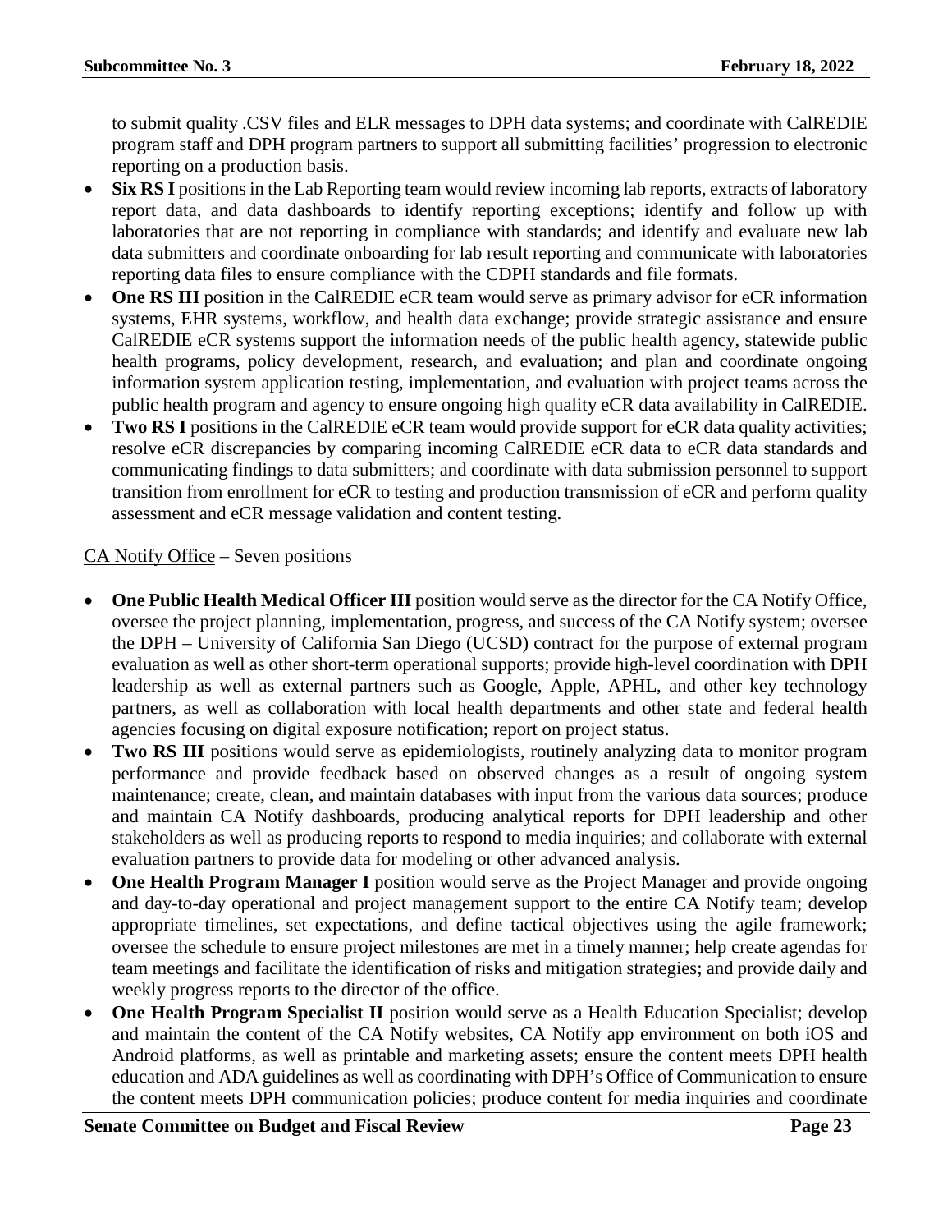to submit quality .CSV files and ELR messages to DPH data systems; and coordinate with CalREDIE program staff and DPH program partners to support all submitting facilities' progression to electronic reporting on a production basis.

- **Six RS I** positions in the Lab Reporting team would review incoming lab reports, extracts of laboratory report data, and data dashboards to identify reporting exceptions; identify and follow up with laboratories that are not reporting in compliance with standards; and identify and evaluate new lab data submitters and coordinate onboarding for lab result reporting and communicate with laboratories reporting data files to ensure compliance with the CDPH standards and file formats.
- **One RS III** position in the CalREDIE eCR team would serve as primary advisor for eCR information systems, EHR systems, workflow, and health data exchange; provide strategic assistance and ensure CalREDIE eCR systems support the information needs of the public health agency, statewide public health programs, policy development, research, and evaluation; and plan and coordinate ongoing information system application testing, implementation, and evaluation with project teams across the public health program and agency to ensure ongoing high quality eCR data availability in CalREDIE.
- **Two RS I** positions in the CalREDIE eCR team would provide support for eCR data quality activities; resolve eCR discrepancies by comparing incoming CalREDIE eCR data to eCR data standards and communicating findings to data submitters; and coordinate with data submission personnel to support transition from enrollment for eCR to testing and production transmission of eCR and perform quality assessment and eCR message validation and content testing.

<u>CA Notify Office</u> – Seven positions

- **One Public Health Medical Officer III** position would serve as the director for the CA Notify Office, oversee the project planning, implementation, progress, and success of the CA Notify system; oversee the DPH – University of California San Diego (UCSD) contract for the purpose of external program evaluation as well as other short-term operational supports; provide high-level coordination with DPH leadership as well as external partners such as Google, Apple, APHL, and other key technology partners, as well as collaboration with local health departments and other state and federal health agencies focusing on digital exposure notification; report on project status.
- **Two RS III** positions would serve as epidemiologists, routinely analyzing data to monitor program performance and provide feedback based on observed changes as a result of ongoing system maintenance; create, clean, and maintain databases with input from the various data sources; produce and maintain CA Notify dashboards, producing analytical reports for DPH leadership and other stakeholders as well as producing reports to respond to media inquiries; and collaborate with external evaluation partners to provide data for modeling or other advanced analysis.
- **One Health Program Manager I** position would serve as the Project Manager and provide ongoing and day-to-day operational and project management support to the entire CA Notify team; develop appropriate timelines, set expectations, and define tactical objectives using the agile framework; oversee the schedule to ensure project milestones are met in a timely manner; help create agendas for team meetings and facilitate the identification of risks and mitigation strategies; and provide daily and weekly progress reports to the director of the office.
- **One Health Program Specialist II** position would serve as a Health Education Specialist; develop and maintain the content of the CA Notify websites, CA Notify app environment on both iOS and Android platforms, as well as printable and marketing assets; ensure the content meets DPH health education and ADA guidelines as well as coordinating with DPH's Office of Communication to ensure the content meets DPH communication policies; produce content for media inquiries and coordinate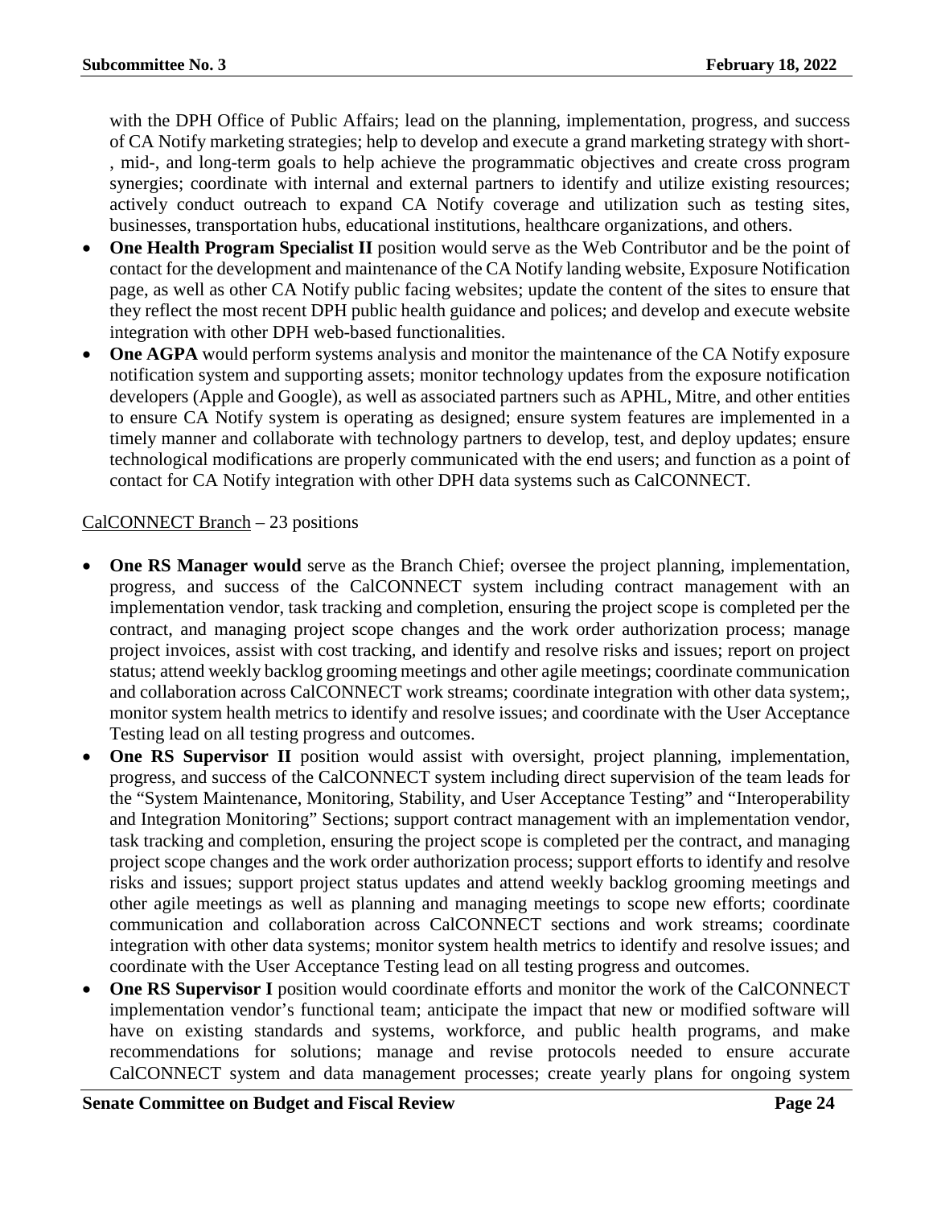with the DPH Office of Public Affairs; lead on the planning, implementation, progress, and success of CA Notify marketing strategies; help to develop and execute a grand marketing strategy with short-, mid-, and long-term goals to help achieve the programmatic objectives and create cross program synergies; coordinate with internal and external partners to identify and utilize existing resources; actively conduct outreach to expand CA Notify coverage and utilization such as testing sites, businesses, transportation hubs, educational institutions, healthcare organizations, and others.

- **One Health Program Specialist II** position would serve as the Web Contributor and be the point of contact for the development and maintenance of the CA Notify landing website, Exposure Notification page, as well as other CA Notify public facing websites; update the content of the sites to ensure that they reflect the most recent DPH public health guidance and polices; and develop and execute website integration with other DPH web-based functionalities.
- **One AGPA** would perform systems analysis and monitor the maintenance of the CA Notify exposure notification system and supporting assets; monitor technology updates from the exposure notification developers (Apple and Google), as well as associated partners such as APHL, Mitre, and other entities to ensure CA Notify system is operating as designed; ensure system features are implemented in a timely manner and collaborate with technology partners to develop, test, and deploy updates; ensure technological modifications are properly communicated with the end users; and function as a point of contact for CA Notify integration with other DPH data systems such as CalCONNECT.

<u>CalCONNECT Branch</u> – 23 positions

- **One RS Manager would** serve as the Branch Chief; oversee the project planning, implementation, progress, and success of the CalCONNECT system including contract management with an implementation vendor, task tracking and completion, ensuring the project scope is completed per the contract, and managing project scope changes and the work order authorization process; manage project invoices, assist with cost tracking, and identify and resolve risks and issues; report on project status; attend weekly backlog grooming meetings and other agile meetings; coordinate communication and collaboration across CalCONNECT work streams; coordinate integration with other data system;, monitor system health metrics to identify and resolve issues; and coordinate with the User Acceptance Testing lead on all testing progress and outcomes.
- **One RS Supervisor II** position would assist with oversight, project planning, implementation, progress, and success of the CalCONNECT system including direct supervision of the team leads for the "System Maintenance, Monitoring, Stability, and User Acceptance Testing" and "Interoperability and Integration Monitoring" Sections; support contract management with an implementation vendor, task tracking and completion, ensuring the project scope is completed per the contract, and managing project scope changes and the work order authorization process; support efforts to identify and resolve risks and issues; support project status updates and attend weekly backlog grooming meetings and other agile meetings as well as planning and managing meetings to scope new efforts; coordinate communication and collaboration across CalCONNECT sections and work streams; coordinate integration with other data systems; monitor system health metrics to identify and resolve issues; and coordinate with the User Acceptance Testing lead on all testing progress and outcomes.
- **One RS Supervisor I** position would coordinate efforts and monitor the work of the CalCONNECT implementation vendor's functional team; anticipate the impact that new or modified software will have on existing standards and systems, workforce, and public health programs, and make recommendations for solutions; manage and revise protocols needed to ensure accurate CalCONNECT system and data management processes; create yearly plans for ongoing system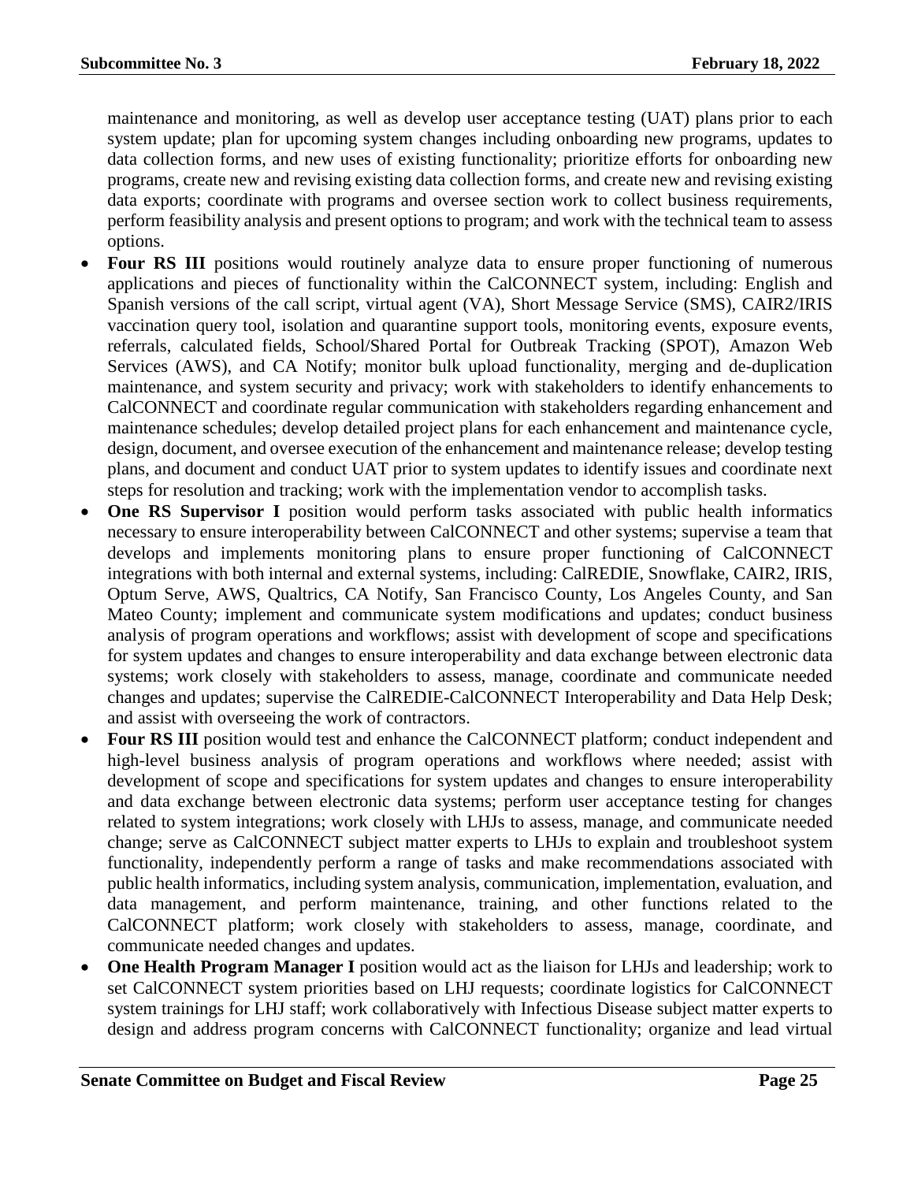maintenance and monitoring, as well as develop user acceptance testing (UAT) plans prior to each system update; plan for upcoming system changes including onboarding new programs, updates to data collection forms, and new uses of existing functionality; prioritize efforts for onboarding new programs, create new and revising existing data collection forms, and create new and revising existing data exports; coordinate with programs and oversee section work to collect business requirements, perform feasibility analysis and present options to program; and work with the technical team to assess options.

- **Four RS III** positions would routinely analyze data to ensure proper functioning of numerous applications and pieces of functionality within the CalCONNECT system, including: English and Spanish versions of the call script, virtual agent (VA), Short Message Service (SMS), CAIR2/IRIS vaccination query tool, isolation and quarantine support tools, monitoring events, exposure events, referrals, calculated fields, School/Shared Portal for Outbreak Tracking (SPOT), Amazon Web Services (AWS), and CA Notify; monitor bulk upload functionality, merging and de-duplication maintenance, and system security and privacy; work with stakeholders to identify enhancements to CalCONNECT and coordinate regular communication with stakeholders regarding enhancement and maintenance schedules; develop detailed project plans for each enhancement and maintenance cycle, design, document, and oversee execution of the enhancement and maintenance release; develop testing plans, and document and conduct UAT prior to system updates to identify issues and coordinate next steps for resolution and tracking; work with the implementation vendor to accomplish tasks.
- **One RS Supervisor I** position would perform tasks associated with public health informatics necessary to ensure interoperability between CalCONNECT and other systems; supervise a team that develops and implements monitoring plans to ensure proper functioning of CalCONNECT integrations with both internal and external systems, including: CalREDIE, Snowflake, CAIR2, IRIS, Optum Serve, AWS, Qualtrics, CA Notify, San Francisco County, Los Angeles County, and San Mateo County; implement and communicate system modifications and updates; conduct business analysis of program operations and workflows; assist with development of scope and specifications for system updates and changes to ensure interoperability and data exchange between electronic data systems; work closely with stakeholders to assess, manage, coordinate and communicate needed changes and updates; supervise the CalREDIE-CalCONNECT Interoperability and Data Help Desk; and assist with overseeing the work of contractors.
- **Four RS III** position would test and enhance the CalCONNECT platform; conduct independent and high-level business analysis of program operations and workflows where needed; assist with development of scope and specifications for system updates and changes to ensure interoperability and data exchange between electronic data systems; perform user acceptance testing for changes related to system integrations; work closely with LHJs to assess, manage, and communicate needed change; serve as CalCONNECT subject matter experts to LHJs to explain and troubleshoot system functionality, independently perform a range of tasks and make recommendations associated with public health informatics, including system analysis, communication, implementation, evaluation, and data management, and perform maintenance, training, and other functions related to the CalCONNECT platform; work closely with stakeholders to assess, manage, coordinate, and communicate needed changes and updates.
- **One Health Program Manager I** position would act as the liaison for LHJs and leadership; work to set CalCONNECT system priorities based on LHJ requests; coordinate logistics for CalCONNECT system trainings for LHJ staff; work collaboratively with Infectious Disease subject matter experts to design and address program concerns with CalCONNECT functionality; organize and lead virtual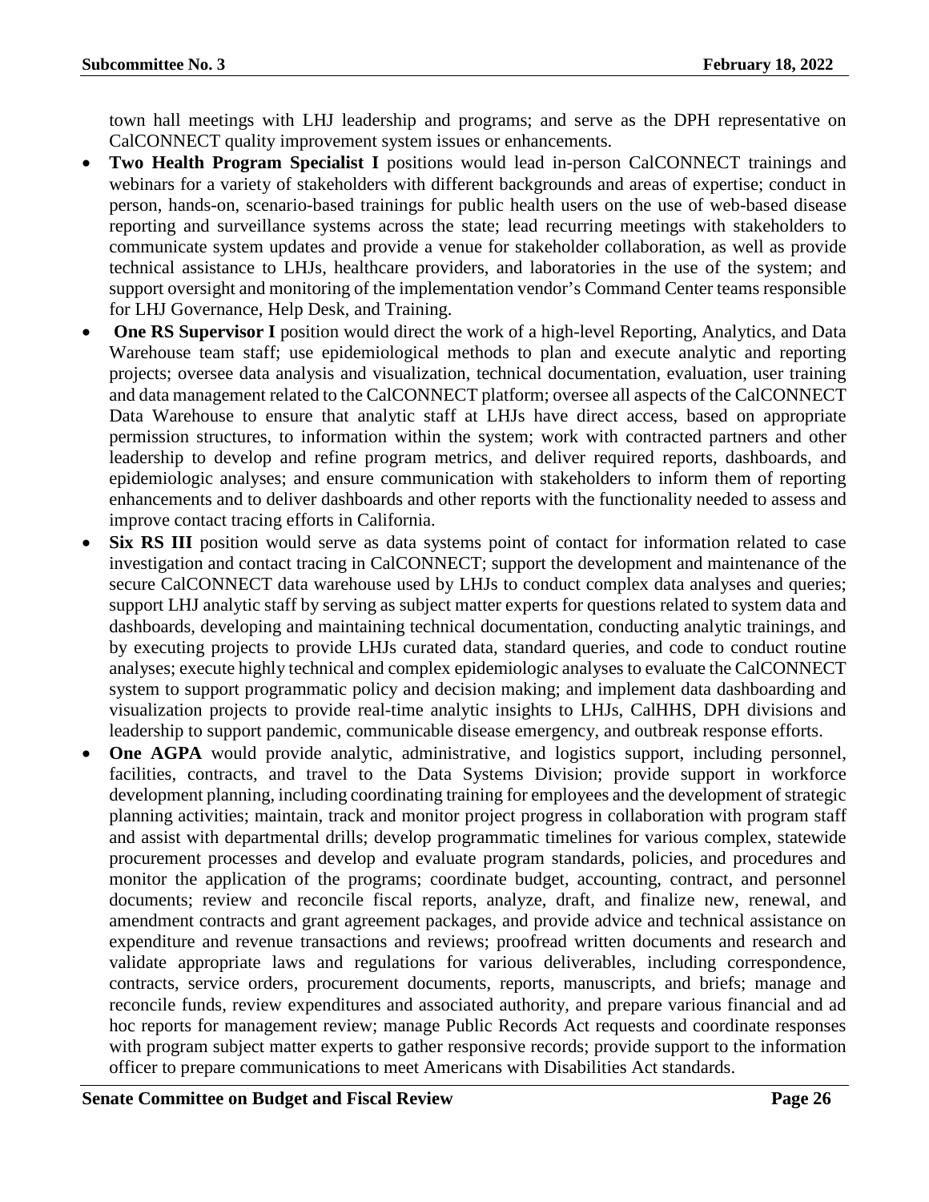town hall meetings with LHJ leadership and programs; and serve as the DPH representative on CalCONNECT quality improvement system issues or enhancements.

- **Two Health Program Specialist I** positions would lead in-person CalCONNECT trainings and webinars for a variety of stakeholders with different backgrounds and areas of expertise; conduct in person, hands-on, scenario-based trainings for public health users on the use of web-based disease reporting and surveillance systems across the state; lead recurring meetings with stakeholders to communicate system updates and provide a venue for stakeholder collaboration, as well as provide technical assistance to LHJs, healthcare providers, and laboratories in the use of the system; and support oversight and monitoring of the implementation vendor's Command Center teams responsible for LHJ Governance, Help Desk, and Training.
- **One RS Supervisor I** position would direct the work of a high-level Reporting, Analytics, and Data Warehouse team staff; use epidemiological methods to plan and execute analytic and reporting projects; oversee data analysis and visualization, technical documentation, evaluation, user training and data management related to the CalCONNECT platform; oversee all aspects of the CalCONNECT Data Warehouse to ensure that analytic staff at LHJs have direct access, based on appropriate permission structures, to information within the system; work with contracted partners and other leadership to develop and refine program metrics, and deliver required reports, dashboards, and epidemiologic analyses; and ensure communication with stakeholders to inform them of reporting enhancements and to deliver dashboards and other reports with the functionality needed to assess and improve contact tracing efforts in California.
- **Six RS III** position would serve as data systems point of contact for information related to case investigation and contact tracing in CalCONNECT; support the development and maintenance of the secure CalCONNECT data warehouse used by LHJs to conduct complex data analyses and queries; support LHJ analytic staff by serving as subject matter experts for questions related to system data and dashboards, developing and maintaining technical documentation, conducting analytic trainings, and by executing projects to provide LHJs curated data, standard queries, and code to conduct routine analyses; execute highly technical and complex epidemiologic analyses to evaluate the CalCONNECT system to support programmatic policy and decision making; and implement data dashboarding and visualization projects to provide real-time analytic insights to LHJs, CalHHS, DPH divisions and leadership to support pandemic, communicable disease emergency, and outbreak response efforts.
- **One AGPA** would provide analytic, administrative, and logistics support, including personnel, facilities, contracts, and travel to the Data Systems Division; provide support in workforce development planning, including coordinating training for employees and the development of strategic planning activities; maintain, track and monitor project progress in collaboration with program staff and assist with departmental drills; develop programmatic timelines for various complex, statewide procurement processes and develop and evaluate program standards, policies, and procedures and monitor the application of the programs; coordinate budget, accounting, contract, and personnel documents; review and reconcile fiscal reports, analyze, draft, and finalize new, renewal, and amendment contracts and grant agreement packages, and provide advice and technical assistance on expenditure and revenue transactions and reviews; proofread written documents and research and validate appropriate laws and regulations for various deliverables, including correspondence, contracts, service orders, procurement documents, reports, manuscripts, and briefs; manage and reconcile funds, review expenditures and associated authority, and prepare various financial and ad hoc reports for management review; manage Public Records Act requests and coordinate responses with program subject matter experts to gather responsive records; provide support to the information officer to prepare communications to meet Americans with Disabilities Act standards.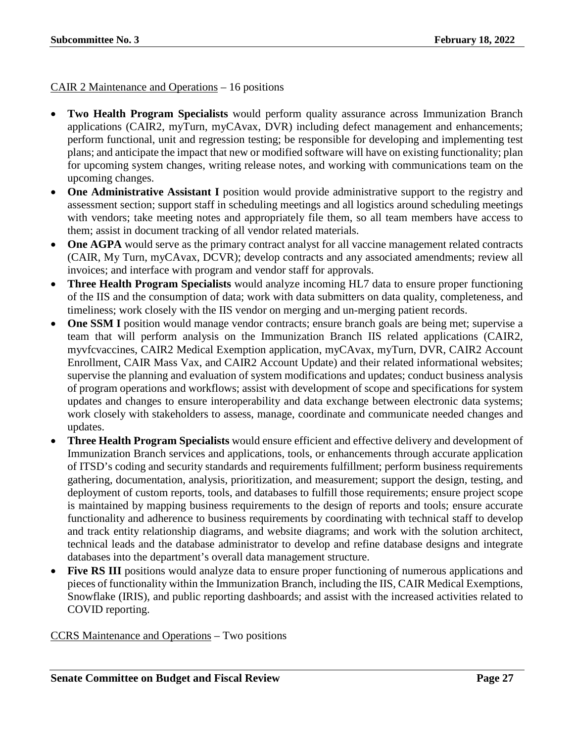CAIR 2 Maintenance and Operations – 16 positions

- **Two Health Program Specialists** would perform quality assurance across Immunization Branch applications (CAIR2, myTurn, myCAvax, DVR) including defect management and enhancements; perform functional, unit and regression testing; be responsible for developing and implementing test plans; and anticipate the impact that new or modified software will have on existing functionality; plan for upcoming system changes, writing release notes, and working with communications team on the upcoming changes.
- **One Administrative Assistant I** position would provide administrative support to the registry and assessment section; support staff in scheduling meetings and all logistics around scheduling meetings with vendors; take meeting notes and appropriately file them, so all team members have access to them; assist in document tracking of all vendor related materials.
- **One AGPA** would serve as the primary contract analyst for all vaccine management related contracts (CAIR, My Turn, myCAvax, DCVR); develop contracts and any associated amendments; review all invoices; and interface with program and vendor staff for approvals.
- **Three Health Program Specialists** would analyze incoming HL7 data to ensure proper functioning of the IIS and the consumption of data; work with data submitters on data quality, completeness, and timeliness; work closely with the IIS vendor on merging and un-merging patient records.
- **One SSM I** position would manage vendor contracts; ensure branch goals are being met; supervise a team that will perform analysis on the Immunization Branch IIS related applications (CAIR2, myvfcvaccines, CAIR2 Medical Exemption application, myCAvax, myTurn, DVR, CAIR2 Account Enrollment, CAIR Mass Vax, and CAIR2 Account Update) and their related informational websites; supervise the planning and evaluation of system modifications and updates; conduct business analysis of program operations and workflows; assist with development of scope and specifications for system updates and changes to ensure interoperability and data exchange between electronic data systems; work closely with stakeholders to assess, manage, coordinate and communicate needed changes and updates.
- **Three Health Program Specialists** would ensure efficient and effective delivery and development of Immunization Branch services and applications, tools, or enhancements through accurate application of ITSD's coding and security standards and requirements fulfillment; perform business requirements gathering, documentation, analysis, prioritization, and measurement; support the design, testing, and deployment of custom reports, tools, and databases to fulfill those requirements; ensure project scope is maintained by mapping business requirements to the design of reports and tools; ensure accurate functionality and adherence to business requirements by coordinating with technical staff to develop and track entity relationship diagrams, and website diagrams; and work with the solution architect, technical leads and the database administrator to develop and refine database designs and integrate databases into the department's overall data management structure.
- **Five RS III** positions would analyze data to ensure proper functioning of numerous applications and pieces of functionality within the Immunization Branch, including the IIS, CAIR Medical Exemptions, Snowflake (IRIS), and public reporting dashboards; and assist with the increased activities related to COVID reporting.

CCRS Maintenance and Operations – Two positions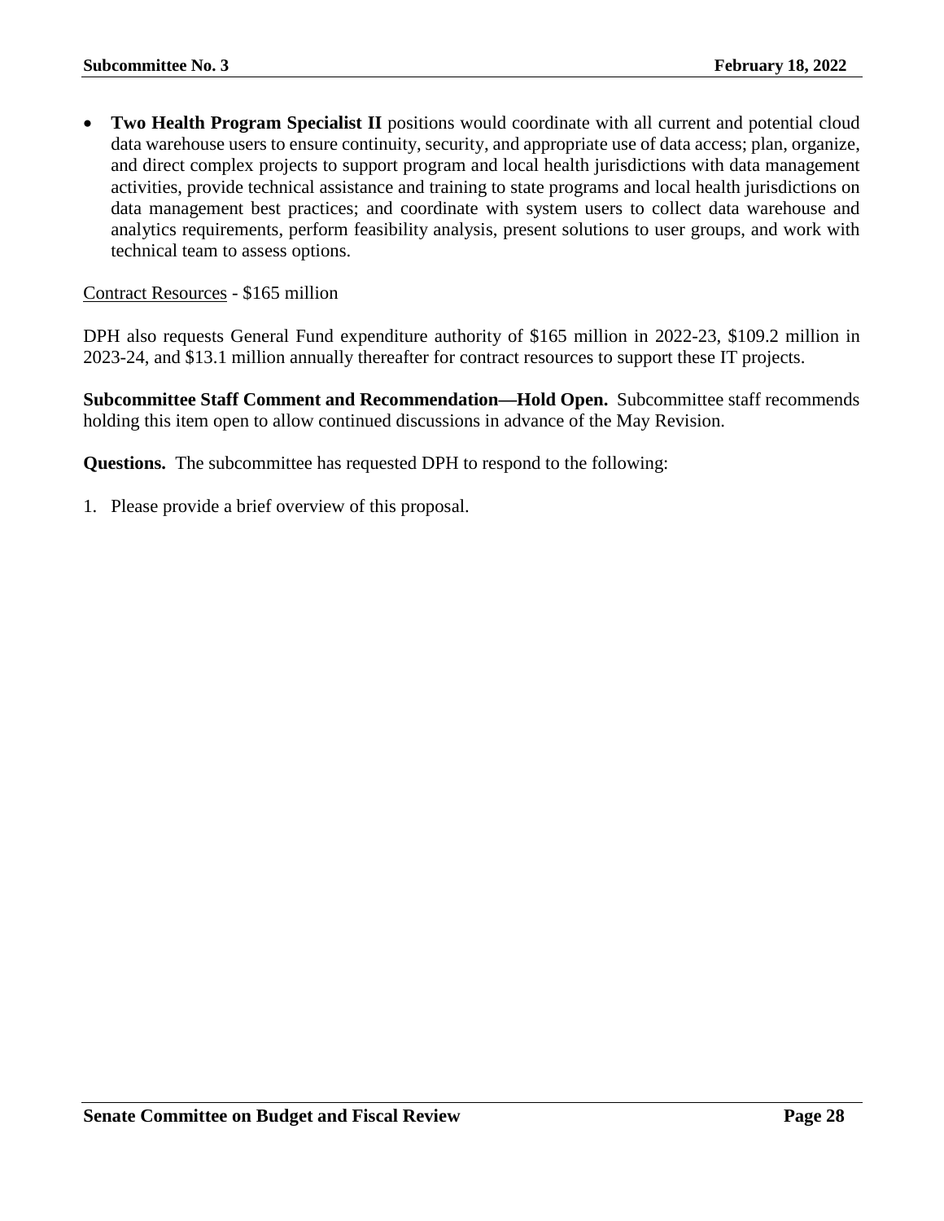- **Two Health Program Specialist II** positions would coordinate with all current and potential cloud data warehouse users to ensure continuity, security, and appropriate use of data access; plan, organize, and direct complex projects to support program and local health jurisdictions with data management activities, provide technical assistance and training to state programs and local health jurisdictions on data management best practices; and coordinate with system users to collect data warehouse and analytics requirements, perform feasibility analysis, present solutions to user groups, and work with technical team to assess options.

<u>Contract Resources</u> - $165 million

DPH also requests General Fund expenditure authority of $165 million in 2022-23, $109.2 million in 2023-24, and $13.1 million annually thereafter for contract resources to support these IT projects.

**Subcommittee Staff Comment and Recommendation—Hold Open.** Subcommittee staff recommends holding this item open to allow continued discussions in advance of the May Revision.

**Questions.** The subcommittee has requested DPH to respond to the following:

1. Please provide a brief overview of this proposal.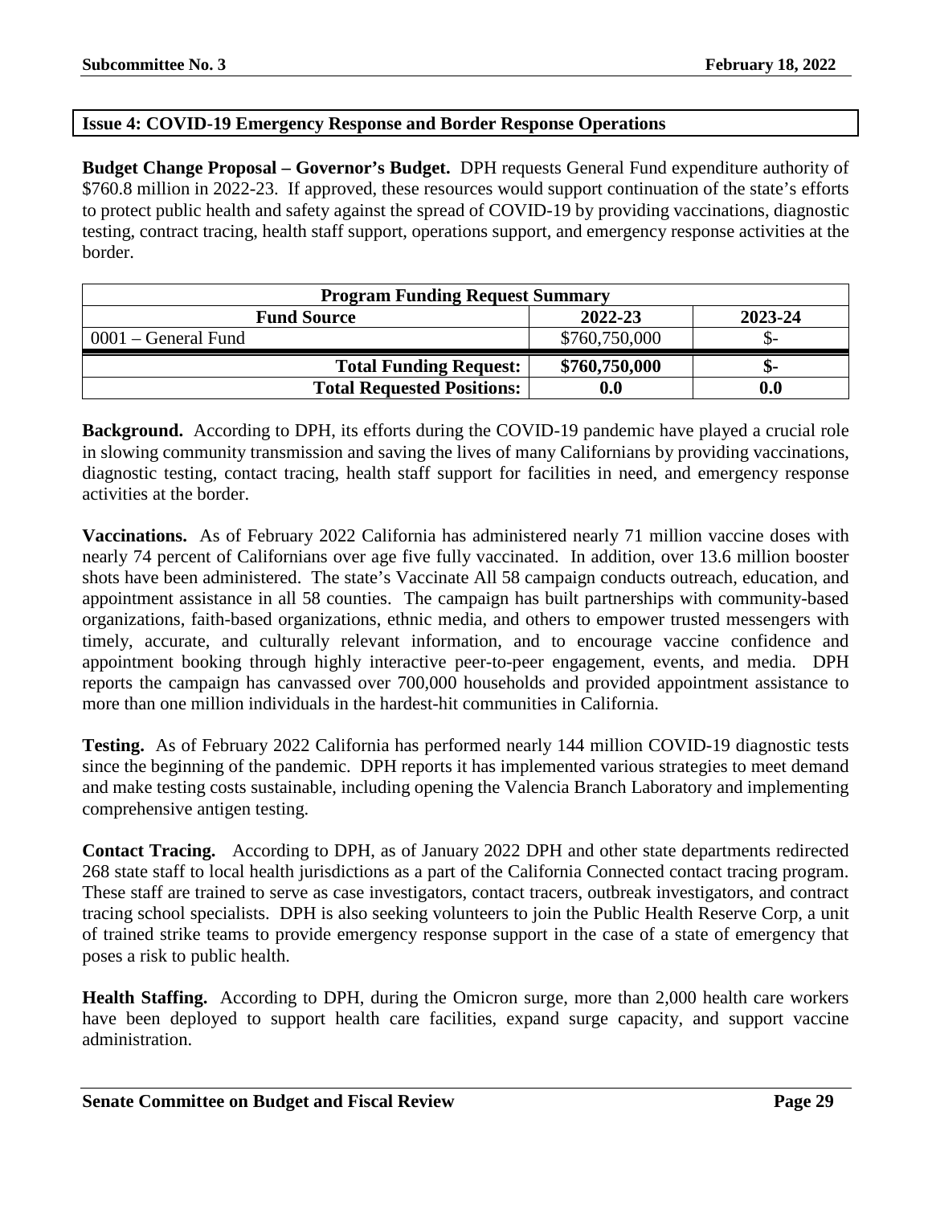## Issue 4: COVID-19 Emergency Response and Border Response Operations

**Budget Change Proposal – Governor's Budget.** DPH requests General Fund expenditure authority of $760.8 million in 2022-23. If approved, these resources would support continuation of the state's efforts to protect public health and safety against the spread of COVID-19 by providing vaccinations, diagnostic testing, contract tracing, health staff support, operations support, and emergency response activities at the border.

| Program Funding Request Summary | | |
|---|---|---|
| **Fund Source** | **2022-23** | **2023-24** |
| 0001 – General Fund | $760,750,000 | $- |
| **Total Funding Request:** | **$760,750,000** | **$-** |
| **Total Requested Positions:** | **0.0** | **0.0** |

**Background.** According to DPH, its efforts during the COVID-19 pandemic have played a crucial role in slowing community transmission and saving the lives of many Californians by providing vaccinations, diagnostic testing, contact tracing, health staff support for facilities in need, and emergency response activities at the border.

**Vaccinations.** As of February 2022 California has administered nearly 71 million vaccine doses with nearly 74 percent of Californians over age five fully vaccinated. In addition, over 13.6 million booster shots have been administered. The state's Vaccinate All 58 campaign conducts outreach, education, and appointment assistance in all 58 counties. The campaign has built partnerships with community-based organizations, faith-based organizations, ethnic media, and others to empower trusted messengers with timely, accurate, and culturally relevant information, and to encourage vaccine confidence and appointment booking through highly interactive peer-to-peer engagement, events, and media. DPH reports the campaign has canvassed over 700,000 households and provided appointment assistance to more than one million individuals in the hardest-hit communities in California.

**Testing.** As of February 2022 California has performed nearly 144 million COVID-19 diagnostic tests since the beginning of the pandemic. DPH reports it has implemented various strategies to meet demand and make testing costs sustainable, including opening the Valencia Branch Laboratory and implementing comprehensive antigen testing.

**Contact Tracing.** According to DPH, as of January 2022 DPH and other state departments redirected 268 state staff to local health jurisdictions as a part of the California Connected contact tracing program. These staff are trained to serve as case investigators, contact tracers, outbreak investigators, and contract tracing school specialists. DPH is also seeking volunteers to join the Public Health Reserve Corp, a unit of trained strike teams to provide emergency response support in the case of a state of emergency that poses a risk to public health.

**Health Staffing.** According to DPH, during the Omicron surge, more than 2,000 health care workers have been deployed to support health care facilities, expand surge capacity, and support vaccine administration.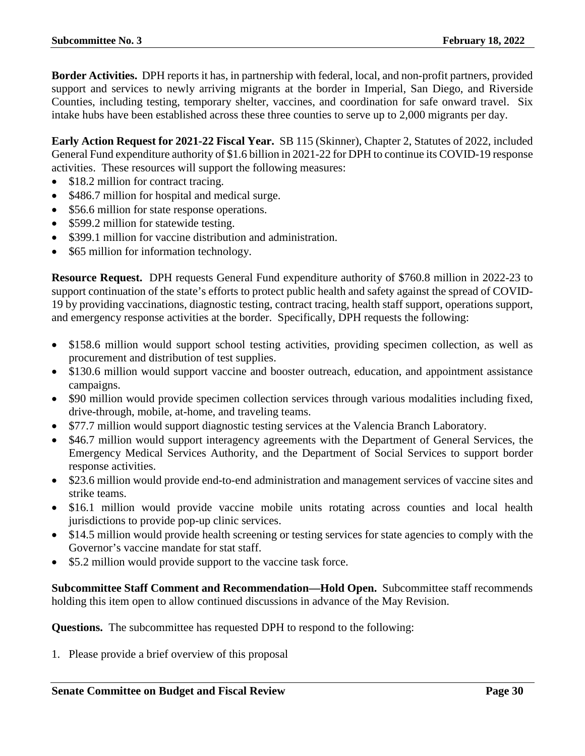**Border Activities.** DPH reports it has, in partnership with federal, local, and non-profit partners, provided support and services to newly arriving migrants at the border in Imperial, San Diego, and Riverside Counties, including testing, temporary shelter, vaccines, and coordination for safe onward travel. Six intake hubs have been established across these three counties to serve up to 2,000 migrants per day.

**Early Action Request for 2021-22 Fiscal Year.** SB 115 (Skinner), Chapter 2, Statutes of 2022, included General Fund expenditure authority of $1.6 billion in 2021-22 for DPH to continue its COVID-19 response activities. These resources will support the following measures:

- $18.2 million for contract tracing.
- $486.7 million for hospital and medical surge.
- $56.6 million for state response operations.
- $599.2 million for statewide testing.
- $399.1 million for vaccine distribution and administration.
- $65 million for information technology.

**Resource Request.** DPH requests General Fund expenditure authority of $760.8 million in 2022-23 to support continuation of the state's efforts to protect public health and safety against the spread of COVID-19 by providing vaccinations, diagnostic testing, contract tracing, health staff support, operations support, and emergency response activities at the border. Specifically, DPH requests the following:

- $158.6 million would support school testing activities, providing specimen collection, as well as procurement and distribution of test supplies.
- $130.6 million would support vaccine and booster outreach, education, and appointment assistance campaigns.
- $90 million would provide specimen collection services through various modalities including fixed, drive-through, mobile, at-home, and traveling teams.
- $77.7 million would support diagnostic testing services at the Valencia Branch Laboratory.
- $46.7 million would support interagency agreements with the Department of General Services, the Emergency Medical Services Authority, and the Department of Social Services to support border response activities.
- $23.6 million would provide end-to-end administration and management services of vaccine sites and strike teams.
- $16.1 million would provide vaccine mobile units rotating across counties and local health jurisdictions to provide pop-up clinic services.
- $14.5 million would provide health screening or testing services for state agencies to comply with the Governor's vaccine mandate for stat staff.
- $5.2 million would provide support to the vaccine task force.

**Subcommittee Staff Comment and Recommendation—Hold Open.** Subcommittee staff recommends holding this item open to allow continued discussions in advance of the May Revision.

**Questions.** The subcommittee has requested DPH to respond to the following:

1. Please provide a brief overview of this proposal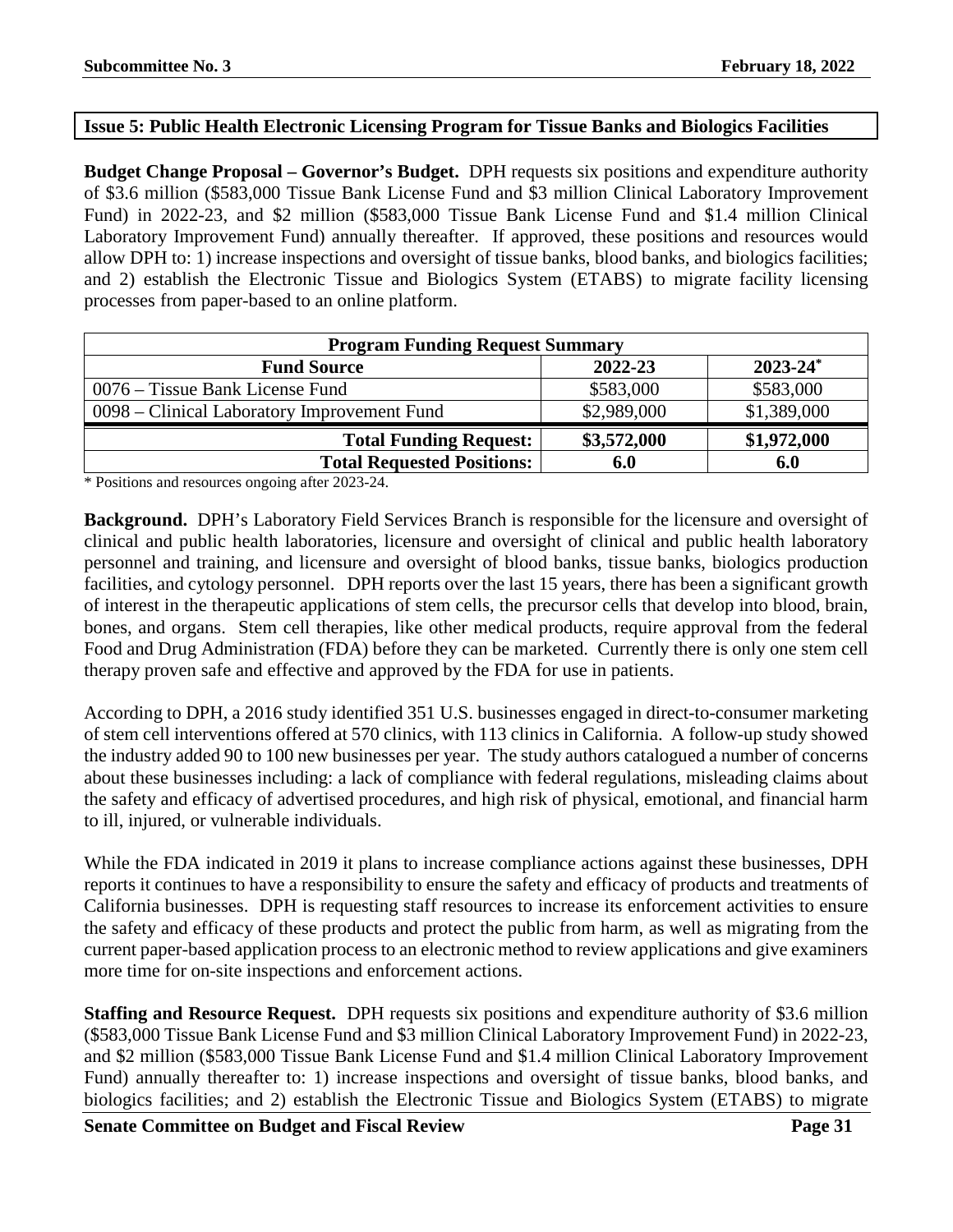## Issue 5: Public Health Electronic Licensing Program for Tissue Banks and Biologics Facilities

**Budget Change Proposal – Governor's Budget.** DPH requests six positions and expenditure authority of $3.6 million ($583,000 Tissue Bank License Fund and $3 million Clinical Laboratory Improvement Fund) in 2022-23, and $2 million ($583,000 Tissue Bank License Fund and $1.4 million Clinical Laboratory Improvement Fund) annually thereafter. If approved, these positions and resources would allow DPH to: 1) increase inspections and oversight of tissue banks, blood banks, and biologics facilities; and 2) establish the Electronic Tissue and Biologics System (ETABS) to migrate facility licensing processes from paper-based to an online platform.

| Program Funding Request Summary | | |
|---|---|---|
| **Fund Source** | **2022-23** | **2023-24*** |
| 0076 – Tissue Bank License Fund | $583,000 | $583,000 |
| 0098 – Clinical Laboratory Improvement Fund | $2,989,000 | $1,389,000 |
| **Total Funding Request:** | **$3,572,000** | **$1,972,000** |
| **Total Requested Positions:** | **6.0** | **6.0** |

\* Positions and resources ongoing after 2023-24.

**Background.** DPH's Laboratory Field Services Branch is responsible for the licensure and oversight of clinical and public health laboratories, licensure and oversight of clinical and public health laboratory personnel and training, and licensure and oversight of blood banks, tissue banks, biologics production facilities, and cytology personnel. DPH reports over the last 15 years, there has been a significant growth of interest in the therapeutic applications of stem cells, the precursor cells that develop into blood, brain, bones, and organs. Stem cell therapies, like other medical products, require approval from the federal Food and Drug Administration (FDA) before they can be marketed. Currently there is only one stem cell therapy proven safe and effective and approved by the FDA for use in patients.

According to DPH, a 2016 study identified 351 U.S. businesses engaged in direct-to-consumer marketing of stem cell interventions offered at 570 clinics, with 113 clinics in California. A follow-up study showed the industry added 90 to 100 new businesses per year. The study authors catalogued a number of concerns about these businesses including: a lack of compliance with federal regulations, misleading claims about the safety and efficacy of advertised procedures, and high risk of physical, emotional, and financial harm to ill, injured, or vulnerable individuals.

While the FDA indicated in 2019 it plans to increase compliance actions against these businesses, DPH reports it continues to have a responsibility to ensure the safety and efficacy of products and treatments of California businesses. DPH is requesting staff resources to increase its enforcement activities to ensure the safety and efficacy of these products and protect the public from harm, as well as migrating from the current paper-based application process to an electronic method to review applications and give examiners more time for on-site inspections and enforcement actions.

**Staffing and Resource Request.** DPH requests six positions and expenditure authority of $3.6 million ($583,000 Tissue Bank License Fund and $3 million Clinical Laboratory Improvement Fund) in 2022-23, and $2 million ($583,000 Tissue Bank License Fund and $1.4 million Clinical Laboratory Improvement Fund) annually thereafter to: 1) increase inspections and oversight of tissue banks, blood banks, and biologics facilities; and 2) establish the Electronic Tissue and Biologics System (ETABS) to migrate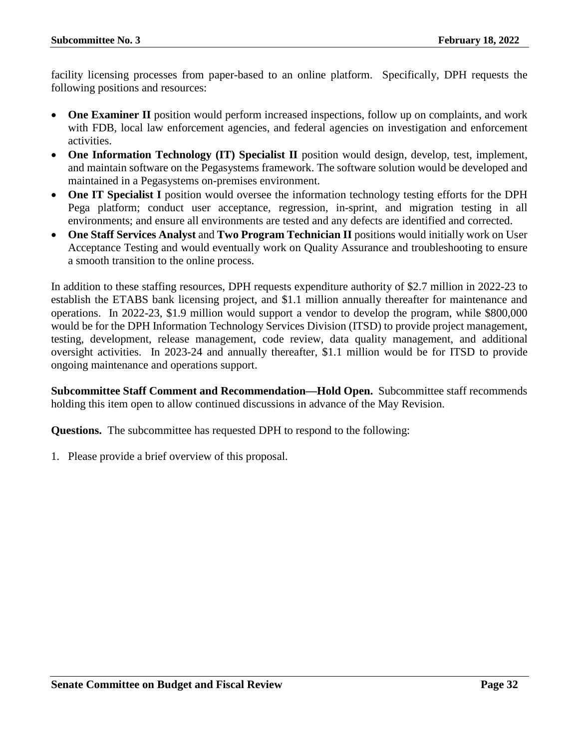facility licensing processes from paper-based to an online platform. Specifically, DPH requests the following positions and resources:

- **One Examiner II** position would perform increased inspections, follow up on complaints, and work with FDB, local law enforcement agencies, and federal agencies on investigation and enforcement activities.
- **One Information Technology (IT) Specialist II** position would design, develop, test, implement, and maintain software on the Pegasystems framework. The software solution would be developed and maintained in a Pegasystems on-premises environment.
- **One IT Specialist I** position would oversee the information technology testing efforts for the DPH Pega platform; conduct user acceptance, regression, in-sprint, and migration testing in all environments; and ensure all environments are tested and any defects are identified and corrected.
- **One Staff Services Analyst** and **Two Program Technician II** positions would initially work on User Acceptance Testing and would eventually work on Quality Assurance and troubleshooting to ensure a smooth transition to the online process.

In addition to these staffing resources, DPH requests expenditure authority of $2.7 million in 2022-23 to establish the ETABS bank licensing project, and $1.1 million annually thereafter for maintenance and operations. In 2022-23, $1.9 million would support a vendor to develop the program, while $800,000 would be for the DPH Information Technology Services Division (ITSD) to provide project management, testing, development, release management, code review, data quality management, and additional oversight activities. In 2023-24 and annually thereafter, $1.1 million would be for ITSD to provide ongoing maintenance and operations support.

**Subcommittee Staff Comment and Recommendation—Hold Open.** Subcommittee staff recommends holding this item open to allow continued discussions in advance of the May Revision.

**Questions.** The subcommittee has requested DPH to respond to the following:

1. Please provide a brief overview of this proposal.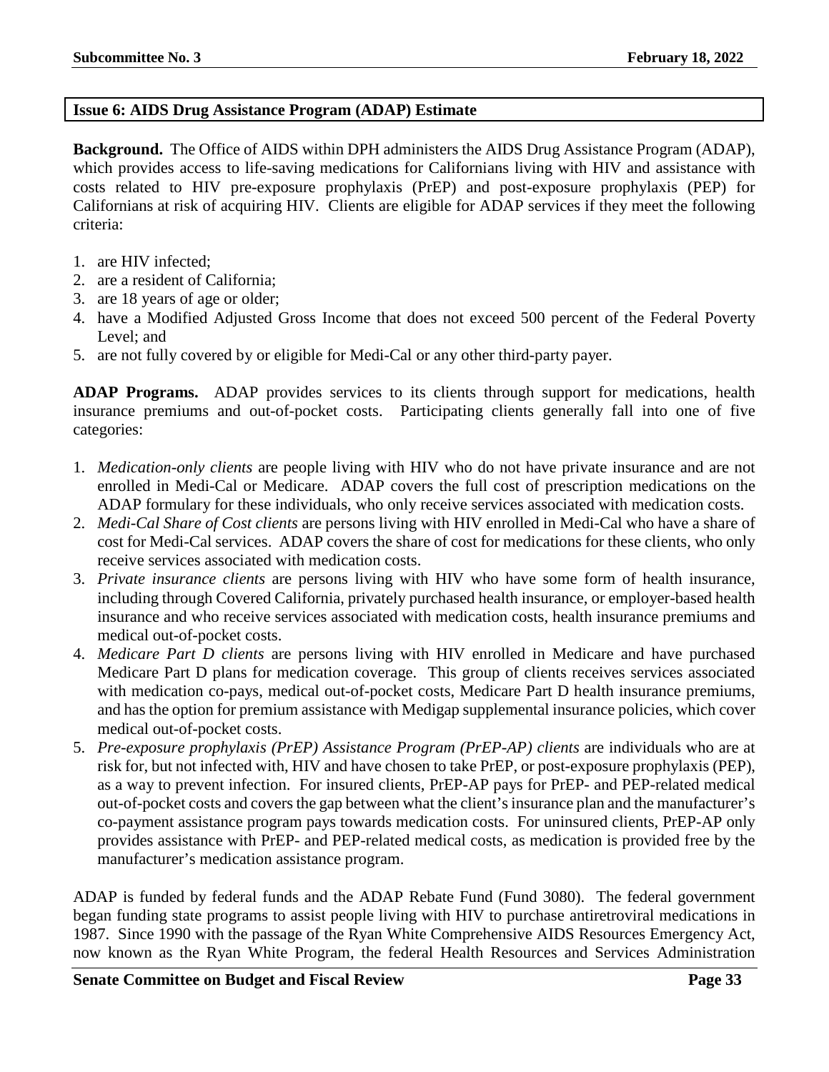## Issue 6: AIDS Drug Assistance Program (ADAP) Estimate

**Background.** The Office of AIDS within DPH administers the AIDS Drug Assistance Program (ADAP), which provides access to life-saving medications for Californians living with HIV and assistance with costs related to HIV pre-exposure prophylaxis (PrEP) and post-exposure prophylaxis (PEP) for Californians at risk of acquiring HIV. Clients are eligible for ADAP services if they meet the following criteria:

1. are HIV infected;
2. are a resident of California;
3. are 18 years of age or older;
4. have a Modified Adjusted Gross Income that does not exceed 500 percent of the Federal Poverty Level; and
5. are not fully covered by or eligible for Medi-Cal or any other third-party payer.

**ADAP Programs.** ADAP provides services to its clients through support for medications, health insurance premiums and out-of-pocket costs. Participating clients generally fall into one of five categories:

1. *Medication-only clients* are people living with HIV who do not have private insurance and are not enrolled in Medi-Cal or Medicare. ADAP covers the full cost of prescription medications on the ADAP formulary for these individuals, who only receive services associated with medication costs.
2. *Medi-Cal Share of Cost clients* are persons living with HIV enrolled in Medi-Cal who have a share of cost for Medi-Cal services. ADAP covers the share of cost for medications for these clients, who only receive services associated with medication costs.
3. *Private insurance clients* are persons living with HIV who have some form of health insurance, including through Covered California, privately purchased health insurance, or employer-based health insurance and who receive services associated with medication costs, health insurance premiums and medical out-of-pocket costs.
4. *Medicare Part D clients* are persons living with HIV enrolled in Medicare and have purchased Medicare Part D plans for medication coverage. This group of clients receives services associated with medication co-pays, medical out-of-pocket costs, Medicare Part D health insurance premiums, and has the option for premium assistance with Medigap supplemental insurance policies, which cover medical out-of-pocket costs.
5. *Pre-exposure prophylaxis (PrEP) Assistance Program (PrEP-AP) clients* are individuals who are at risk for, but not infected with, HIV and have chosen to take PrEP, or post-exposure prophylaxis (PEP), as a way to prevent infection. For insured clients, PrEP-AP pays for PrEP- and PEP-related medical out-of-pocket costs and covers the gap between what the client's insurance plan and the manufacturer's co-payment assistance program pays towards medication costs. For uninsured clients, PrEP-AP only provides assistance with PrEP- and PEP-related medical costs, as medication is provided free by the manufacturer's medication assistance program.

ADAP is funded by federal funds and the ADAP Rebate Fund (Fund 3080). The federal government began funding state programs to assist people living with HIV to purchase antiretroviral medications in 1987. Since 1990 with the passage of the Ryan White Comprehensive AIDS Resources Emergency Act, now known as the Ryan White Program, the federal Health Resources and Services Administration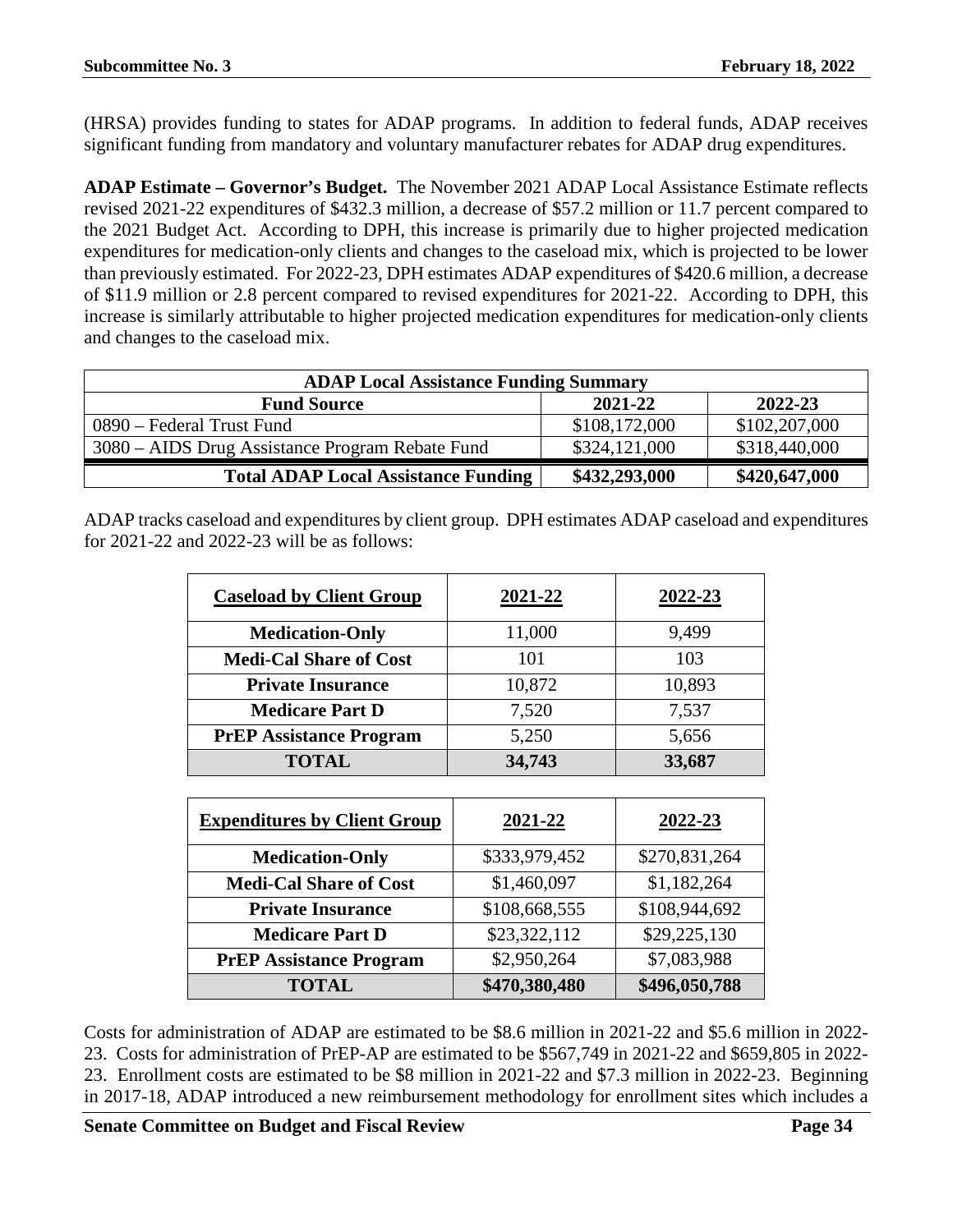(HRSA) provides funding to states for ADAP programs. In addition to federal funds, ADAP receives significant funding from mandatory and voluntary manufacturer rebates for ADAP drug expenditures.

**ADAP Estimate – Governor's Budget.** The November 2021 ADAP Local Assistance Estimate reflects revised 2021-22 expenditures of $432.3 million, a decrease of $57.2 million or 11.7 percent compared to the 2021 Budget Act. According to DPH, this increase is primarily due to higher projected medication expenditures for medication-only clients and changes to the caseload mix, which is projected to be lower than previously estimated. For 2022-23, DPH estimates ADAP expenditures of $420.6 million, a decrease of $11.9 million or 2.8 percent compared to revised expenditures for 2021-22. According to DPH, this increase is similarly attributable to higher projected medication expenditures for medication-only clients and changes to the caseload mix.

| ADAP Local Assistance Funding Summary | | |
|---|---|---|
| **Fund Source** | **2021-22** | **2022-23** |
| 0890 – Federal Trust Fund | $108,172,000 | $102,207,000 |
| 3080 – AIDS Drug Assistance Program Rebate Fund | $324,121,000 | $318,440,000 |
| **Total ADAP Local Assistance Funding** | **$432,293,000** | **$420,647,000** |

ADAP tracks caseload and expenditures by client group. DPH estimates ADAP caseload and expenditures for 2021-22 and 2022-23 will be as follows:

| Caseload by Client Group | 2021-22 | 2022-23 |
|---|---|---|
| **Medication-Only** | 11,000 | 9,499 |
| **Medi-Cal Share of Cost** | 101 | 103 |
| **Private Insurance** | 10,872 | 10,893 |
| **Medicare Part D** | 7,520 | 7,537 |
| **PrEP Assistance Program** | 5,250 | 5,656 |
| **TOTAL** | **34,743** | **33,687** |

| Expenditures by Client Group | 2021-22 | 2022-23 |
|---|---|---|
| **Medication-Only** | $333,979,452 | $270,831,264 |
| **Medi-Cal Share of Cost** | $1,460,097 | $1,182,264 |
| **Private Insurance** | $108,668,555 | $108,944,692 |
| **Medicare Part D** | $23,322,112 | $29,225,130 |
| **PrEP Assistance Program** | $2,950,264 | $7,083,988 |
| **TOTAL** | **$470,380,480** | **$496,050,788** |

Costs for administration of ADAP are estimated to be $8.6 million in 2021-22 and $5.6 million in 2022-23. Costs for administration of PrEP-AP are estimated to be $567,749 in 2021-22 and $659,805 in 2022-23. Enrollment costs are estimated to be $8 million in 2021-22 and $7.3 million in 2022-23. Beginning in 2017-18, ADAP introduced a new reimbursement methodology for enrollment sites which includes a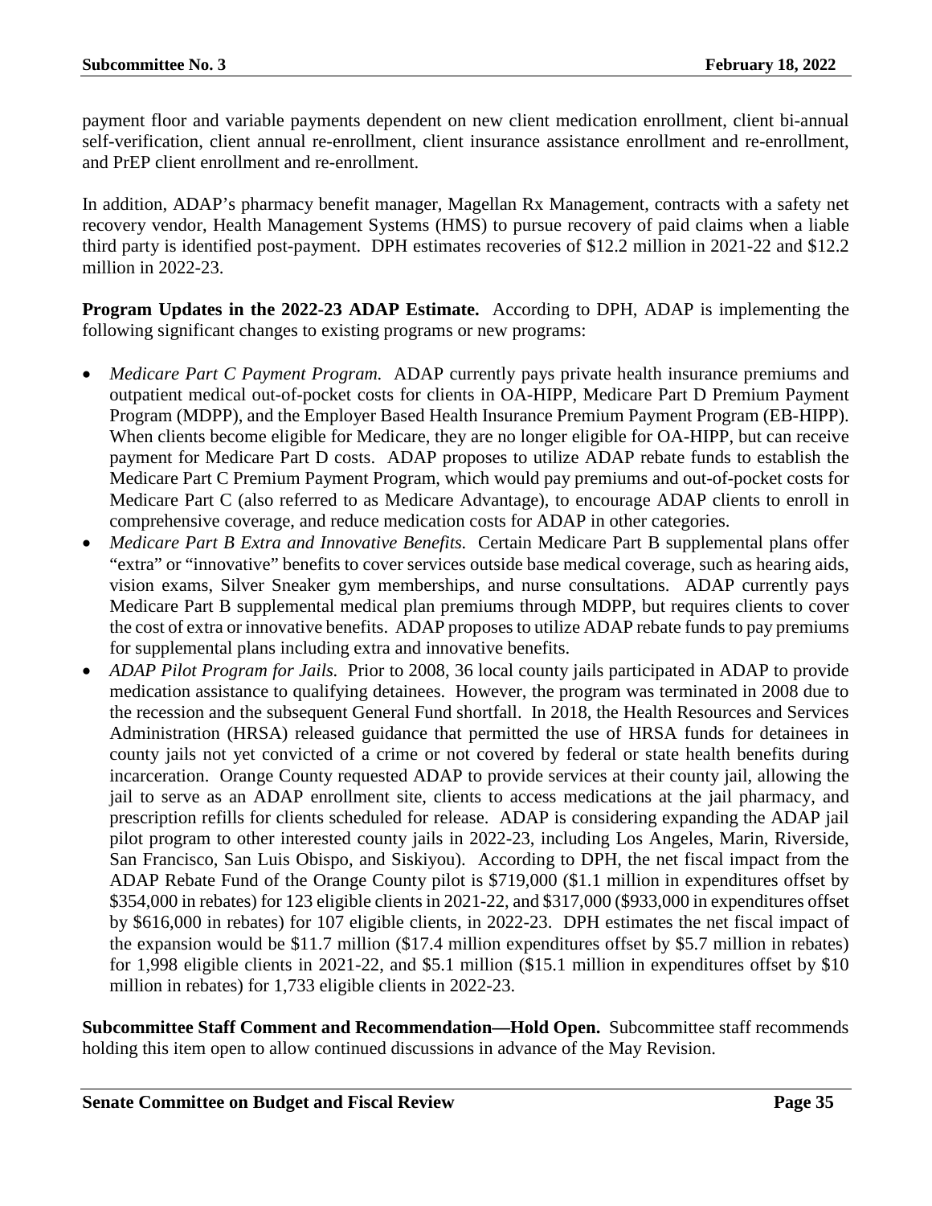payment floor and variable payments dependent on new client medication enrollment, client bi-annual self-verification, client annual re-enrollment, client insurance assistance enrollment and re-enrollment, and PrEP client enrollment and re-enrollment.

In addition, ADAP's pharmacy benefit manager, Magellan Rx Management, contracts with a safety net recovery vendor, Health Management Systems (HMS) to pursue recovery of paid claims when a liable third party is identified post-payment. DPH estimates recoveries of $12.2 million in 2021-22 and $12.2 million in 2022-23.

**Program Updates in the 2022-23 ADAP Estimate.** According to DPH, ADAP is implementing the following significant changes to existing programs or new programs:

- *Medicare Part C Payment Program.* ADAP currently pays private health insurance premiums and outpatient medical out-of-pocket costs for clients in OA-HIPP, Medicare Part D Premium Payment Program (MDPP), and the Employer Based Health Insurance Premium Payment Program (EB-HIPP). When clients become eligible for Medicare, they are no longer eligible for OA-HIPP, but can receive payment for Medicare Part D costs. ADAP proposes to utilize ADAP rebate funds to establish the Medicare Part C Premium Payment Program, which would pay premiums and out-of-pocket costs for Medicare Part C (also referred to as Medicare Advantage), to encourage ADAP clients to enroll in comprehensive coverage, and reduce medication costs for ADAP in other categories.
- *Medicare Part B Extra and Innovative Benefits.* Certain Medicare Part B supplemental plans offer "extra" or "innovative" benefits to cover services outside base medical coverage, such as hearing aids, vision exams, Silver Sneaker gym memberships, and nurse consultations. ADAP currently pays Medicare Part B supplemental medical plan premiums through MDPP, but requires clients to cover the cost of extra or innovative benefits. ADAP proposes to utilize ADAP rebate funds to pay premiums for supplemental plans including extra and innovative benefits.
- *ADAP Pilot Program for Jails.* Prior to 2008, 36 local county jails participated in ADAP to provide medication assistance to qualifying detainees. However, the program was terminated in 2008 due to the recession and the subsequent General Fund shortfall. In 2018, the Health Resources and Services Administration (HRSA) released guidance that permitted the use of HRSA funds for detainees in county jails not yet convicted of a crime or not covered by federal or state health benefits during incarceration. Orange County requested ADAP to provide services at their county jail, allowing the jail to serve as an ADAP enrollment site, clients to access medications at the jail pharmacy, and prescription refills for clients scheduled for release. ADAP is considering expanding the ADAP jail pilot program to other interested county jails in 2022-23, including Los Angeles, Marin, Riverside, San Francisco, San Luis Obispo, and Siskiyou). According to DPH, the net fiscal impact from the ADAP Rebate Fund of the Orange County pilot is $719,000 ($1.1 million in expenditures offset by $354,000 in rebates) for 123 eligible clients in 2021-22, and $317,000 ($933,000 in expenditures offset by $616,000 in rebates) for 107 eligible clients, in 2022-23. DPH estimates the net fiscal impact of the expansion would be $11.7 million ($17.4 million expenditures offset by $5.7 million in rebates) for 1,998 eligible clients in 2021-22, and $5.1 million ($15.1 million in expenditures offset by $10 million in rebates) for 1,733 eligible clients in 2022-23.

**Subcommittee Staff Comment and Recommendation—Hold Open.** Subcommittee staff recommends holding this item open to allow continued discussions in advance of the May Revision.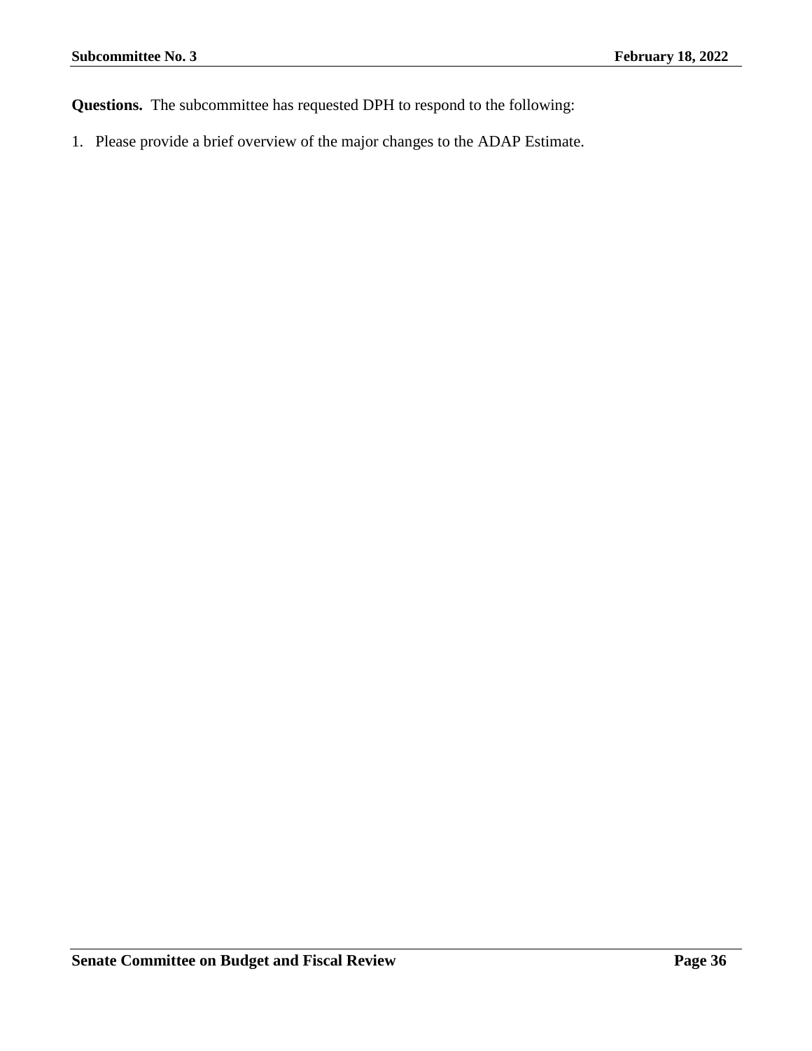**Questions.** The subcommittee has requested DPH to respond to the following:

1. Please provide a brief overview of the major changes to the ADAP Estimate.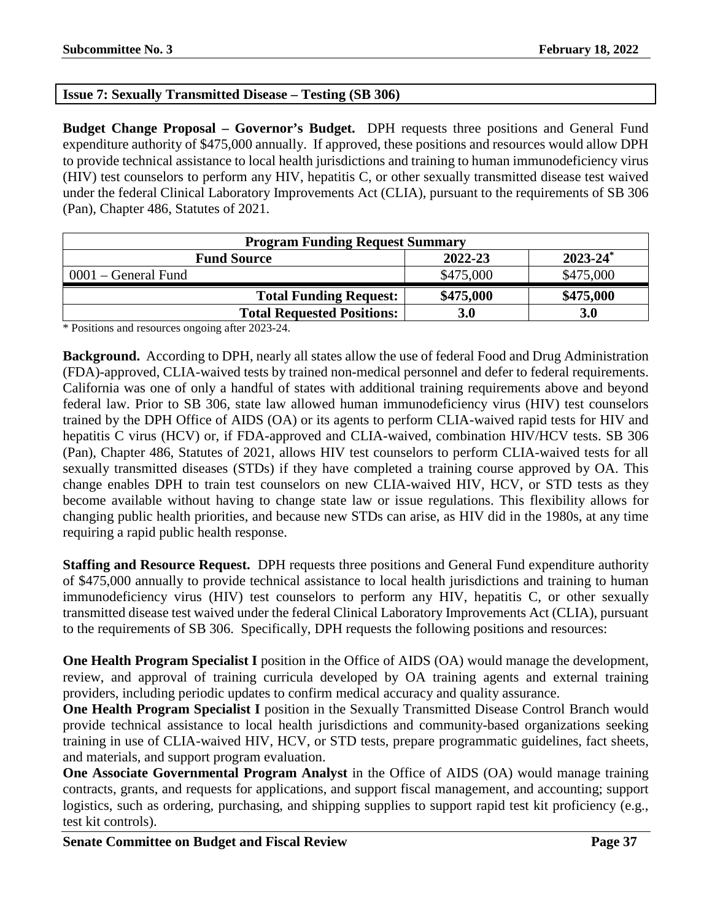## Issue 7: Sexually Transmitted Disease – Testing (SB 306)

**Budget Change Proposal – Governor's Budget.** DPH requests three positions and General Fund expenditure authority of $475,000 annually. If approved, these positions and resources would allow DPH to provide technical assistance to local health jurisdictions and training to human immunodeficiency virus (HIV) test counselors to perform any HIV, hepatitis C, or other sexually transmitted disease test waived under the federal Clinical Laboratory Improvements Act (CLIA), pursuant to the requirements of SB 306 (Pan), Chapter 486, Statutes of 2021.

| Program Funding Request Summary | | |
|---|---|---|
| **Fund Source** | **2022-23** | **2023-24*** |
| 0001 – General Fund | $475,000 | $475,000 |
| **Total Funding Request:** | **$475,000** | **$475,000** |
| **Total Requested Positions:** | **3.0** | **3.0** |

\* Positions and resources ongoing after 2023-24.

**Background.** According to DPH, nearly all states allow the use of federal Food and Drug Administration (FDA)-approved, CLIA-waived tests by trained non-medical personnel and defer to federal requirements. California was one of only a handful of states with additional training requirements above and beyond federal law. Prior to SB 306, state law allowed human immunodeficiency virus (HIV) test counselors trained by the DPH Office of AIDS (OA) or its agents to perform CLIA-waived rapid tests for HIV and hepatitis C virus (HCV) or, if FDA-approved and CLIA-waived, combination HIV/HCV tests. SB 306 (Pan), Chapter 486, Statutes of 2021, allows HIV test counselors to perform CLIA-waived tests for all sexually transmitted diseases (STDs) if they have completed a training course approved by OA. This change enables DPH to train test counselors on new CLIA-waived HIV, HCV, or STD tests as they become available without having to change state law or issue regulations. This flexibility allows for changing public health priorities, and because new STDs can arise, as HIV did in the 1980s, at any time requiring a rapid public health response.

**Staffing and Resource Request.** DPH requests three positions and General Fund expenditure authority of $475,000 annually to provide technical assistance to local health jurisdictions and training to human immunodeficiency virus (HIV) test counselors to perform any HIV, hepatitis C, or other sexually transmitted disease test waived under the federal Clinical Laboratory Improvements Act (CLIA), pursuant to the requirements of SB 306. Specifically, DPH requests the following positions and resources:

**One Health Program Specialist I** position in the Office of AIDS (OA) would manage the development, review, and approval of training curricula developed by OA training agents and external training providers, including periodic updates to confirm medical accuracy and quality assurance.

**One Health Program Specialist I** position in the Sexually Transmitted Disease Control Branch would provide technical assistance to local health jurisdictions and community-based organizations seeking training in use of CLIA-waived HIV, HCV, or STD tests, prepare programmatic guidelines, fact sheets, and materials, and support program evaluation.

**One Associate Governmental Program Analyst** in the Office of AIDS (OA) would manage training contracts, grants, and requests for applications, and support fiscal management, and accounting; support logistics, such as ordering, purchasing, and shipping supplies to support rapid test kit proficiency (e.g., test kit controls).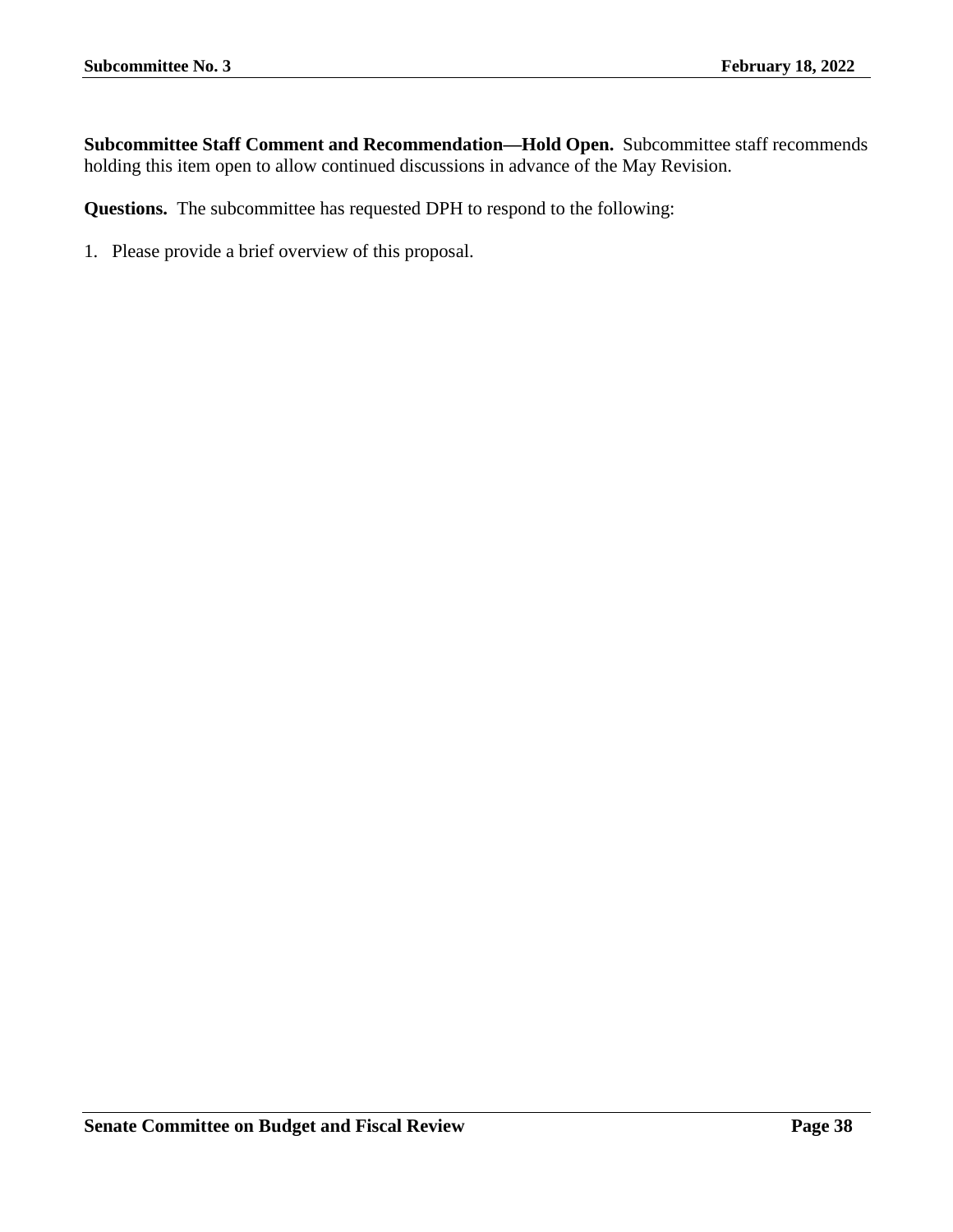**Subcommittee Staff Comment and Recommendation—Hold Open.** Subcommittee staff recommends holding this item open to allow continued discussions in advance of the May Revision.

**Questions.** The subcommittee has requested DPH to respond to the following:

1. Please provide a brief overview of this proposal.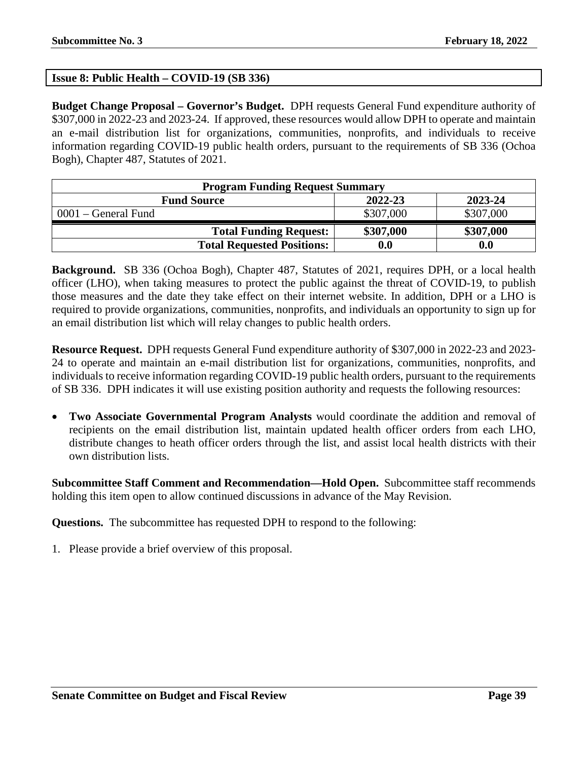## Issue 8: Public Health – COVID-19 (SB 336)

**Budget Change Proposal – Governor's Budget.** DPH requests General Fund expenditure authority of $307,000 in 2022-23 and 2023-24. If approved, these resources would allow DPH to operate and maintain an e-mail distribution list for organizations, communities, nonprofits, and individuals to receive information regarding COVID-19 public health orders, pursuant to the requirements of SB 336 (Ochoa Bogh), Chapter 487, Statutes of 2021.

| Program Funding Request Summary | | |
|---|---|---|
| **Fund Source** | **2022-23** | **2023-24** |
| 0001 – General Fund | $307,000 | $307,000 |
| **Total Funding Request:** | **$307,000** | **$307,000** |
| **Total Requested Positions:** | **0.0** | **0.0** |

**Background.** SB 336 (Ochoa Bogh), Chapter 487, Statutes of 2021, requires DPH, or a local health officer (LHO), when taking measures to protect the public against the threat of COVID-19, to publish those measures and the date they take effect on their internet website. In addition, DPH or a LHO is required to provide organizations, communities, nonprofits, and individuals an opportunity to sign up for an email distribution list which will relay changes to public health orders.

**Resource Request.** DPH requests General Fund expenditure authority of $307,000 in 2022-23 and 2023-24 to operate and maintain an e-mail distribution list for organizations, communities, nonprofits, and individuals to receive information regarding COVID-19 public health orders, pursuant to the requirements of SB 336. DPH indicates it will use existing position authority and requests the following resources:

- **Two Associate Governmental Program Analysts** would coordinate the addition and removal of recipients on the email distribution list, maintain updated health officer orders from each LHO, distribute changes to heath officer orders through the list, and assist local health districts with their own distribution lists.

**Subcommittee Staff Comment and Recommendation—Hold Open.** Subcommittee staff recommends holding this item open to allow continued discussions in advance of the May Revision.

**Questions.** The subcommittee has requested DPH to respond to the following:

1. Please provide a brief overview of this proposal.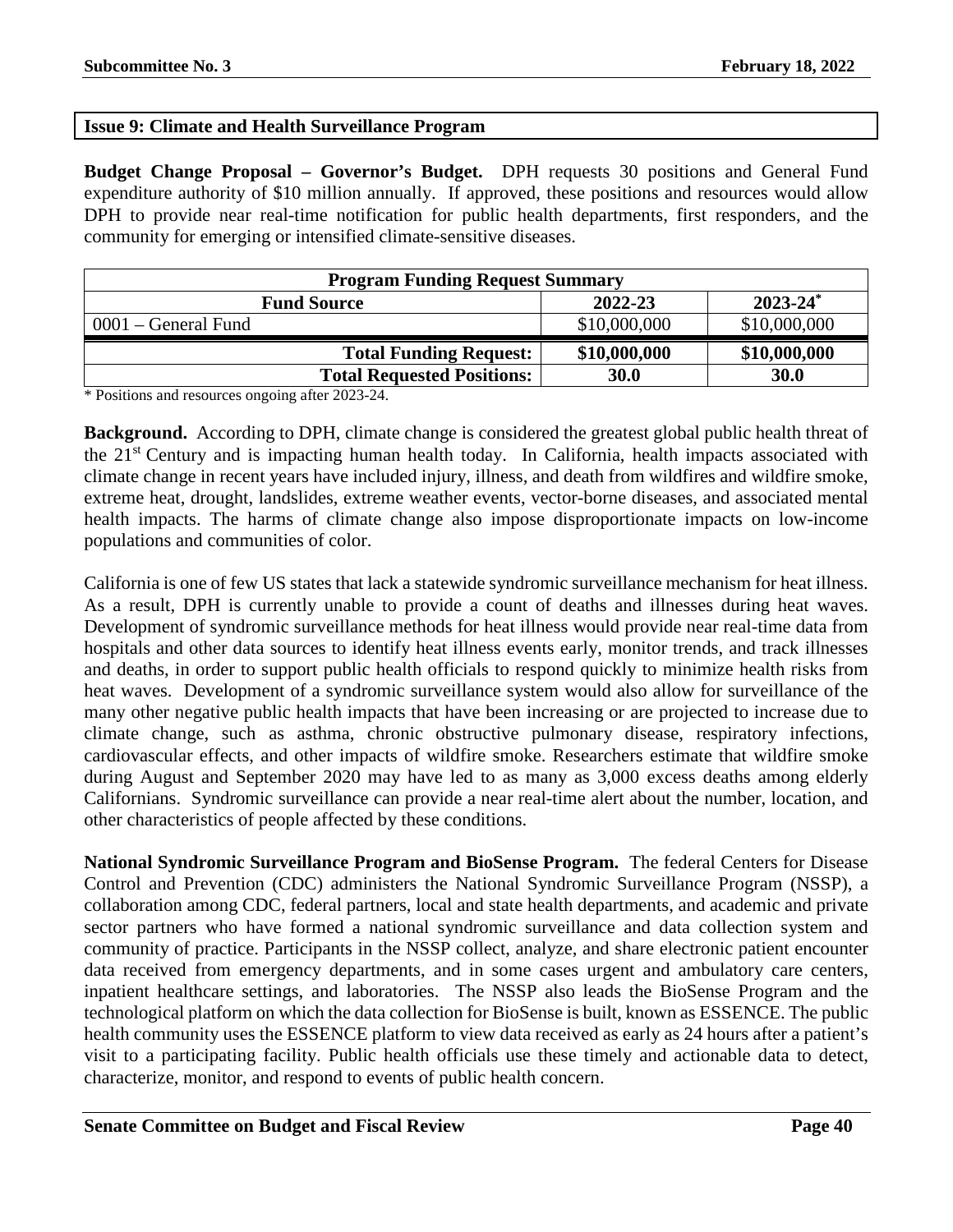## Issue 9: Climate and Health Surveillance Program

**Budget Change Proposal – Governor's Budget.** DPH requests 30 positions and General Fund expenditure authority of $10 million annually. If approved, these positions and resources would allow DPH to provide near real-time notification for public health departments, first responders, and the community for emerging or intensified climate-sensitive diseases.

| Program Funding Request Summary | | |
|---|---|---|
| **Fund Source** | **2022-23** | **2023-24*** |
| 0001 – General Fund | $10,000,000 | $10,000,000 |
| **Total Funding Request:** | **$10,000,000** | **$10,000,000** |
| **Total Requested Positions:** | **30.0** | **30.0** |

* Positions and resources ongoing after 2023-24.

**Background.** According to DPH, climate change is considered the greatest global public health threat of the 21st Century and is impacting human health today. In California, health impacts associated with climate change in recent years have included injury, illness, and death from wildfires and wildfire smoke, extreme heat, drought, landslides, extreme weather events, vector-borne diseases, and associated mental health impacts. The harms of climate change also impose disproportionate impacts on low-income populations and communities of color.

California is one of few US states that lack a statewide syndromic surveillance mechanism for heat illness. As a result, DPH is currently unable to provide a count of deaths and illnesses during heat waves. Development of syndromic surveillance methods for heat illness would provide near real-time data from hospitals and other data sources to identify heat illness events early, monitor trends, and track illnesses and deaths, in order to support public health officials to respond quickly to minimize health risks from heat waves. Development of a syndromic surveillance system would also allow for surveillance of the many other negative public health impacts that have been increasing or are projected to increase due to climate change, such as asthma, chronic obstructive pulmonary disease, respiratory infections, cardiovascular effects, and other impacts of wildfire smoke. Researchers estimate that wildfire smoke during August and September 2020 may have led to as many as 3,000 excess deaths among elderly Californians. Syndromic surveillance can provide a near real-time alert about the number, location, and other characteristics of people affected by these conditions.

**National Syndromic Surveillance Program and BioSense Program.** The federal Centers for Disease Control and Prevention (CDC) administers the National Syndromic Surveillance Program (NSSP), a collaboration among CDC, federal partners, local and state health departments, and academic and private sector partners who have formed a national syndromic surveillance and data collection system and community of practice. Participants in the NSSP collect, analyze, and share electronic patient encounter data received from emergency departments, and in some cases urgent and ambulatory care centers, inpatient healthcare settings, and laboratories. The NSSP also leads the BioSense Program and the technological platform on which the data collection for BioSense is built, known as ESSENCE. The public health community uses the ESSENCE platform to view data received as early as 24 hours after a patient's visit to a participating facility. Public health officials use these timely and actionable data to detect, characterize, monitor, and respond to events of public health concern.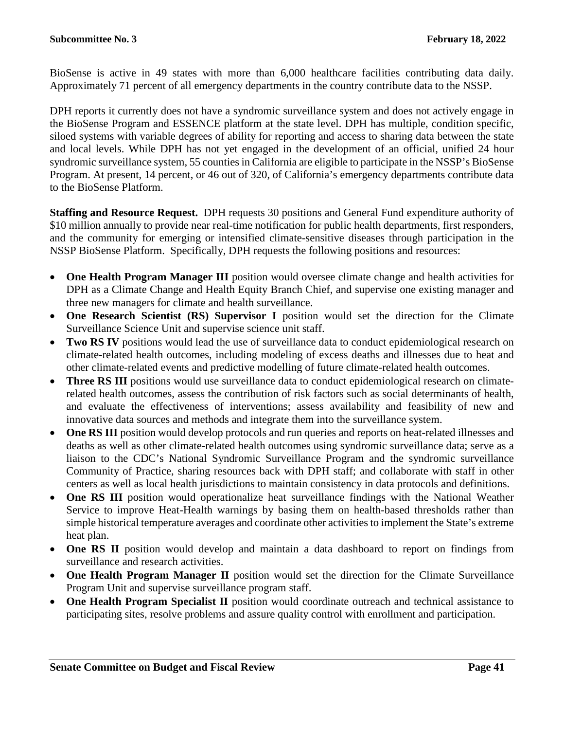BioSense is active in 49 states with more than 6,000 healthcare facilities contributing data daily. Approximately 71 percent of all emergency departments in the country contribute data to the NSSP.

DPH reports it currently does not have a syndromic surveillance system and does not actively engage in the BioSense Program and ESSENCE platform at the state level. DPH has multiple, condition specific, siloed systems with variable degrees of ability for reporting and access to sharing data between the state and local levels. While DPH has not yet engaged in the development of an official, unified 24 hour syndromic surveillance system, 55 counties in California are eligible to participate in the NSSP's BioSense Program. At present, 14 percent, or 46 out of 320, of California's emergency departments contribute data to the BioSense Platform.

**Staffing and Resource Request.** DPH requests 30 positions and General Fund expenditure authority of $10 million annually to provide near real-time notification for public health departments, first responders, and the community for emerging or intensified climate-sensitive diseases through participation in the NSSP BioSense Platform. Specifically, DPH requests the following positions and resources:

- **One Health Program Manager III** position would oversee climate change and health activities for DPH as a Climate Change and Health Equity Branch Chief, and supervise one existing manager and three new managers for climate and health surveillance.
- **One Research Scientist (RS) Supervisor I** position would set the direction for the Climate Surveillance Science Unit and supervise science unit staff.
- **Two RS IV** positions would lead the use of surveillance data to conduct epidemiological research on climate-related health outcomes, including modeling of excess deaths and illnesses due to heat and other climate-related events and predictive modelling of future climate-related health outcomes.
- **Three RS III** positions would use surveillance data to conduct epidemiological research on climate-related health outcomes, assess the contribution of risk factors such as social determinants of health, and evaluate the effectiveness of interventions; assess availability and feasibility of new and innovative data sources and methods and integrate them into the surveillance system.
- **One RS III** position would develop protocols and run queries and reports on heat-related illnesses and deaths as well as other climate-related health outcomes using syndromic surveillance data; serve as a liaison to the CDC's National Syndromic Surveillance Program and the syndromic surveillance Community of Practice, sharing resources back with DPH staff; and collaborate with staff in other centers as well as local health jurisdictions to maintain consistency in data protocols and definitions.
- **One RS III** position would operationalize heat surveillance findings with the National Weather Service to improve Heat-Health warnings by basing them on health-based thresholds rather than simple historical temperature averages and coordinate other activities to implement the State's extreme heat plan.
- **One RS II** position would develop and maintain a data dashboard to report on findings from surveillance and research activities.
- **One Health Program Manager II** position would set the direction for the Climate Surveillance Program Unit and supervise surveillance program staff.
- **One Health Program Specialist II** position would coordinate outreach and technical assistance to participating sites, resolve problems and assure quality control with enrollment and participation.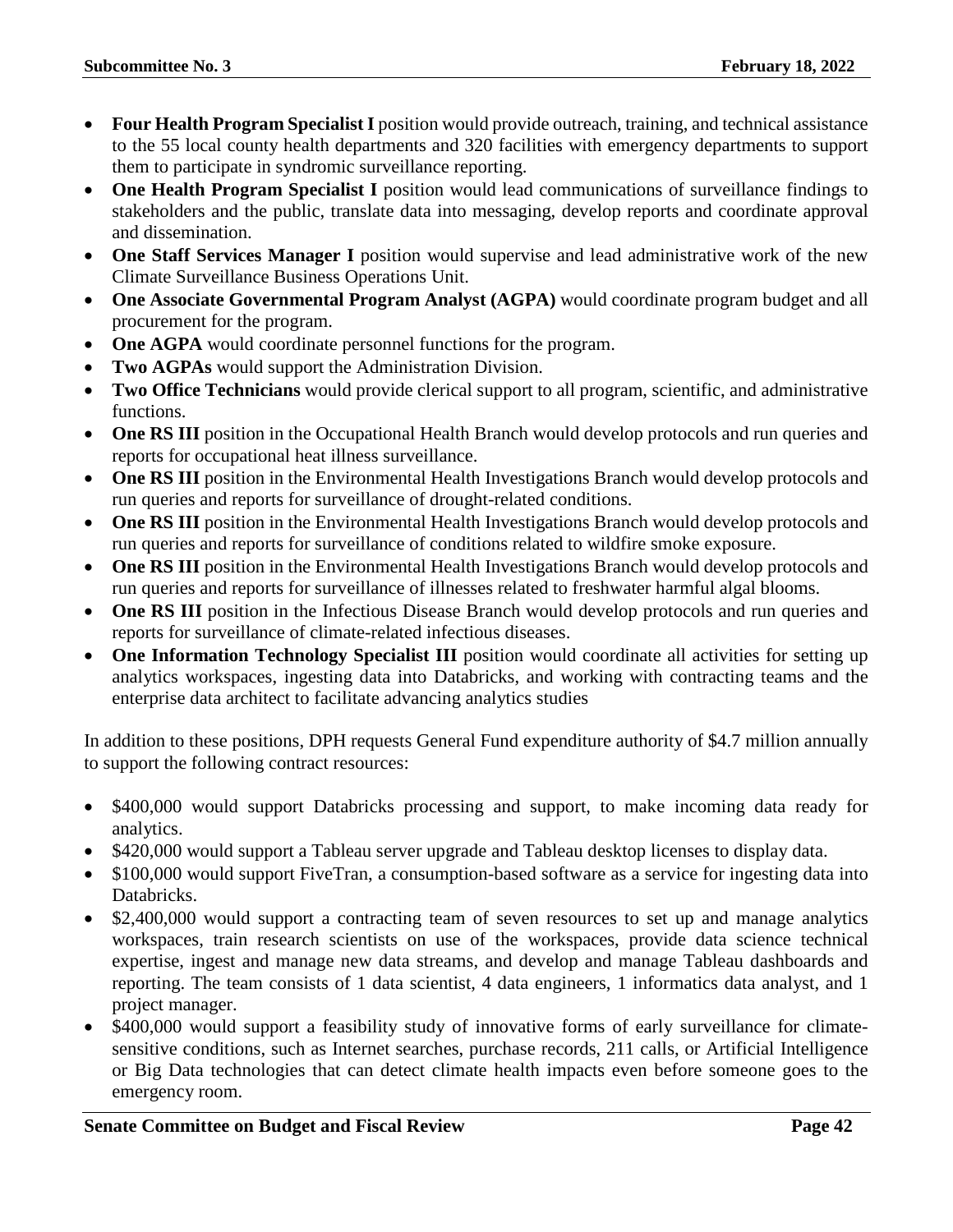- **Four Health Program Specialist I** position would provide outreach, training, and technical assistance to the 55 local county health departments and 320 facilities with emergency departments to support them to participate in syndromic surveillance reporting.
- **One Health Program Specialist I** position would lead communications of surveillance findings to stakeholders and the public, translate data into messaging, develop reports and coordinate approval and dissemination.
- **One Staff Services Manager I** position would supervise and lead administrative work of the new Climate Surveillance Business Operations Unit.
- **One Associate Governmental Program Analyst (AGPA)** would coordinate program budget and all procurement for the program.
- **One AGPA** would coordinate personnel functions for the program.
- **Two AGPAs** would support the Administration Division.
- **Two Office Technicians** would provide clerical support to all program, scientific, and administrative functions.
- **One RS III** position in the Occupational Health Branch would develop protocols and run queries and reports for occupational heat illness surveillance.
- **One RS III** position in the Environmental Health Investigations Branch would develop protocols and run queries and reports for surveillance of drought-related conditions.
- **One RS III** position in the Environmental Health Investigations Branch would develop protocols and run queries and reports for surveillance of conditions related to wildfire smoke exposure.
- **One RS III** position in the Environmental Health Investigations Branch would develop protocols and run queries and reports for surveillance of illnesses related to freshwater harmful algal blooms.
- **One RS III** position in the Infectious Disease Branch would develop protocols and run queries and reports for surveillance of climate-related infectious diseases.
- **One Information Technology Specialist III** position would coordinate all activities for setting up analytics workspaces, ingesting data into Databricks, and working with contracting teams and the enterprise data architect to facilitate advancing analytics studies

In addition to these positions, DPH requests General Fund expenditure authority of $4.7 million annually to support the following contract resources:

- $400,000 would support Databricks processing and support, to make incoming data ready for analytics.
- $420,000 would support a Tableau server upgrade and Tableau desktop licenses to display data.
- $100,000 would support FiveTran, a consumption-based software as a service for ingesting data into Databricks.
- $2,400,000 would support a contracting team of seven resources to set up and manage analytics workspaces, train research scientists on use of the workspaces, provide data science technical expertise, ingest and manage new data streams, and develop and manage Tableau dashboards and reporting. The team consists of 1 data scientist, 4 data engineers, 1 informatics data analyst, and 1 project manager.
- $400,000 would support a feasibility study of innovative forms of early surveillance for climate-sensitive conditions, such as Internet searches, purchase records, 211 calls, or Artificial Intelligence or Big Data technologies that can detect climate health impacts even before someone goes to the emergency room.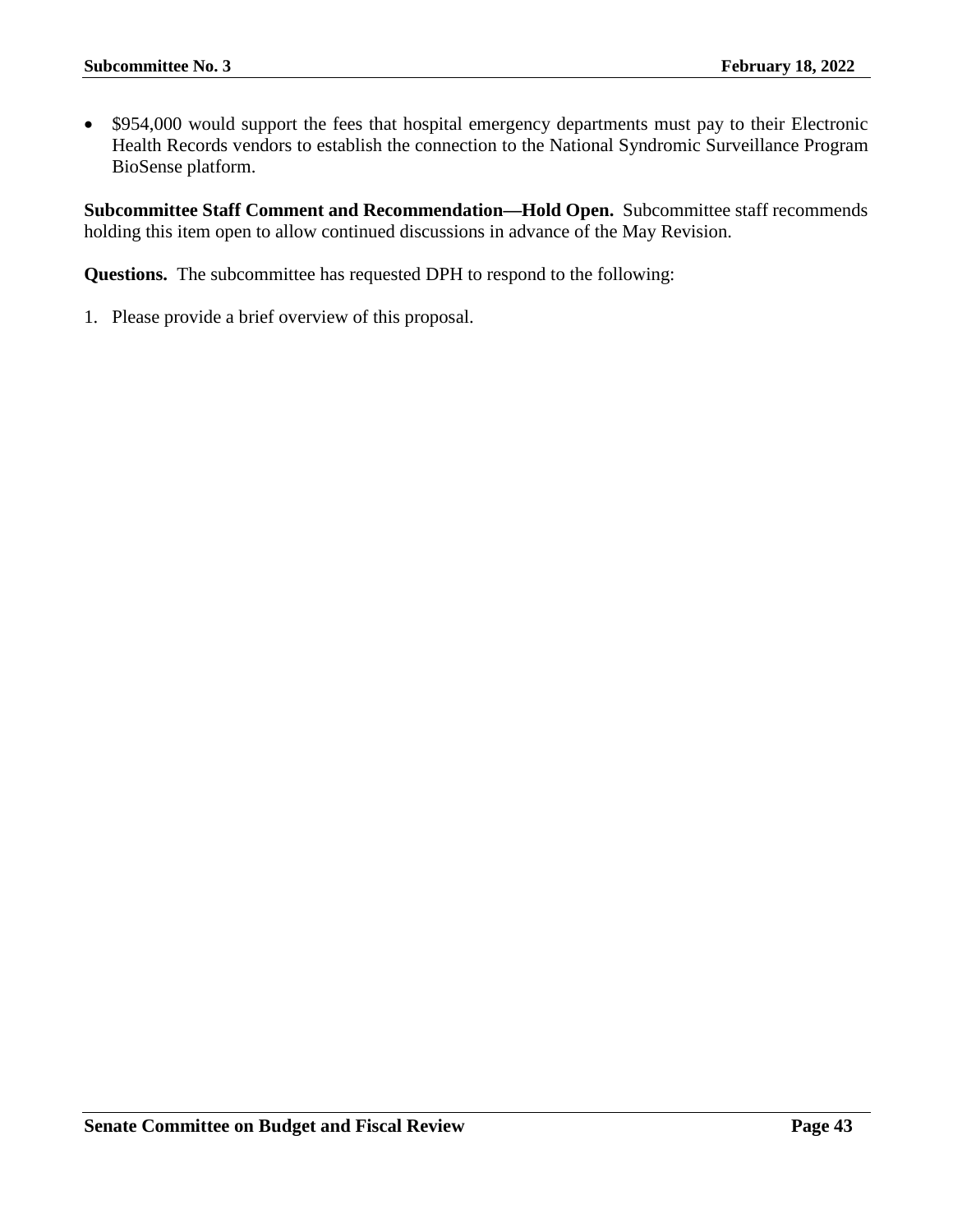- $954,000 would support the fees that hospital emergency departments must pay to their Electronic Health Records vendors to establish the connection to the National Syndromic Surveillance Program BioSense platform.

**Subcommittee Staff Comment and Recommendation—Hold Open.** Subcommittee staff recommends holding this item open to allow continued discussions in advance of the May Revision.

**Questions.** The subcommittee has requested DPH to respond to the following:

1. Please provide a brief overview of this proposal.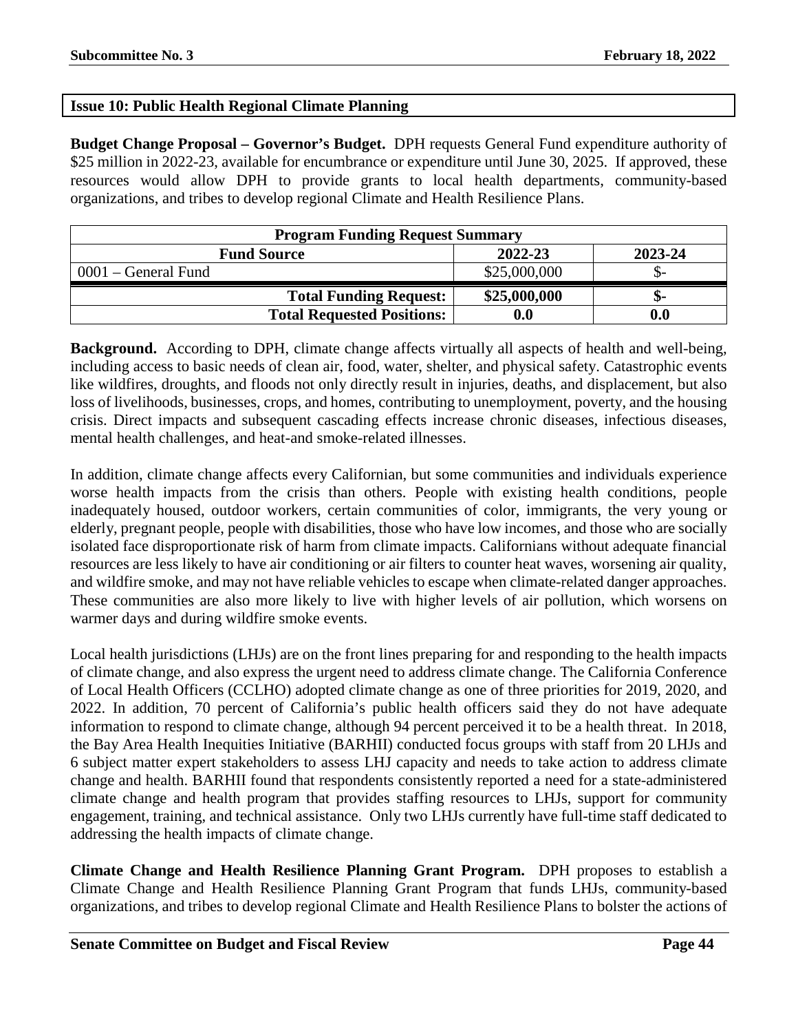## Issue 10: Public Health Regional Climate Planning

**Budget Change Proposal – Governor's Budget.** DPH requests General Fund expenditure authority of $25 million in 2022-23, available for encumbrance or expenditure until June 30, 2025. If approved, these resources would allow DPH to provide grants to local health departments, community-based organizations, and tribes to develop regional Climate and Health Resilience Plans.

| Program Funding Request Summary | | |
|---|---|---|
| **Fund Source** | **2022-23** | **2023-24** |
| 0001 – General Fund | $25,000,000 | $- |
| **Total Funding Request:** | **$25,000,000** | **$-** |
| **Total Requested Positions:** | **0.0** | **0.0** |

**Background.** According to DPH, climate change affects virtually all aspects of health and well-being, including access to basic needs of clean air, food, water, shelter, and physical safety. Catastrophic events like wildfires, droughts, and floods not only directly result in injuries, deaths, and displacement, but also loss of livelihoods, businesses, crops, and homes, contributing to unemployment, poverty, and the housing crisis. Direct impacts and subsequent cascading effects increase chronic diseases, infectious diseases, mental health challenges, and heat-and smoke-related illnesses.

In addition, climate change affects every Californian, but some communities and individuals experience worse health impacts from the crisis than others. People with existing health conditions, people inadequately housed, outdoor workers, certain communities of color, immigrants, the very young or elderly, pregnant people, people with disabilities, those who have low incomes, and those who are socially isolated face disproportionate risk of harm from climate impacts. Californians without adequate financial resources are less likely to have air conditioning or air filters to counter heat waves, worsening air quality, and wildfire smoke, and may not have reliable vehicles to escape when climate-related danger approaches. These communities are also more likely to live with higher levels of air pollution, which worsens on warmer days and during wildfire smoke events.

Local health jurisdictions (LHJs) are on the front lines preparing for and responding to the health impacts of climate change, and also express the urgent need to address climate change. The California Conference of Local Health Officers (CCLHO) adopted climate change as one of three priorities for 2019, 2020, and 2022. In addition, 70 percent of California's public health officers said they do not have adequate information to respond to climate change, although 94 percent perceived it to be a health threat. In 2018, the Bay Area Health Inequities Initiative (BARHII) conducted focus groups with staff from 20 LHJs and 6 subject matter expert stakeholders to assess LHJ capacity and needs to take action to address climate change and health. BARHII found that respondents consistently reported a need for a state-administered climate change and health program that provides staffing resources to LHJs, support for community engagement, training, and technical assistance. Only two LHJs currently have full-time staff dedicated to addressing the health impacts of climate change.

**Climate Change and Health Resilience Planning Grant Program.** DPH proposes to establish a Climate Change and Health Resilience Planning Grant Program that funds LHJs, community-based organizations, and tribes to develop regional Climate and Health Resilience Plans to bolster the actions of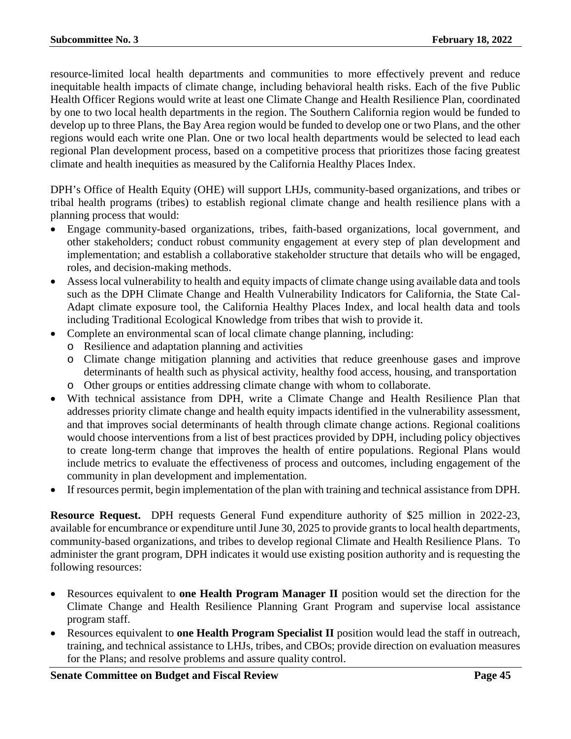resource-limited local health departments and communities to more effectively prevent and reduce inequitable health impacts of climate change, including behavioral health risks. Each of the five Public Health Officer Regions would write at least one Climate Change and Health Resilience Plan, coordinated by one to two local health departments in the region. The Southern California region would be funded to develop up to three Plans, the Bay Area region would be funded to develop one or two Plans, and the other regions would each write one Plan. One or two local health departments would be selected to lead each regional Plan development process, based on a competitive process that prioritizes those facing greatest climate and health inequities as measured by the California Healthy Places Index.

DPH's Office of Health Equity (OHE) will support LHJs, community-based organizations, and tribes or tribal health programs (tribes) to establish regional climate change and health resilience plans with a planning process that would:

- Engage community-based organizations, tribes, faith-based organizations, local government, and other stakeholders; conduct robust community engagement at every step of plan development and implementation; and establish a collaborative stakeholder structure that details who will be engaged, roles, and decision-making methods.
- Assess local vulnerability to health and equity impacts of climate change using available data and tools such as the DPH Climate Change and Health Vulnerability Indicators for California, the State Cal-Adapt climate exposure tool, the California Healthy Places Index, and local health data and tools including Traditional Ecological Knowledge from tribes that wish to provide it.
- Complete an environmental scan of local climate change planning, including:
  - Resilience and adaptation planning and activities
  - Climate change mitigation planning and activities that reduce greenhouse gases and improve determinants of health such as physical activity, healthy food access, housing, and transportation
  - Other groups or entities addressing climate change with whom to collaborate.
- With technical assistance from DPH, write a Climate Change and Health Resilience Plan that addresses priority climate change and health equity impacts identified in the vulnerability assessment, and that improves social determinants of health through climate change actions. Regional coalitions would choose interventions from a list of best practices provided by DPH, including policy objectives to create long-term change that improves the health of entire populations. Regional Plans would include metrics to evaluate the effectiveness of process and outcomes, including engagement of the community in plan development and implementation.
- If resources permit, begin implementation of the plan with training and technical assistance from DPH.

**Resource Request.** DPH requests General Fund expenditure authority of $25 million in 2022-23, available for encumbrance or expenditure until June 30, 2025 to provide grants to local health departments, community-based organizations, and tribes to develop regional Climate and Health Resilience Plans. To administer the grant program, DPH indicates it would use existing position authority and is requesting the following resources:

- Resources equivalent to **one Health Program Manager II** position would set the direction for the Climate Change and Health Resilience Planning Grant Program and supervise local assistance program staff.
- Resources equivalent to **one Health Program Specialist II** position would lead the staff in outreach, training, and technical assistance to LHJs, tribes, and CBOs; provide direction on evaluation measures for the Plans; and resolve problems and assure quality control.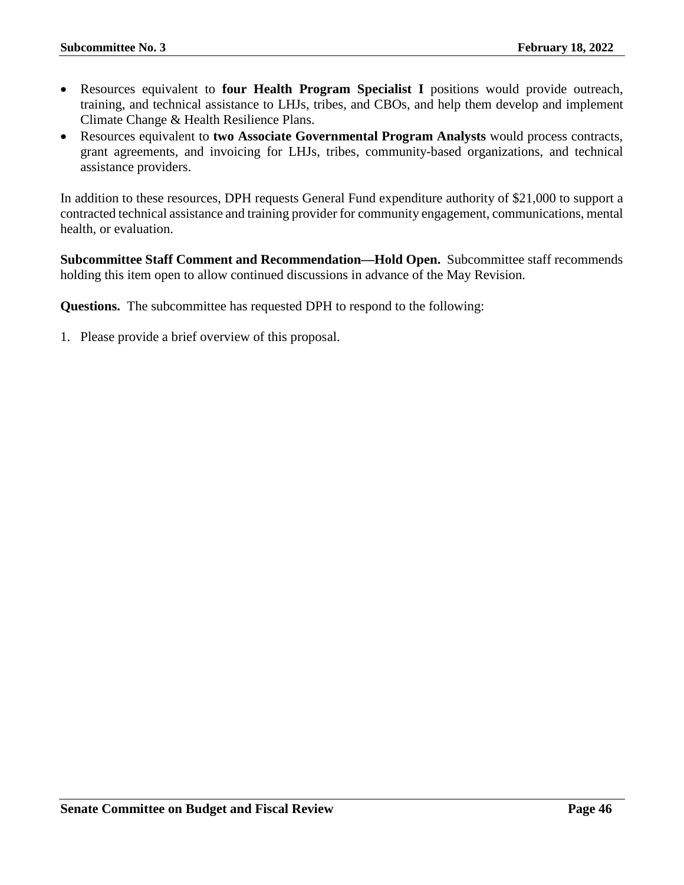- Resources equivalent to **four Health Program Specialist I** positions would provide outreach, training, and technical assistance to LHJs, tribes, and CBOs, and help them develop and implement Climate Change & Health Resilience Plans.
- Resources equivalent to **two Associate Governmental Program Analysts** would process contracts, grant agreements, and invoicing for LHJs, tribes, community-based organizations, and technical assistance providers.

In addition to these resources, DPH requests General Fund expenditure authority of $21,000 to support a contracted technical assistance and training provider for community engagement, communications, mental health, or evaluation.

**Subcommittee Staff Comment and Recommendation—Hold Open.** Subcommittee staff recommends holding this item open to allow continued discussions in advance of the May Revision.

**Questions.** The subcommittee has requested DPH to respond to the following:

1. Please provide a brief overview of this proposal.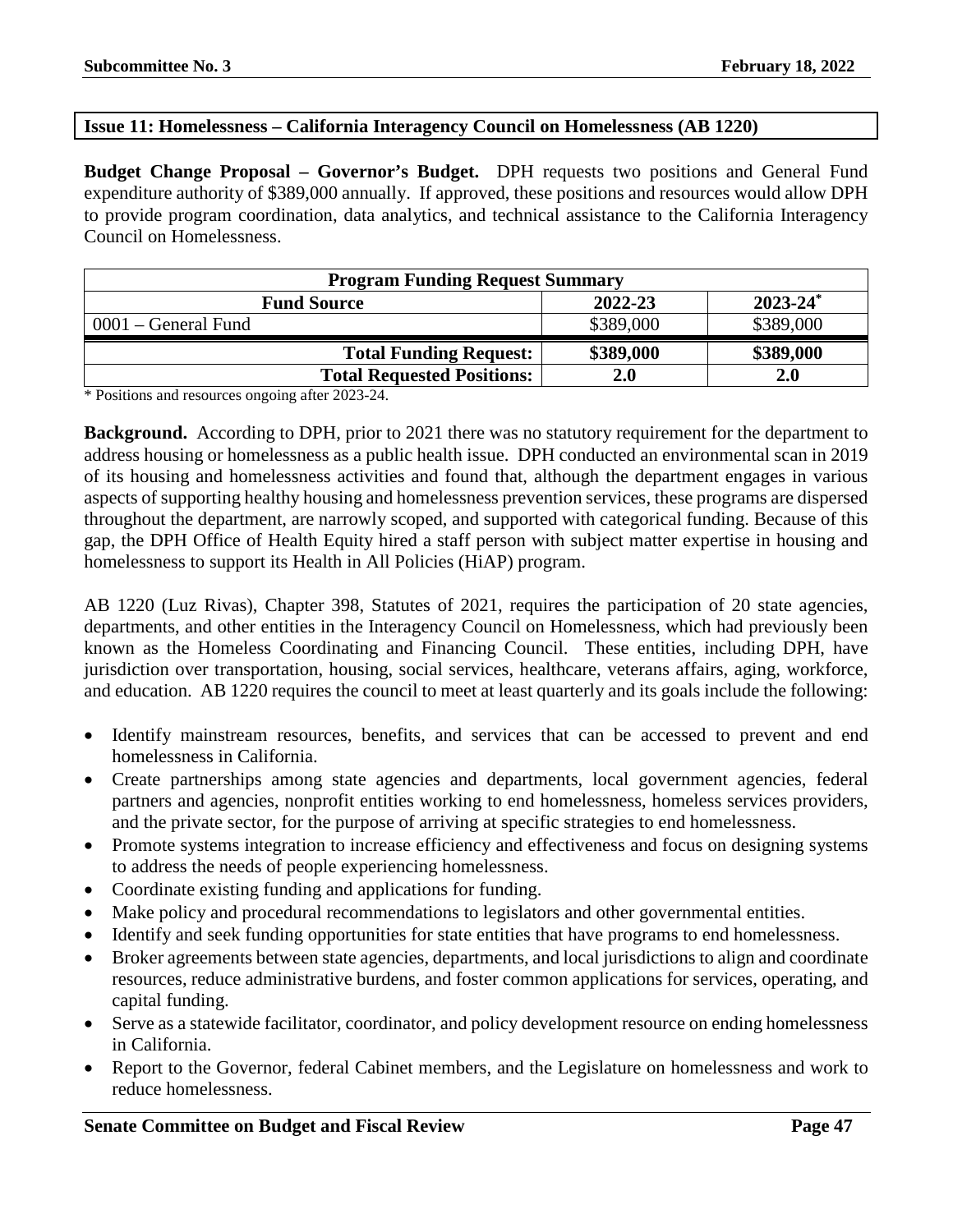## Issue 11: Homelessness – California Interagency Council on Homelessness (AB 1220)

**Budget Change Proposal – Governor's Budget.** DPH requests two positions and General Fund expenditure authority of $389,000 annually. If approved, these positions and resources would allow DPH to provide program coordination, data analytics, and technical assistance to the California Interagency Council on Homelessness.

| Program Funding Request Summary | | |
|---|---|---|
| **Fund Source** | **2022-23** | **2023-24*** |
| 0001 – General Fund | $389,000 | $389,000 |
| **Total Funding Request:** | **$389,000** | **$389,000** |
| **Total Requested Positions:** | **2.0** | **2.0** |

\* Positions and resources ongoing after 2023-24.

**Background.** According to DPH, prior to 2021 there was no statutory requirement for the department to address housing or homelessness as a public health issue. DPH conducted an environmental scan in 2019 of its housing and homelessness activities and found that, although the department engages in various aspects of supporting healthy housing and homelessness prevention services, these programs are dispersed throughout the department, are narrowly scoped, and supported with categorical funding. Because of this gap, the DPH Office of Health Equity hired a staff person with subject matter expertise in housing and homelessness to support its Health in All Policies (HiAP) program.

AB 1220 (Luz Rivas), Chapter 398, Statutes of 2021, requires the participation of 20 state agencies, departments, and other entities in the Interagency Council on Homelessness, which had previously been known as the Homeless Coordinating and Financing Council. These entities, including DPH, have jurisdiction over transportation, housing, social services, healthcare, veterans affairs, aging, workforce, and education. AB 1220 requires the council to meet at least quarterly and its goals include the following:

- Identify mainstream resources, benefits, and services that can be accessed to prevent and end homelessness in California.
- Create partnerships among state agencies and departments, local government agencies, federal partners and agencies, nonprofit entities working to end homelessness, homeless services providers, and the private sector, for the purpose of arriving at specific strategies to end homelessness.
- Promote systems integration to increase efficiency and effectiveness and focus on designing systems to address the needs of people experiencing homelessness.
- Coordinate existing funding and applications for funding.
- Make policy and procedural recommendations to legislators and other governmental entities.
- Identify and seek funding opportunities for state entities that have programs to end homelessness.
- Broker agreements between state agencies, departments, and local jurisdictions to align and coordinate resources, reduce administrative burdens, and foster common applications for services, operating, and capital funding.
- Serve as a statewide facilitator, coordinator, and policy development resource on ending homelessness in California.
- Report to the Governor, federal Cabinet members, and the Legislature on homelessness and work to reduce homelessness.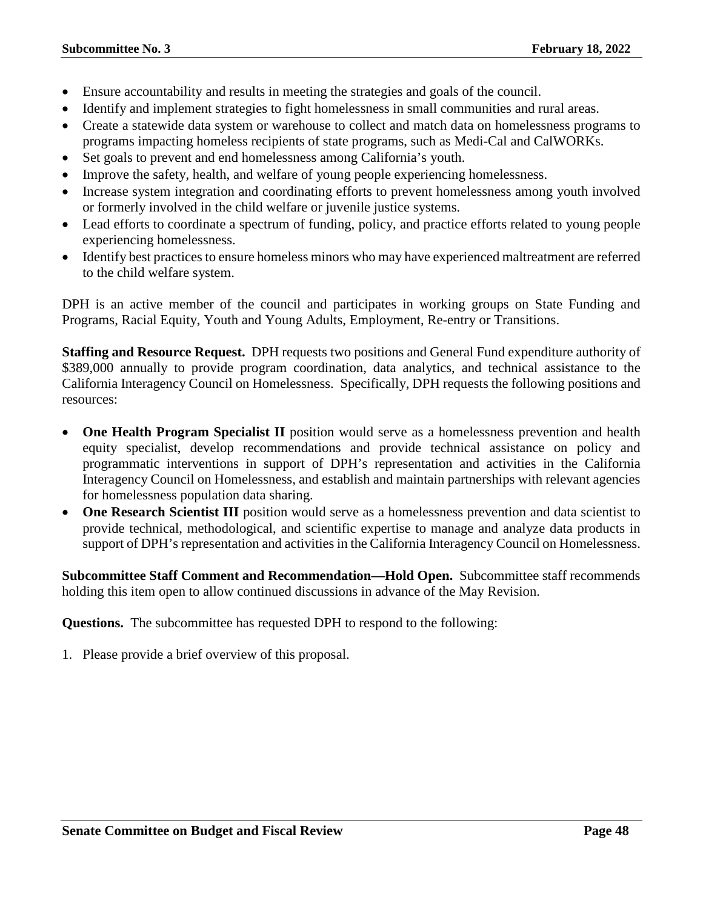- Ensure accountability and results in meeting the strategies and goals of the council.
- Identify and implement strategies to fight homelessness in small communities and rural areas.
- Create a statewide data system or warehouse to collect and match data on homelessness programs to programs impacting homeless recipients of state programs, such as Medi-Cal and CalWORKs.
- Set goals to prevent and end homelessness among California's youth.
- Improve the safety, health, and welfare of young people experiencing homelessness.
- Increase system integration and coordinating efforts to prevent homelessness among youth involved or formerly involved in the child welfare or juvenile justice systems.
- Lead efforts to coordinate a spectrum of funding, policy, and practice efforts related to young people experiencing homelessness.
- Identify best practices to ensure homeless minors who may have experienced maltreatment are referred to the child welfare system.

DPH is an active member of the council and participates in working groups on State Funding and Programs, Racial Equity, Youth and Young Adults, Employment, Re-entry or Transitions.

**Staffing and Resource Request.** DPH requests two positions and General Fund expenditure authority of $389,000 annually to provide program coordination, data analytics, and technical assistance to the California Interagency Council on Homelessness. Specifically, DPH requests the following positions and resources:

- **One Health Program Specialist II** position would serve as a homelessness prevention and health equity specialist, develop recommendations and provide technical assistance on policy and programmatic interventions in support of DPH's representation and activities in the California Interagency Council on Homelessness, and establish and maintain partnerships with relevant agencies for homelessness population data sharing.
- **One Research Scientist III** position would serve as a homelessness prevention and data scientist to provide technical, methodological, and scientific expertise to manage and analyze data products in support of DPH's representation and activities in the California Interagency Council on Homelessness.

**Subcommittee Staff Comment and Recommendation—Hold Open.** Subcommittee staff recommends holding this item open to allow continued discussions in advance of the May Revision.

**Questions.** The subcommittee has requested DPH to respond to the following:

1. Please provide a brief overview of this proposal.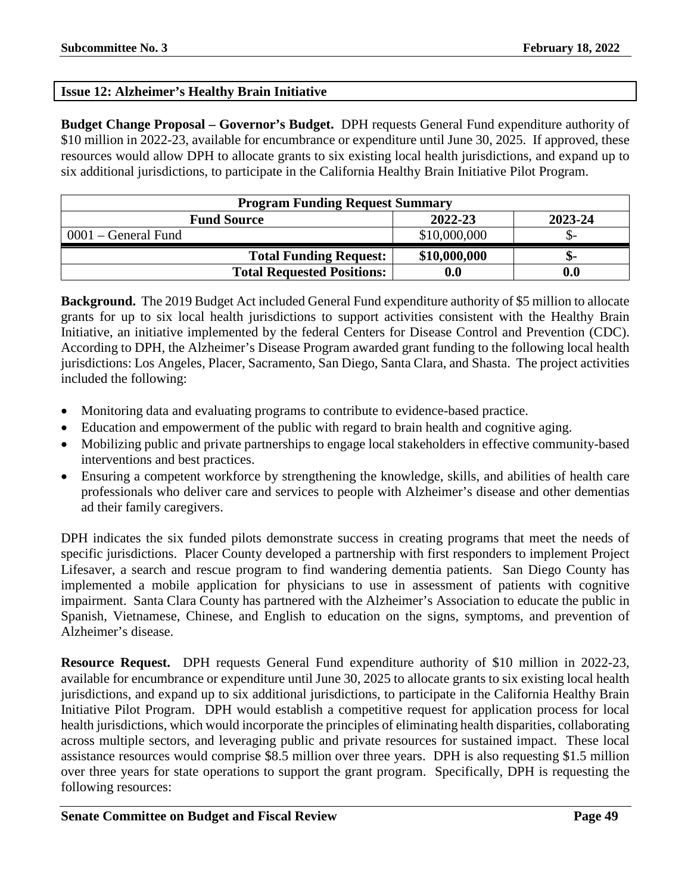## Issue 12: Alzheimer's Healthy Brain Initiative

**Budget Change Proposal – Governor's Budget.** DPH requests General Fund expenditure authority of $10 million in 2022-23, available for encumbrance or expenditure until June 30, 2025. If approved, these resources would allow DPH to allocate grants to six existing local health jurisdictions, and expand up to six additional jurisdictions, to participate in the California Healthy Brain Initiative Pilot Program.

| Program Funding Request Summary | | |
|---|---|---|
| **Fund Source** | **2022-23** | **2023-24** |
| 0001 – General Fund | $10,000,000 | $- |
| **Total Funding Request:** | **$10,000,000** | **$-** |
| **Total Requested Positions:** | **0.0** | **0.0** |

**Background.** The 2019 Budget Act included General Fund expenditure authority of $5 million to allocate grants for up to six local health jurisdictions to support activities consistent with the Healthy Brain Initiative, an initiative implemented by the federal Centers for Disease Control and Prevention (CDC). According to DPH, the Alzheimer's Disease Program awarded grant funding to the following local health jurisdictions: Los Angeles, Placer, Sacramento, San Diego, Santa Clara, and Shasta. The project activities included the following:

- Monitoring data and evaluating programs to contribute to evidence-based practice.
- Education and empowerment of the public with regard to brain health and cognitive aging.
- Mobilizing public and private partnerships to engage local stakeholders in effective community-based interventions and best practices.
- Ensuring a competent workforce by strengthening the knowledge, skills, and abilities of health care professionals who deliver care and services to people with Alzheimer's disease and other dementias ad their family caregivers.

DPH indicates the six funded pilots demonstrate success in creating programs that meet the needs of specific jurisdictions. Placer County developed a partnership with first responders to implement Project Lifesaver, a search and rescue program to find wandering dementia patients. San Diego County has implemented a mobile application for physicians to use in assessment of patients with cognitive impairment. Santa Clara County has partnered with the Alzheimer's Association to educate the public in Spanish, Vietnamese, Chinese, and English to education on the signs, symptoms, and prevention of Alzheimer's disease.

**Resource Request.** DPH requests General Fund expenditure authority of $10 million in 2022-23, available for encumbrance or expenditure until June 30, 2025 to allocate grants to six existing local health jurisdictions, and expand up to six additional jurisdictions, to participate in the California Healthy Brain Initiative Pilot Program. DPH would establish a competitive request for application process for local health jurisdictions, which would incorporate the principles of eliminating health disparities, collaborating across multiple sectors, and leveraging public and private resources for sustained impact. These local assistance resources would comprise $8.5 million over three years. DPH is also requesting $1.5 million over three years for state operations to support the grant program. Specifically, DPH is requesting the following resources: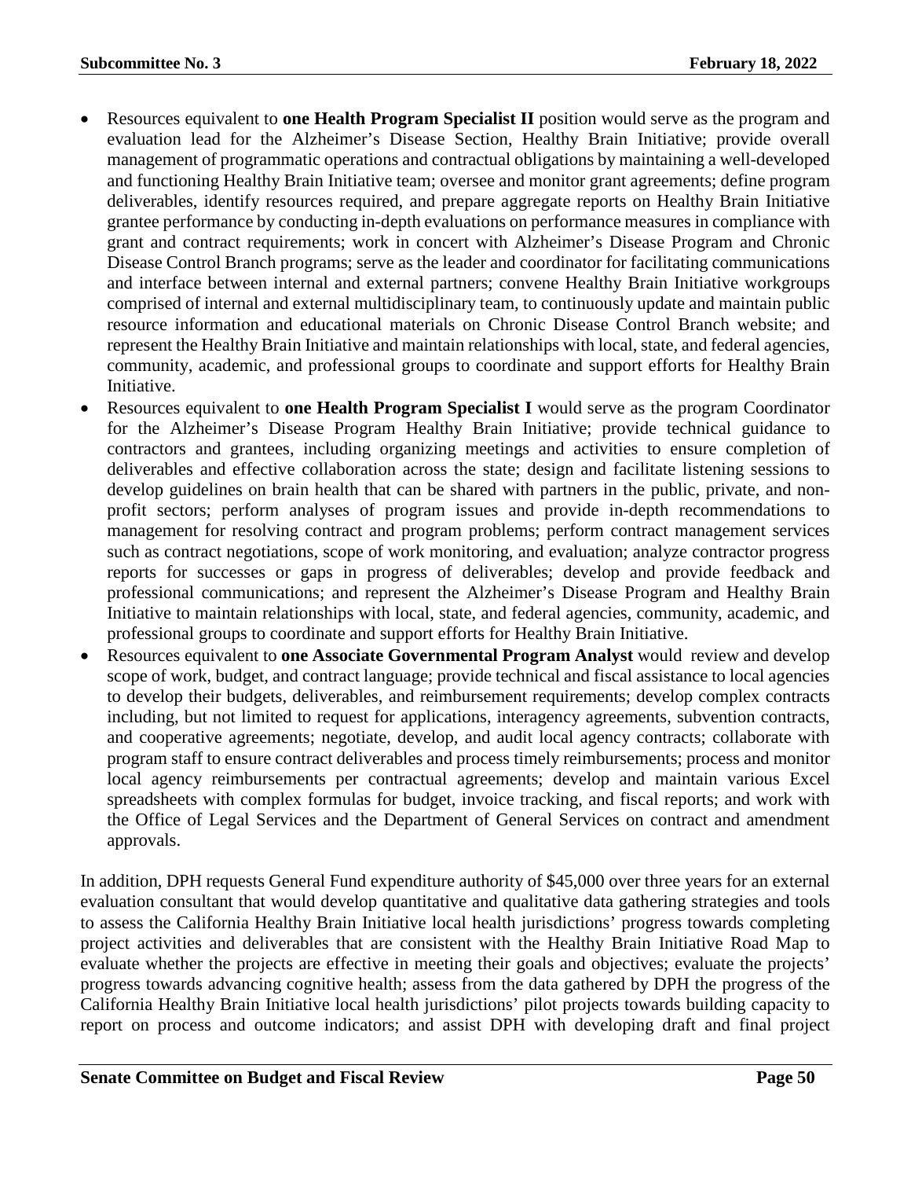- Resources equivalent to **one Health Program Specialist II** position would serve as the program and evaluation lead for the Alzheimer's Disease Section, Healthy Brain Initiative; provide overall management of programmatic operations and contractual obligations by maintaining a well-developed and functioning Healthy Brain Initiative team; oversee and monitor grant agreements; define program deliverables, identify resources required, and prepare aggregate reports on Healthy Brain Initiative grantee performance by conducting in-depth evaluations on performance measures in compliance with grant and contract requirements; work in concert with Alzheimer's Disease Program and Chronic Disease Control Branch programs; serve as the leader and coordinator for facilitating communications and interface between internal and external partners; convene Healthy Brain Initiative workgroups comprised of internal and external multidisciplinary team, to continuously update and maintain public resource information and educational materials on Chronic Disease Control Branch website; and represent the Healthy Brain Initiative and maintain relationships with local, state, and federal agencies, community, academic, and professional groups to coordinate and support efforts for Healthy Brain Initiative.
- Resources equivalent to **one Health Program Specialist I** would serve as the program Coordinator for the Alzheimer's Disease Program Healthy Brain Initiative; provide technical guidance to contractors and grantees, including organizing meetings and activities to ensure completion of deliverables and effective collaboration across the state; design and facilitate listening sessions to develop guidelines on brain health that can be shared with partners in the public, private, and non-profit sectors; perform analyses of program issues and provide in-depth recommendations to management for resolving contract and program problems; perform contract management services such as contract negotiations, scope of work monitoring, and evaluation; analyze contractor progress reports for successes or gaps in progress of deliverables; develop and provide feedback and professional communications; and represent the Alzheimer's Disease Program and Healthy Brain Initiative to maintain relationships with local, state, and federal agencies, community, academic, and professional groups to coordinate and support efforts for Healthy Brain Initiative.
- Resources equivalent to **one Associate Governmental Program Analyst** would review and develop scope of work, budget, and contract language; provide technical and fiscal assistance to local agencies to develop their budgets, deliverables, and reimbursement requirements; develop complex contracts including, but not limited to request for applications, interagency agreements, subvention contracts, and cooperative agreements; negotiate, develop, and audit local agency contracts; collaborate with program staff to ensure contract deliverables and process timely reimbursements; process and monitor local agency reimbursements per contractual agreements; develop and maintain various Excel spreadsheets with complex formulas for budget, invoice tracking, and fiscal reports; and work with the Office of Legal Services and the Department of General Services on contract and amendment approvals.

In addition, DPH requests General Fund expenditure authority of $45,000 over three years for an external evaluation consultant that would develop quantitative and qualitative data gathering strategies and tools to assess the California Healthy Brain Initiative local health jurisdictions' progress towards completing project activities and deliverables that are consistent with the Healthy Brain Initiative Road Map to evaluate whether the projects are effective in meeting their goals and objectives; evaluate the projects' progress towards advancing cognitive health; assess from the data gathered by DPH the progress of the California Healthy Brain Initiative local health jurisdictions' pilot projects towards building capacity to report on process and outcome indicators; and assist DPH with developing draft and final project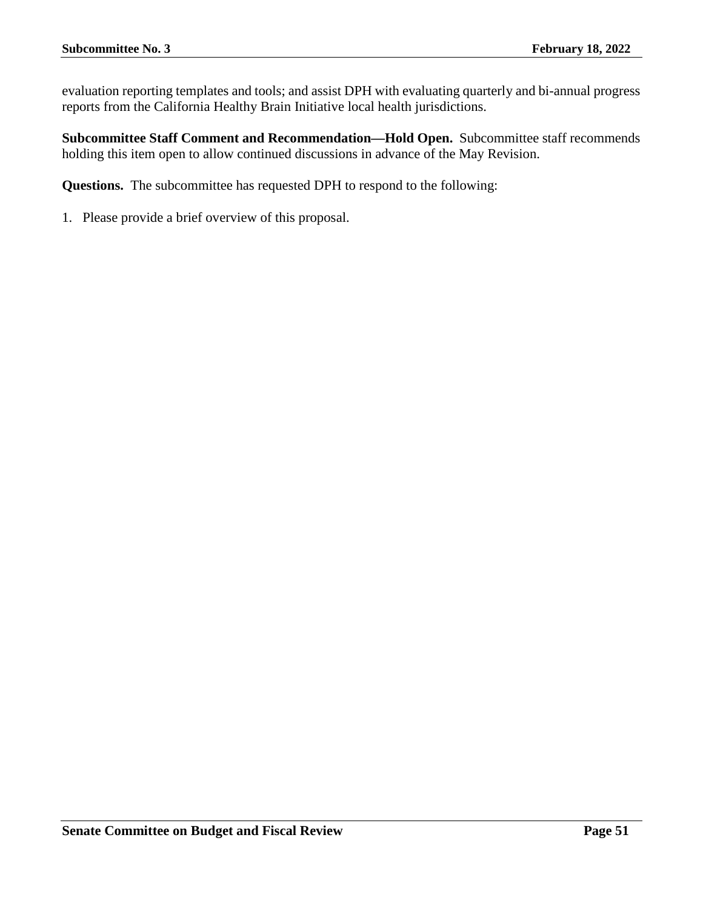evaluation reporting templates and tools; and assist DPH with evaluating quarterly and bi-annual progress reports from the California Healthy Brain Initiative local health jurisdictions.

**Subcommittee Staff Comment and Recommendation—Hold Open.** Subcommittee staff recommends holding this item open to allow continued discussions in advance of the May Revision.

**Questions.** The subcommittee has requested DPH to respond to the following:

1. Please provide a brief overview of this proposal.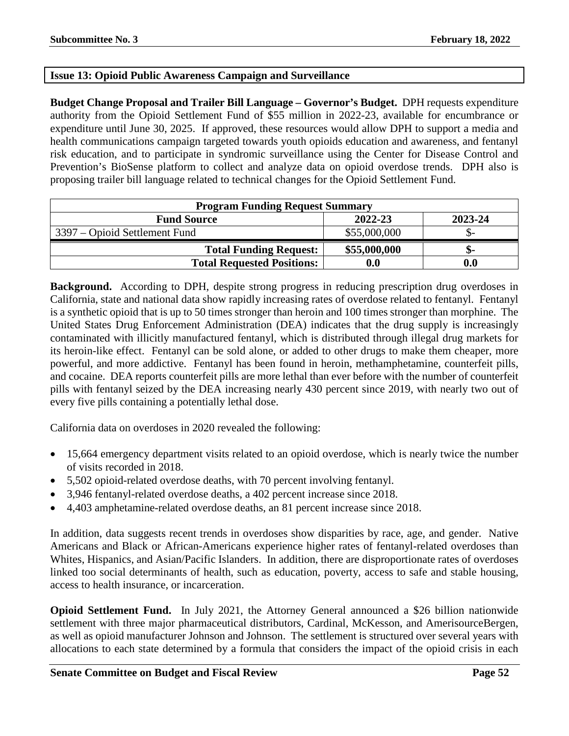## Issue 13: Opioid Public Awareness Campaign and Surveillance

**Budget Change Proposal and Trailer Bill Language – Governor's Budget.** DPH requests expenditure authority from the Opioid Settlement Fund of $55 million in 2022-23, available for encumbrance or expenditure until June 30, 2025. If approved, these resources would allow DPH to support a media and health communications campaign targeted towards youth opioids education and awareness, and fentanyl risk education, and to participate in syndromic surveillance using the Center for Disease Control and Prevention's BioSense platform to collect and analyze data on opioid overdose trends. DPH also is proposing trailer bill language related to technical changes for the Opioid Settlement Fund.

| Program Funding Request Summary | | |
|---|---|---|
| **Fund Source** | **2022-23** | **2023-24** |
| 3397 – Opioid Settlement Fund | $55,000,000 | $- |
| **Total Funding Request:** | **$55,000,000** | **$-** |
| **Total Requested Positions:** | **0.0** | **0.0** |

**Background.** According to DPH, despite strong progress in reducing prescription drug overdoses in California, state and national data show rapidly increasing rates of overdose related to fentanyl. Fentanyl is a synthetic opioid that is up to 50 times stronger than heroin and 100 times stronger than morphine. The United States Drug Enforcement Administration (DEA) indicates that the drug supply is increasingly contaminated with illicitly manufactured fentanyl, which is distributed through illegal drug markets for its heroin-like effect. Fentanyl can be sold alone, or added to other drugs to make them cheaper, more powerful, and more addictive. Fentanyl has been found in heroin, methamphetamine, counterfeit pills, and cocaine. DEA reports counterfeit pills are more lethal than ever before with the number of counterfeit pills with fentanyl seized by the DEA increasing nearly 430 percent since 2019, with nearly two out of every five pills containing a potentially lethal dose.

California data on overdoses in 2020 revealed the following:

- 15,664 emergency department visits related to an opioid overdose, which is nearly twice the number of visits recorded in 2018.
- 5,502 opioid-related overdose deaths, with 70 percent involving fentanyl.
- 3,946 fentanyl-related overdose deaths, a 402 percent increase since 2018.
- 4,403 amphetamine-related overdose deaths, an 81 percent increase since 2018.

In addition, data suggests recent trends in overdoses show disparities by race, age, and gender. Native Americans and Black or African-Americans experience higher rates of fentanyl-related overdoses than Whites, Hispanics, and Asian/Pacific Islanders. In addition, there are disproportionate rates of overdoses linked too social determinants of health, such as education, poverty, access to safe and stable housing, access to health insurance, or incarceration.

**Opioid Settlement Fund.** In July 2021, the Attorney General announced a $26 billion nationwide settlement with three major pharmaceutical distributors, Cardinal, McKesson, and AmerisourceBergen, as well as opioid manufacturer Johnson and Johnson. The settlement is structured over several years with allocations to each state determined by a formula that considers the impact of the opioid crisis in each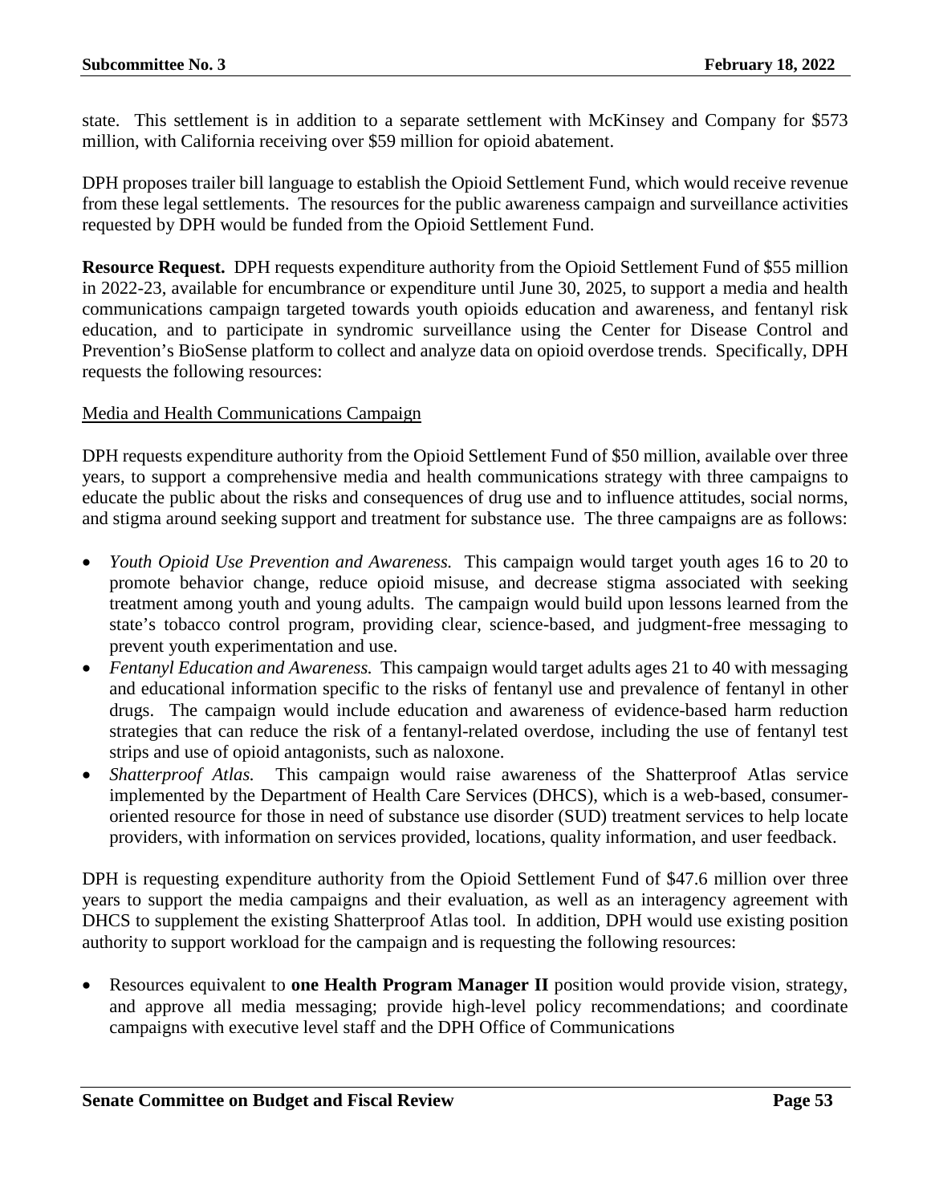state. This settlement is in addition to a separate settlement with McKinsey and Company for $573 million, with California receiving over $59 million for opioid abatement.

DPH proposes trailer bill language to establish the Opioid Settlement Fund, which would receive revenue from these legal settlements. The resources for the public awareness campaign and surveillance activities requested by DPH would be funded from the Opioid Settlement Fund.

**Resource Request.** DPH requests expenditure authority from the Opioid Settlement Fund of $55 million in 2022-23, available for encumbrance or expenditure until June 30, 2025, to support a media and health communications campaign targeted towards youth opioids education and awareness, and fentanyl risk education, and to participate in syndromic surveillance using the Center for Disease Control and Prevention's BioSense platform to collect and analyze data on opioid overdose trends. Specifically, DPH requests the following resources:

Media and Health Communications Campaign

DPH requests expenditure authority from the Opioid Settlement Fund of $50 million, available over three years, to support a comprehensive media and health communications strategy with three campaigns to educate the public about the risks and consequences of drug use and to influence attitudes, social norms, and stigma around seeking support and treatment for substance use. The three campaigns are as follows:

- *Youth Opioid Use Prevention and Awareness.* This campaign would target youth ages 16 to 20 to promote behavior change, reduce opioid misuse, and decrease stigma associated with seeking treatment among youth and young adults. The campaign would build upon lessons learned from the state's tobacco control program, providing clear, science-based, and judgment-free messaging to prevent youth experimentation and use.
- *Fentanyl Education and Awareness.* This campaign would target adults ages 21 to 40 with messaging and educational information specific to the risks of fentanyl use and prevalence of fentanyl in other drugs. The campaign would include education and awareness of evidence-based harm reduction strategies that can reduce the risk of a fentanyl-related overdose, including the use of fentanyl test strips and use of opioid antagonists, such as naloxone.
- *Shatterproof Atlas.* This campaign would raise awareness of the Shatterproof Atlas service implemented by the Department of Health Care Services (DHCS), which is a web-based, consumer-oriented resource for those in need of substance use disorder (SUD) treatment services to help locate providers, with information on services provided, locations, quality information, and user feedback.

DPH is requesting expenditure authority from the Opioid Settlement Fund of $47.6 million over three years to support the media campaigns and their evaluation, as well as an interagency agreement with DHCS to supplement the existing Shatterproof Atlas tool. In addition, DPH would use existing position authority to support workload for the campaign and is requesting the following resources:

- Resources equivalent to **one Health Program Manager II** position would provide vision, strategy, and approve all media messaging; provide high-level policy recommendations; and coordinate campaigns with executive level staff and the DPH Office of Communications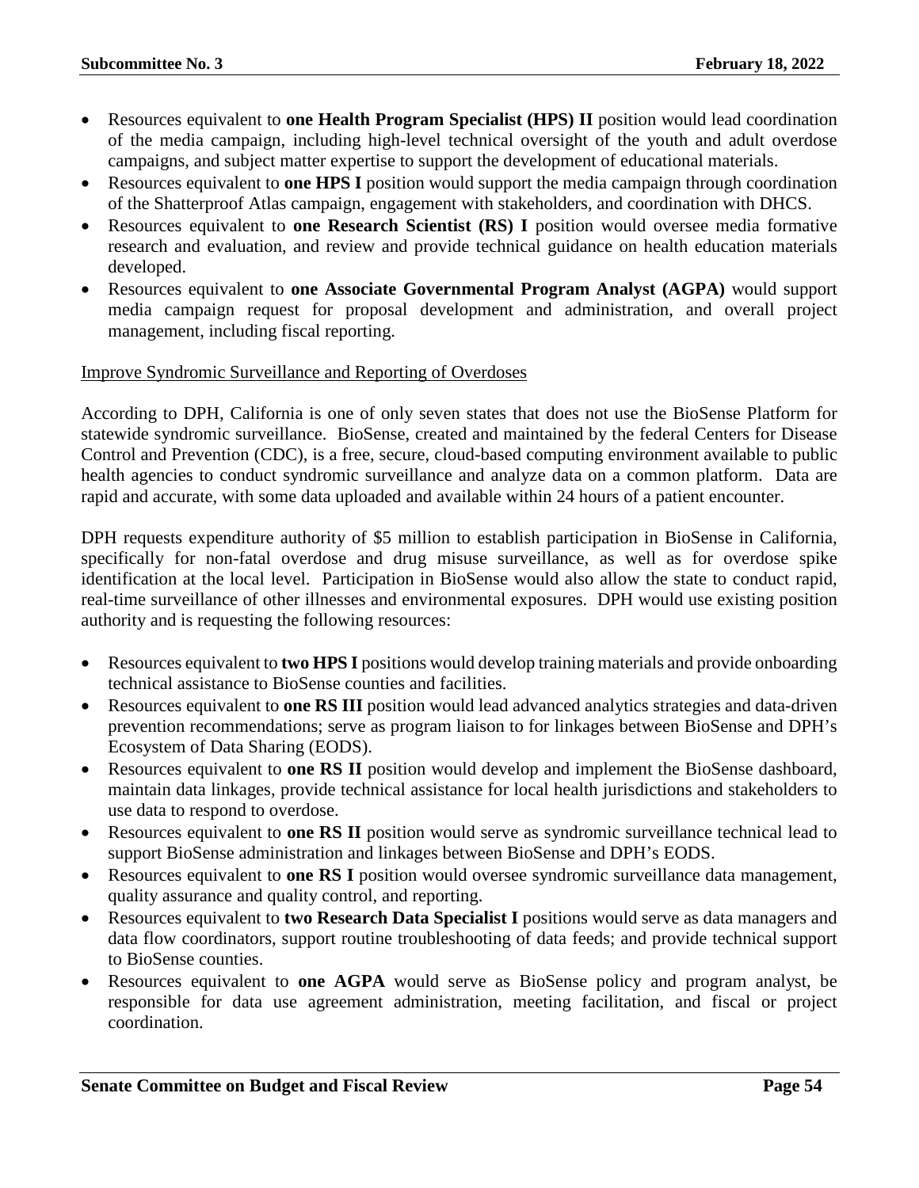- Resources equivalent to **one Health Program Specialist (HPS) II** position would lead coordination of the media campaign, including high-level technical oversight of the youth and adult overdose campaigns, and subject matter expertise to support the development of educational materials.
- Resources equivalent to **one HPS I** position would support the media campaign through coordination of the Shatterproof Atlas campaign, engagement with stakeholders, and coordination with DHCS.
- Resources equivalent to **one Research Scientist (RS) I** position would oversee media formative research and evaluation, and review and provide technical guidance on health education materials developed.
- Resources equivalent to **one Associate Governmental Program Analyst (AGPA)** would support media campaign request for proposal development and administration, and overall project management, including fiscal reporting.

<u>Improve Syndromic Surveillance and Reporting of Overdoses</u>

According to DPH, California is one of only seven states that does not use the BioSense Platform for statewide syndromic surveillance. BioSense, created and maintained by the federal Centers for Disease Control and Prevention (CDC), is a free, secure, cloud-based computing environment available to public health agencies to conduct syndromic surveillance and analyze data on a common platform. Data are rapid and accurate, with some data uploaded and available within 24 hours of a patient encounter.

DPH requests expenditure authority of $5 million to establish participation in BioSense in California, specifically for non-fatal overdose and drug misuse surveillance, as well as for overdose spike identification at the local level. Participation in BioSense would also allow the state to conduct rapid, real-time surveillance of other illnesses and environmental exposures. DPH would use existing position authority and is requesting the following resources:

- Resources equivalent to **two HPS I** positions would develop training materials and provide onboarding technical assistance to BioSense counties and facilities.
- Resources equivalent to **one RS III** position would lead advanced analytics strategies and data-driven prevention recommendations; serve as program liaison to for linkages between BioSense and DPH's Ecosystem of Data Sharing (EODS).
- Resources equivalent to **one RS II** position would develop and implement the BioSense dashboard, maintain data linkages, provide technical assistance for local health jurisdictions and stakeholders to use data to respond to overdose.
- Resources equivalent to **one RS II** position would serve as syndromic surveillance technical lead to support BioSense administration and linkages between BioSense and DPH's EODS.
- Resources equivalent to **one RS I** position would oversee syndromic surveillance data management, quality assurance and quality control, and reporting.
- Resources equivalent to **two Research Data Specialist I** positions would serve as data managers and data flow coordinators, support routine troubleshooting of data feeds; and provide technical support to BioSense counties.
- Resources equivalent to **one AGPA** would serve as BioSense policy and program analyst, be responsible for data use agreement administration, meeting facilitation, and fiscal or project coordination.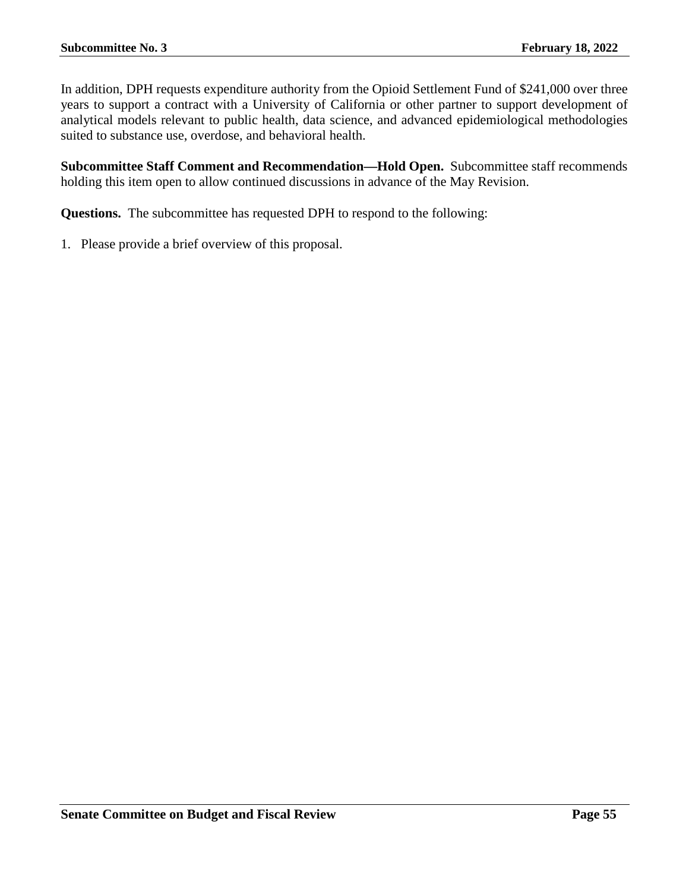In addition, DPH requests expenditure authority from the Opioid Settlement Fund of $241,000 over three years to support a contract with a University of California or other partner to support development of analytical models relevant to public health, data science, and advanced epidemiological methodologies suited to substance use, overdose, and behavioral health.

**Subcommittee Staff Comment and Recommendation—Hold Open.** Subcommittee staff recommends holding this item open to allow continued discussions in advance of the May Revision.

**Questions.** The subcommittee has requested DPH to respond to the following:

1. Please provide a brief overview of this proposal.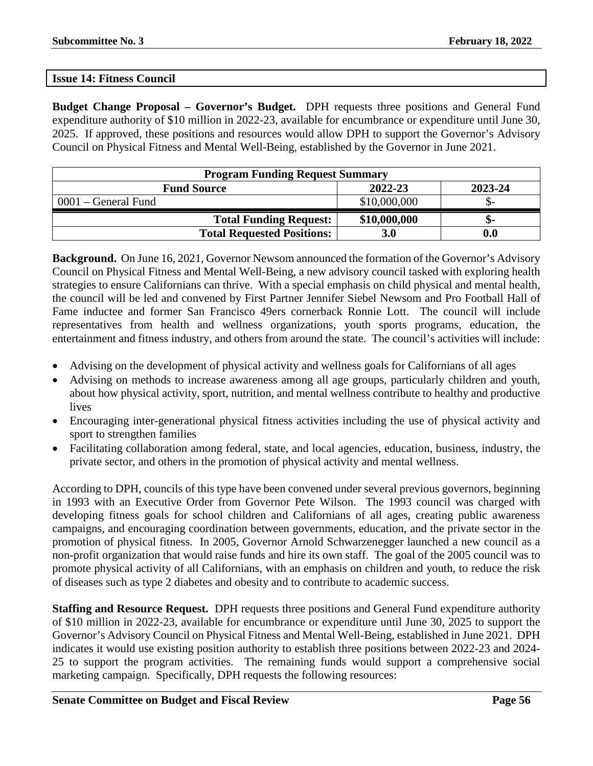## Issue 14: Fitness Council

**Budget Change Proposal – Governor's Budget.** DPH requests three positions and General Fund expenditure authority of $10 million in 2022-23, available for encumbrance or expenditure until June 30, 2025. If approved, these positions and resources would allow DPH to support the Governor's Advisory Council on Physical Fitness and Mental Well-Being, established by the Governor in June 2021.

| Program Funding Request Summary | | |
|---|---|---|
| **Fund Source** | **2022-23** | **2023-24** |
| 0001 – General Fund | $10,000,000 | $- |
| **Total Funding Request:** | **$10,000,000** | **$-** |
| **Total Requested Positions:** | **3.0** | **0.0** |

**Background.** On June 16, 2021, Governor Newsom announced the formation of the Governor's Advisory Council on Physical Fitness and Mental Well-Being, a new advisory council tasked with exploring health strategies to ensure Californians can thrive. With a special emphasis on child physical and mental health, the council will be led and convened by First Partner Jennifer Siebel Newsom and Pro Football Hall of Fame inductee and former San Francisco 49ers cornerback Ronnie Lott. The council will include representatives from health and wellness organizations, youth sports programs, education, the entertainment and fitness industry, and others from around the state. The council's activities will include:

- Advising on the development of physical activity and wellness goals for Californians of all ages
- Advising on methods to increase awareness among all age groups, particularly children and youth, about how physical activity, sport, nutrition, and mental wellness contribute to healthy and productive lives
- Encouraging inter-generational physical fitness activities including the use of physical activity and sport to strengthen families
- Facilitating collaboration among federal, state, and local agencies, education, business, industry, the private sector, and others in the promotion of physical activity and mental wellness.

According to DPH, councils of this type have been convened under several previous governors, beginning in 1993 with an Executive Order from Governor Pete Wilson. The 1993 council was charged with developing fitness goals for school children and Californians of all ages, creating public awareness campaigns, and encouraging coordination between governments, education, and the private sector in the promotion of physical fitness. In 2005, Governor Arnold Schwarzenegger launched a new council as a non-profit organization that would raise funds and hire its own staff. The goal of the 2005 council was to promote physical activity of all Californians, with an emphasis on children and youth, to reduce the risk of diseases such as type 2 diabetes and obesity and to contribute to academic success.

**Staffing and Resource Request.** DPH requests three positions and General Fund expenditure authority of $10 million in 2022-23, available for encumbrance or expenditure until June 30, 2025 to support the Governor's Advisory Council on Physical Fitness and Mental Well-Being, established in June 2021. DPH indicates it would use existing position authority to establish three positions between 2022-23 and 2024-25 to support the program activities. The remaining funds would support a comprehensive social marketing campaign. Specifically, DPH requests the following resources: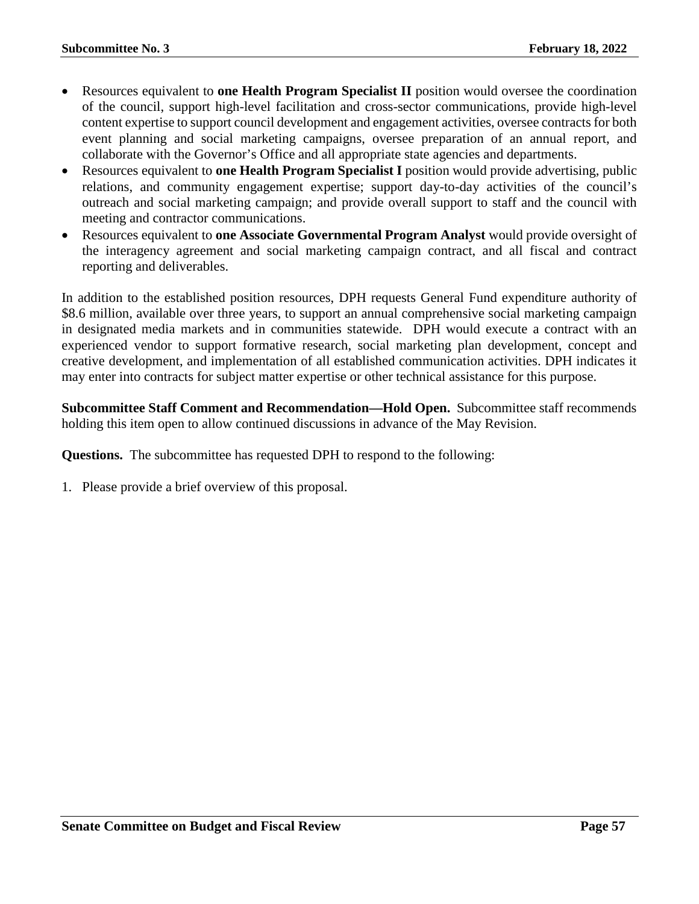- Resources equivalent to **one Health Program Specialist II** position would oversee the coordination of the council, support high-level facilitation and cross-sector communications, provide high-level content expertise to support council development and engagement activities, oversee contracts for both event planning and social marketing campaigns, oversee preparation of an annual report, and collaborate with the Governor's Office and all appropriate state agencies and departments.
- Resources equivalent to **one Health Program Specialist I** position would provide advertising, public relations, and community engagement expertise; support day-to-day activities of the council's outreach and social marketing campaign; and provide overall support to staff and the council with meeting and contractor communications.
- Resources equivalent to **one Associate Governmental Program Analyst** would provide oversight of the interagency agreement and social marketing campaign contract, and all fiscal and contract reporting and deliverables.

In addition to the established position resources, DPH requests General Fund expenditure authority of $8.6 million, available over three years, to support an annual comprehensive social marketing campaign in designated media markets and in communities statewide. DPH would execute a contract with an experienced vendor to support formative research, social marketing plan development, concept and creative development, and implementation of all established communication activities. DPH indicates it may enter into contracts for subject matter expertise or other technical assistance for this purpose.

**Subcommittee Staff Comment and Recommendation—Hold Open.** Subcommittee staff recommends holding this item open to allow continued discussions in advance of the May Revision.

**Questions.** The subcommittee has requested DPH to respond to the following:

1. Please provide a brief overview of this proposal.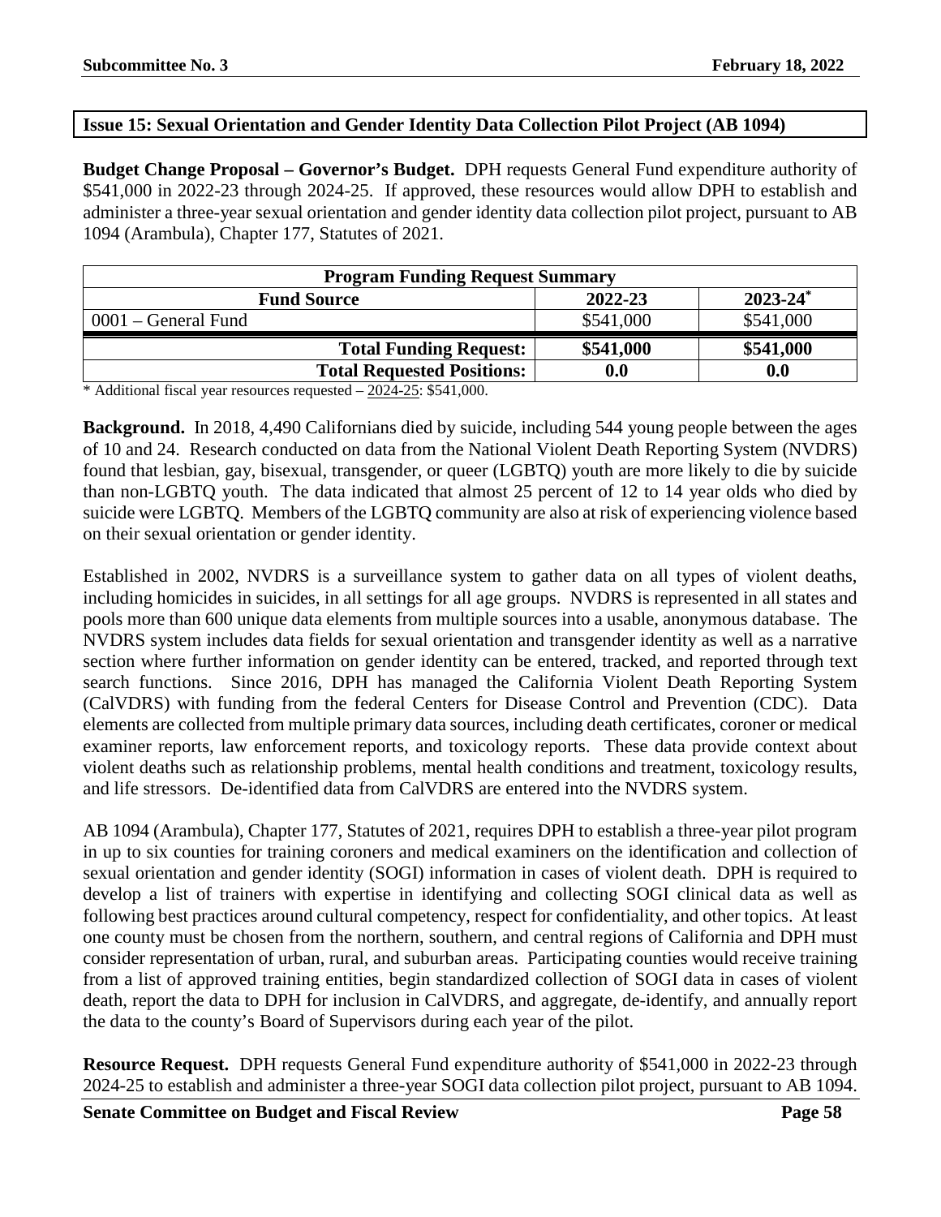## Issue 15: Sexual Orientation and Gender Identity Data Collection Pilot Project (AB 1094)

**Budget Change Proposal – Governor's Budget.** DPH requests General Fund expenditure authority of $541,000 in 2022-23 through 2024-25. If approved, these resources would allow DPH to establish and administer a three-year sexual orientation and gender identity data collection pilot project, pursuant to AB 1094 (Arambula), Chapter 177, Statutes of 2021.

| Program Funding Request Summary | | |
|---|---|---|
| **Fund Source** | **2022-23** | **2023-24*** |
| 0001 – General Fund | $541,000 | $541,000 |
| **Total Funding Request:** | **$541,000** | **$541,000** |
| **Total Requested Positions:** | **0.0** | **0.0** |

* Additional fiscal year resources requested – 2024-25: $541,000.

**Background.** In 2018, 4,490 Californians died by suicide, including 544 young people between the ages of 10 and 24. Research conducted on data from the National Violent Death Reporting System (NVDRS) found that lesbian, gay, bisexual, transgender, or queer (LGBTQ) youth are more likely to die by suicide than non-LGBTQ youth. The data indicated that almost 25 percent of 12 to 14 year olds who died by suicide were LGBTQ. Members of the LGBTQ community are also at risk of experiencing violence based on their sexual orientation or gender identity.

Established in 2002, NVDRS is a surveillance system to gather data on all types of violent deaths, including homicides in suicides, in all settings for all age groups. NVDRS is represented in all states and pools more than 600 unique data elements from multiple sources into a usable, anonymous database. The NVDRS system includes data fields for sexual orientation and transgender identity as well as a narrative section where further information on gender identity can be entered, tracked, and reported through text search functions. Since 2016, DPH has managed the California Violent Death Reporting System (CalVDRS) with funding from the federal Centers for Disease Control and Prevention (CDC). Data elements are collected from multiple primary data sources, including death certificates, coroner or medical examiner reports, law enforcement reports, and toxicology reports. These data provide context about violent deaths such as relationship problems, mental health conditions and treatment, toxicology results, and life stressors. De-identified data from CalVDRS are entered into the NVDRS system.

AB 1094 (Arambula), Chapter 177, Statutes of 2021, requires DPH to establish a three-year pilot program in up to six counties for training coroners and medical examiners on the identification and collection of sexual orientation and gender identity (SOGI) information in cases of violent death. DPH is required to develop a list of trainers with expertise in identifying and collecting SOGI clinical data as well as following best practices around cultural competency, respect for confidentiality, and other topics. At least one county must be chosen from the northern, southern, and central regions of California and DPH must consider representation of urban, rural, and suburban areas. Participating counties would receive training from a list of approved training entities, begin standardized collection of SOGI data in cases of violent death, report the data to DPH for inclusion in CalVDRS, and aggregate, de-identify, and annually report the data to the county's Board of Supervisors during each year of the pilot.

**Resource Request.** DPH requests General Fund expenditure authority of $541,000 in 2022-23 through 2024-25 to establish and administer a three-year SOGI data collection pilot project, pursuant to AB 1094.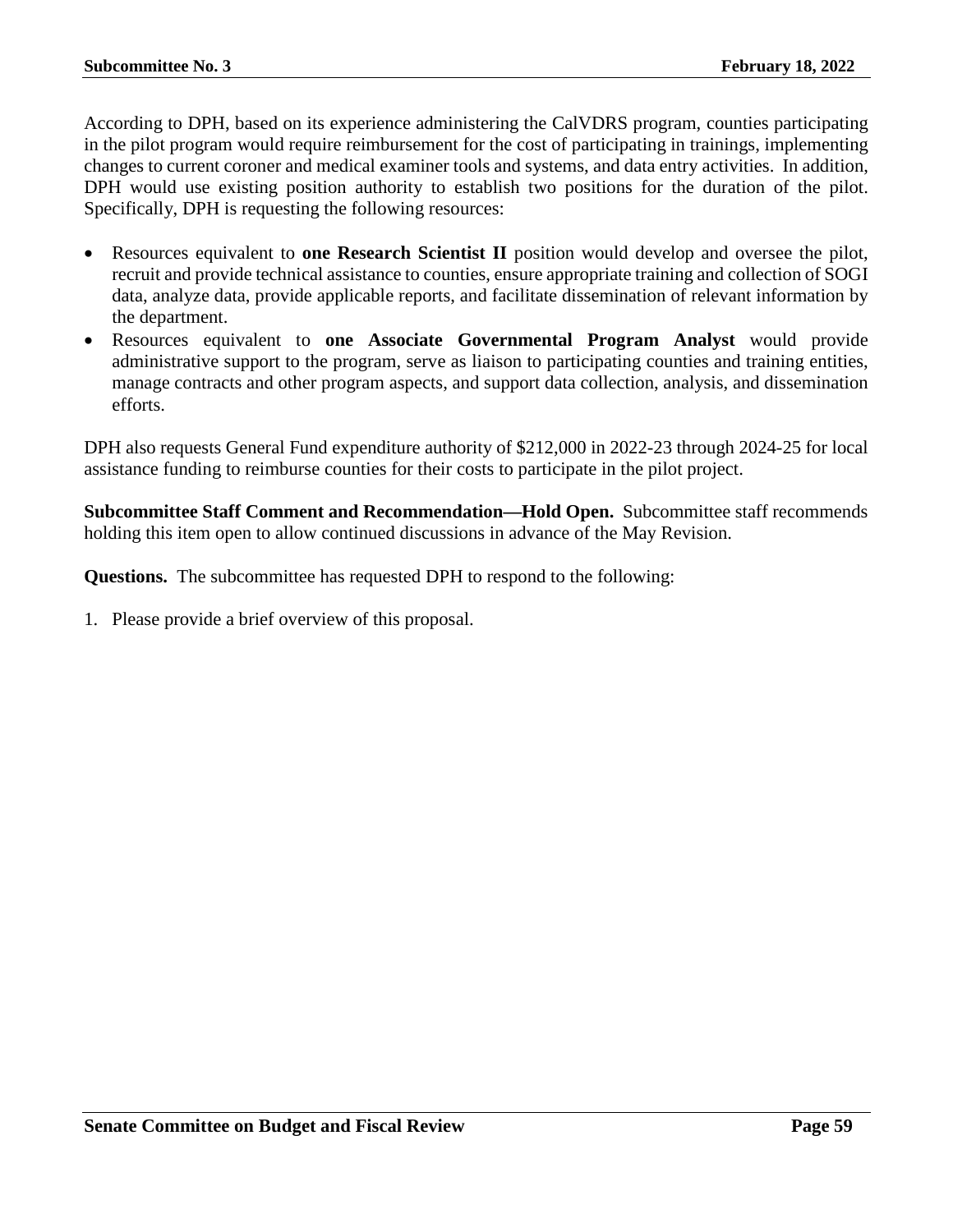According to DPH, based on its experience administering the CalVDRS program, counties participating in the pilot program would require reimbursement for the cost of participating in trainings, implementing changes to current coroner and medical examiner tools and systems, and data entry activities. In addition, DPH would use existing position authority to establish two positions for the duration of the pilot. Specifically, DPH is requesting the following resources:

- Resources equivalent to **one Research Scientist II** position would develop and oversee the pilot, recruit and provide technical assistance to counties, ensure appropriate training and collection of SOGI data, analyze data, provide applicable reports, and facilitate dissemination of relevant information by the department.
- Resources equivalent to **one Associate Governmental Program Analyst** would provide administrative support to the program, serve as liaison to participating counties and training entities, manage contracts and other program aspects, and support data collection, analysis, and dissemination efforts.

DPH also requests General Fund expenditure authority of $212,000 in 2022-23 through 2024-25 for local assistance funding to reimburse counties for their costs to participate in the pilot project.

**Subcommittee Staff Comment and Recommendation—Hold Open.** Subcommittee staff recommends holding this item open to allow continued discussions in advance of the May Revision.

**Questions.** The subcommittee has requested DPH to respond to the following:

1. Please provide a brief overview of this proposal.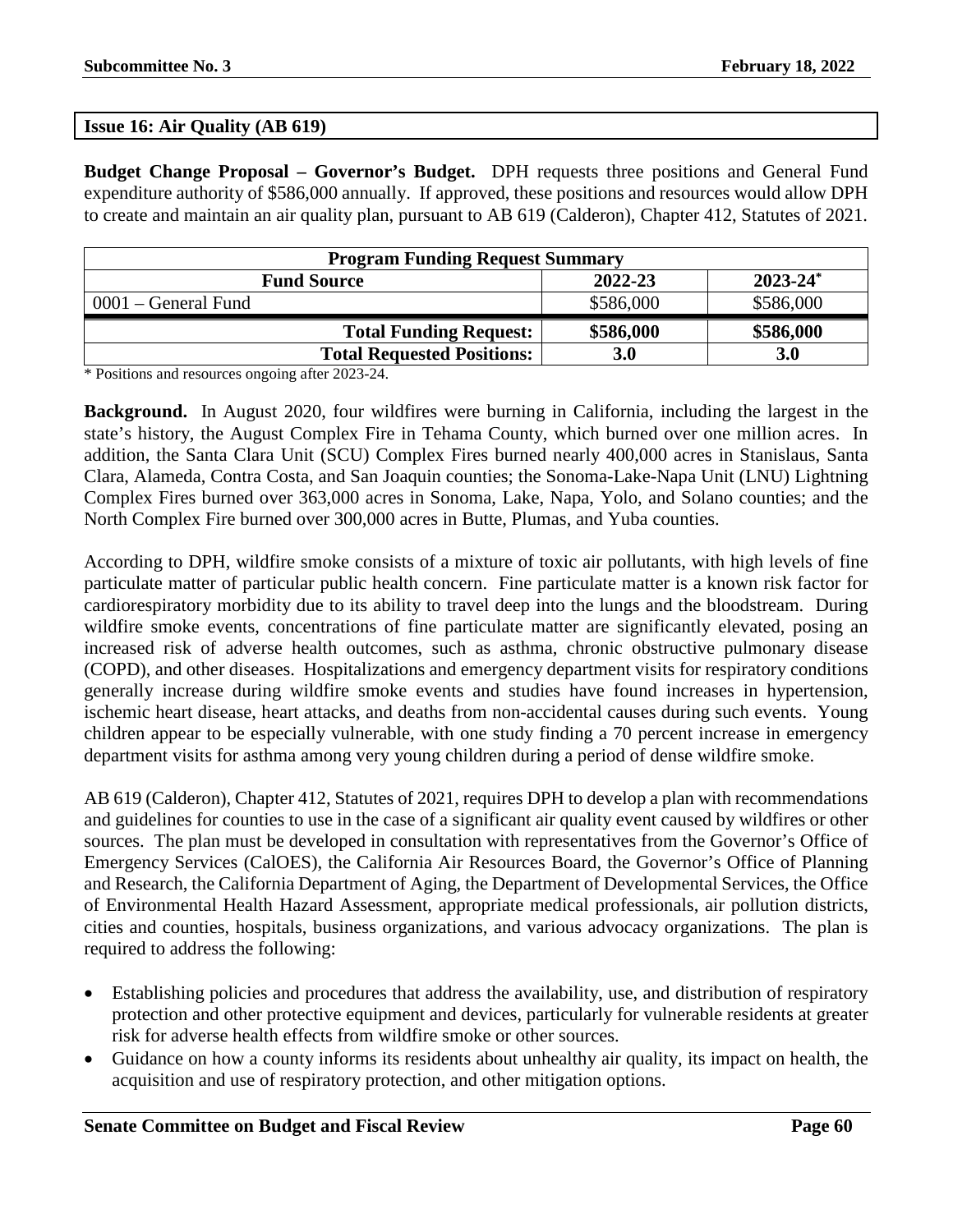**Issue 16: Air Quality (AB 619)**

**Budget Change Proposal – Governor's Budget.** DPH requests three positions and General Fund expenditure authority of $586,000 annually. If approved, these positions and resources would allow DPH to create and maintain an air quality plan, pursuant to AB 619 (Calderon), Chapter 412, Statutes of 2021.

| Program Funding Request Summary | | |
|---|---|---|
| **Fund Source** | **2022-23** | **2023-24*** |
| 0001 – General Fund | $586,000 | $586,000 |
| **Total Funding Request:** | **$586,000** | **$586,000** |
| **Total Requested Positions:** | **3.0** | **3.0** |

* Positions and resources ongoing after 2023-24.

**Background.** In August 2020, four wildfires were burning in California, including the largest in the state's history, the August Complex Fire in Tehama County, which burned over one million acres. In addition, the Santa Clara Unit (SCU) Complex Fires burned nearly 400,000 acres in Stanislaus, Santa Clara, Alameda, Contra Costa, and San Joaquin counties; the Sonoma-Lake-Napa Unit (LNU) Lightning Complex Fires burned over 363,000 acres in Sonoma, Lake, Napa, Yolo, and Solano counties; and the North Complex Fire burned over 300,000 acres in Butte, Plumas, and Yuba counties.

According to DPH, wildfire smoke consists of a mixture of toxic air pollutants, with high levels of fine particulate matter of particular public health concern. Fine particulate matter is a known risk factor for cardiorespiratory morbidity due to its ability to travel deep into the lungs and the bloodstream. During wildfire smoke events, concentrations of fine particulate matter are significantly elevated, posing an increased risk of adverse health outcomes, such as asthma, chronic obstructive pulmonary disease (COPD), and other diseases. Hospitalizations and emergency department visits for respiratory conditions generally increase during wildfire smoke events and studies have found increases in hypertension, ischemic heart disease, heart attacks, and deaths from non-accidental causes during such events. Young children appear to be especially vulnerable, with one study finding a 70 percent increase in emergency department visits for asthma among very young children during a period of dense wildfire smoke.

AB 619 (Calderon), Chapter 412, Statutes of 2021, requires DPH to develop a plan with recommendations and guidelines for counties to use in the case of a significant air quality event caused by wildfires or other sources. The plan must be developed in consultation with representatives from the Governor's Office of Emergency Services (CalOES), the California Air Resources Board, the Governor's Office of Planning and Research, the California Department of Aging, the Department of Developmental Services, the Office of Environmental Health Hazard Assessment, appropriate medical professionals, air pollution districts, cities and counties, hospitals, business organizations, and various advocacy organizations. The plan is required to address the following:

- Establishing policies and procedures that address the availability, use, and distribution of respiratory protection and other protective equipment and devices, particularly for vulnerable residents at greater risk for adverse health effects from wildfire smoke or other sources.
- Guidance on how a county informs its residents about unhealthy air quality, its impact on health, the acquisition and use of respiratory protection, and other mitigation options.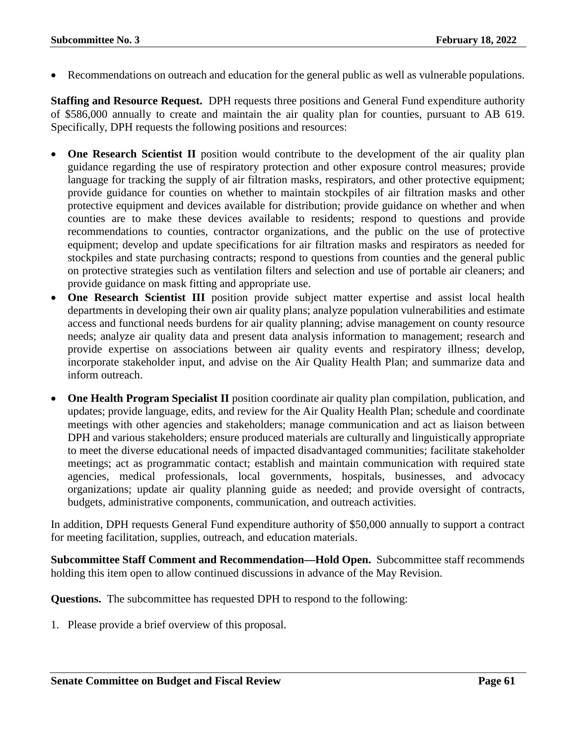- Recommendations on outreach and education for the general public as well as vulnerable populations.

**Staffing and Resource Request.** DPH requests three positions and General Fund expenditure authority of $586,000 annually to create and maintain the air quality plan for counties, pursuant to AB 619. Specifically, DPH requests the following positions and resources:

- **One Research Scientist II** position would contribute to the development of the air quality plan guidance regarding the use of respiratory protection and other exposure control measures; provide language for tracking the supply of air filtration masks, respirators, and other protective equipment; provide guidance for counties on whether to maintain stockpiles of air filtration masks and other protective equipment and devices available for distribution; provide guidance on whether and when counties are to make these devices available to residents; respond to questions and provide recommendations to counties, contractor organizations, and the public on the use of protective equipment; develop and update specifications for air filtration masks and respirators as needed for stockpiles and state purchasing contracts; respond to questions from counties and the general public on protective strategies such as ventilation filters and selection and use of portable air cleaners; and provide guidance on mask fitting and appropriate use.
- **One Research Scientist III** position provide subject matter expertise and assist local health departments in developing their own air quality plans; analyze population vulnerabilities and estimate access and functional needs burdens for air quality planning; advise management on county resource needs; analyze air quality data and present data analysis information to management; research and provide expertise on associations between air quality events and respiratory illness; develop, incorporate stakeholder input, and advise on the Air Quality Health Plan; and summarize data and inform outreach.
- **One Health Program Specialist II** position coordinate air quality plan compilation, publication, and updates; provide language, edits, and review for the Air Quality Health Plan; schedule and coordinate meetings with other agencies and stakeholders; manage communication and act as liaison between DPH and various stakeholders; ensure produced materials are culturally and linguistically appropriate to meet the diverse educational needs of impacted disadvantaged communities; facilitate stakeholder meetings; act as programmatic contact; establish and maintain communication with required state agencies, medical professionals, local governments, hospitals, businesses, and advocacy organizations; update air quality planning guide as needed; and provide oversight of contracts, budgets, administrative components, communication, and outreach activities.

In addition, DPH requests General Fund expenditure authority of $50,000 annually to support a contract for meeting facilitation, supplies, outreach, and education materials.

**Subcommittee Staff Comment and Recommendation—Hold Open.** Subcommittee staff recommends holding this item open to allow continued discussions in advance of the May Revision.

**Questions.** The subcommittee has requested DPH to respond to the following:

1. Please provide a brief overview of this proposal.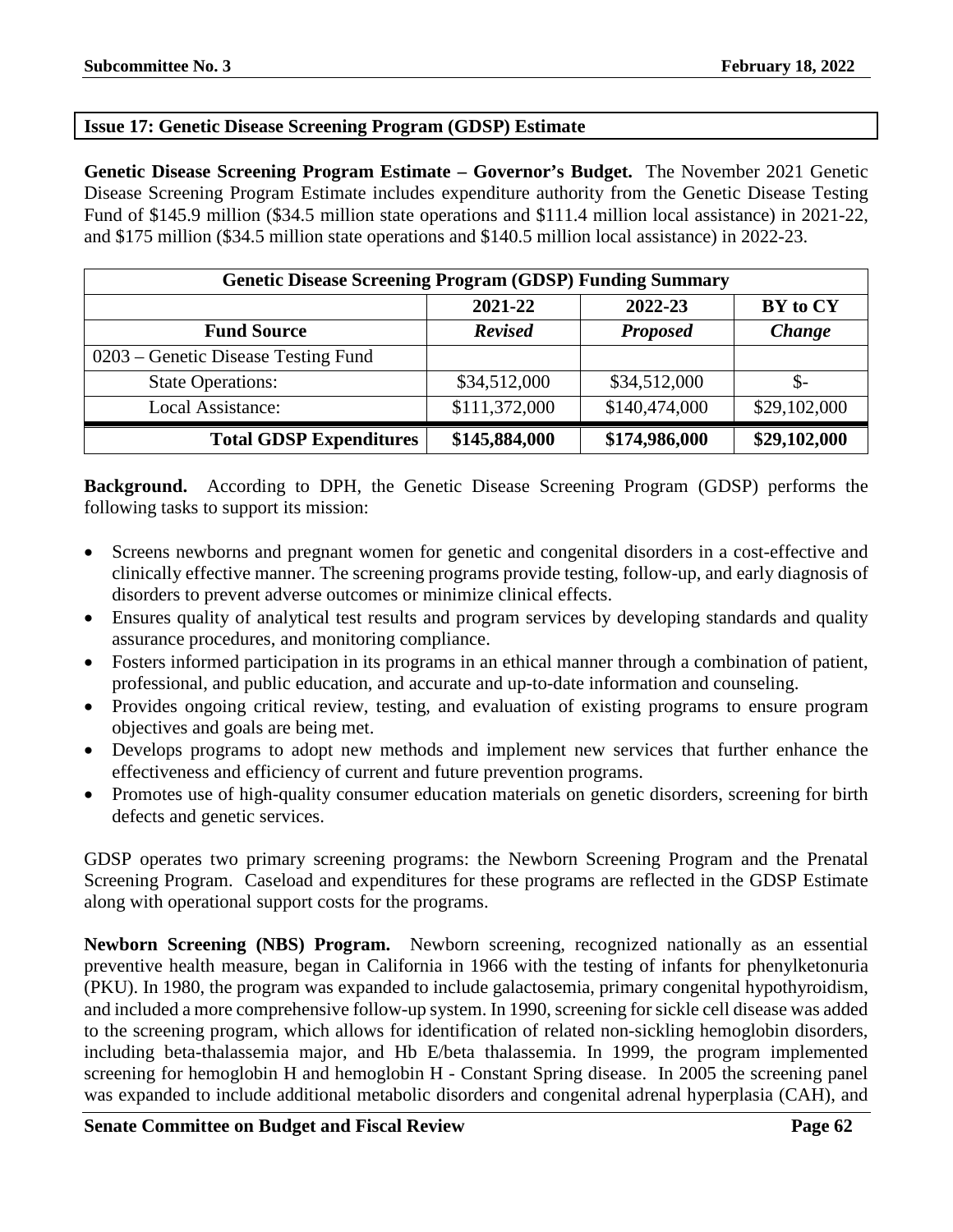## Issue 17: Genetic Disease Screening Program (GDSP) Estimate

**Genetic Disease Screening Program Estimate – Governor's Budget.** The November 2021 Genetic Disease Screening Program Estimate includes expenditure authority from the Genetic Disease Testing Fund of $145.9 million ($34.5 million state operations and $111.4 million local assistance) in 2021-22, and $175 million ($34.5 million state operations and $140.5 million local assistance) in 2022-23.

| Genetic Disease Screening Program (GDSP) Funding Summary | | | |
|---|---|---|---|
| | 2021-22 | 2022-23 | BY to CY |
| **Fund Source** | ***Revised*** | ***Proposed*** | ***Change*** |
| 0203 – Genetic Disease Testing Fund | | | |
| State Operations: | $34,512,000 | $34,512,000 | $- |
| Local Assistance: | $111,372,000 | $140,474,000 | $29,102,000 |
| **Total GDSP Expenditures** | **$145,884,000** | **$174,986,000** | **$29,102,000** |

**Background.** According to DPH, the Genetic Disease Screening Program (GDSP) performs the following tasks to support its mission:

- Screens newborns and pregnant women for genetic and congenital disorders in a cost-effective and clinically effective manner. The screening programs provide testing, follow-up, and early diagnosis of disorders to prevent adverse outcomes or minimize clinical effects.
- Ensures quality of analytical test results and program services by developing standards and quality assurance procedures, and monitoring compliance.
- Fosters informed participation in its programs in an ethical manner through a combination of patient, professional, and public education, and accurate and up-to-date information and counseling.
- Provides ongoing critical review, testing, and evaluation of existing programs to ensure program objectives and goals are being met.
- Develops programs to adopt new methods and implement new services that further enhance the effectiveness and efficiency of current and future prevention programs.
- Promotes use of high-quality consumer education materials on genetic disorders, screening for birth defects and genetic services.

GDSP operates two primary screening programs: the Newborn Screening Program and the Prenatal Screening Program. Caseload and expenditures for these programs are reflected in the GDSP Estimate along with operational support costs for the programs.

**Newborn Screening (NBS) Program.** Newborn screening, recognized nationally as an essential preventive health measure, began in California in 1966 with the testing of infants for phenylketonuria (PKU). In 1980, the program was expanded to include galactosemia, primary congenital hypothyroidism, and included a more comprehensive follow-up system. In 1990, screening for sickle cell disease was added to the screening program, which allows for identification of related non-sickling hemoglobin disorders, including beta-thalassemia major, and Hb E/beta thalassemia. In 1999, the program implemented screening for hemoglobin H and hemoglobin H - Constant Spring disease. In 2005 the screening panel was expanded to include additional metabolic disorders and congenital adrenal hyperplasia (CAH), and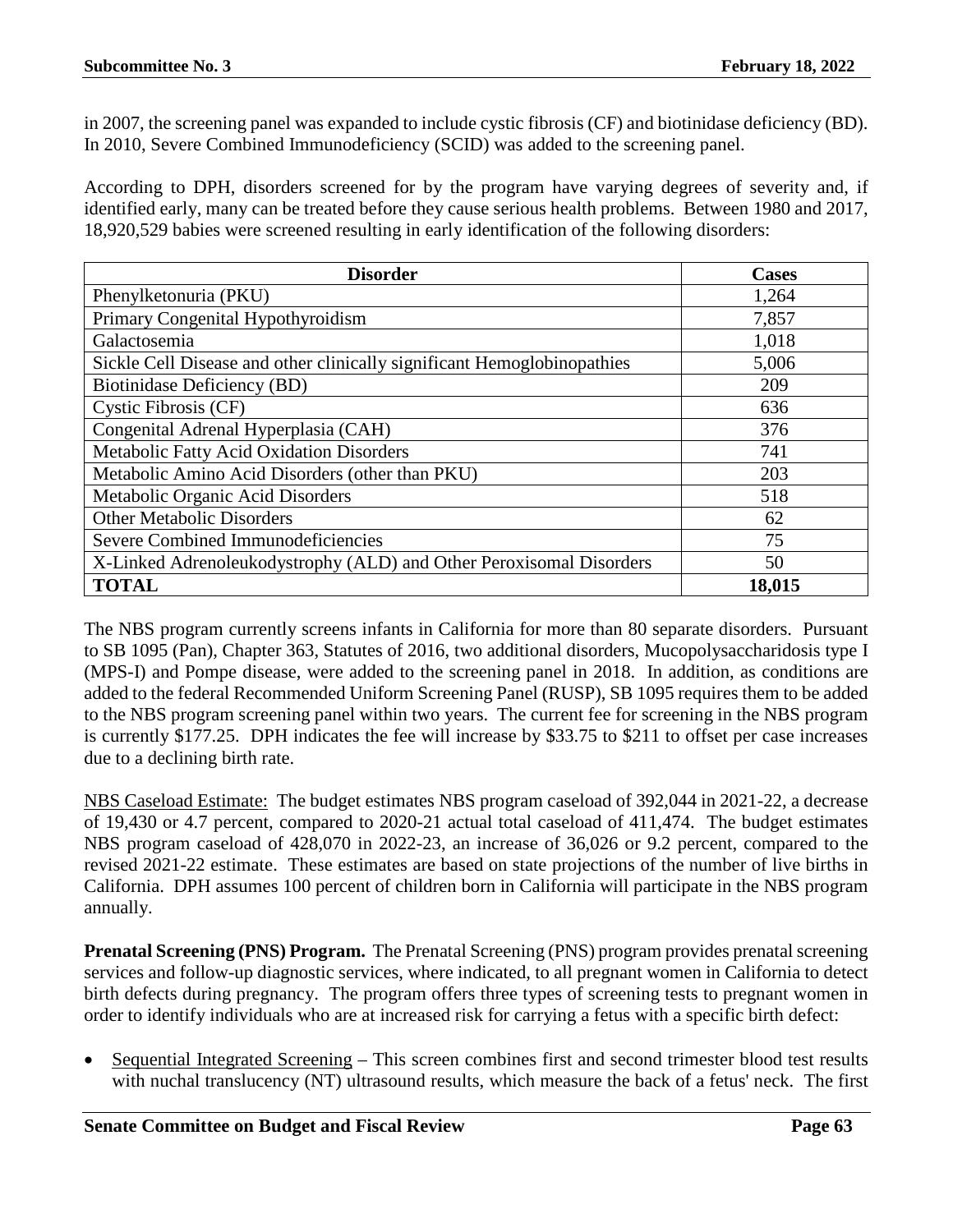in 2007, the screening panel was expanded to include cystic fibrosis (CF) and biotinidase deficiency (BD). In 2010, Severe Combined Immunodeficiency (SCID) was added to the screening panel.

According to DPH, disorders screened for by the program have varying degrees of severity and, if identified early, many can be treated before they cause serious health problems. Between 1980 and 2017, 18,920,529 babies were screened resulting in early identification of the following disorders:

| Disorder | Cases |
|---|---|
| Phenylketonuria (PKU) | 1,264 |
| Primary Congenital Hypothyroidism | 7,857 |
| Galactosemia | 1,018 |
| Sickle Cell Disease and other clinically significant Hemoglobinopathies | 5,006 |
| Biotinidase Deficiency (BD) | 209 |
| Cystic Fibrosis (CF) | 636 |
| Congenital Adrenal Hyperplasia (CAH) | 376 |
| Metabolic Fatty Acid Oxidation Disorders | 741 |
| Metabolic Amino Acid Disorders (other than PKU) | 203 |
| Metabolic Organic Acid Disorders | 518 |
| Other Metabolic Disorders | 62 |
| Severe Combined Immunodeficiencies | 75 |
| X-Linked Adrenoleukodystrophy (ALD) and Other Peroxisomal Disorders | 50 |
| **TOTAL** | **18,015** |

The NBS program currently screens infants in California for more than 80 separate disorders. Pursuant to SB 1095 (Pan), Chapter 363, Statutes of 2016, two additional disorders, Mucopolysaccharidosis type I (MPS-I) and Pompe disease, were added to the screening panel in 2018. In addition, as conditions are added to the federal Recommended Uniform Screening Panel (RUSP), SB 1095 requires them to be added to the NBS program screening panel within two years. The current fee for screening in the NBS program is currently $177.25. DPH indicates the fee will increase by $33.75 to $211 to offset per case increases due to a declining birth rate.

<u>NBS Caseload Estimate:</u> The budget estimates NBS program caseload of 392,044 in 2021-22, a decrease of 19,430 or 4.7 percent, compared to 2020-21 actual total caseload of 411,474. The budget estimates NBS program caseload of 428,070 in 2022-23, an increase of 36,026 or 9.2 percent, compared to the revised 2021-22 estimate. These estimates are based on state projections of the number of live births in California. DPH assumes 100 percent of children born in California will participate in the NBS program annually.

**Prenatal Screening (PNS) Program.** The Prenatal Screening (PNS) program provides prenatal screening services and follow-up diagnostic services, where indicated, to all pregnant women in California to detect birth defects during pregnancy. The program offers three types of screening tests to pregnant women in order to identify individuals who are at increased risk for carrying a fetus with a specific birth defect:

- <u>Sequential Integrated Screening</u> – This screen combines first and second trimester blood test results with nuchal translucency (NT) ultrasound results, which measure the back of a fetus' neck. The first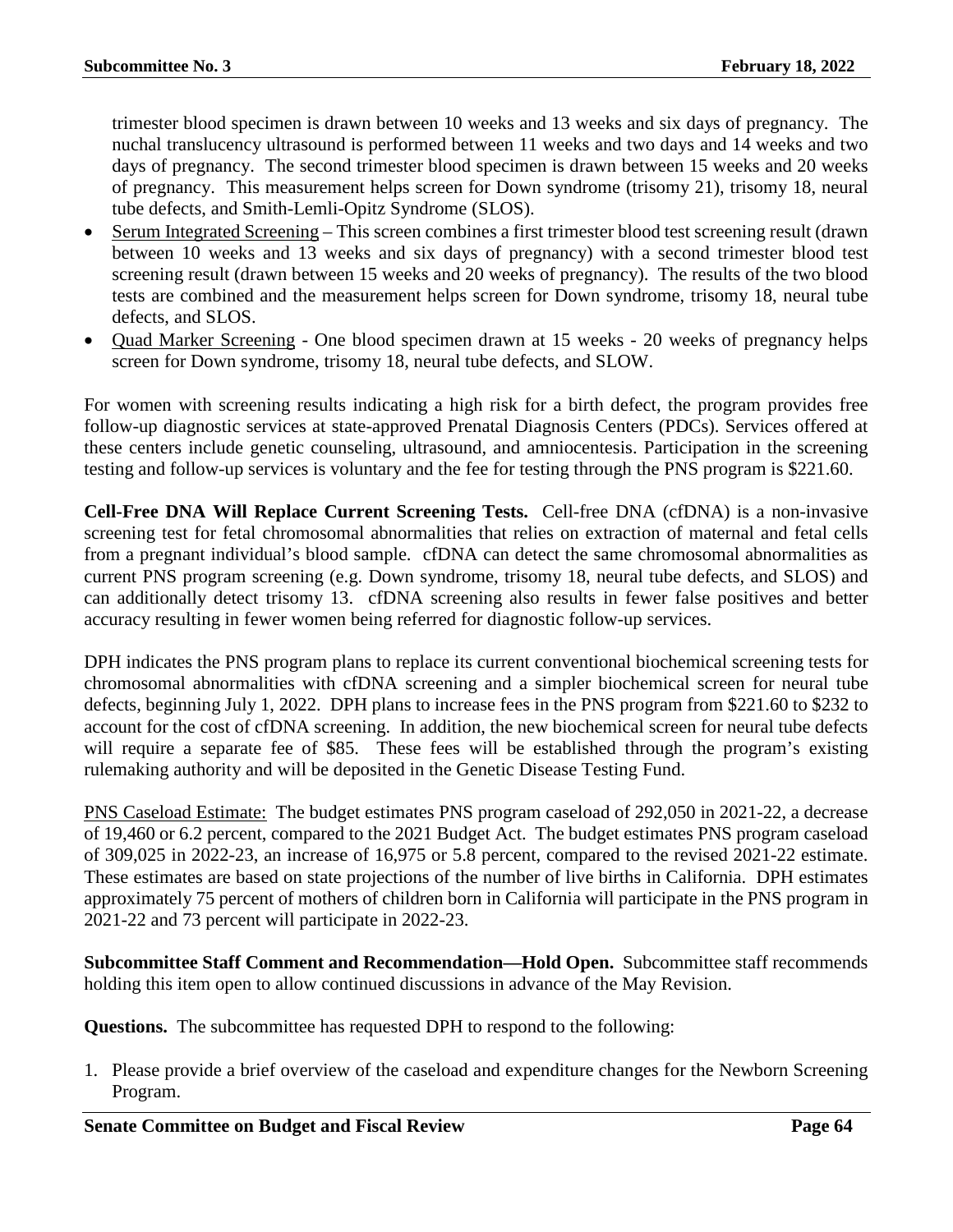trimester blood specimen is drawn between 10 weeks and 13 weeks and six days of pregnancy. The nuchal translucency ultrasound is performed between 11 weeks and two days and 14 weeks and two days of pregnancy. The second trimester blood specimen is drawn between 15 weeks and 20 weeks of pregnancy. This measurement helps screen for Down syndrome (trisomy 21), trisomy 18, neural tube defects, and Smith-Lemli-Opitz Syndrome (SLOS).

- Serum Integrated Screening – This screen combines a first trimester blood test screening result (drawn between 10 weeks and 13 weeks and six days of pregnancy) with a second trimester blood test screening result (drawn between 15 weeks and 20 weeks of pregnancy). The results of the two blood tests are combined and the measurement helps screen for Down syndrome, trisomy 18, neural tube defects, and SLOS.
- Quad Marker Screening - One blood specimen drawn at 15 weeks - 20 weeks of pregnancy helps screen for Down syndrome, trisomy 18, neural tube defects, and SLOW.

For women with screening results indicating a high risk for a birth defect, the program provides free follow-up diagnostic services at state-approved Prenatal Diagnosis Centers (PDCs). Services offered at these centers include genetic counseling, ultrasound, and amniocentesis. Participation in the screening testing and follow-up services is voluntary and the fee for testing through the PNS program is $221.60.

**Cell-Free DNA Will Replace Current Screening Tests.** Cell-free DNA (cfDNA) is a non-invasive screening test for fetal chromosomal abnormalities that relies on extraction of maternal and fetal cells from a pregnant individual's blood sample. cfDNA can detect the same chromosomal abnormalities as current PNS program screening (e.g. Down syndrome, trisomy 18, neural tube defects, and SLOS) and can additionally detect trisomy 13. cfDNA screening also results in fewer false positives and better accuracy resulting in fewer women being referred for diagnostic follow-up services.

DPH indicates the PNS program plans to replace its current conventional biochemical screening tests for chromosomal abnormalities with cfDNA screening and a simpler biochemical screen for neural tube defects, beginning July 1, 2022. DPH plans to increase fees in the PNS program from $221.60 to $232 to account for the cost of cfDNA screening. In addition, the new biochemical screen for neural tube defects will require a separate fee of $85. These fees will be established through the program's existing rulemaking authority and will be deposited in the Genetic Disease Testing Fund.

PNS Caseload Estimate: The budget estimates PNS program caseload of 292,050 in 2021-22, a decrease of 19,460 or 6.2 percent, compared to the 2021 Budget Act. The budget estimates PNS program caseload of 309,025 in 2022-23, an increase of 16,975 or 5.8 percent, compared to the revised 2021-22 estimate. These estimates are based on state projections of the number of live births in California. DPH estimates approximately 75 percent of mothers of children born in California will participate in the PNS program in 2021-22 and 73 percent will participate in 2022-23.

**Subcommittee Staff Comment and Recommendation—Hold Open.** Subcommittee staff recommends holding this item open to allow continued discussions in advance of the May Revision.

**Questions.** The subcommittee has requested DPH to respond to the following:

1. Please provide a brief overview of the caseload and expenditure changes for the Newborn Screening Program.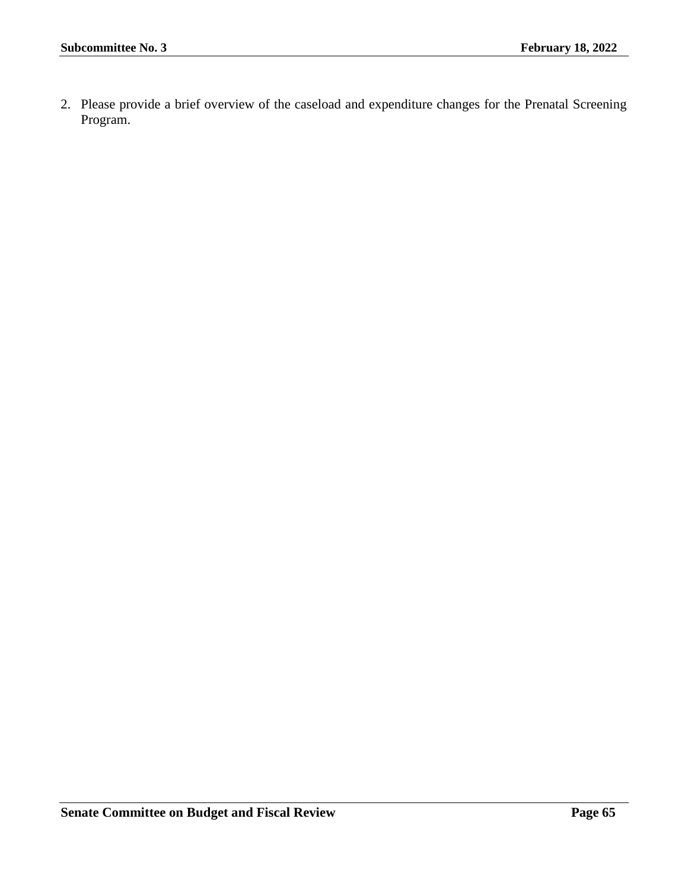2. Please provide a brief overview of the caseload and expenditure changes for the Prenatal Screening Program.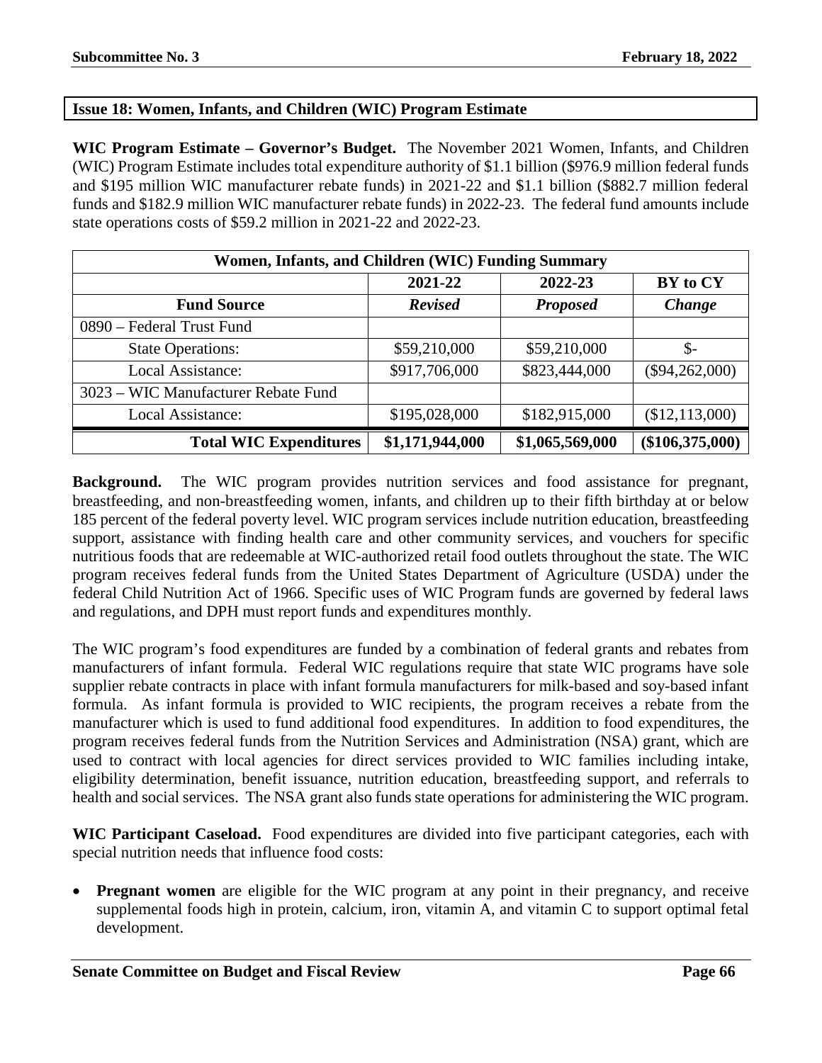## Issue 18: Women, Infants, and Children (WIC) Program Estimate

**WIC Program Estimate – Governor's Budget.** The November 2021 Women, Infants, and Children (WIC) Program Estimate includes total expenditure authority of $1.1 billion ($976.9 million federal funds and $195 million WIC manufacturer rebate funds) in 2021-22 and $1.1 billion ($882.7 million federal funds and $182.9 million WIC manufacturer rebate funds) in 2022-23. The federal fund amounts include state operations costs of $59.2 million in 2021-22 and 2022-23.

| Women, Infants, and Children (WIC) Funding Summary | | | |
|---|---|---|---|
| | **2021-22** | **2022-23** | **BY to CY** |
| **Fund Source** | ***Revised*** | ***Proposed*** | ***Change*** |
| 0890 – Federal Trust Fund | | | |
| State Operations: | $59,210,000 | $59,210,000 | $- |
| Local Assistance: | $917,706,000 | $823,444,000 | ($94,262,000) |
| 3023 – WIC Manufacturer Rebate Fund | | | |
| Local Assistance: | $195,028,000 | $182,915,000 | ($12,113,000) |
| **Total WIC Expenditures** | **$1,171,944,000** | **$1,065,569,000** | **($106,375,000)** |

**Background.** The WIC program provides nutrition services and food assistance for pregnant, breastfeeding, and non-breastfeeding women, infants, and children up to their fifth birthday at or below 185 percent of the federal poverty level. WIC program services include nutrition education, breastfeeding support, assistance with finding health care and other community services, and vouchers for specific nutritious foods that are redeemable at WIC-authorized retail food outlets throughout the state. The WIC program receives federal funds from the United States Department of Agriculture (USDA) under the federal Child Nutrition Act of 1966. Specific uses of WIC Program funds are governed by federal laws and regulations, and DPH must report funds and expenditures monthly.

The WIC program's food expenditures are funded by a combination of federal grants and rebates from manufacturers of infant formula. Federal WIC regulations require that state WIC programs have sole supplier rebate contracts in place with infant formula manufacturers for milk-based and soy-based infant formula. As infant formula is provided to WIC recipients, the program receives a rebate from the manufacturer which is used to fund additional food expenditures. In addition to food expenditures, the program receives federal funds from the Nutrition Services and Administration (NSA) grant, which are used to contract with local agencies for direct services provided to WIC families including intake, eligibility determination, benefit issuance, nutrition education, breastfeeding support, and referrals to health and social services. The NSA grant also funds state operations for administering the WIC program.

**WIC Participant Caseload.** Food expenditures are divided into five participant categories, each with special nutrition needs that influence food costs:

- **Pregnant women** are eligible for the WIC program at any point in their pregnancy, and receive supplemental foods high in protein, calcium, iron, vitamin A, and vitamin C to support optimal fetal development.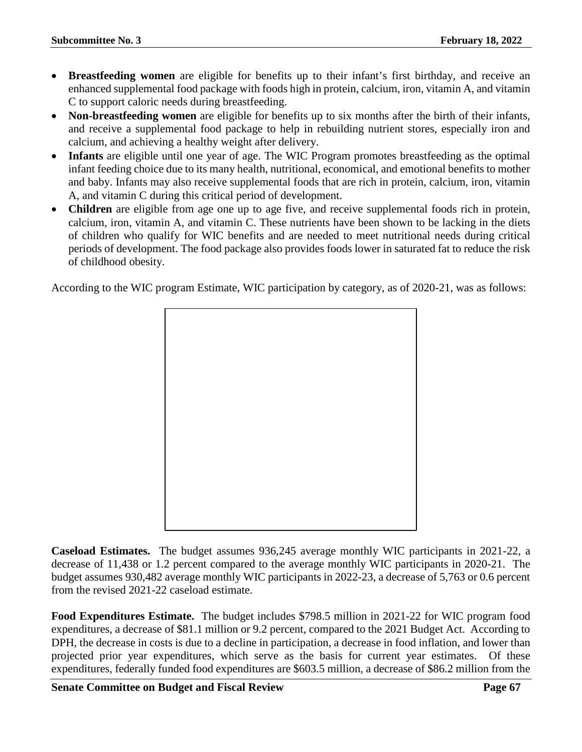- **Breastfeeding women** are eligible for benefits up to their infant's first birthday, and receive an enhanced supplemental food package with foods high in protein, calcium, iron, vitamin A, and vitamin C to support caloric needs during breastfeeding.
- **Non-breastfeeding women** are eligible for benefits up to six months after the birth of their infants, and receive a supplemental food package to help in rebuilding nutrient stores, especially iron and calcium, and achieving a healthy weight after delivery.
- **Infants** are eligible until one year of age. The WIC Program promotes breastfeeding as the optimal infant feeding choice due to its many health, nutritional, economical, and emotional benefits to mother and baby. Infants may also receive supplemental foods that are rich in protein, calcium, iron, vitamin A, and vitamin C during this critical period of development.
- **Children** are eligible from age one up to age five, and receive supplemental foods rich in protein, calcium, iron, vitamin A, and vitamin C. These nutrients have been shown to be lacking in the diets of children who qualify for WIC benefits and are needed to meet nutritional needs during critical periods of development. The food package also provides foods lower in saturated fat to reduce the risk of childhood obesity.

According to the WIC program Estimate, WIC participation by category, as of 2020-21, was as follows:

**Caseload Estimates.** The budget assumes 936,245 average monthly WIC participants in 2021-22, a decrease of 11,438 or 1.2 percent compared to the average monthly WIC participants in 2020-21. The budget assumes 930,482 average monthly WIC participants in 2022-23, a decrease of 5,763 or 0.6 percent from the revised 2021-22 caseload estimate.

**Food Expenditures Estimate.** The budget includes $798.5 million in 2021-22 for WIC program food expenditures, a decrease of $81.1 million or 9.2 percent, compared to the 2021 Budget Act. According to DPH, the decrease in costs is due to a decline in participation, a decrease in food inflation, and lower than projected prior year expenditures, which serve as the basis for current year estimates. Of these expenditures, federally funded food expenditures are $603.5 million, a decrease of $86.2 million from the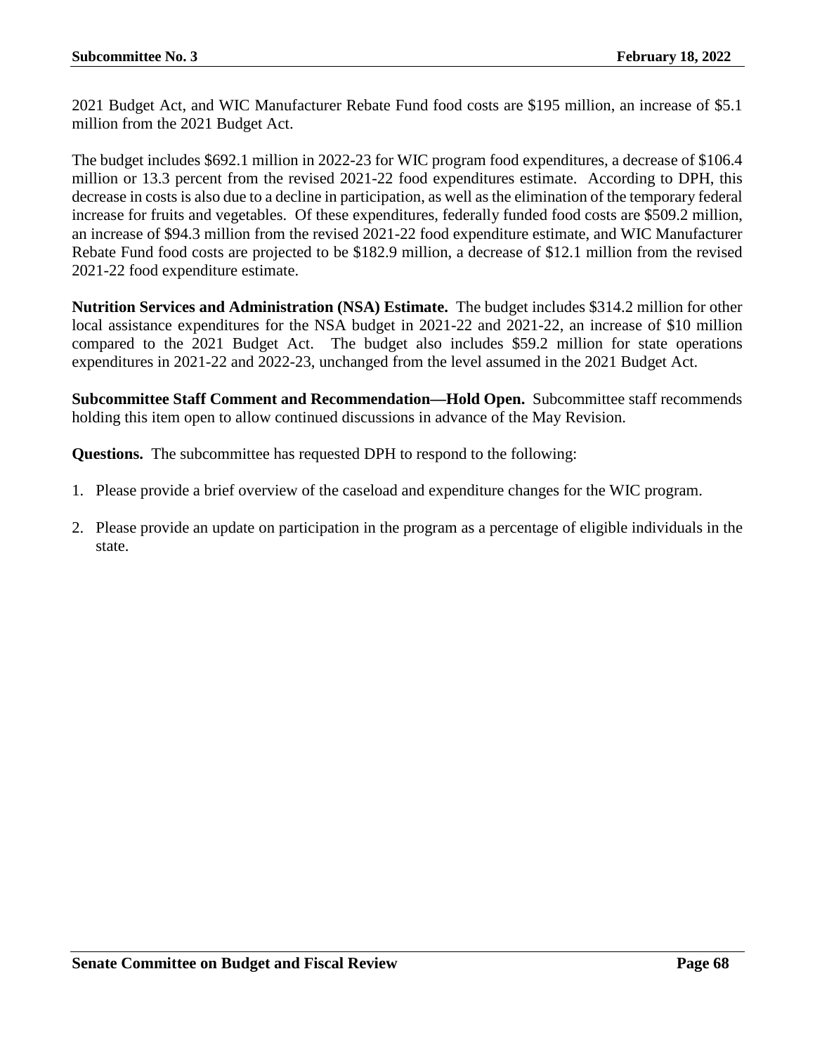2021 Budget Act, and WIC Manufacturer Rebate Fund food costs are $195 million, an increase of $5.1 million from the 2021 Budget Act.

The budget includes $692.1 million in 2022-23 for WIC program food expenditures, a decrease of $106.4 million or 13.3 percent from the revised 2021-22 food expenditures estimate. According to DPH, this decrease in costs is also due to a decline in participation, as well as the elimination of the temporary federal increase for fruits and vegetables. Of these expenditures, federally funded food costs are $509.2 million, an increase of $94.3 million from the revised 2021-22 food expenditure estimate, and WIC Manufacturer Rebate Fund food costs are projected to be $182.9 million, a decrease of $12.1 million from the revised 2021-22 food expenditure estimate.

**Nutrition Services and Administration (NSA) Estimate.** The budget includes $314.2 million for other local assistance expenditures for the NSA budget in 2021-22 and 2021-22, an increase of $10 million compared to the 2021 Budget Act. The budget also includes $59.2 million for state operations expenditures in 2021-22 and 2022-23, unchanged from the level assumed in the 2021 Budget Act.

**Subcommittee Staff Comment and Recommendation—Hold Open.** Subcommittee staff recommends holding this item open to allow continued discussions in advance of the May Revision.

**Questions.** The subcommittee has requested DPH to respond to the following:

1. Please provide a brief overview of the caseload and expenditure changes for the WIC program.
2. Please provide an update on participation in the program as a percentage of eligible individuals in the state.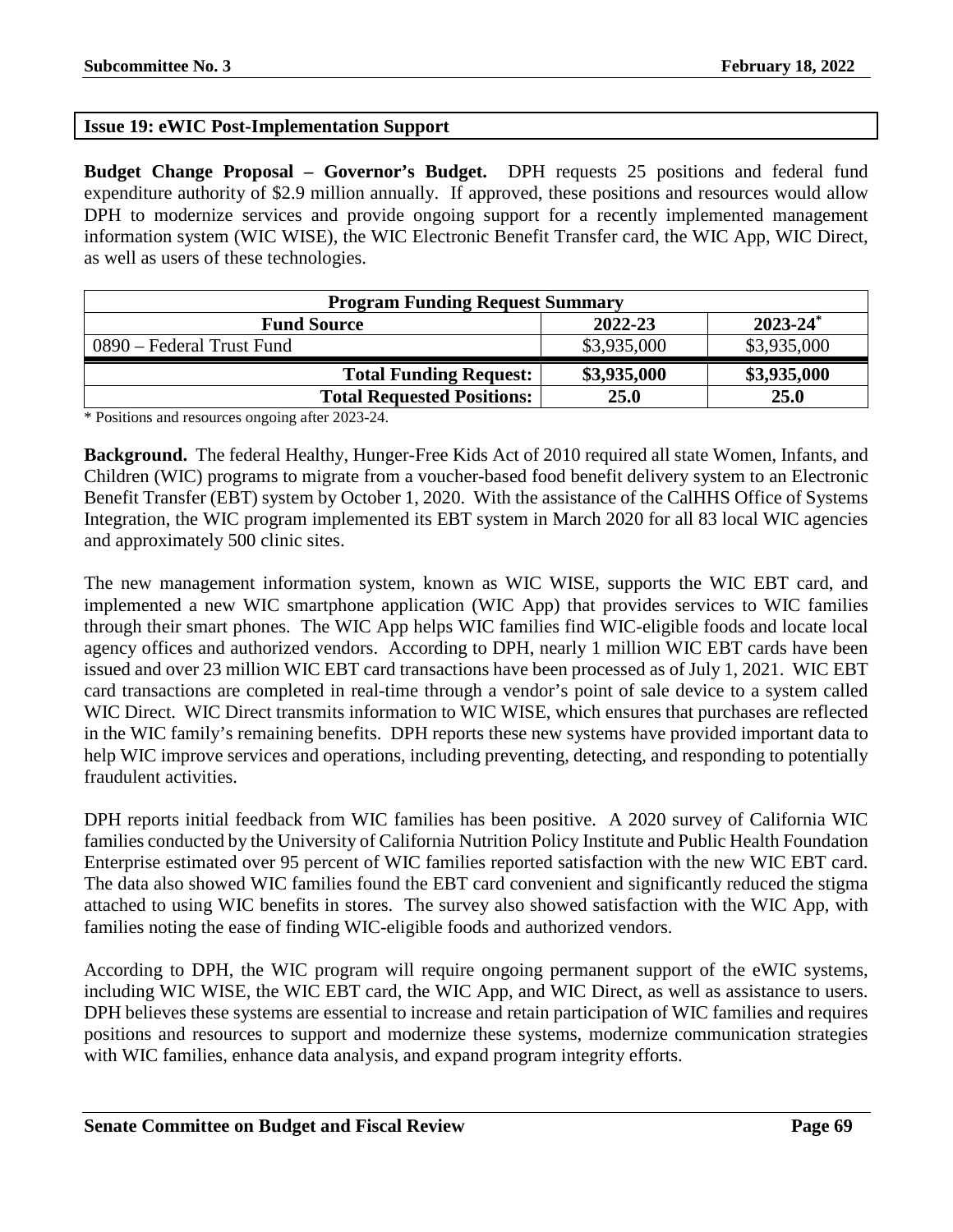## Issue 19: eWIC Post-Implementation Support

**Budget Change Proposal – Governor's Budget.** DPH requests 25 positions and federal fund expenditure authority of \$2.9 million annually. If approved, these positions and resources would allow DPH to modernize services and provide ongoing support for a recently implemented management information system (WIC WISE), the WIC Electronic Benefit Transfer card, the WIC App, WIC Direct, as well as users of these technologies.

| **Program Funding Request Summary** | | |
|---|---|---|
| **Fund Source** | **2022-23** | **2023-24*** |
| 0890 – Federal Trust Fund | \$3,935,000 | \$3,935,000 |
| **Total Funding Request:** | **\$3,935,000** | **\$3,935,000** |
| **Total Requested Positions:** | **25.0** | **25.0** |

* Positions and resources ongoing after 2023-24.

**Background.** The federal Healthy, Hunger-Free Kids Act of 2010 required all state Women, Infants, and Children (WIC) programs to migrate from a voucher-based food benefit delivery system to an Electronic Benefit Transfer (EBT) system by October 1, 2020. With the assistance of the CalHHS Office of Systems Integration, the WIC program implemented its EBT system in March 2020 for all 83 local WIC agencies and approximately 500 clinic sites.

The new management information system, known as WIC WISE, supports the WIC EBT card, and implemented a new WIC smartphone application (WIC App) that provides services to WIC families through their smart phones. The WIC App helps WIC families find WIC-eligible foods and locate local agency offices and authorized vendors. According to DPH, nearly 1 million WIC EBT cards have been issued and over 23 million WIC EBT card transactions have been processed as of July 1, 2021. WIC EBT card transactions are completed in real-time through a vendor's point of sale device to a system called WIC Direct. WIC Direct transmits information to WIC WISE, which ensures that purchases are reflected in the WIC family's remaining benefits. DPH reports these new systems have provided important data to help WIC improve services and operations, including preventing, detecting, and responding to potentially fraudulent activities.

DPH reports initial feedback from WIC families has been positive. A 2020 survey of California WIC families conducted by the University of California Nutrition Policy Institute and Public Health Foundation Enterprise estimated over 95 percent of WIC families reported satisfaction with the new WIC EBT card. The data also showed WIC families found the EBT card convenient and significantly reduced the stigma attached to using WIC benefits in stores. The survey also showed satisfaction with the WIC App, with families noting the ease of finding WIC-eligible foods and authorized vendors.

According to DPH, the WIC program will require ongoing permanent support of the eWIC systems, including WIC WISE, the WIC EBT card, the WIC App, and WIC Direct, as well as assistance to users. DPH believes these systems are essential to increase and retain participation of WIC families and requires positions and resources to support and modernize these systems, modernize communication strategies with WIC families, enhance data analysis, and expand program integrity efforts.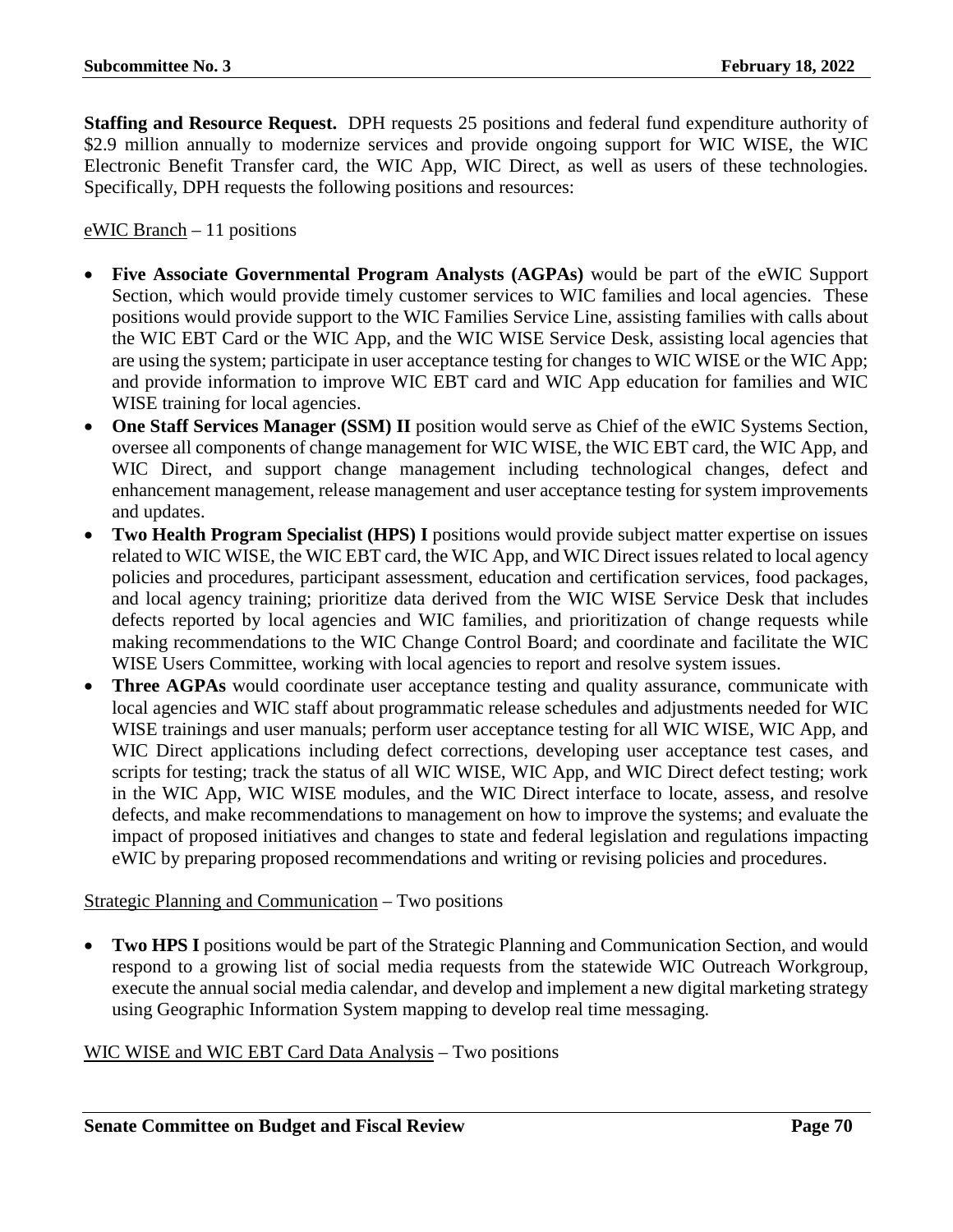**Staffing and Resource Request.** DPH requests 25 positions and federal fund expenditure authority of $2.9 million annually to modernize services and provide ongoing support for WIC WISE, the WIC Electronic Benefit Transfer card, the WIC App, WIC Direct, as well as users of these technologies. Specifically, DPH requests the following positions and resources:

<u>eWIC Branch</u> – 11 positions

- **Five Associate Governmental Program Analysts (AGPAs)** would be part of the eWIC Support Section, which would provide timely customer services to WIC families and local agencies. These positions would provide support to the WIC Families Service Line, assisting families with calls about the WIC EBT Card or the WIC App, and the WIC WISE Service Desk, assisting local agencies that are using the system; participate in user acceptance testing for changes to WIC WISE or the WIC App; and provide information to improve WIC EBT card and WIC App education for families and WIC WISE training for local agencies.
- **One Staff Services Manager (SSM) II** position would serve as Chief of the eWIC Systems Section, oversee all components of change management for WIC WISE, the WIC EBT card, the WIC App, and WIC Direct, and support change management including technological changes, defect and enhancement management, release management and user acceptance testing for system improvements and updates.
- **Two Health Program Specialist (HPS) I** positions would provide subject matter expertise on issues related to WIC WISE, the WIC EBT card, the WIC App, and WIC Direct issues related to local agency policies and procedures, participant assessment, education and certification services, food packages, and local agency training; prioritize data derived from the WIC WISE Service Desk that includes defects reported by local agencies and WIC families, and prioritization of change requests while making recommendations to the WIC Change Control Board; and coordinate and facilitate the WIC WISE Users Committee, working with local agencies to report and resolve system issues.
- **Three AGPAs** would coordinate user acceptance testing and quality assurance, communicate with local agencies and WIC staff about programmatic release schedules and adjustments needed for WIC WISE trainings and user manuals; perform user acceptance testing for all WIC WISE, WIC App, and WIC Direct applications including defect corrections, developing user acceptance test cases, and scripts for testing; track the status of all WIC WISE, WIC App, and WIC Direct defect testing; work in the WIC App, WIC WISE modules, and the WIC Direct interface to locate, assess, and resolve defects, and make recommendations to management on how to improve the systems; and evaluate the impact of proposed initiatives and changes to state and federal legislation and regulations impacting eWIC by preparing proposed recommendations and writing or revising policies and procedures.

<u>Strategic Planning and Communication</u> – Two positions

- **Two HPS I** positions would be part of the Strategic Planning and Communication Section, and would respond to a growing list of social media requests from the statewide WIC Outreach Workgroup, execute the annual social media calendar, and develop and implement a new digital marketing strategy using Geographic Information System mapping to develop real time messaging.

<u>WIC WISE and WIC EBT Card Data Analysis</u> – Two positions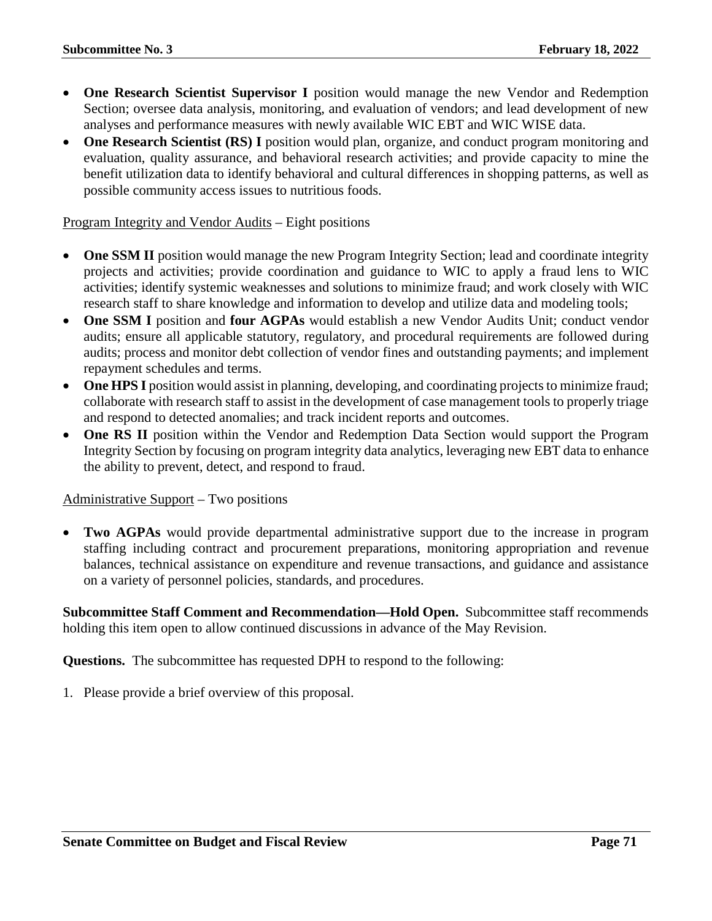- **One Research Scientist Supervisor I** position would manage the new Vendor and Redemption Section; oversee data analysis, monitoring, and evaluation of vendors; and lead development of new analyses and performance measures with newly available WIC EBT and WIC WISE data.
- **One Research Scientist (RS) I** position would plan, organize, and conduct program monitoring and evaluation, quality assurance, and behavioral research activities; and provide capacity to mine the benefit utilization data to identify behavioral and cultural differences in shopping patterns, as well as possible community access issues to nutritious foods.

<u>Program Integrity and Vendor Audits</u> – Eight positions

- **One SSM II** position would manage the new Program Integrity Section; lead and coordinate integrity projects and activities; provide coordination and guidance to WIC to apply a fraud lens to WIC activities; identify systemic weaknesses and solutions to minimize fraud; and work closely with WIC research staff to share knowledge and information to develop and utilize data and modeling tools;
- **One SSM I** position and **four AGPAs** would establish a new Vendor Audits Unit; conduct vendor audits; ensure all applicable statutory, regulatory, and procedural requirements are followed during audits; process and monitor debt collection of vendor fines and outstanding payments; and implement repayment schedules and terms.
- **One HPS I** position would assist in planning, developing, and coordinating projects to minimize fraud; collaborate with research staff to assist in the development of case management tools to properly triage and respond to detected anomalies; and track incident reports and outcomes.
- **One RS II** position within the Vendor and Redemption Data Section would support the Program Integrity Section by focusing on program integrity data analytics, leveraging new EBT data to enhance the ability to prevent, detect, and respond to fraud.

<u>Administrative Support</u> – Two positions

- **Two AGPAs** would provide departmental administrative support due to the increase in program staffing including contract and procurement preparations, monitoring appropriation and revenue balances, technical assistance on expenditure and revenue transactions, and guidance and assistance on a variety of personnel policies, standards, and procedures.

**Subcommittee Staff Comment and Recommendation—Hold Open.** Subcommittee staff recommends holding this item open to allow continued discussions in advance of the May Revision.

**Questions.** The subcommittee has requested DPH to respond to the following:

1. Please provide a brief overview of this proposal.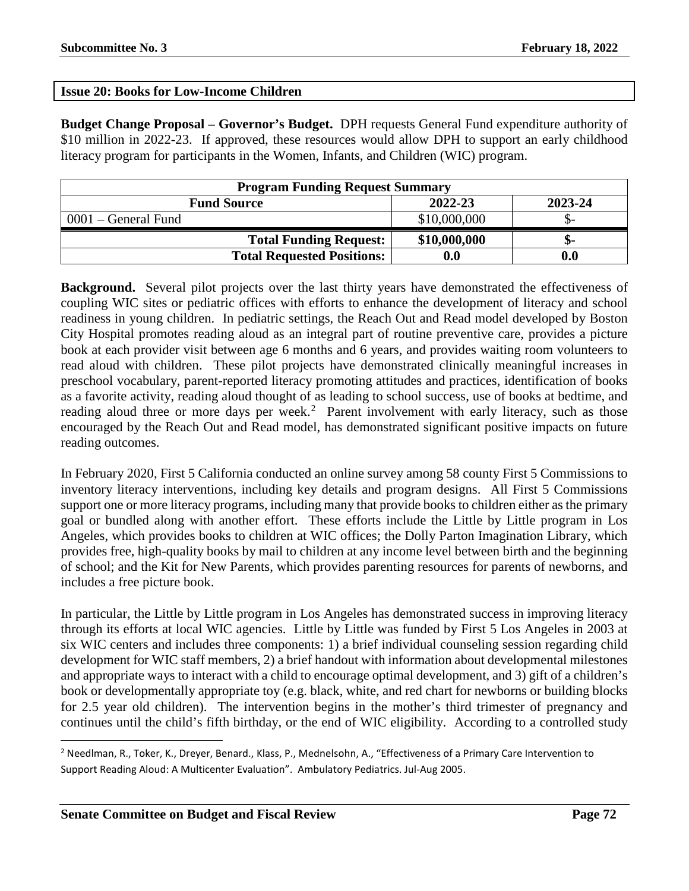## Issue 20: Books for Low-Income Children

**Budget Change Proposal – Governor's Budget.** DPH requests General Fund expenditure authority of $10 million in 2022-23. If approved, these resources would allow DPH to support an early childhood literacy program for participants in the Women, Infants, and Children (WIC) program.

| Program Funding Request Summary | | |
|---|---|---|
| **Fund Source** | **2022-23** | **2023-24** |
| 0001 – General Fund | $10,000,000 | $- |
| **Total Funding Request:** | **$10,000,000** | **$-** |
| **Total Requested Positions:** | **0.0** | **0.0** |

**Background.** Several pilot projects over the last thirty years have demonstrated the effectiveness of coupling WIC sites or pediatric offices with efforts to enhance the development of literacy and school readiness in young children. In pediatric settings, the Reach Out and Read model developed by Boston City Hospital promotes reading aloud as an integral part of routine preventive care, provides a picture book at each provider visit between age 6 months and 6 years, and provides waiting room volunteers to read aloud with children. These pilot projects have demonstrated clinically meaningful increases in preschool vocabulary, parent-reported literacy promoting attitudes and practices, identification of books as a favorite activity, reading aloud thought of as leading to school success, use of books at bedtime, and reading aloud three or more days per week.[2] Parent involvement with early literacy, such as those encouraged by the Reach Out and Read model, has demonstrated significant positive impacts on future reading outcomes.

In February 2020, First 5 California conducted an online survey among 58 county First 5 Commissions to inventory literacy interventions, including key details and program designs. All First 5 Commissions support one or more literacy programs, including many that provide books to children either as the primary goal or bundled along with another effort. These efforts include the Little by Little program in Los Angeles, which provides books to children at WIC offices; the Dolly Parton Imagination Library, which provides free, high-quality books by mail to children at any income level between birth and the beginning of school; and the Kit for New Parents, which provides parenting resources for parents of newborns, and includes a free picture book.

In particular, the Little by Little program in Los Angeles has demonstrated success in improving literacy through its efforts at local WIC agencies. Little by Little was funded by First 5 Los Angeles in 2003 at six WIC centers and includes three components: 1) a brief individual counseling session regarding child development for WIC staff members, 2) a brief handout with information about developmental milestones and appropriate ways to interact with a child to encourage optimal development, and 3) gift of a children's book or developmentally appropriate toy (e.g. black, white, and red chart for newborns or building blocks for 2.5 year old children). The intervention begins in the mother's third trimester of pregnancy and continues until the child's fifth birthday, or the end of WIC eligibility. According to a controlled study

[2] Needlman, R., Toker, K., Dreyer, Benard., Klass, P., Mednelsohn, A., "Effectiveness of a Primary Care Intervention to Support Reading Aloud: A Multicenter Evaluation". Ambulatory Pediatrics. Jul-Aug 2005.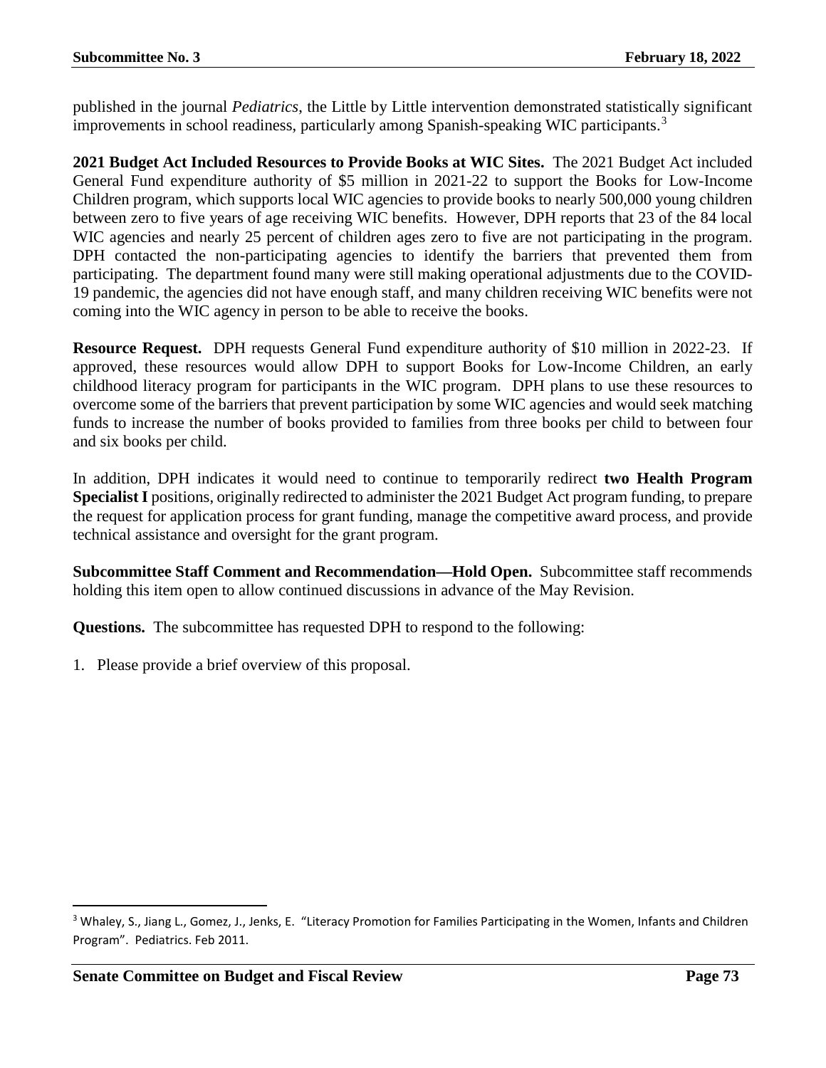published in the journal *Pediatrics*, the Little by Little intervention demonstrated statistically significant improvements in school readiness, particularly among Spanish-speaking WIC participants.[3]

**2021 Budget Act Included Resources to Provide Books at WIC Sites.** The 2021 Budget Act included General Fund expenditure authority of $5 million in 2021-22 to support the Books for Low-Income Children program, which supports local WIC agencies to provide books to nearly 500,000 young children between zero to five years of age receiving WIC benefits. However, DPH reports that 23 of the 84 local WIC agencies and nearly 25 percent of children ages zero to five are not participating in the program. DPH contacted the non-participating agencies to identify the barriers that prevented them from participating. The department found many were still making operational adjustments due to the COVID-19 pandemic, the agencies did not have enough staff, and many children receiving WIC benefits were not coming into the WIC agency in person to be able to receive the books.

**Resource Request.** DPH requests General Fund expenditure authority of $10 million in 2022-23. If approved, these resources would allow DPH to support Books for Low-Income Children, an early childhood literacy program for participants in the WIC program. DPH plans to use these resources to overcome some of the barriers that prevent participation by some WIC agencies and would seek matching funds to increase the number of books provided to families from three books per child to between four and six books per child.

In addition, DPH indicates it would need to continue to temporarily redirect **two Health Program Specialist I** positions, originally redirected to administer the 2021 Budget Act program funding, to prepare the request for application process for grant funding, manage the competitive award process, and provide technical assistance and oversight for the grant program.

**Subcommittee Staff Comment and Recommendation—Hold Open.** Subcommittee staff recommends holding this item open to allow continued discussions in advance of the May Revision.

**Questions.** The subcommittee has requested DPH to respond to the following:

1. Please provide a brief overview of this proposal.

---

[3] Whaley, S., Jiang L., Gomez, J., Jenks, E. "Literacy Promotion for Families Participating in the Women, Infants and Children Program". Pediatrics. Feb 2011.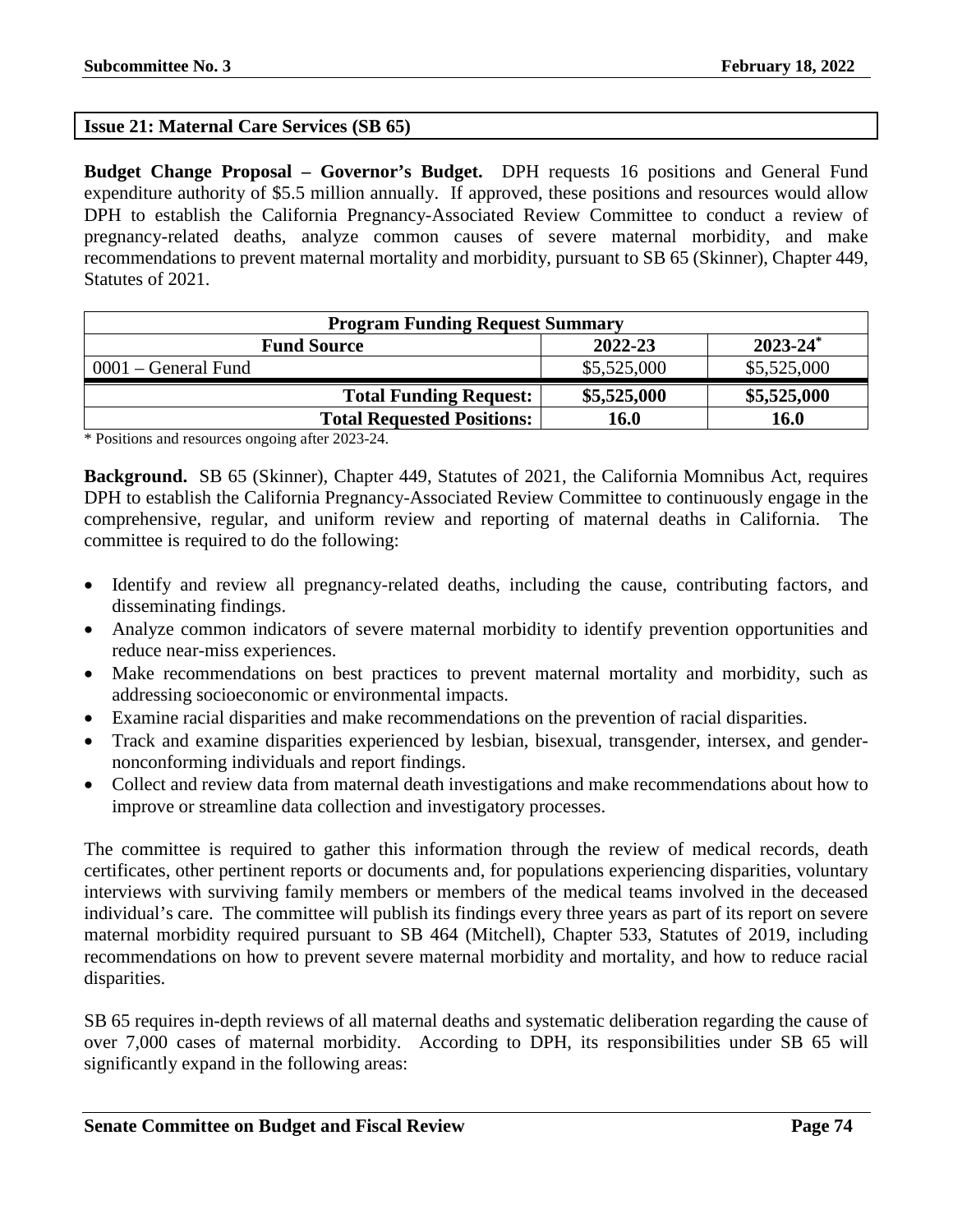## Issue 21: Maternal Care Services (SB 65)

**Budget Change Proposal – Governor's Budget.** DPH requests 16 positions and General Fund expenditure authority of $5.5 million annually. If approved, these positions and resources would allow DPH to establish the California Pregnancy-Associated Review Committee to conduct a review of pregnancy-related deaths, analyze common causes of severe maternal morbidity, and make recommendations to prevent maternal mortality and morbidity, pursuant to SB 65 (Skinner), Chapter 449, Statutes of 2021.

| Program Funding Request Summary | | |
|---|---|---|
| **Fund Source** | **2022-23** | **2023-24*** |
| 0001 – General Fund | $5,525,000 | $5,525,000 |
| **Total Funding Request:** | **$5,525,000** | **$5,525,000** |
| **Total Requested Positions:** | **16.0** | **16.0** |

* Positions and resources ongoing after 2023-24.

**Background.** SB 65 (Skinner), Chapter 449, Statutes of 2021, the California Momnibus Act, requires DPH to establish the California Pregnancy-Associated Review Committee to continuously engage in the comprehensive, regular, and uniform review and reporting of maternal deaths in California. The committee is required to do the following:

- Identify and review all pregnancy-related deaths, including the cause, contributing factors, and disseminating findings.
- Analyze common indicators of severe maternal morbidity to identify prevention opportunities and reduce near-miss experiences.
- Make recommendations on best practices to prevent maternal mortality and morbidity, such as addressing socioeconomic or environmental impacts.
- Examine racial disparities and make recommendations on the prevention of racial disparities.
- Track and examine disparities experienced by lesbian, bisexual, transgender, intersex, and gender-nonconforming individuals and report findings.
- Collect and review data from maternal death investigations and make recommendations about how to improve or streamline data collection and investigatory processes.

The committee is required to gather this information through the review of medical records, death certificates, other pertinent reports or documents and, for populations experiencing disparities, voluntary interviews with surviving family members or members of the medical teams involved in the deceased individual's care. The committee will publish its findings every three years as part of its report on severe maternal morbidity required pursuant to SB 464 (Mitchell), Chapter 533, Statutes of 2019, including recommendations on how to prevent severe maternal morbidity and mortality, and how to reduce racial disparities.

SB 65 requires in-depth reviews of all maternal deaths and systematic deliberation regarding the cause of over 7,000 cases of maternal morbidity. According to DPH, its responsibilities under SB 65 will significantly expand in the following areas: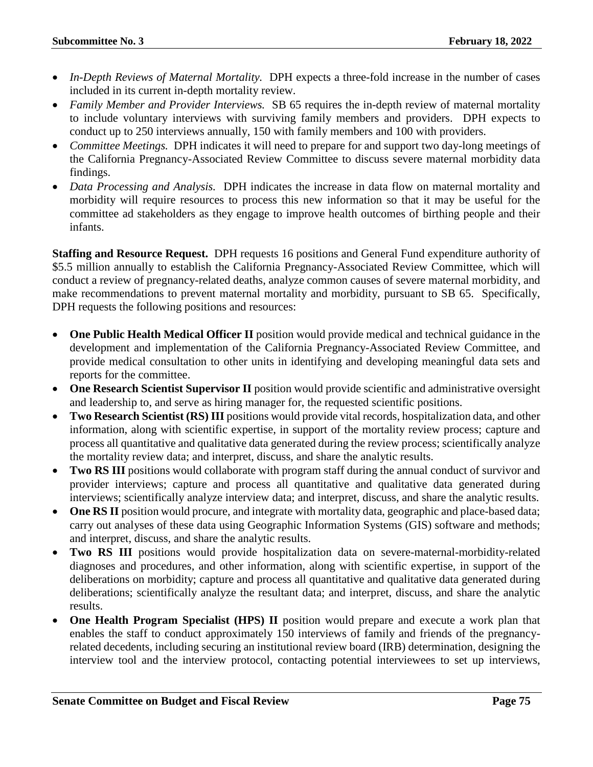- *In-Depth Reviews of Maternal Mortality.* DPH expects a three-fold increase in the number of cases included in its current in-depth mortality review.
- *Family Member and Provider Interviews.* SB 65 requires the in-depth review of maternal mortality to include voluntary interviews with surviving family members and providers. DPH expects to conduct up to 250 interviews annually, 150 with family members and 100 with providers.
- *Committee Meetings.* DPH indicates it will need to prepare for and support two day-long meetings of the California Pregnancy-Associated Review Committee to discuss severe maternal morbidity data findings.
- *Data Processing and Analysis.* DPH indicates the increase in data flow on maternal mortality and morbidity will require resources to process this new information so that it may be useful for the committee ad stakeholders as they engage to improve health outcomes of birthing people and their infants.

**Staffing and Resource Request.** DPH requests 16 positions and General Fund expenditure authority of $5.5 million annually to establish the California Pregnancy-Associated Review Committee, which will conduct a review of pregnancy-related deaths, analyze common causes of severe maternal morbidity, and make recommendations to prevent maternal mortality and morbidity, pursuant to SB 65. Specifically, DPH requests the following positions and resources:

- **One Public Health Medical Officer II** position would provide medical and technical guidance in the development and implementation of the California Pregnancy-Associated Review Committee, and provide medical consultation to other units in identifying and developing meaningful data sets and reports for the committee.
- **One Research Scientist Supervisor II** position would provide scientific and administrative oversight and leadership to, and serve as hiring manager for, the requested scientific positions.
- **Two Research Scientist (RS) III** positions would provide vital records, hospitalization data, and other information, along with scientific expertise, in support of the mortality review process; capture and process all quantitative and qualitative data generated during the review process; scientifically analyze the mortality review data; and interpret, discuss, and share the analytic results.
- **Two RS III** positions would collaborate with program staff during the annual conduct of survivor and provider interviews; capture and process all quantitative and qualitative data generated during interviews; scientifically analyze interview data; and interpret, discuss, and share the analytic results.
- **One RS II** position would procure, and integrate with mortality data, geographic and place-based data; carry out analyses of these data using Geographic Information Systems (GIS) software and methods; and interpret, discuss, and share the analytic results.
- **Two RS III** positions would provide hospitalization data on severe-maternal-morbidity-related diagnoses and procedures, and other information, along with scientific expertise, in support of the deliberations on morbidity; capture and process all quantitative and qualitative data generated during deliberations; scientifically analyze the resultant data; and interpret, discuss, and share the analytic results.
- **One Health Program Specialist (HPS) II** position would prepare and execute a work plan that enables the staff to conduct approximately 150 interviews of family and friends of the pregnancy-related decedents, including securing an institutional review board (IRB) determination, designing the interview tool and the interview protocol, contacting potential interviewees to set up interviews,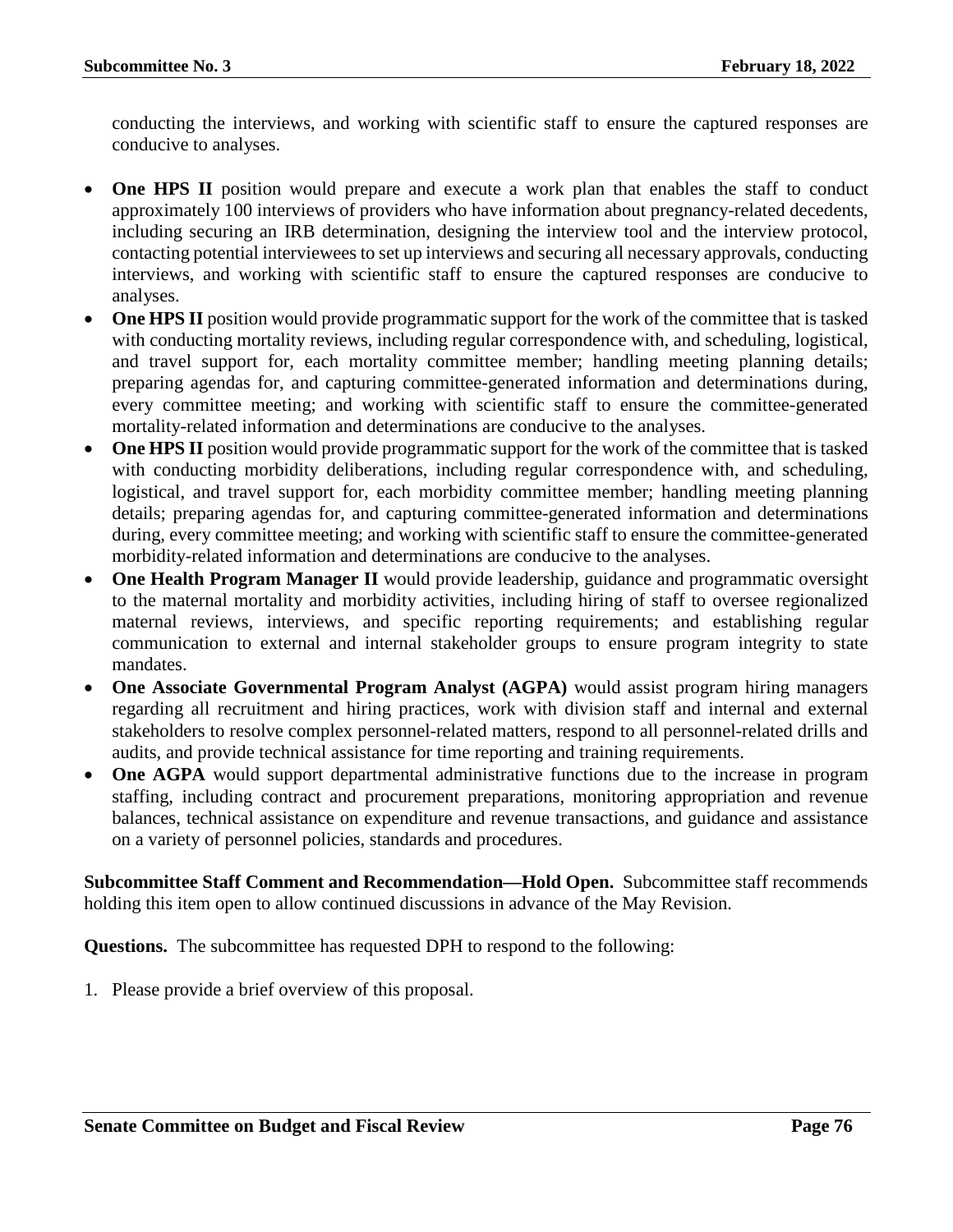conducting the interviews, and working with scientific staff to ensure the captured responses are conducive to analyses.

- **One HPS II** position would prepare and execute a work plan that enables the staff to conduct approximately 100 interviews of providers who have information about pregnancy-related decedents, including securing an IRB determination, designing the interview tool and the interview protocol, contacting potential interviewees to set up interviews and securing all necessary approvals, conducting interviews, and working with scientific staff to ensure the captured responses are conducive to analyses.
- **One HPS II** position would provide programmatic support for the work of the committee that is tasked with conducting mortality reviews, including regular correspondence with, and scheduling, logistical, and travel support for, each mortality committee member; handling meeting planning details; preparing agendas for, and capturing committee-generated information and determinations during, every committee meeting; and working with scientific staff to ensure the committee-generated mortality-related information and determinations are conducive to the analyses.
- **One HPS II** position would provide programmatic support for the work of the committee that is tasked with conducting morbidity deliberations, including regular correspondence with, and scheduling, logistical, and travel support for, each morbidity committee member; handling meeting planning details; preparing agendas for, and capturing committee-generated information and determinations during, every committee meeting; and working with scientific staff to ensure the committee-generated morbidity-related information and determinations are conducive to the analyses.
- **One Health Program Manager II** would provide leadership, guidance and programmatic oversight to the maternal mortality and morbidity activities, including hiring of staff to oversee regionalized maternal reviews, interviews, and specific reporting requirements; and establishing regular communication to external and internal stakeholder groups to ensure program integrity to state mandates.
- **One Associate Governmental Program Analyst (AGPA)** would assist program hiring managers regarding all recruitment and hiring practices, work with division staff and internal and external stakeholders to resolve complex personnel-related matters, respond to all personnel-related drills and audits, and provide technical assistance for time reporting and training requirements.
- **One AGPA** would support departmental administrative functions due to the increase in program staffing, including contract and procurement preparations, monitoring appropriation and revenue balances, technical assistance on expenditure and revenue transactions, and guidance and assistance on a variety of personnel policies, standards and procedures.

**Subcommittee Staff Comment and Recommendation—Hold Open.** Subcommittee staff recommends holding this item open to allow continued discussions in advance of the May Revision.

**Questions.** The subcommittee has requested DPH to respond to the following:

1. Please provide a brief overview of this proposal.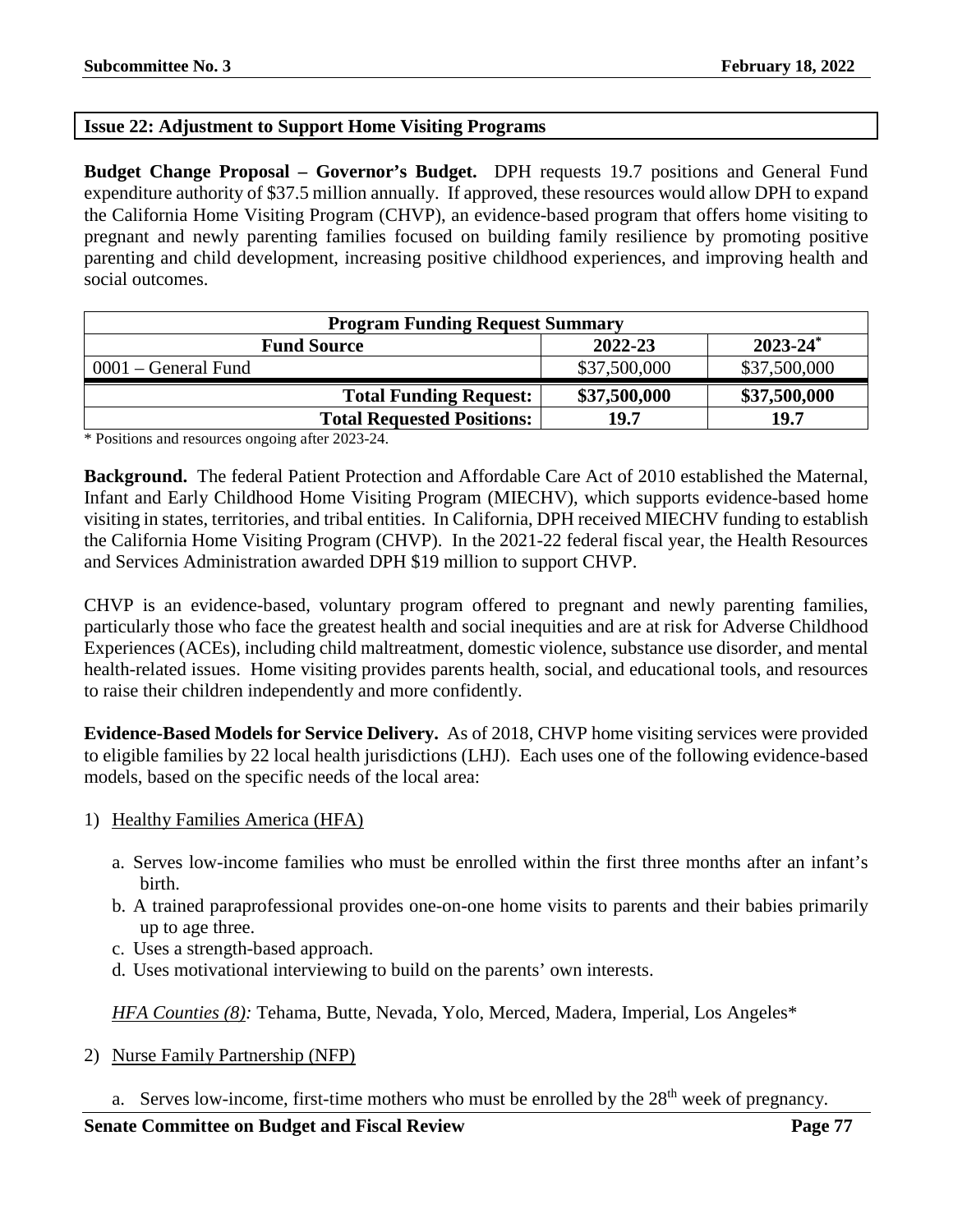## Issue 22: Adjustment to Support Home Visiting Programs

**Budget Change Proposal – Governor's Budget.** DPH requests 19.7 positions and General Fund expenditure authority of \$37.5 million annually. If approved, these resources would allow DPH to expand the California Home Visiting Program (CHVP), an evidence-based program that offers home visiting to pregnant and newly parenting families focused on building family resilience by promoting positive parenting and child development, increasing positive childhood experiences, and improving health and social outcomes.

| Program Funding Request Summary | | |
|---|---|---|
| **Fund Source** | **2022-23** | **2023-24*** |
| 0001 – General Fund | \$37,500,000 | \$37,500,000 |
| **Total Funding Request:** | **\$37,500,000** | **\$37,500,000** |
| **Total Requested Positions:** | **19.7** | **19.7** |

\* Positions and resources ongoing after 2023-24.

**Background.** The federal Patient Protection and Affordable Care Act of 2010 established the Maternal, Infant and Early Childhood Home Visiting Program (MIECHV), which supports evidence-based home visiting in states, territories, and tribal entities. In California, DPH received MIECHV funding to establish the California Home Visiting Program (CHVP). In the 2021-22 federal fiscal year, the Health Resources and Services Administration awarded DPH \$19 million to support CHVP.

CHVP is an evidence-based, voluntary program offered to pregnant and newly parenting families, particularly those who face the greatest health and social inequities and are at risk for Adverse Childhood Experiences (ACEs), including child maltreatment, domestic violence, substance use disorder, and mental health-related issues. Home visiting provides parents health, social, and educational tools, and resources to raise their children independently and more confidently.

**Evidence-Based Models for Service Delivery.** As of 2018, CHVP home visiting services were provided to eligible families by 22 local health jurisdictions (LHJ). Each uses one of the following evidence-based models, based on the specific needs of the local area:

1) Healthy Families America (HFA)

   a. Serves low-income families who must be enrolled within the first three months after an infant's birth.
   b. A trained paraprofessional provides one-on-one home visits to parents and their babies primarily up to age three.
   c. Uses a strength-based approach.
   d. Uses motivational interviewing to build on the parents' own interests.

   *HFA Counties (8):* Tehama, Butte, Nevada, Yolo, Merced, Madera, Imperial, Los Angeles*

2) Nurse Family Partnership (NFP)

   a. Serves low-income, first-time mothers who must be enrolled by the 28th week of pregnancy.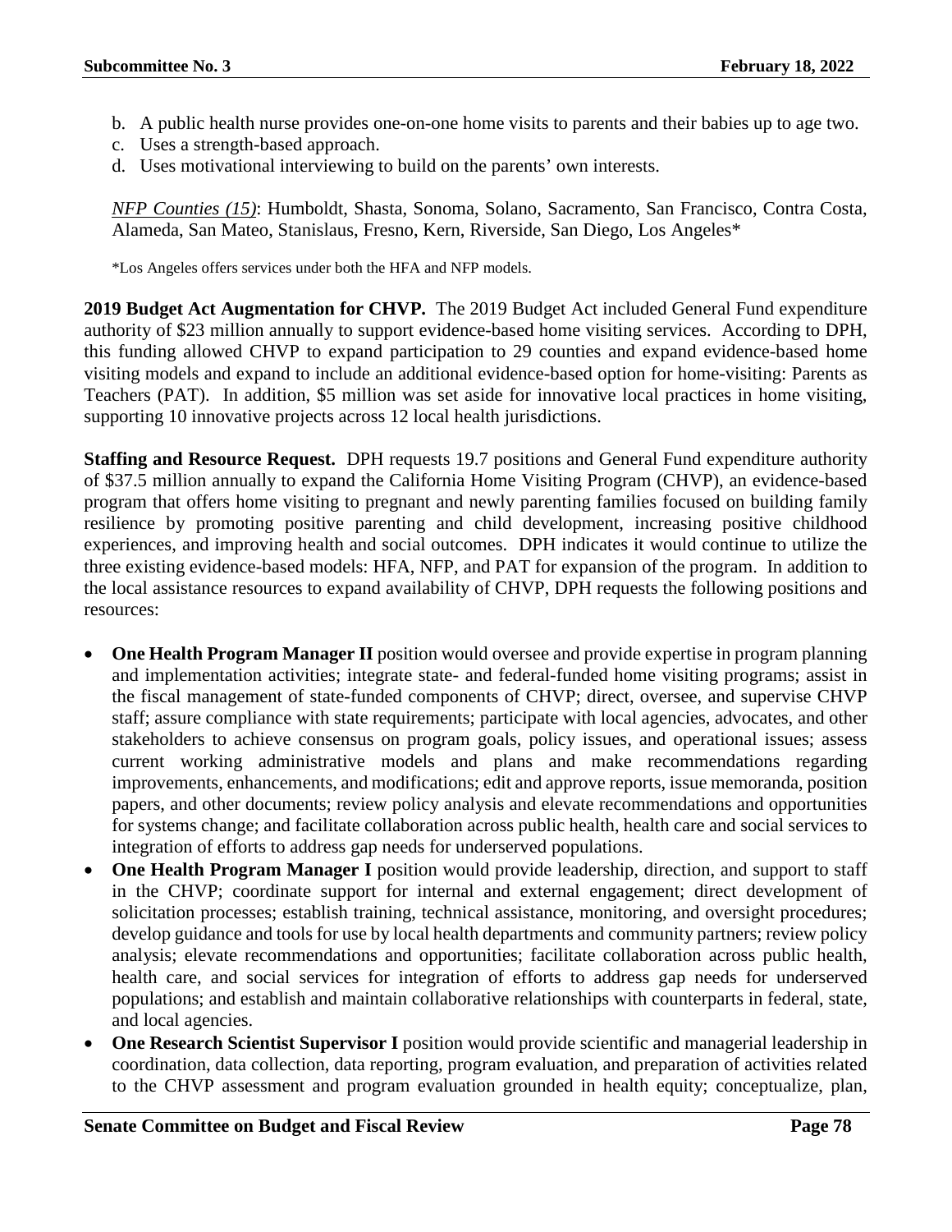b. A public health nurse provides one-on-one home visits to parents and their babies up to age two.
c. Uses a strength-based approach.
d. Uses motivational interviewing to build on the parents' own interests.

*NFP Counties (15)*: Humboldt, Shasta, Sonoma, Solano, Sacramento, San Francisco, Contra Costa, Alameda, San Mateo, Stanislaus, Fresno, Kern, Riverside, San Diego, Los Angeles*

*Los Angeles offers services under both the HFA and NFP models.

**2019 Budget Act Augmentation for CHVP.** The 2019 Budget Act included General Fund expenditure authority of $23 million annually to support evidence-based home visiting services. According to DPH, this funding allowed CHVP to expand participation to 29 counties and expand evidence-based home visiting models and expand to include an additional evidence-based option for home-visiting: Parents as Teachers (PAT). In addition, $5 million was set aside for innovative local practices in home visiting, supporting 10 innovative projects across 12 local health jurisdictions.

**Staffing and Resource Request.** DPH requests 19.7 positions and General Fund expenditure authority of $37.5 million annually to expand the California Home Visiting Program (CHVP), an evidence-based program that offers home visiting to pregnant and newly parenting families focused on building family resilience by promoting positive parenting and child development, increasing positive childhood experiences, and improving health and social outcomes. DPH indicates it would continue to utilize the three existing evidence-based models: HFA, NFP, and PAT for expansion of the program. In addition to the local assistance resources to expand availability of CHVP, DPH requests the following positions and resources:

- **One Health Program Manager II** position would oversee and provide expertise in program planning and implementation activities; integrate state- and federal-funded home visiting programs; assist in the fiscal management of state-funded components of CHVP; direct, oversee, and supervise CHVP staff; assure compliance with state requirements; participate with local agencies, advocates, and other stakeholders to achieve consensus on program goals, policy issues, and operational issues; assess current working administrative models and plans and make recommendations regarding improvements, enhancements, and modifications; edit and approve reports, issue memoranda, position papers, and other documents; review policy analysis and elevate recommendations and opportunities for systems change; and facilitate collaboration across public health, health care and social services to integration of efforts to address gap needs for underserved populations.
- **One Health Program Manager I** position would provide leadership, direction, and support to staff in the CHVP; coordinate support for internal and external engagement; direct development of solicitation processes; establish training, technical assistance, monitoring, and oversight procedures; develop guidance and tools for use by local health departments and community partners; review policy analysis; elevate recommendations and opportunities; facilitate collaboration across public health, health care, and social services for integration of efforts to address gap needs for underserved populations; and establish and maintain collaborative relationships with counterparts in federal, state, and local agencies.
- **One Research Scientist Supervisor I** position would provide scientific and managerial leadership in coordination, data collection, data reporting, program evaluation, and preparation of activities related to the CHVP assessment and program evaluation grounded in health equity; conceptualize, plan,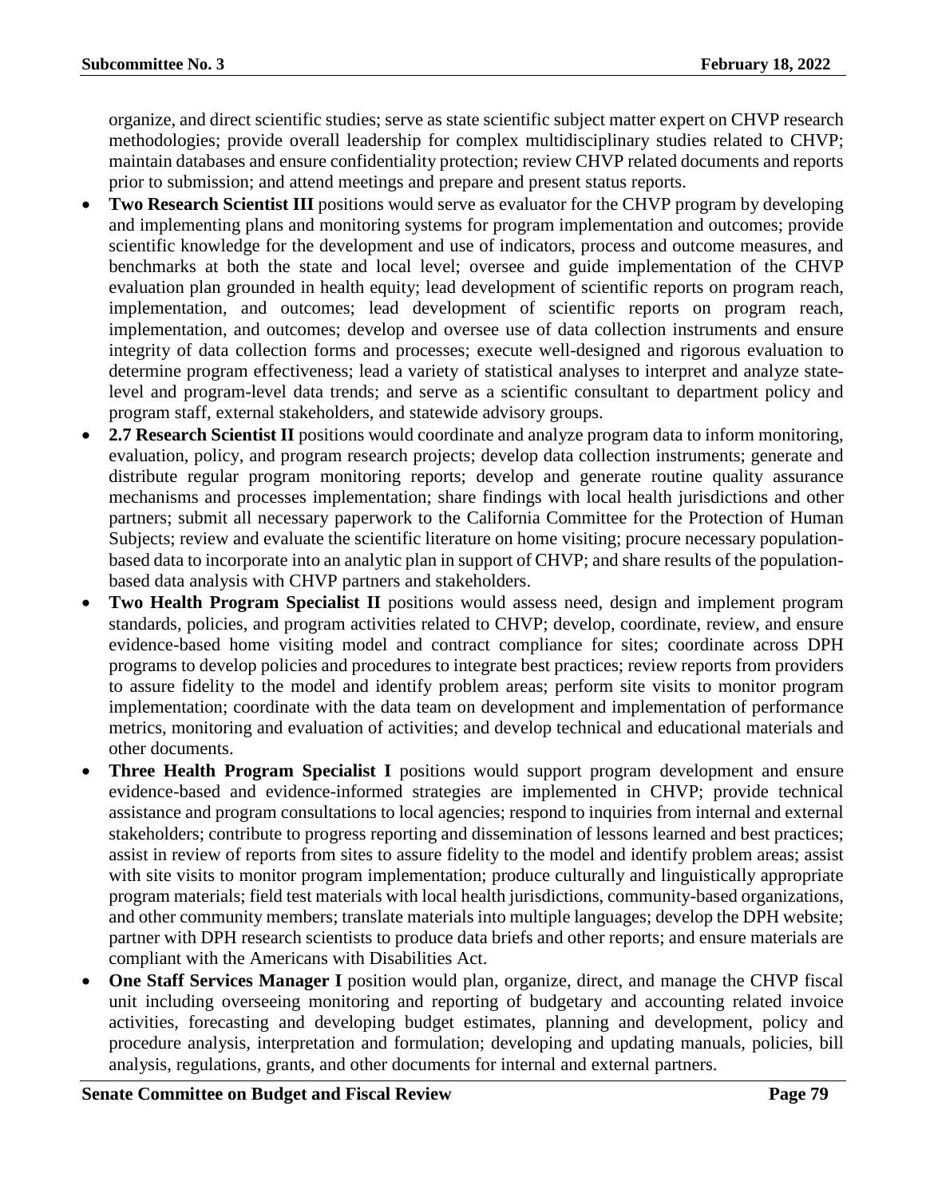organize, and direct scientific studies; serve as state scientific subject matter expert on CHVP research methodologies; provide overall leadership for complex multidisciplinary studies related to CHVP; maintain databases and ensure confidentiality protection; review CHVP related documents and reports prior to submission; and attend meetings and prepare and present status reports.

- **Two Research Scientist III** positions would serve as evaluator for the CHVP program by developing and implementing plans and monitoring systems for program implementation and outcomes; provide scientific knowledge for the development and use of indicators, process and outcome measures, and benchmarks at both the state and local level; oversee and guide implementation of the CHVP evaluation plan grounded in health equity; lead development of scientific reports on program reach, implementation, and outcomes; lead development of scientific reports on program reach, implementation, and outcomes; develop and oversee use of data collection instruments and ensure integrity of data collection forms and processes; execute well-designed and rigorous evaluation to determine program effectiveness; lead a variety of statistical analyses to interpret and analyze state-level and program-level data trends; and serve as a scientific consultant to department policy and program staff, external stakeholders, and statewide advisory groups.
- **2.7 Research Scientist II** positions would coordinate and analyze program data to inform monitoring, evaluation, policy, and program research projects; develop data collection instruments; generate and distribute regular program monitoring reports; develop and generate routine quality assurance mechanisms and processes implementation; share findings with local health jurisdictions and other partners; submit all necessary paperwork to the California Committee for the Protection of Human Subjects; review and evaluate the scientific literature on home visiting; procure necessary population-based data to incorporate into an analytic plan in support of CHVP; and share results of the population-based data analysis with CHVP partners and stakeholders.
- **Two Health Program Specialist II** positions would assess need, design and implement program standards, policies, and program activities related to CHVP; develop, coordinate, review, and ensure evidence-based home visiting model and contract compliance for sites; coordinate across DPH programs to develop policies and procedures to integrate best practices; review reports from providers to assure fidelity to the model and identify problem areas; perform site visits to monitor program implementation; coordinate with the data team on development and implementation of performance metrics, monitoring and evaluation of activities; and develop technical and educational materials and other documents.
- **Three Health Program Specialist I** positions would support program development and ensure evidence-based and evidence-informed strategies are implemented in CHVP; provide technical assistance and program consultations to local agencies; respond to inquiries from internal and external stakeholders; contribute to progress reporting and dissemination of lessons learned and best practices; assist in review of reports from sites to assure fidelity to the model and identify problem areas; assist with site visits to monitor program implementation; produce culturally and linguistically appropriate program materials; field test materials with local health jurisdictions, community-based organizations, and other community members; translate materials into multiple languages; develop the DPH website; partner with DPH research scientists to produce data briefs and other reports; and ensure materials are compliant with the Americans with Disabilities Act.
- **One Staff Services Manager I** position would plan, organize, direct, and manage the CHVP fiscal unit including overseeing monitoring and reporting of budgetary and accounting related invoice activities, forecasting and developing budget estimates, planning and development, policy and procedure analysis, interpretation and formulation; developing and updating manuals, policies, bill analysis, regulations, grants, and other documents for internal and external partners.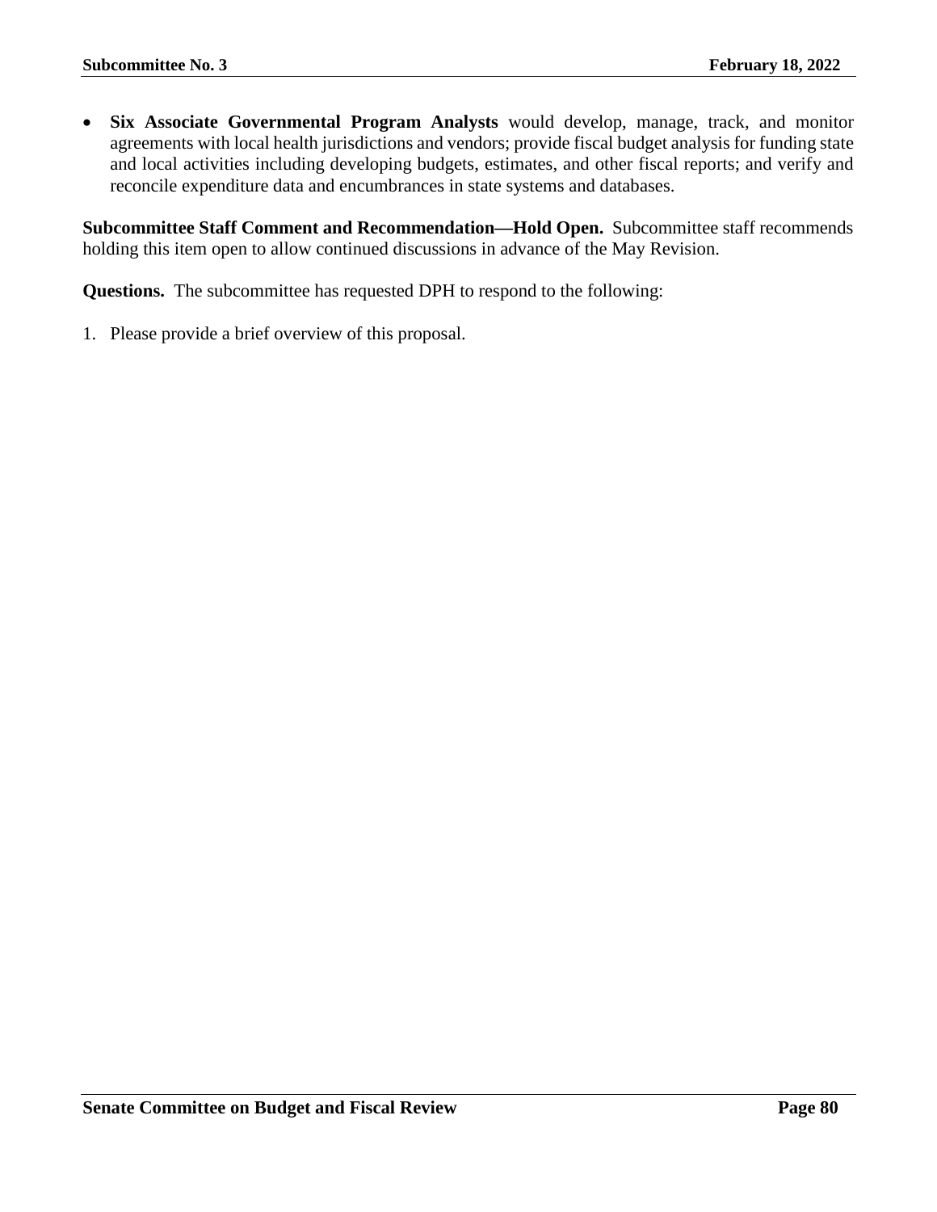- **Six Associate Governmental Program Analysts** would develop, manage, track, and monitor agreements with local health jurisdictions and vendors; provide fiscal budget analysis for funding state and local activities including developing budgets, estimates, and other fiscal reports; and verify and reconcile expenditure data and encumbrances in state systems and databases.

**Subcommittee Staff Comment and Recommendation—Hold Open.** Subcommittee staff recommends holding this item open to allow continued discussions in advance of the May Revision.

**Questions.** The subcommittee has requested DPH to respond to the following:

1. Please provide a brief overview of this proposal.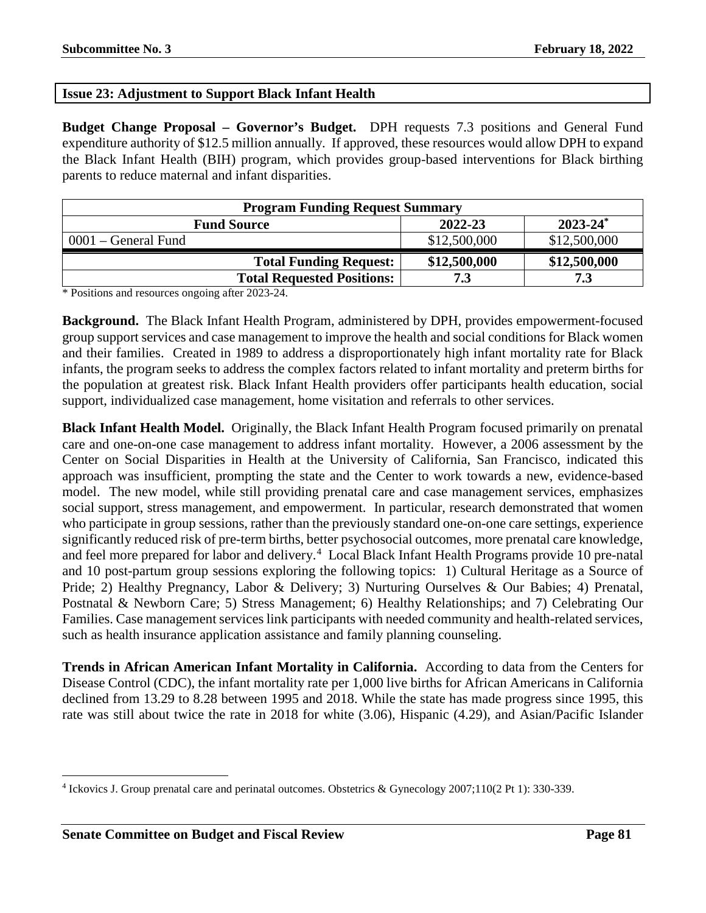## Issue 23: Adjustment to Support Black Infant Health

**Budget Change Proposal – Governor's Budget.** DPH requests 7.3 positions and General Fund expenditure authority of $12.5 million annually. If approved, these resources would allow DPH to expand the Black Infant Health (BIH) program, which provides group-based interventions for Black birthing parents to reduce maternal and infant disparities.

| Program Funding Request Summary | | |
|---|---|---|
| **Fund Source** | **2022-23** | **2023-24*** |
| 0001 – General Fund | $12,500,000 | $12,500,000 |
| **Total Funding Request:** | **$12,500,000** | **$12,500,000** |
| **Total Requested Positions:** | **7.3** | **7.3** |

* Positions and resources ongoing after 2023-24.

**Background.** The Black Infant Health Program, administered by DPH, provides empowerment-focused group support services and case management to improve the health and social conditions for Black women and their families. Created in 1989 to address a disproportionately high infant mortality rate for Black infants, the program seeks to address the complex factors related to infant mortality and preterm births for the population at greatest risk. Black Infant Health providers offer participants health education, social support, individualized case management, home visitation and referrals to other services.

**Black Infant Health Model.** Originally, the Black Infant Health Program focused primarily on prenatal care and one-on-one case management to address infant mortality. However, a 2006 assessment by the Center on Social Disparities in Health at the University of California, San Francisco, indicated this approach was insufficient, prompting the state and the Center to work towards a new, evidence-based model. The new model, while still providing prenatal care and case management services, emphasizes social support, stress management, and empowerment. In particular, research demonstrated that women who participate in group sessions, rather than the previously standard one-on-one care settings, experience significantly reduced risk of pre-term births, better psychosocial outcomes, more prenatal care knowledge, and feel more prepared for labor and delivery.[4] Local Black Infant Health Programs provide 10 pre-natal and 10 post-partum group sessions exploring the following topics: 1) Cultural Heritage as a Source of Pride; 2) Healthy Pregnancy, Labor & Delivery; 3) Nurturing Ourselves & Our Babies; 4) Prenatal, Postnatal & Newborn Care; 5) Stress Management; 6) Healthy Relationships; and 7) Celebrating Our Families. Case management services link participants with needed community and health-related services, such as health insurance application assistance and family planning counseling.

**Trends in African American Infant Mortality in California.** According to data from the Centers for Disease Control (CDC), the infant mortality rate per 1,000 live births for African Americans in California declined from 13.29 to 8.28 between 1995 and 2018. While the state has made progress since 1995, this rate was still about twice the rate in 2018 for white (3.06), Hispanic (4.29), and Asian/Pacific Islander

---

[4] Ickovics J. Group prenatal care and perinatal outcomes. Obstetrics & Gynecology 2007;110(2 Pt 1): 330-339.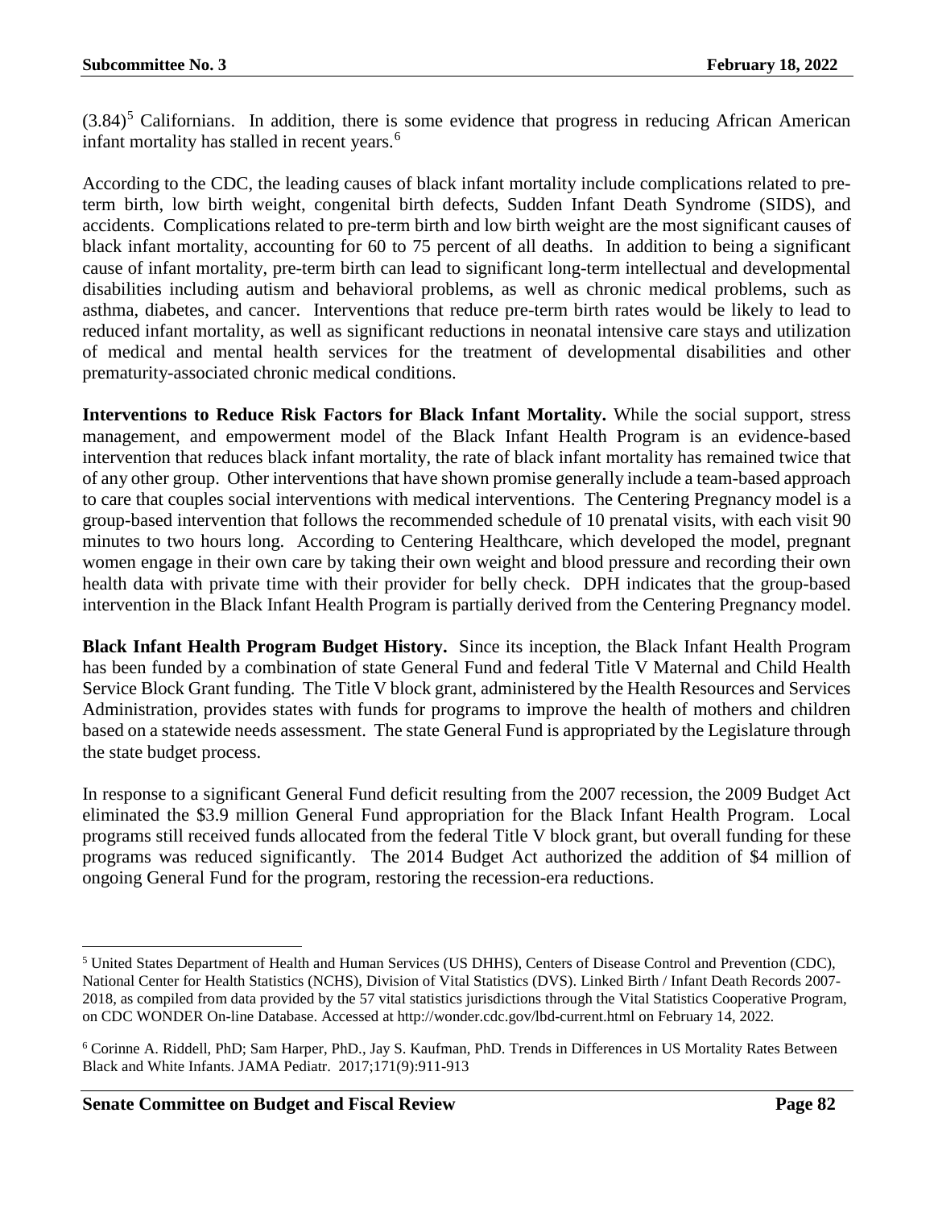(3.84)[5] Californians. In addition, there is some evidence that progress in reducing African American infant mortality has stalled in recent years.[6]

According to the CDC, the leading causes of black infant mortality include complications related to pre-term birth, low birth weight, congenital birth defects, Sudden Infant Death Syndrome (SIDS), and accidents. Complications related to pre-term birth and low birth weight are the most significant causes of black infant mortality, accounting for 60 to 75 percent of all deaths. In addition to being a significant cause of infant mortality, pre-term birth can lead to significant long-term intellectual and developmental disabilities including autism and behavioral problems, as well as chronic medical problems, such as asthma, diabetes, and cancer. Interventions that reduce pre-term birth rates would be likely to lead to reduced infant mortality, as well as significant reductions in neonatal intensive care stays and utilization of medical and mental health services for the treatment of developmental disabilities and other prematurity-associated chronic medical conditions.

**Interventions to Reduce Risk Factors for Black Infant Mortality.** While the social support, stress management, and empowerment model of the Black Infant Health Program is an evidence-based intervention that reduces black infant mortality, the rate of black infant mortality has remained twice that of any other group. Other interventions that have shown promise generally include a team-based approach to care that couples social interventions with medical interventions. The Centering Pregnancy model is a group-based intervention that follows the recommended schedule of 10 prenatal visits, with each visit 90 minutes to two hours long. According to Centering Healthcare, which developed the model, pregnant women engage in their own care by taking their own weight and blood pressure and recording their own health data with private time with their provider for belly check. DPH indicates that the group-based intervention in the Black Infant Health Program is partially derived from the Centering Pregnancy model.

**Black Infant Health Program Budget History.** Since its inception, the Black Infant Health Program has been funded by a combination of state General Fund and federal Title V Maternal and Child Health Service Block Grant funding. The Title V block grant, administered by the Health Resources and Services Administration, provides states with funds for programs to improve the health of mothers and children based on a statewide needs assessment. The state General Fund is appropriated by the Legislature through the state budget process.

In response to a significant General Fund deficit resulting from the 2007 recession, the 2009 Budget Act eliminated the $3.9 million General Fund appropriation for the Black Infant Health Program. Local programs still received funds allocated from the federal Title V block grant, but overall funding for these programs was reduced significantly. The 2014 Budget Act authorized the addition of $4 million of ongoing General Fund for the program, restoring the recession-era reductions.

---

[5] United States Department of Health and Human Services (US DHHS), Centers of Disease Control and Prevention (CDC), National Center for Health Statistics (NCHS), Division of Vital Statistics (DVS). Linked Birth / Infant Death Records 2007-2018, as compiled from data provided by the 57 vital statistics jurisdictions through the Vital Statistics Cooperative Program, on CDC WONDER On-line Database. Accessed at http://wonder.cdc.gov/lbd-current.html on February 14, 2022.

[6] Corinne A. Riddell, PhD; Sam Harper, PhD., Jay S. Kaufman, PhD. Trends in Differences in US Mortality Rates Between Black and White Infants. JAMA Pediatr. 2017;171(9):911-913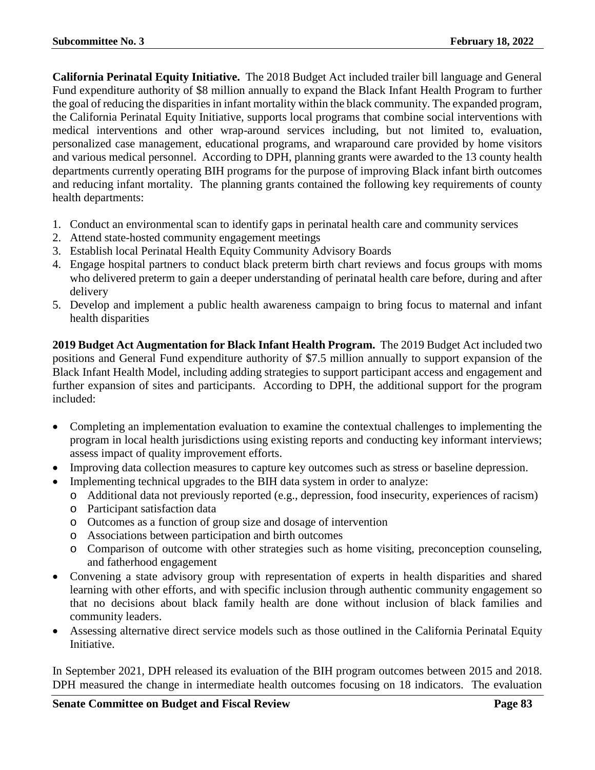**California Perinatal Equity Initiative.** The 2018 Budget Act included trailer bill language and General Fund expenditure authority of $8 million annually to expand the Black Infant Health Program to further the goal of reducing the disparities in infant mortality within the black community. The expanded program, the California Perinatal Equity Initiative, supports local programs that combine social interventions with medical interventions and other wrap-around services including, but not limited to, evaluation, personalized case management, educational programs, and wraparound care provided by home visitors and various medical personnel. According to DPH, planning grants were awarded to the 13 county health departments currently operating BIH programs for the purpose of improving Black infant birth outcomes and reducing infant mortality. The planning grants contained the following key requirements of county health departments:

1. Conduct an environmental scan to identify gaps in perinatal health care and community services
2. Attend state-hosted community engagement meetings
3. Establish local Perinatal Health Equity Community Advisory Boards
4. Engage hospital partners to conduct black preterm birth chart reviews and focus groups with moms who delivered preterm to gain a deeper understanding of perinatal health care before, during and after delivery
5. Develop and implement a public health awareness campaign to bring focus to maternal and infant health disparities

**2019 Budget Act Augmentation for Black Infant Health Program.** The 2019 Budget Act included two positions and General Fund expenditure authority of $7.5 million annually to support expansion of the Black Infant Health Model, including adding strategies to support participant access and engagement and further expansion of sites and participants. According to DPH, the additional support for the program included:

- Completing an implementation evaluation to examine the contextual challenges to implementing the program in local health jurisdictions using existing reports and conducting key informant interviews; assess impact of quality improvement efforts.
- Improving data collection measures to capture key outcomes such as stress or baseline depression.
- Implementing technical upgrades to the BIH data system in order to analyze:
  - Additional data not previously reported (e.g., depression, food insecurity, experiences of racism)
  - Participant satisfaction data
  - Outcomes as a function of group size and dosage of intervention
  - Associations between participation and birth outcomes
  - Comparison of outcome with other strategies such as home visiting, preconception counseling, and fatherhood engagement
- Convening a state advisory group with representation of experts in health disparities and shared learning with other efforts, and with specific inclusion through authentic community engagement so that no decisions about black family health are done without inclusion of black families and community leaders.
- Assessing alternative direct service models such as those outlined in the California Perinatal Equity Initiative.

In September 2021, DPH released its evaluation of the BIH program outcomes between 2015 and 2018. DPH measured the change in intermediate health outcomes focusing on 18 indicators. The evaluation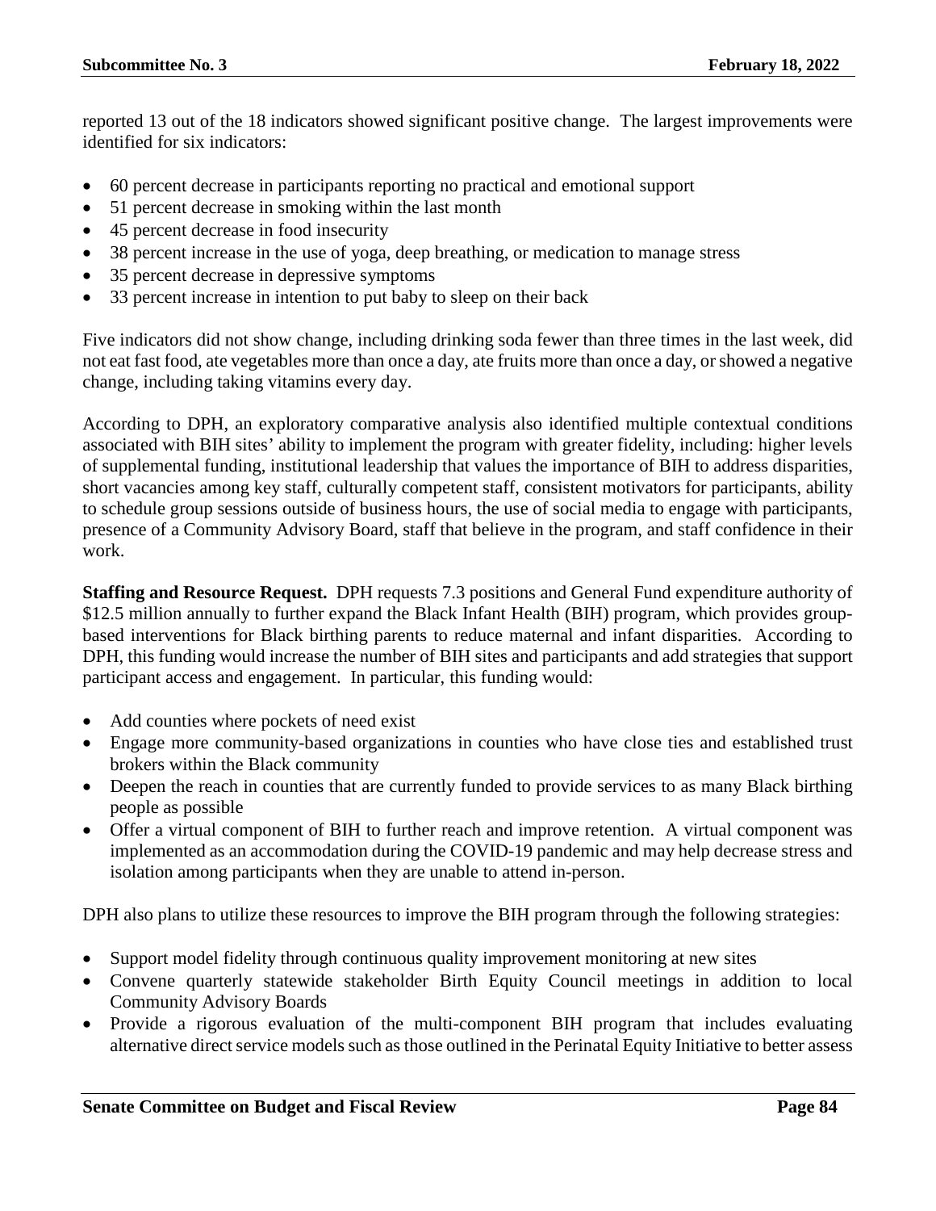reported 13 out of the 18 indicators showed significant positive change. The largest improvements were identified for six indicators:

- 60 percent decrease in participants reporting no practical and emotional support
- 51 percent decrease in smoking within the last month
- 45 percent decrease in food insecurity
- 38 percent increase in the use of yoga, deep breathing, or medication to manage stress
- 35 percent decrease in depressive symptoms
- 33 percent increase in intention to put baby to sleep on their back

Five indicators did not show change, including drinking soda fewer than three times in the last week, did not eat fast food, ate vegetables more than once a day, ate fruits more than once a day, or showed a negative change, including taking vitamins every day.

According to DPH, an exploratory comparative analysis also identified multiple contextual conditions associated with BIH sites' ability to implement the program with greater fidelity, including: higher levels of supplemental funding, institutional leadership that values the importance of BIH to address disparities, short vacancies among key staff, culturally competent staff, consistent motivators for participants, ability to schedule group sessions outside of business hours, the use of social media to engage with participants, presence of a Community Advisory Board, staff that believe in the program, and staff confidence in their work.

**Staffing and Resource Request.** DPH requests 7.3 positions and General Fund expenditure authority of $12.5 million annually to further expand the Black Infant Health (BIH) program, which provides group-based interventions for Black birthing parents to reduce maternal and infant disparities. According to DPH, this funding would increase the number of BIH sites and participants and add strategies that support participant access and engagement. In particular, this funding would:

- Add counties where pockets of need exist
- Engage more community-based organizations in counties who have close ties and established trust brokers within the Black community
- Deepen the reach in counties that are currently funded to provide services to as many Black birthing people as possible
- Offer a virtual component of BIH to further reach and improve retention. A virtual component was implemented as an accommodation during the COVID-19 pandemic and may help decrease stress and isolation among participants when they are unable to attend in-person.

DPH also plans to utilize these resources to improve the BIH program through the following strategies:

- Support model fidelity through continuous quality improvement monitoring at new sites
- Convene quarterly statewide stakeholder Birth Equity Council meetings in addition to local Community Advisory Boards
- Provide a rigorous evaluation of the multi-component BIH program that includes evaluating alternative direct service models such as those outlined in the Perinatal Equity Initiative to better assess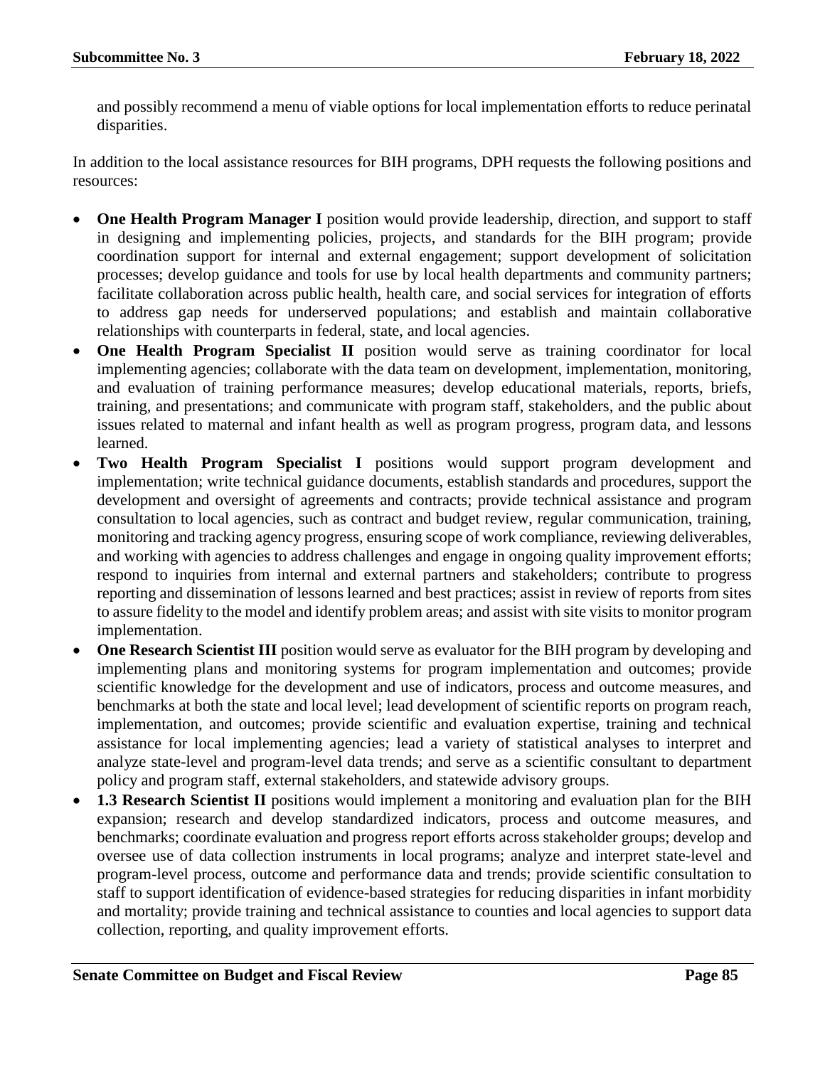and possibly recommend a menu of viable options for local implementation efforts to reduce perinatal disparities.

In addition to the local assistance resources for BIH programs, DPH requests the following positions and resources:

- **One Health Program Manager I** position would provide leadership, direction, and support to staff in designing and implementing policies, projects, and standards for the BIH program; provide coordination support for internal and external engagement; support development of solicitation processes; develop guidance and tools for use by local health departments and community partners; facilitate collaboration across public health, health care, and social services for integration of efforts to address gap needs for underserved populations; and establish and maintain collaborative relationships with counterparts in federal, state, and local agencies.
- **One Health Program Specialist II** position would serve as training coordinator for local implementing agencies; collaborate with the data team on development, implementation, monitoring, and evaluation of training performance measures; develop educational materials, reports, briefs, training, and presentations; and communicate with program staff, stakeholders, and the public about issues related to maternal and infant health as well as program progress, program data, and lessons learned.
- **Two Health Program Specialist I** positions would support program development and implementation; write technical guidance documents, establish standards and procedures, support the development and oversight of agreements and contracts; provide technical assistance and program consultation to local agencies, such as contract and budget review, regular communication, training, monitoring and tracking agency progress, ensuring scope of work compliance, reviewing deliverables, and working with agencies to address challenges and engage in ongoing quality improvement efforts; respond to inquiries from internal and external partners and stakeholders; contribute to progress reporting and dissemination of lessons learned and best practices; assist in review of reports from sites to assure fidelity to the model and identify problem areas; and assist with site visits to monitor program implementation.
- **One Research Scientist III** position would serve as evaluator for the BIH program by developing and implementing plans and monitoring systems for program implementation and outcomes; provide scientific knowledge for the development and use of indicators, process and outcome measures, and benchmarks at both the state and local level; lead development of scientific reports on program reach, implementation, and outcomes; provide scientific and evaluation expertise, training and technical assistance for local implementing agencies; lead a variety of statistical analyses to interpret and analyze state-level and program-level data trends; and serve as a scientific consultant to department policy and program staff, external stakeholders, and statewide advisory groups.
- **1.3 Research Scientist II** positions would implement a monitoring and evaluation plan for the BIH expansion; research and develop standardized indicators, process and outcome measures, and benchmarks; coordinate evaluation and progress report efforts across stakeholder groups; develop and oversee use of data collection instruments in local programs; analyze and interpret state-level and program-level process, outcome and performance data and trends; provide scientific consultation to staff to support identification of evidence-based strategies for reducing disparities in infant morbidity and mortality; provide training and technical assistance to counties and local agencies to support data collection, reporting, and quality improvement efforts.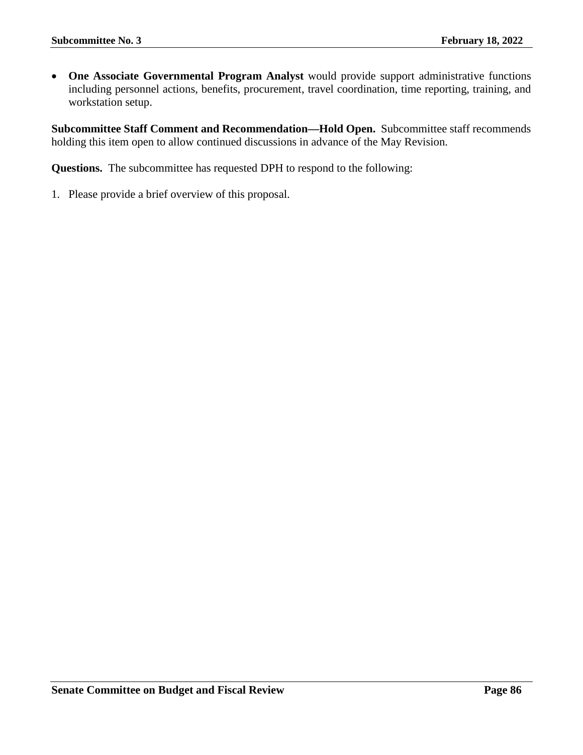- **One Associate Governmental Program Analyst** would provide support administrative functions including personnel actions, benefits, procurement, travel coordination, time reporting, training, and workstation setup.

**Subcommittee Staff Comment and Recommendation—Hold Open.** Subcommittee staff recommends holding this item open to allow continued discussions in advance of the May Revision.

**Questions.** The subcommittee has requested DPH to respond to the following:

1. Please provide a brief overview of this proposal.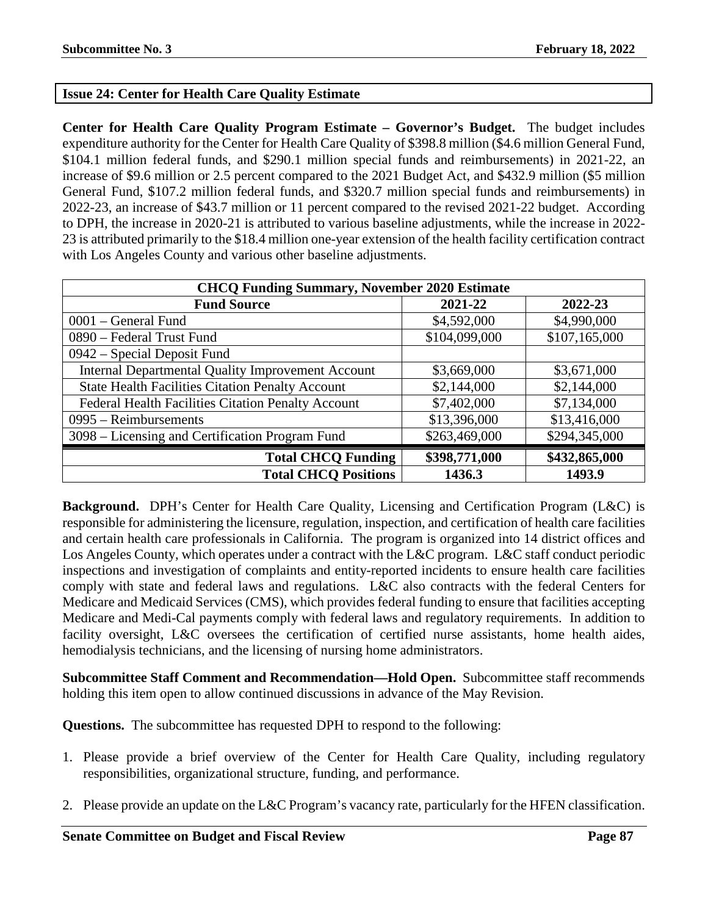## Issue 24: Center for Health Care Quality Estimate

**Center for Health Care Quality Program Estimate – Governor's Budget.** The budget includes expenditure authority for the Center for Health Care Quality of $398.8 million ($4.6 million General Fund, $104.1 million federal funds, and $290.1 million special funds and reimbursements) in 2021-22, an increase of $9.6 million or 2.5 percent compared to the 2021 Budget Act, and $432.9 million ($5 million General Fund, $107.2 million federal funds, and $320.7 million special funds and reimbursements) in 2022-23, an increase of $43.7 million or 11 percent compared to the revised 2021-22 budget. According to DPH, the increase in 2020-21 is attributed to various baseline adjustments, while the increase in 2022-23 is attributed primarily to the $18.4 million one-year extension of the health facility certification contract with Los Angeles County and various other baseline adjustments.

| CHCQ Funding Summary, November 2020 Estimate | | |
|---|---|---|
| **Fund Source** | **2021-22** | **2022-23** |
| 0001 – General Fund | $4,592,000 | $4,990,000 |
| 0890 – Federal Trust Fund | $104,099,000 | $107,165,000 |
| 0942 – Special Deposit Fund | | |
| Internal Departmental Quality Improvement Account | $3,669,000 | $3,671,000 |
| State Health Facilities Citation Penalty Account | $2,144,000 | $2,144,000 |
| Federal Health Facilities Citation Penalty Account | $7,402,000 | $7,134,000 |
| 0995 – Reimbursements | $13,396,000 | $13,416,000 |
| 3098 – Licensing and Certification Program Fund | $263,469,000 | $294,345,000 |
| **Total CHCQ Funding** | **$398,771,000** | **$432,865,000** |
| **Total CHCQ Positions** | **1436.3** | **1493.9** |

**Background.** DPH's Center for Health Care Quality, Licensing and Certification Program (L&C) is responsible for administering the licensure, regulation, inspection, and certification of health care facilities and certain health care professionals in California. The program is organized into 14 district offices and Los Angeles County, which operates under a contract with the L&C program. L&C staff conduct periodic inspections and investigation of complaints and entity-reported incidents to ensure health care facilities comply with state and federal laws and regulations. L&C also contracts with the federal Centers for Medicare and Medicaid Services (CMS), which provides federal funding to ensure that facilities accepting Medicare and Medi-Cal payments comply with federal laws and regulatory requirements. In addition to facility oversight, L&C oversees the certification of certified nurse assistants, home health aides, hemodialysis technicians, and the licensing of nursing home administrators.

**Subcommittee Staff Comment and Recommendation—Hold Open.** Subcommittee staff recommends holding this item open to allow continued discussions in advance of the May Revision.

**Questions.** The subcommittee has requested DPH to respond to the following:

1. Please provide a brief overview of the Center for Health Care Quality, including regulatory responsibilities, organizational structure, funding, and performance.
2. Please provide an update on the L&C Program's vacancy rate, particularly for the HFEN classification.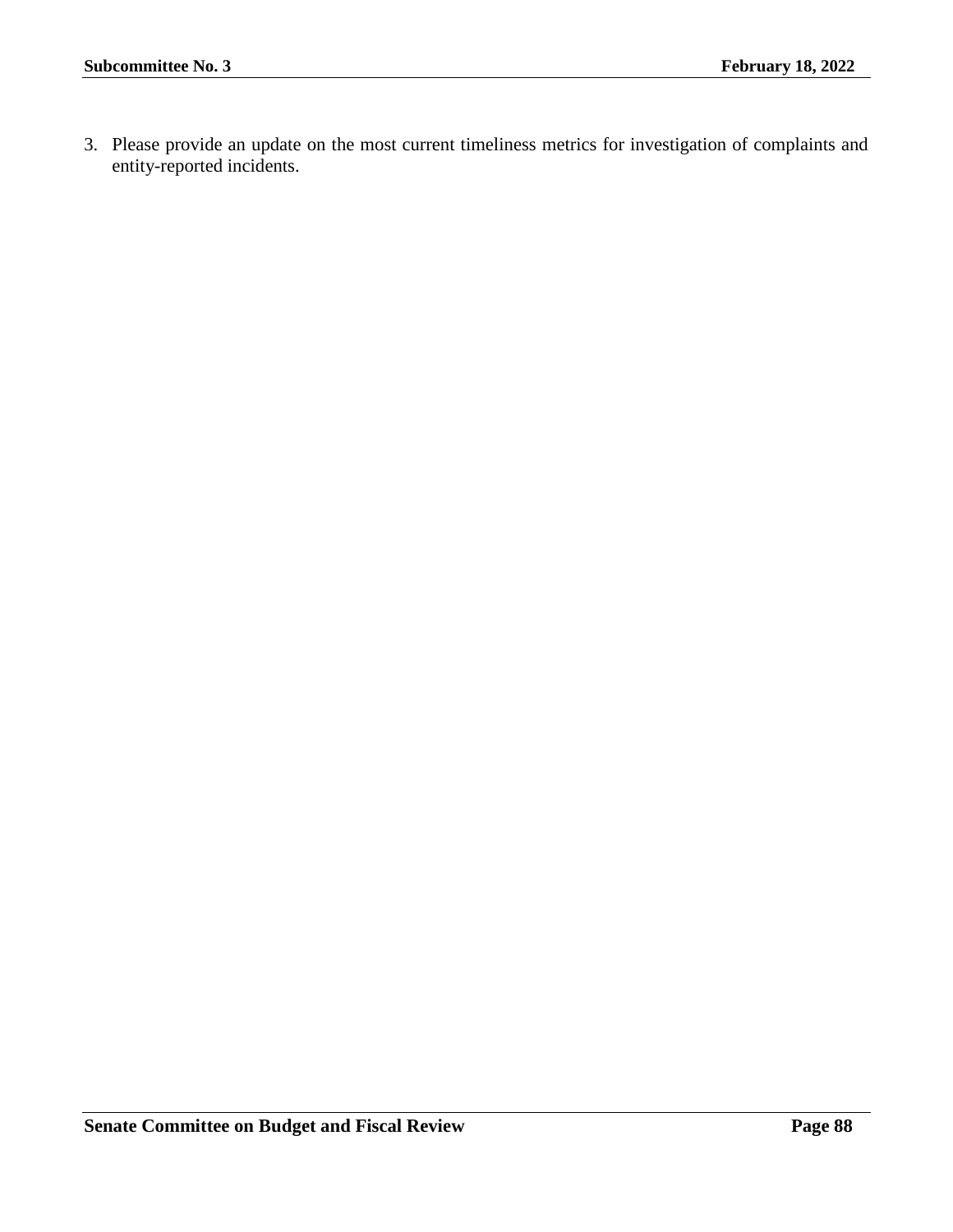3. Please provide an update on the most current timeliness metrics for investigation of complaints and entity-reported incidents.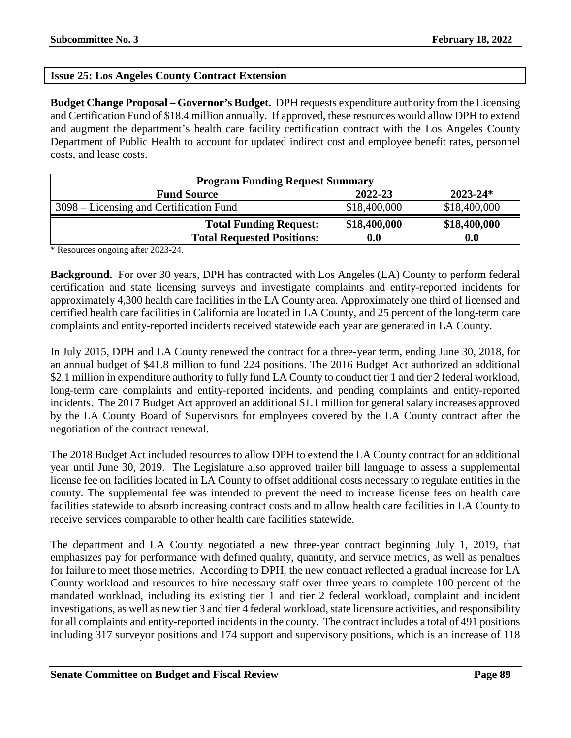## Issue 25: Los Angeles County Contract Extension

**Budget Change Proposal – Governor's Budget.** DPH requests expenditure authority from the Licensing and Certification Fund of $18.4 million annually. If approved, these resources would allow DPH to extend and augment the department's health care facility certification contract with the Los Angeles County Department of Public Health to account for updated indirect cost and employee benefit rates, personnel costs, and lease costs.

| Program Funding Request Summary | | |
|---|---|---|
| **Fund Source** | **2022-23** | **2023-24*** |
| 3098 – Licensing and Certification Fund | $18,400,000 | $18,400,000 |
| **Total Funding Request:** | **$18,400,000** | **$18,400,000** |
| **Total Requested Positions:** | **0.0** | **0.0** |

* Resources ongoing after 2023-24.

**Background.** For over 30 years, DPH has contracted with Los Angeles (LA) County to perform federal certification and state licensing surveys and investigate complaints and entity-reported incidents for approximately 4,300 health care facilities in the LA County area. Approximately one third of licensed and certified health care facilities in California are located in LA County, and 25 percent of the long-term care complaints and entity-reported incidents received statewide each year are generated in LA County.

In July 2015, DPH and LA County renewed the contract for a three-year term, ending June 30, 2018, for an annual budget of $41.8 million to fund 224 positions. The 2016 Budget Act authorized an additional $2.1 million in expenditure authority to fully fund LA County to conduct tier 1 and tier 2 federal workload, long-term care complaints and entity-reported incidents, and pending complaints and entity-reported incidents. The 2017 Budget Act approved an additional $1.1 million for general salary increases approved by the LA County Board of Supervisors for employees covered by the LA County contract after the negotiation of the contract renewal.

The 2018 Budget Act included resources to allow DPH to extend the LA County contract for an additional year until June 30, 2019. The Legislature also approved trailer bill language to assess a supplemental license fee on facilities located in LA County to offset additional costs necessary to regulate entities in the county. The supplemental fee was intended to prevent the need to increase license fees on health care facilities statewide to absorb increasing contract costs and to allow health care facilities in LA County to receive services comparable to other health care facilities statewide.

The department and LA County negotiated a new three-year contract beginning July 1, 2019, that emphasizes pay for performance with defined quality, quantity, and service metrics, as well as penalties for failure to meet those metrics. According to DPH, the new contract reflected a gradual increase for LA County workload and resources to hire necessary staff over three years to complete 100 percent of the mandated workload, including its existing tier 1 and tier 2 federal workload, complaint and incident investigations, as well as new tier 3 and tier 4 federal workload, state licensure activities, and responsibility for all complaints and entity-reported incidents in the county. The contract includes a total of 491 positions including 317 surveyor positions and 174 support and supervisory positions, which is an increase of 118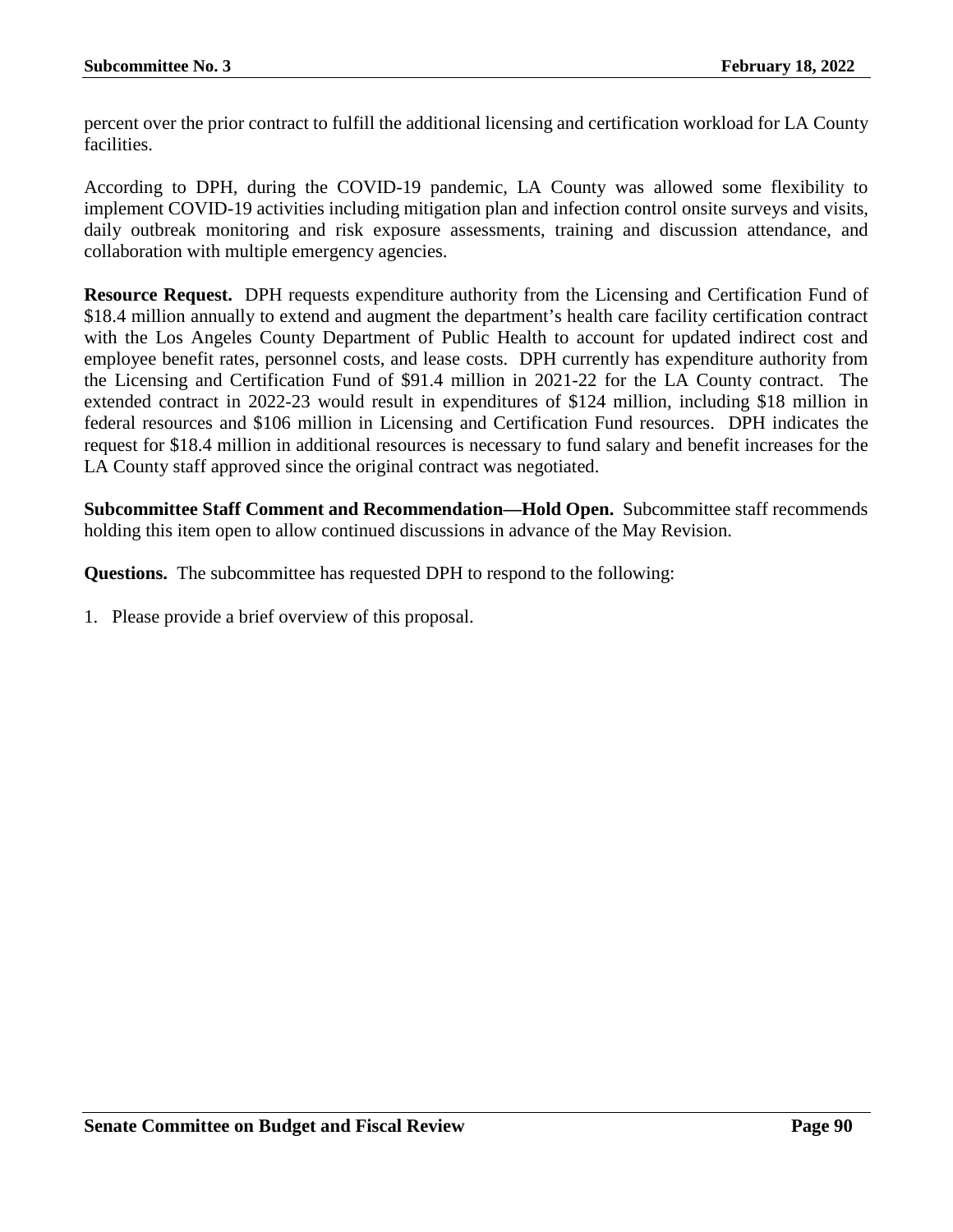percent over the prior contract to fulfill the additional licensing and certification workload for LA County facilities.

According to DPH, during the COVID-19 pandemic, LA County was allowed some flexibility to implement COVID-19 activities including mitigation plan and infection control onsite surveys and visits, daily outbreak monitoring and risk exposure assessments, training and discussion attendance, and collaboration with multiple emergency agencies.

**Resource Request.** DPH requests expenditure authority from the Licensing and Certification Fund of $18.4 million annually to extend and augment the department's health care facility certification contract with the Los Angeles County Department of Public Health to account for updated indirect cost and employee benefit rates, personnel costs, and lease costs. DPH currently has expenditure authority from the Licensing and Certification Fund of $91.4 million in 2021-22 for the LA County contract. The extended contract in 2022-23 would result in expenditures of $124 million, including $18 million in federal resources and $106 million in Licensing and Certification Fund resources. DPH indicates the request for $18.4 million in additional resources is necessary to fund salary and benefit increases for the LA County staff approved since the original contract was negotiated.

**Subcommittee Staff Comment and Recommendation—Hold Open.** Subcommittee staff recommends holding this item open to allow continued discussions in advance of the May Revision.

**Questions.** The subcommittee has requested DPH to respond to the following:

1. Please provide a brief overview of this proposal.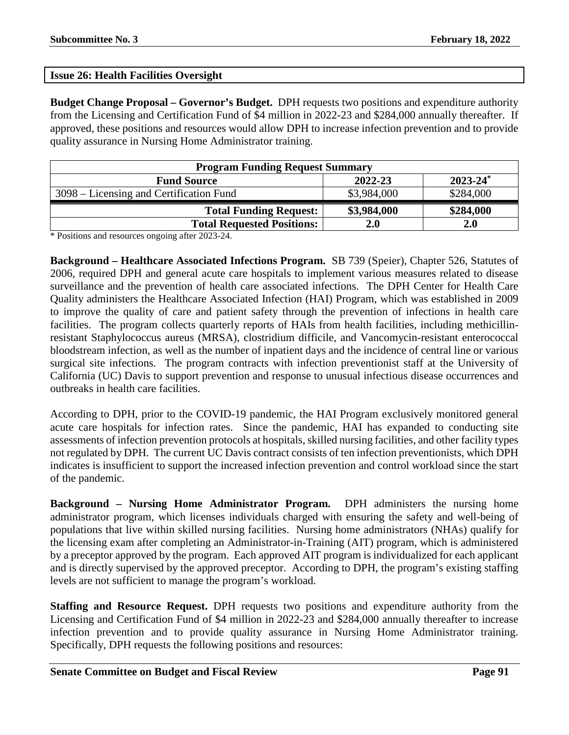## Issue 26: Health Facilities Oversight

**Budget Change Proposal – Governor's Budget.** DPH requests two positions and expenditure authority from the Licensing and Certification Fund of $4 million in 2022-23 and $284,000 annually thereafter. If approved, these positions and resources would allow DPH to increase infection prevention and to provide quality assurance in Nursing Home Administrator training.

| Program Funding Request Summary | | |
|---|---|---|
| **Fund Source** | **2022-23** | **2023-24*** |
| 3098 – Licensing and Certification Fund | $3,984,000 | $284,000 |
| **Total Funding Request:** | **$3,984,000** | **$284,000** |
| **Total Requested Positions:** | **2.0** | **2.0** |

* Positions and resources ongoing after 2023-24.

**Background – Healthcare Associated Infections Program.** SB 739 (Speier), Chapter 526, Statutes of 2006, required DPH and general acute care hospitals to implement various measures related to disease surveillance and the prevention of health care associated infections. The DPH Center for Health Care Quality administers the Healthcare Associated Infection (HAI) Program, which was established in 2009 to improve the quality of care and patient safety through the prevention of infections in health care facilities. The program collects quarterly reports of HAIs from health facilities, including methicillin-resistant Staphylococcus aureus (MRSA), clostridium difficile, and Vancomycin-resistant enterococcal bloodstream infection, as well as the number of inpatient days and the incidence of central line or various surgical site infections. The program contracts with infection preventionist staff at the University of California (UC) Davis to support prevention and response to unusual infectious disease occurrences and outbreaks in health care facilities.

According to DPH, prior to the COVID-19 pandemic, the HAI Program exclusively monitored general acute care hospitals for infection rates. Since the pandemic, HAI has expanded to conducting site assessments of infection prevention protocols at hospitals, skilled nursing facilities, and other facility types not regulated by DPH. The current UC Davis contract consists of ten infection preventionists, which DPH indicates is insufficient to support the increased infection prevention and control workload since the start of the pandemic.

**Background – Nursing Home Administrator Program.** DPH administers the nursing home administrator program, which licenses individuals charged with ensuring the safety and well-being of populations that live within skilled nursing facilities. Nursing home administrators (NHAs) qualify for the licensing exam after completing an Administrator-in-Training (AIT) program, which is administered by a preceptor approved by the program. Each approved AIT program is individualized for each applicant and is directly supervised by the approved preceptor. According to DPH, the program's existing staffing levels are not sufficient to manage the program's workload.

**Staffing and Resource Request.** DPH requests two positions and expenditure authority from the Licensing and Certification Fund of $4 million in 2022-23 and $284,000 annually thereafter to increase infection prevention and to provide quality assurance in Nursing Home Administrator training. Specifically, DPH requests the following positions and resources: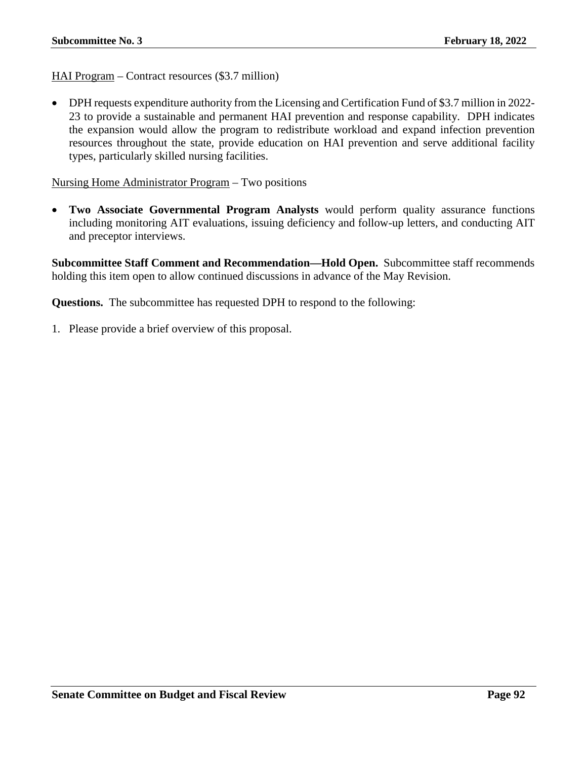<u>HAI Program</u> – Contract resources ($3.7 million)

- DPH requests expenditure authority from the Licensing and Certification Fund of $3.7 million in 2022-23 to provide a sustainable and permanent HAI prevention and response capability. DPH indicates the expansion would allow the program to redistribute workload and expand infection prevention resources throughout the state, provide education on HAI prevention and serve additional facility types, particularly skilled nursing facilities.

<u>Nursing Home Administrator Program</u> – Two positions

- **Two Associate Governmental Program Analysts** would perform quality assurance functions including monitoring AIT evaluations, issuing deficiency and follow-up letters, and conducting AIT and preceptor interviews.

**Subcommittee Staff Comment and Recommendation—Hold Open.** Subcommittee staff recommends holding this item open to allow continued discussions in advance of the May Revision.

**Questions.** The subcommittee has requested DPH to respond to the following:

1. Please provide a brief overview of this proposal.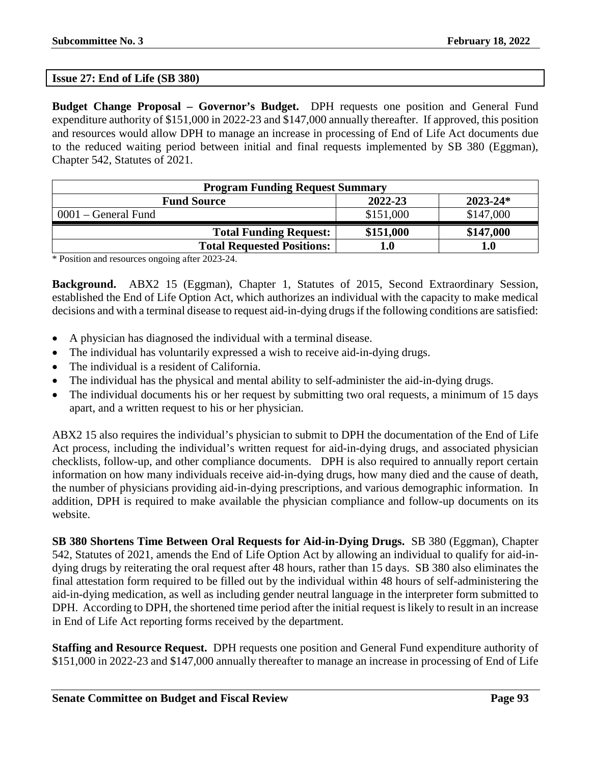## Issue 27: End of Life (SB 380)

**Budget Change Proposal – Governor's Budget.** DPH requests one position and General Fund expenditure authority of $151,000 in 2022-23 and $147,000 annually thereafter. If approved, this position and resources would allow DPH to manage an increase in processing of End of Life Act documents due to the reduced waiting period between initial and final requests implemented by SB 380 (Eggman), Chapter 542, Statutes of 2021.

| Program Funding Request Summary | | |
|---|---|---|
| **Fund Source** | **2022-23** | **2023-24*** |
| 0001 – General Fund | $151,000 | $147,000 |
| **Total Funding Request:** | **$151,000** | **$147,000** |
| **Total Requested Positions:** | **1.0** | **1.0** |

\* Position and resources ongoing after 2023-24.

**Background.** ABX2 15 (Eggman), Chapter 1, Statutes of 2015, Second Extraordinary Session, established the End of Life Option Act, which authorizes an individual with the capacity to make medical decisions and with a terminal disease to request aid-in-dying drugs if the following conditions are satisfied:

- A physician has diagnosed the individual with a terminal disease.
- The individual has voluntarily expressed a wish to receive aid-in-dying drugs.
- The individual is a resident of California.
- The individual has the physical and mental ability to self-administer the aid-in-dying drugs.
- The individual documents his or her request by submitting two oral requests, a minimum of 15 days apart, and a written request to his or her physician.

ABX2 15 also requires the individual's physician to submit to DPH the documentation of the End of Life Act process, including the individual's written request for aid-in-dying drugs, and associated physician checklists, follow-up, and other compliance documents. DPH is also required to annually report certain information on how many individuals receive aid-in-dying drugs, how many died and the cause of death, the number of physicians providing aid-in-dying prescriptions, and various demographic information. In addition, DPH is required to make available the physician compliance and follow-up documents on its website.

**SB 380 Shortens Time Between Oral Requests for Aid-in-Dying Drugs.** SB 380 (Eggman), Chapter 542, Statutes of 2021, amends the End of Life Option Act by allowing an individual to qualify for aid-in-dying drugs by reiterating the oral request after 48 hours, rather than 15 days. SB 380 also eliminates the final attestation form required to be filled out by the individual within 48 hours of self-administering the aid-in-dying medication, as well as including gender neutral language in the interpreter form submitted to DPH. According to DPH, the shortened time period after the initial request is likely to result in an increase in End of Life Act reporting forms received by the department.

**Staffing and Resource Request.** DPH requests one position and General Fund expenditure authority of $151,000 in 2022-23 and $147,000 annually thereafter to manage an increase in processing of End of Life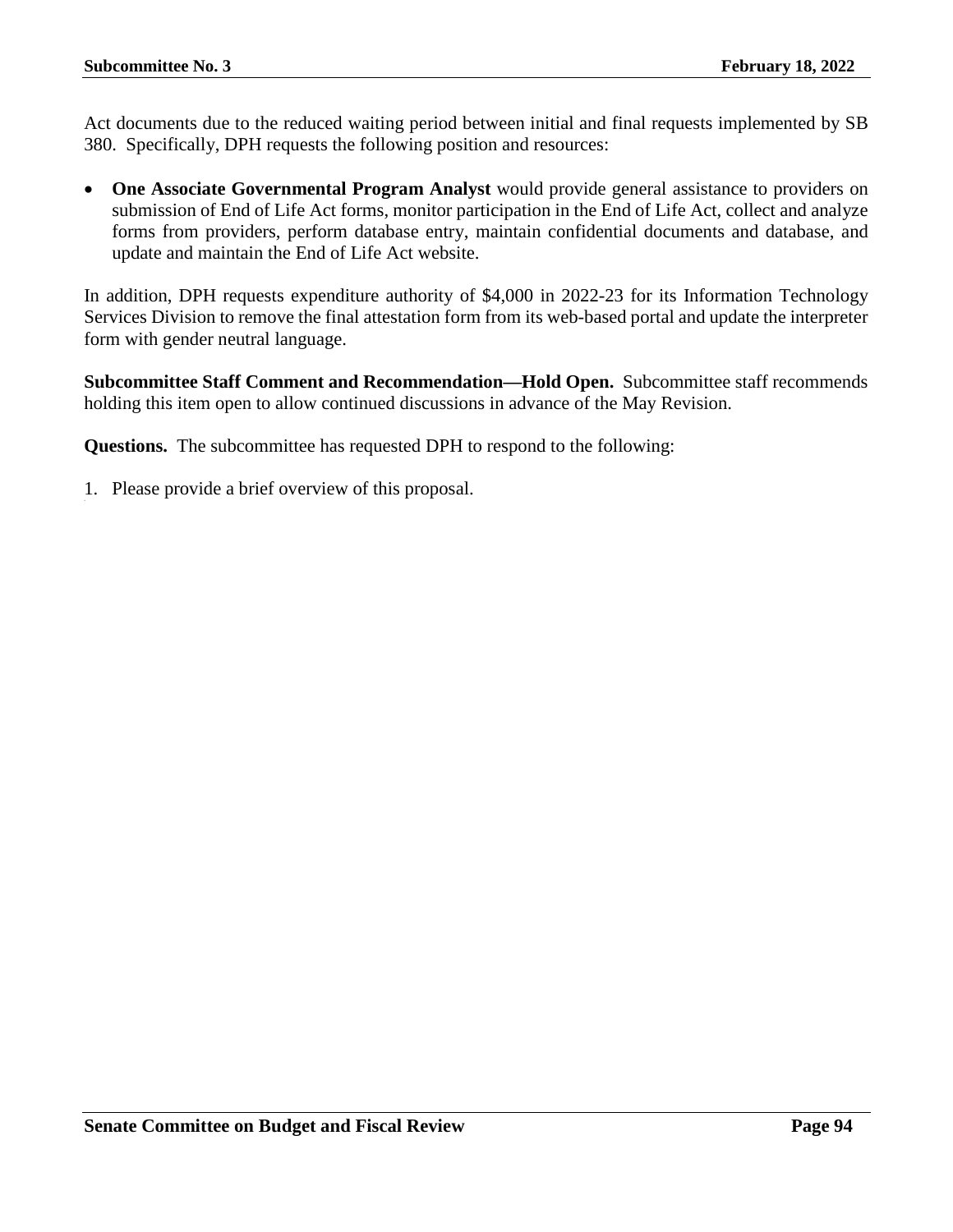Act documents due to the reduced waiting period between initial and final requests implemented by SB 380. Specifically, DPH requests the following position and resources:

- **One Associate Governmental Program Analyst** would provide general assistance to providers on submission of End of Life Act forms, monitor participation in the End of Life Act, collect and analyze forms from providers, perform database entry, maintain confidential documents and database, and update and maintain the End of Life Act website.

In addition, DPH requests expenditure authority of $4,000 in 2022-23 for its Information Technology Services Division to remove the final attestation form from its web-based portal and update the interpreter form with gender neutral language.

**Subcommittee Staff Comment and Recommendation—Hold Open.** Subcommittee staff recommends holding this item open to allow continued discussions in advance of the May Revision.

**Questions.** The subcommittee has requested DPH to respond to the following:

1. Please provide a brief overview of this proposal.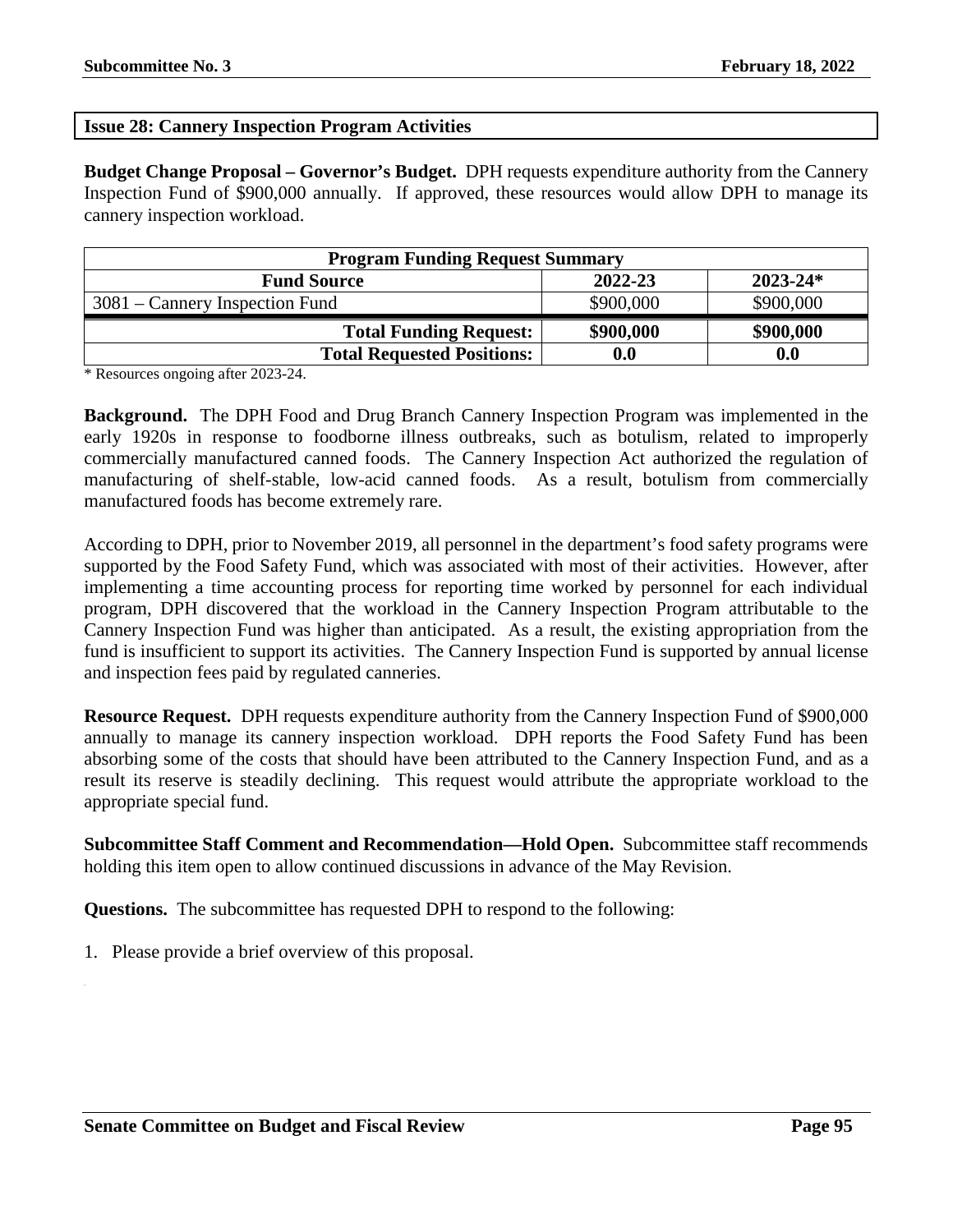## Issue 28: Cannery Inspection Program Activities

**Budget Change Proposal – Governor's Budget.** DPH requests expenditure authority from the Cannery Inspection Fund of $900,000 annually. If approved, these resources would allow DPH to manage its cannery inspection workload.

| Program Funding Request Summary | | |
|---|---|---|
| **Fund Source** | **2022-23** | **2023-24*** |
| 3081 – Cannery Inspection Fund | $900,000 | $900,000 |
| **Total Funding Request:** | **$900,000** | **$900,000** |
| **Total Requested Positions:** | **0.0** | **0.0** |

* Resources ongoing after 2023-24.

**Background.** The DPH Food and Drug Branch Cannery Inspection Program was implemented in the early 1920s in response to foodborne illness outbreaks, such as botulism, related to improperly commercially manufactured canned foods. The Cannery Inspection Act authorized the regulation of manufacturing of shelf-stable, low-acid canned foods. As a result, botulism from commercially manufactured foods has become extremely rare.

According to DPH, prior to November 2019, all personnel in the department's food safety programs were supported by the Food Safety Fund, which was associated with most of their activities. However, after implementing a time accounting process for reporting time worked by personnel for each individual program, DPH discovered that the workload in the Cannery Inspection Program attributable to the Cannery Inspection Fund was higher than anticipated. As a result, the existing appropriation from the fund is insufficient to support its activities. The Cannery Inspection Fund is supported by annual license and inspection fees paid by regulated canneries.

**Resource Request.** DPH requests expenditure authority from the Cannery Inspection Fund of $900,000 annually to manage its cannery inspection workload. DPH reports the Food Safety Fund has been absorbing some of the costs that should have been attributed to the Cannery Inspection Fund, and as a result its reserve is steadily declining. This request would attribute the appropriate workload to the appropriate special fund.

**Subcommittee Staff Comment and Recommendation—Hold Open.** Subcommittee staff recommends holding this item open to allow continued discussions in advance of the May Revision.

**Questions.** The subcommittee has requested DPH to respond to the following:

1. Please provide a brief overview of this proposal.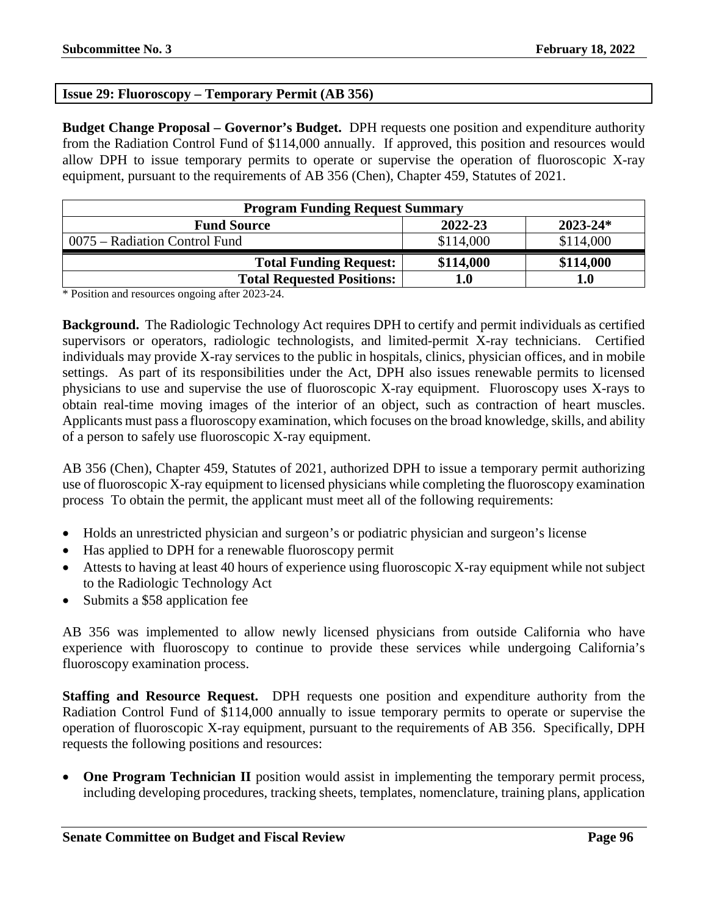## Issue 29: Fluoroscopy – Temporary Permit (AB 356)

**Budget Change Proposal – Governor's Budget.** DPH requests one position and expenditure authority from the Radiation Control Fund of $114,000 annually. If approved, this position and resources would allow DPH to issue temporary permits to operate or supervise the operation of fluoroscopic X-ray equipment, pursuant to the requirements of AB 356 (Chen), Chapter 459, Statutes of 2021.

| Program Funding Request Summary | | |
|---|---|---|
| **Fund Source** | **2022-23** | **2023-24*** |
| 0075 – Radiation Control Fund | $114,000 | $114,000 |
| **Total Funding Request:** | **$114,000** | **$114,000** |
| **Total Requested Positions:** | **1.0** | **1.0** |

* Position and resources ongoing after 2023-24.

**Background.** The Radiologic Technology Act requires DPH to certify and permit individuals as certified supervisors or operators, radiologic technologists, and limited-permit X-ray technicians. Certified individuals may provide X-ray services to the public in hospitals, clinics, physician offices, and in mobile settings. As part of its responsibilities under the Act, DPH also issues renewable permits to licensed physicians to use and supervise the use of fluoroscopic X-ray equipment. Fluoroscopy uses X-rays to obtain real-time moving images of the interior of an object, such as contraction of heart muscles. Applicants must pass a fluoroscopy examination, which focuses on the broad knowledge, skills, and ability of a person to safely use fluoroscopic X-ray equipment.

AB 356 (Chen), Chapter 459, Statutes of 2021, authorized DPH to issue a temporary permit authorizing use of fluoroscopic X-ray equipment to licensed physicians while completing the fluoroscopy examination process To obtain the permit, the applicant must meet all of the following requirements:

- Holds an unrestricted physician and surgeon's or podiatric physician and surgeon's license
- Has applied to DPH for a renewable fluoroscopy permit
- Attests to having at least 40 hours of experience using fluoroscopic X-ray equipment while not subject to the Radiologic Technology Act
- Submits a $58 application fee

AB 356 was implemented to allow newly licensed physicians from outside California who have experience with fluoroscopy to continue to provide these services while undergoing California's fluoroscopy examination process.

**Staffing and Resource Request.** DPH requests one position and expenditure authority from the Radiation Control Fund of $114,000 annually to issue temporary permits to operate or supervise the operation of fluoroscopic X-ray equipment, pursuant to the requirements of AB 356. Specifically, DPH requests the following positions and resources:

- **One Program Technician II** position would assist in implementing the temporary permit process, including developing procedures, tracking sheets, templates, nomenclature, training plans, application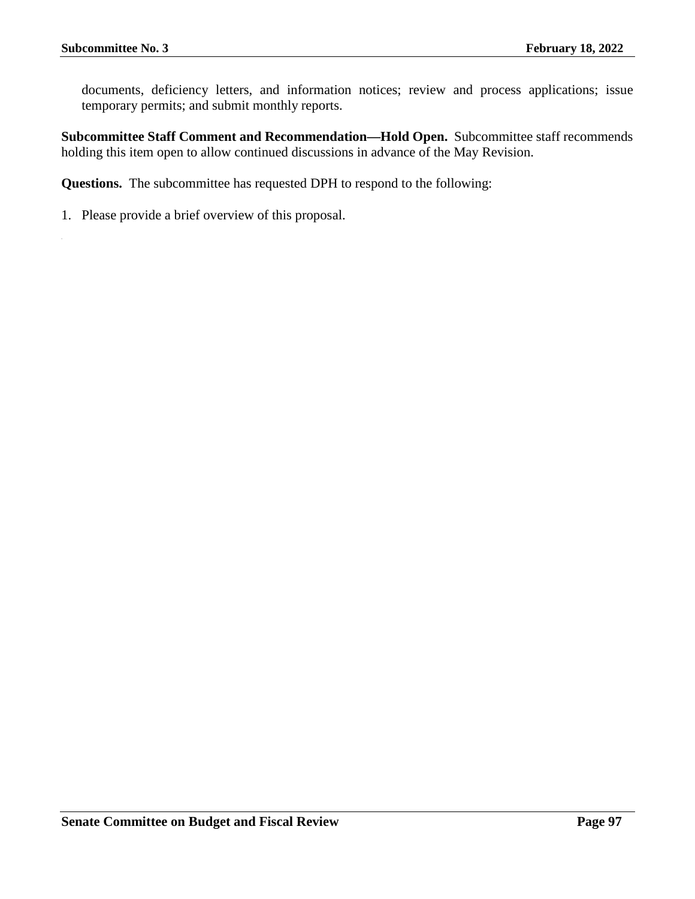documents, deficiency letters, and information notices; review and process applications; issue temporary permits; and submit monthly reports.

**Subcommittee Staff Comment and Recommendation—Hold Open.** Subcommittee staff recommends holding this item open to allow continued discussions in advance of the May Revision.

**Questions.** The subcommittee has requested DPH to respond to the following:

1. Please provide a brief overview of this proposal.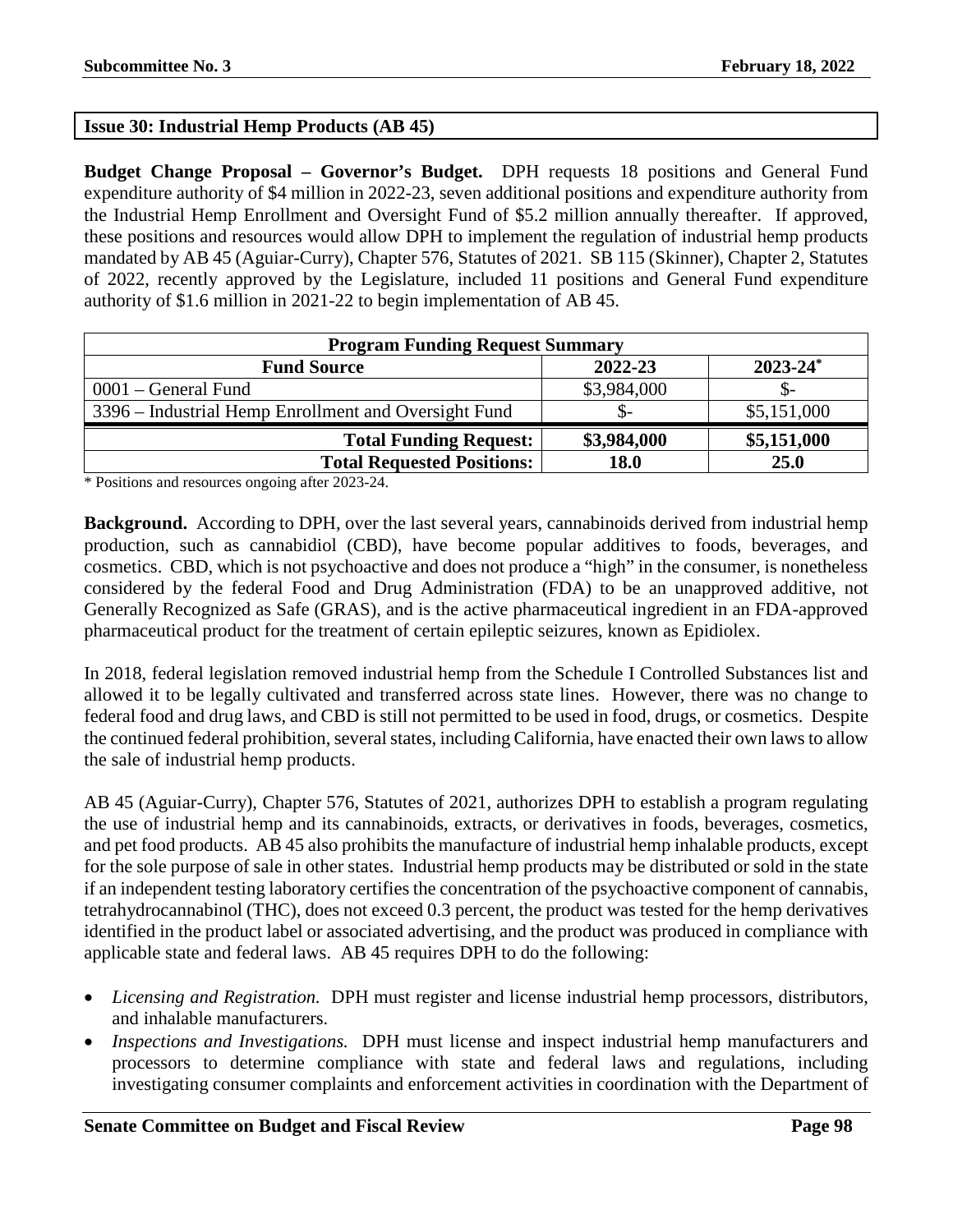## Issue 30: Industrial Hemp Products (AB 45)

**Budget Change Proposal – Governor's Budget.** DPH requests 18 positions and General Fund expenditure authority of $4 million in 2022-23, seven additional positions and expenditure authority from the Industrial Hemp Enrollment and Oversight Fund of $5.2 million annually thereafter. If approved, these positions and resources would allow DPH to implement the regulation of industrial hemp products mandated by AB 45 (Aguiar-Curry), Chapter 576, Statutes of 2021. SB 115 (Skinner), Chapter 2, Statutes of 2022, recently approved by the Legislature, included 11 positions and General Fund expenditure authority of $1.6 million in 2021-22 to begin implementation of AB 45.

| Program Funding Request Summary | | |
|---|---|---|
| **Fund Source** | **2022-23** | **2023-24*** |
| 0001 – General Fund | $3,984,000 | $- |
| 3396 – Industrial Hemp Enrollment and Oversight Fund | $- | $5,151,000 |
| **Total Funding Request:** | **$3,984,000** | **$5,151,000** |
| **Total Requested Positions:** | **18.0** | **25.0** |

\* Positions and resources ongoing after 2023-24.

**Background.** According to DPH, over the last several years, cannabinoids derived from industrial hemp production, such as cannabidiol (CBD), have become popular additives to foods, beverages, and cosmetics. CBD, which is not psychoactive and does not produce a "high" in the consumer, is nonetheless considered by the federal Food and Drug Administration (FDA) to be an unapproved additive, not Generally Recognized as Safe (GRAS), and is the active pharmaceutical ingredient in an FDA-approved pharmaceutical product for the treatment of certain epileptic seizures, known as Epidiolex.

In 2018, federal legislation removed industrial hemp from the Schedule I Controlled Substances list and allowed it to be legally cultivated and transferred across state lines. However, there was no change to federal food and drug laws, and CBD is still not permitted to be used in food, drugs, or cosmetics. Despite the continued federal prohibition, several states, including California, have enacted their own laws to allow the sale of industrial hemp products.

AB 45 (Aguiar-Curry), Chapter 576, Statutes of 2021, authorizes DPH to establish a program regulating the use of industrial hemp and its cannabinoids, extracts, or derivatives in foods, beverages, cosmetics, and pet food products. AB 45 also prohibits the manufacture of industrial hemp inhalable products, except for the sole purpose of sale in other states. Industrial hemp products may be distributed or sold in the state if an independent testing laboratory certifies the concentration of the psychoactive component of cannabis, tetrahydrocannabinol (THC), does not exceed 0.3 percent, the product was tested for the hemp derivatives identified in the product label or associated advertising, and the product was produced in compliance with applicable state and federal laws. AB 45 requires DPH to do the following:

- *Licensing and Registration.* DPH must register and license industrial hemp processors, distributors, and inhalable manufacturers.
- *Inspections and Investigations.* DPH must license and inspect industrial hemp manufacturers and processors to determine compliance with state and federal laws and regulations, including investigating consumer complaints and enforcement activities in coordination with the Department of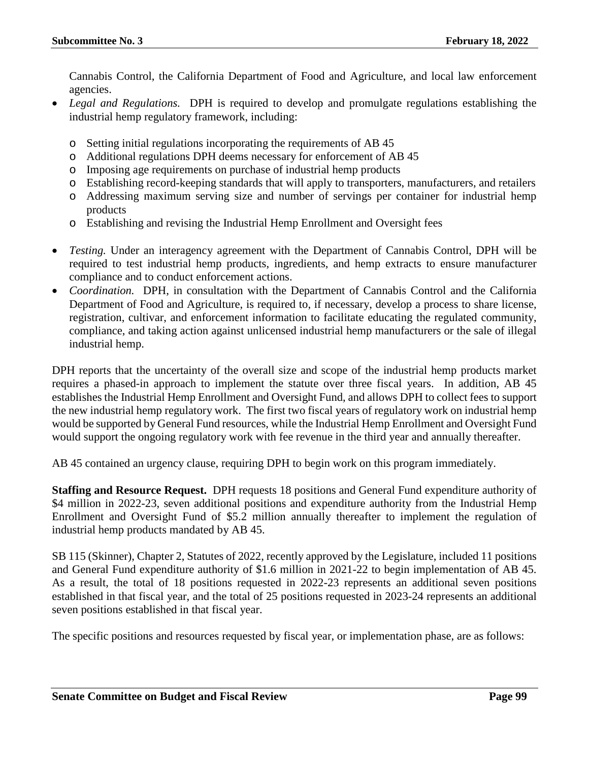Cannabis Control, the California Department of Food and Agriculture, and local law enforcement agencies.

- *Legal and Regulations.* DPH is required to develop and promulgate regulations establishing the industrial hemp regulatory framework, including:
    - Setting initial regulations incorporating the requirements of AB 45
    - Additional regulations DPH deems necessary for enforcement of AB 45
    - Imposing age requirements on purchase of industrial hemp products
    - Establishing record-keeping standards that will apply to transporters, manufacturers, and retailers
    - Addressing maximum serving size and number of servings per container for industrial hemp products
    - Establishing and revising the Industrial Hemp Enrollment and Oversight fees

- *Testing.* Under an interagency agreement with the Department of Cannabis Control, DPH will be required to test industrial hemp products, ingredients, and hemp extracts to ensure manufacturer compliance and to conduct enforcement actions.
- *Coordination.* DPH, in consultation with the Department of Cannabis Control and the California Department of Food and Agriculture, is required to, if necessary, develop a process to share license, registration, cultivar, and enforcement information to facilitate educating the regulated community, compliance, and taking action against unlicensed industrial hemp manufacturers or the sale of illegal industrial hemp.

DPH reports that the uncertainty of the overall size and scope of the industrial hemp products market requires a phased-in approach to implement the statute over three fiscal years. In addition, AB 45 establishes the Industrial Hemp Enrollment and Oversight Fund, and allows DPH to collect fees to support the new industrial hemp regulatory work. The first two fiscal years of regulatory work on industrial hemp would be supported by General Fund resources, while the Industrial Hemp Enrollment and Oversight Fund would support the ongoing regulatory work with fee revenue in the third year and annually thereafter.

AB 45 contained an urgency clause, requiring DPH to begin work on this program immediately.

**Staffing and Resource Request.** DPH requests 18 positions and General Fund expenditure authority of \$4 million in 2022-23, seven additional positions and expenditure authority from the Industrial Hemp Enrollment and Oversight Fund of \$5.2 million annually thereafter to implement the regulation of industrial hemp products mandated by AB 45.

SB 115 (Skinner), Chapter 2, Statutes of 2022, recently approved by the Legislature, included 11 positions and General Fund expenditure authority of \$1.6 million in 2021-22 to begin implementation of AB 45. As a result, the total of 18 positions requested in 2022-23 represents an additional seven positions established in that fiscal year, and the total of 25 positions requested in 2023-24 represents an additional seven positions established in that fiscal year.

The specific positions and resources requested by fiscal year, or implementation phase, are as follows: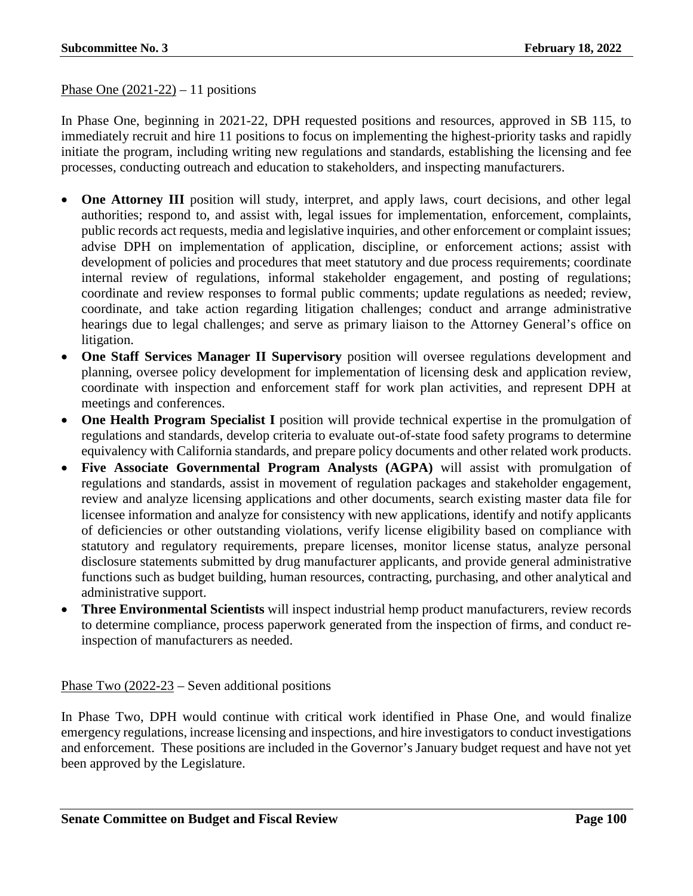Phase One (2021-22) – 11 positions

In Phase One, beginning in 2021-22, DPH requested positions and resources, approved in SB 115, to immediately recruit and hire 11 positions to focus on implementing the highest-priority tasks and rapidly initiate the program, including writing new regulations and standards, establishing the licensing and fee processes, conducting outreach and education to stakeholders, and inspecting manufacturers.

- **One Attorney III** position will study, interpret, and apply laws, court decisions, and other legal authorities; respond to, and assist with, legal issues for implementation, enforcement, complaints, public records act requests, media and legislative inquiries, and other enforcement or complaint issues; advise DPH on implementation of application, discipline, or enforcement actions; assist with development of policies and procedures that meet statutory and due process requirements; coordinate internal review of regulations, informal stakeholder engagement, and posting of regulations; coordinate and review responses to formal public comments; update regulations as needed; review, coordinate, and take action regarding litigation challenges; conduct and arrange administrative hearings due to legal challenges; and serve as primary liaison to the Attorney General's office on litigation.
- **One Staff Services Manager II Supervisory** position will oversee regulations development and planning, oversee policy development for implementation of licensing desk and application review, coordinate with inspection and enforcement staff for work plan activities, and represent DPH at meetings and conferences.
- **One Health Program Specialist I** position will provide technical expertise in the promulgation of regulations and standards, develop criteria to evaluate out-of-state food safety programs to determine equivalency with California standards, and prepare policy documents and other related work products.
- **Five Associate Governmental Program Analysts (AGPA)** will assist with promulgation of regulations and standards, assist in movement of regulation packages and stakeholder engagement, review and analyze licensing applications and other documents, search existing master data file for licensee information and analyze for consistency with new applications, identify and notify applicants of deficiencies or other outstanding violations, verify license eligibility based on compliance with statutory and regulatory requirements, prepare licenses, monitor license status, analyze personal disclosure statements submitted by drug manufacturer applicants, and provide general administrative functions such as budget building, human resources, contracting, purchasing, and other analytical and administrative support.
- **Three Environmental Scientists** will inspect industrial hemp product manufacturers, review records to determine compliance, process paperwork generated from the inspection of firms, and conduct re-inspection of manufacturers as needed.

Phase Two (2022-23 – Seven additional positions

In Phase Two, DPH would continue with critical work identified in Phase One, and would finalize emergency regulations, increase licensing and inspections, and hire investigators to conduct investigations and enforcement. These positions are included in the Governor's January budget request and have not yet been approved by the Legislature.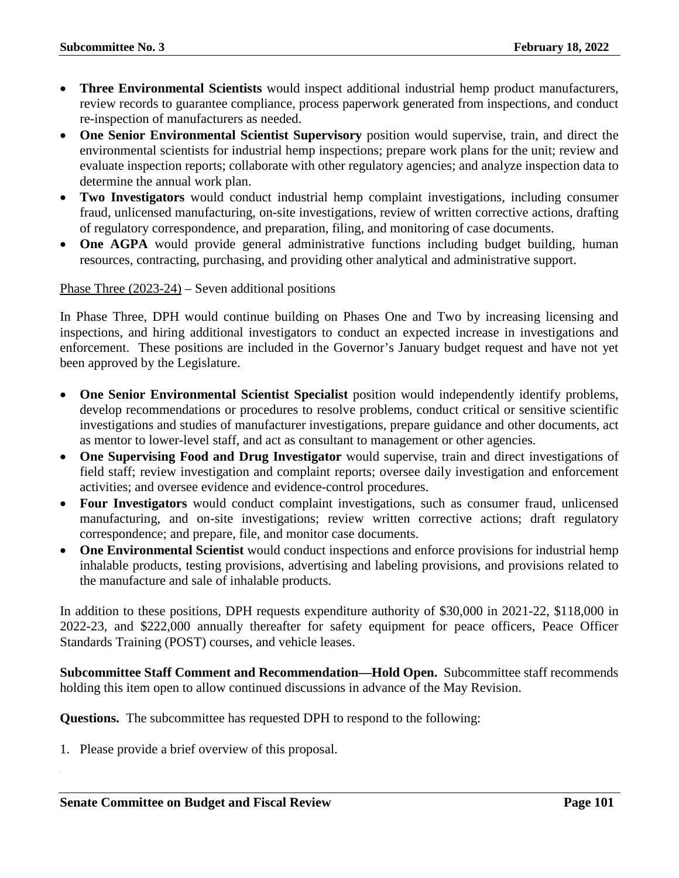- **Three Environmental Scientists** would inspect additional industrial hemp product manufacturers, review records to guarantee compliance, process paperwork generated from inspections, and conduct re-inspection of manufacturers as needed.
- **One Senior Environmental Scientist Supervisory** position would supervise, train, and direct the environmental scientists for industrial hemp inspections; prepare work plans for the unit; review and evaluate inspection reports; collaborate with other regulatory agencies; and analyze inspection data to determine the annual work plan.
- **Two Investigators** would conduct industrial hemp complaint investigations, including consumer fraud, unlicensed manufacturing, on-site investigations, review of written corrective actions, drafting of regulatory correspondence, and preparation, filing, and monitoring of case documents.
- **One AGPA** would provide general administrative functions including budget building, human resources, contracting, purchasing, and providing other analytical and administrative support.

Phase Three (2023-24) – Seven additional positions

In Phase Three, DPH would continue building on Phases One and Two by increasing licensing and inspections, and hiring additional investigators to conduct an expected increase in investigations and enforcement. These positions are included in the Governor's January budget request and have not yet been approved by the Legislature.

- **One Senior Environmental Scientist Specialist** position would independently identify problems, develop recommendations or procedures to resolve problems, conduct critical or sensitive scientific investigations and studies of manufacturer investigations, prepare guidance and other documents, act as mentor to lower-level staff, and act as consultant to management or other agencies.
- **One Supervising Food and Drug Investigator** would supervise, train and direct investigations of field staff; review investigation and complaint reports; oversee daily investigation and enforcement activities; and oversee evidence and evidence-control procedures.
- **Four Investigators** would conduct complaint investigations, such as consumer fraud, unlicensed manufacturing, and on-site investigations; review written corrective actions; draft regulatory correspondence; and prepare, file, and monitor case documents.
- **One Environmental Scientist** would conduct inspections and enforce provisions for industrial hemp inhalable products, testing provisions, advertising and labeling provisions, and provisions related to the manufacture and sale of inhalable products.

In addition to these positions, DPH requests expenditure authority of $30,000 in 2021-22, $118,000 in 2022-23, and $222,000 annually thereafter for safety equipment for peace officers, Peace Officer Standards Training (POST) courses, and vehicle leases.

**Subcommittee Staff Comment and Recommendation—Hold Open.** Subcommittee staff recommends holding this item open to allow continued discussions in advance of the May Revision.

**Questions.** The subcommittee has requested DPH to respond to the following:

1. Please provide a brief overview of this proposal.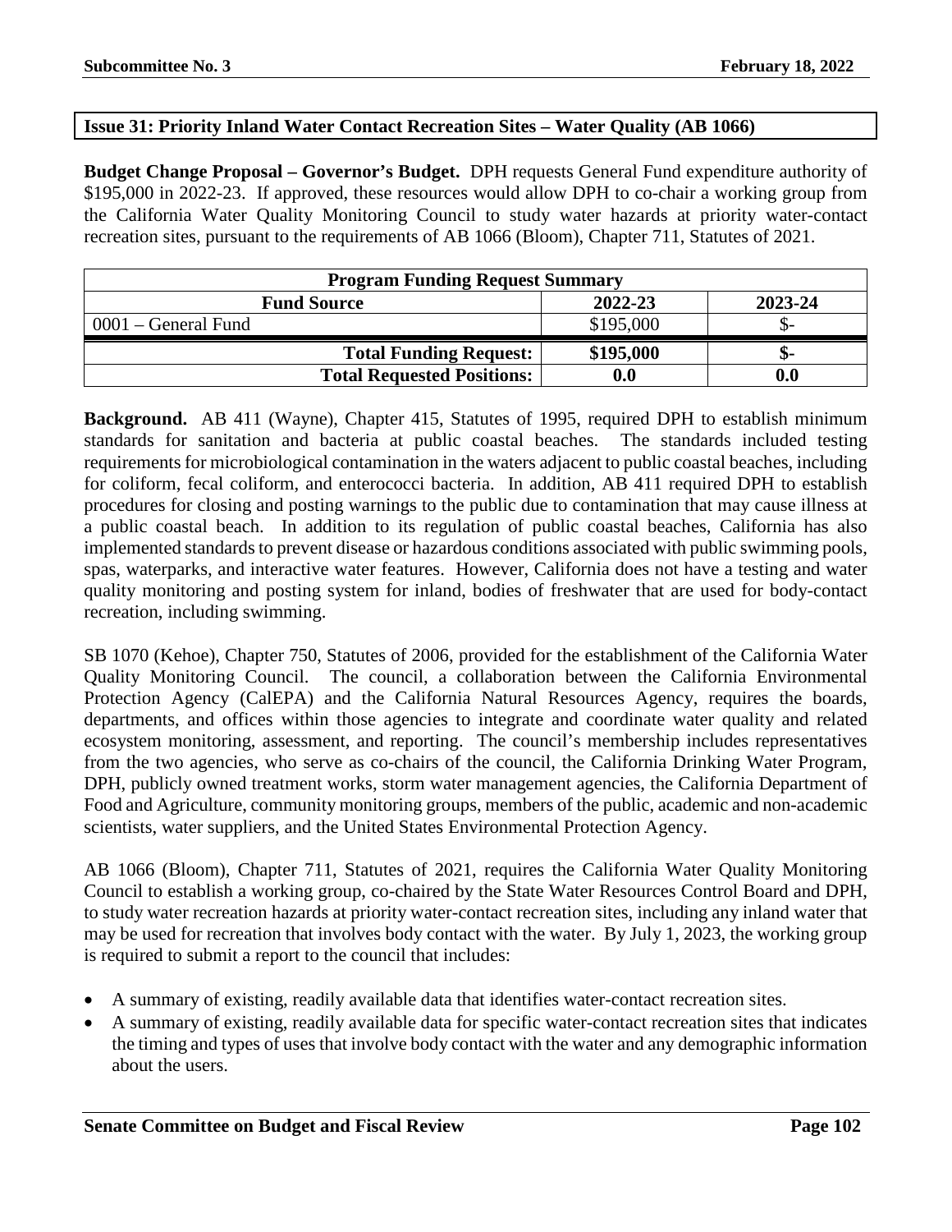## Issue 31: Priority Inland Water Contact Recreation Sites – Water Quality (AB 1066)

**Budget Change Proposal – Governor's Budget.** DPH requests General Fund expenditure authority of $195,000 in 2022-23. If approved, these resources would allow DPH to co-chair a working group from the California Water Quality Monitoring Council to study water hazards at priority water-contact recreation sites, pursuant to the requirements of AB 1066 (Bloom), Chapter 711, Statutes of 2021.

| Program Funding Request Summary | | |
|---|---|---|
| **Fund Source** | **2022-23** | **2023-24** |
| 0001 – General Fund | $195,000 | $- |
| **Total Funding Request:** | **$195,000** | **$-** |
| **Total Requested Positions:** | **0.0** | **0.0** |

**Background.** AB 411 (Wayne), Chapter 415, Statutes of 1995, required DPH to establish minimum standards for sanitation and bacteria at public coastal beaches. The standards included testing requirements for microbiological contamination in the waters adjacent to public coastal beaches, including for coliform, fecal coliform, and enterococci bacteria. In addition, AB 411 required DPH to establish procedures for closing and posting warnings to the public due to contamination that may cause illness at a public coastal beach. In addition to its regulation of public coastal beaches, California has also implemented standards to prevent disease or hazardous conditions associated with public swimming pools, spas, waterparks, and interactive water features. However, California does not have a testing and water quality monitoring and posting system for inland, bodies of freshwater that are used for body-contact recreation, including swimming.

SB 1070 (Kehoe), Chapter 750, Statutes of 2006, provided for the establishment of the California Water Quality Monitoring Council. The council, a collaboration between the California Environmental Protection Agency (CalEPA) and the California Natural Resources Agency, requires the boards, departments, and offices within those agencies to integrate and coordinate water quality and related ecosystem monitoring, assessment, and reporting. The council's membership includes representatives from the two agencies, who serve as co-chairs of the council, the California Drinking Water Program, DPH, publicly owned treatment works, storm water management agencies, the California Department of Food and Agriculture, community monitoring groups, members of the public, academic and non-academic scientists, water suppliers, and the United States Environmental Protection Agency.

AB 1066 (Bloom), Chapter 711, Statutes of 2021, requires the California Water Quality Monitoring Council to establish a working group, co-chaired by the State Water Resources Control Board and DPH, to study water recreation hazards at priority water-contact recreation sites, including any inland water that may be used for recreation that involves body contact with the water. By July 1, 2023, the working group is required to submit a report to the council that includes:

- A summary of existing, readily available data that identifies water-contact recreation sites.
- A summary of existing, readily available data for specific water-contact recreation sites that indicates the timing and types of uses that involve body contact with the water and any demographic information about the users.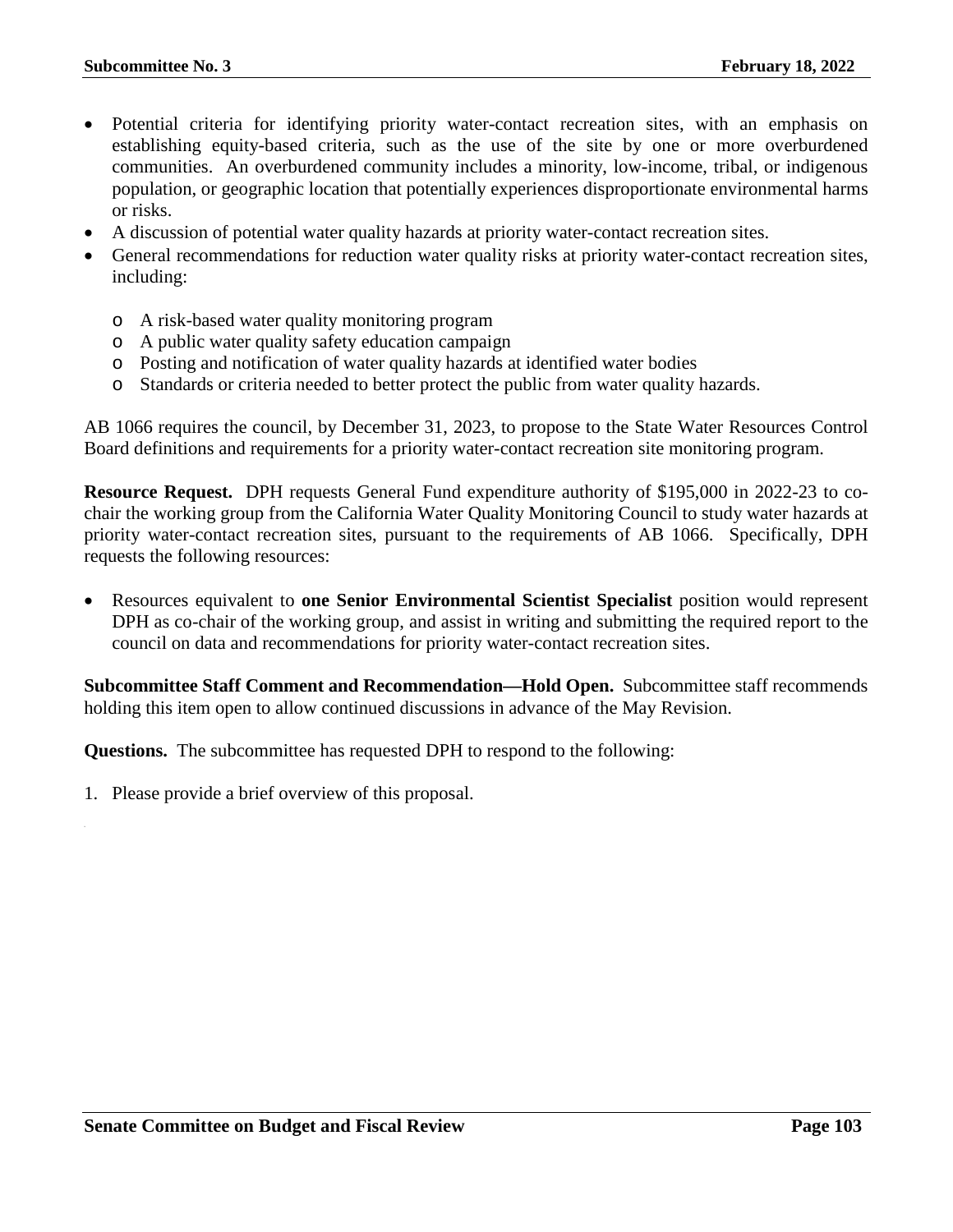- Potential criteria for identifying priority water-contact recreation sites, with an emphasis on establishing equity-based criteria, such as the use of the site by one or more overburdened communities. An overburdened community includes a minority, low-income, tribal, or indigenous population, or geographic location that potentially experiences disproportionate environmental harms or risks.
- A discussion of potential water quality hazards at priority water-contact recreation sites.
- General recommendations for reduction water quality risks at priority water-contact recreation sites, including:
  - A risk-based water quality monitoring program
  - A public water quality safety education campaign
  - Posting and notification of water quality hazards at identified water bodies
  - Standards or criteria needed to better protect the public from water quality hazards.

AB 1066 requires the council, by December 31, 2023, to propose to the State Water Resources Control Board definitions and requirements for a priority water-contact recreation site monitoring program.

**Resource Request.** DPH requests General Fund expenditure authority of $195,000 in 2022-23 to co-chair the working group from the California Water Quality Monitoring Council to study water hazards at priority water-contact recreation sites, pursuant to the requirements of AB 1066. Specifically, DPH requests the following resources:

- Resources equivalent to **one Senior Environmental Scientist Specialist** position would represent DPH as co-chair of the working group, and assist in writing and submitting the required report to the council on data and recommendations for priority water-contact recreation sites.

**Subcommittee Staff Comment and Recommendation—Hold Open.** Subcommittee staff recommends holding this item open to allow continued discussions in advance of the May Revision.

**Questions.** The subcommittee has requested DPH to respond to the following:

1. Please provide a brief overview of this proposal.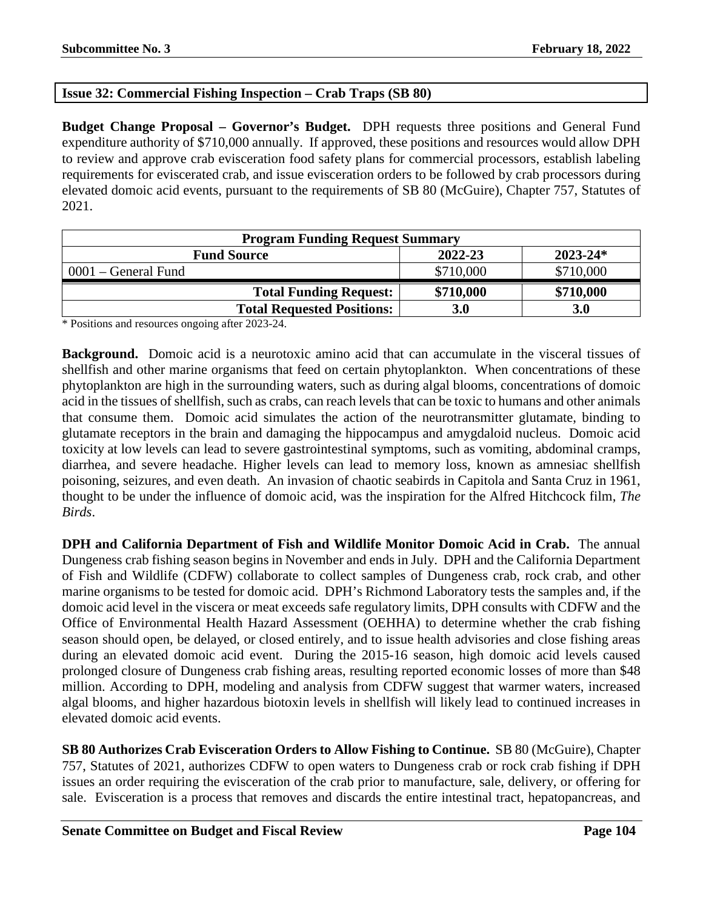## Issue 32: Commercial Fishing Inspection – Crab Traps (SB 80)

**Budget Change Proposal – Governor's Budget.** DPH requests three positions and General Fund expenditure authority of $710,000 annually. If approved, these positions and resources would allow DPH to review and approve crab evisceration food safety plans for commercial processors, establish labeling requirements for eviscerated crab, and issue evisceration orders to be followed by crab processors during elevated domoic acid events, pursuant to the requirements of SB 80 (McGuire), Chapter 757, Statutes of 2021.

| Program Funding Request Summary | | |
|---|---|---|
| **Fund Source** | **2022-23** | **2023-24*** |
| 0001 – General Fund | $710,000 | $710,000 |
| **Total Funding Request:** | **$710,000** | **$710,000** |
| **Total Requested Positions:** | **3.0** | **3.0** |

\* Positions and resources ongoing after 2023-24.

**Background.** Domoic acid is a neurotoxic amino acid that can accumulate in the visceral tissues of shellfish and other marine organisms that feed on certain phytoplankton. When concentrations of these phytoplankton are high in the surrounding waters, such as during algal blooms, concentrations of domoic acid in the tissues of shellfish, such as crabs, can reach levels that can be toxic to humans and other animals that consume them. Domoic acid simulates the action of the neurotransmitter glutamate, binding to glutamate receptors in the brain and damaging the hippocampus and amygdaloid nucleus. Domoic acid toxicity at low levels can lead to severe gastrointestinal symptoms, such as vomiting, abdominal cramps, diarrhea, and severe headache. Higher levels can lead to memory loss, known as amnesiac shellfish poisoning, seizures, and even death. An invasion of chaotic seabirds in Capitola and Santa Cruz in 1961, thought to be under the influence of domoic acid, was the inspiration for the Alfred Hitchcock film, *The Birds*.

**DPH and California Department of Fish and Wildlife Monitor Domoic Acid in Crab.** The annual Dungeness crab fishing season begins in November and ends in July. DPH and the California Department of Fish and Wildlife (CDFW) collaborate to collect samples of Dungeness crab, rock crab, and other marine organisms to be tested for domoic acid. DPH's Richmond Laboratory tests the samples and, if the domoic acid level in the viscera or meat exceeds safe regulatory limits, DPH consults with CDFW and the Office of Environmental Health Hazard Assessment (OEHHA) to determine whether the crab fishing season should open, be delayed, or closed entirely, and to issue health advisories and close fishing areas during an elevated domoic acid event. During the 2015-16 season, high domoic acid levels caused prolonged closure of Dungeness crab fishing areas, resulting reported economic losses of more than $48 million. According to DPH, modeling and analysis from CDFW suggest that warmer waters, increased algal blooms, and higher hazardous biotoxin levels in shellfish will likely lead to continued increases in elevated domoic acid events.

**SB 80 Authorizes Crab Evisceration Orders to Allow Fishing to Continue.** SB 80 (McGuire), Chapter 757, Statutes of 2021, authorizes CDFW to open waters to Dungeness crab or rock crab fishing if DPH issues an order requiring the evisceration of the crab prior to manufacture, sale, delivery, or offering for sale. Evisceration is a process that removes and discards the entire intestinal tract, hepatopancreas, and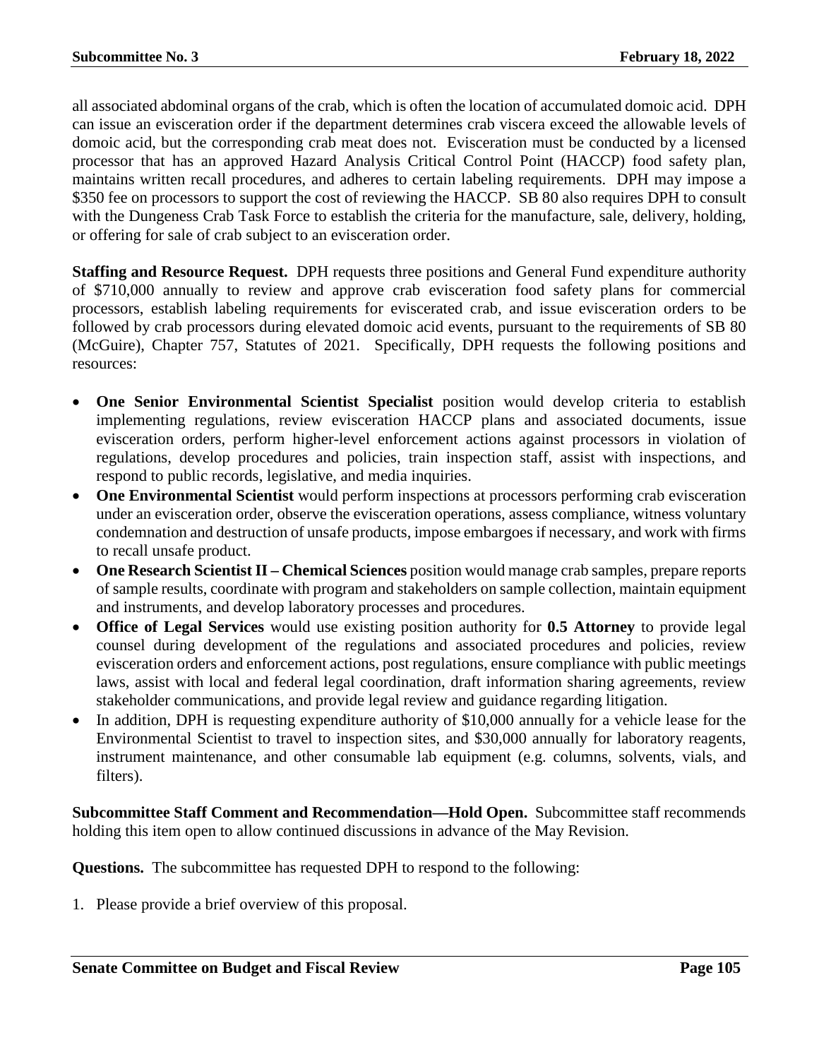all associated abdominal organs of the crab, which is often the location of accumulated domoic acid. DPH can issue an evisceration order if the department determines crab viscera exceed the allowable levels of domoic acid, but the corresponding crab meat does not. Evisceration must be conducted by a licensed processor that has an approved Hazard Analysis Critical Control Point (HACCP) food safety plan, maintains written recall procedures, and adheres to certain labeling requirements. DPH may impose a $350 fee on processors to support the cost of reviewing the HACCP. SB 80 also requires DPH to consult with the Dungeness Crab Task Force to establish the criteria for the manufacture, sale, delivery, holding, or offering for sale of crab subject to an evisceration order.

**Staffing and Resource Request.** DPH requests three positions and General Fund expenditure authority of $710,000 annually to review and approve crab evisceration food safety plans for commercial processors, establish labeling requirements for eviscerated crab, and issue evisceration orders to be followed by crab processors during elevated domoic acid events, pursuant to the requirements of SB 80 (McGuire), Chapter 757, Statutes of 2021. Specifically, DPH requests the following positions and resources:

- **One Senior Environmental Scientist Specialist** position would develop criteria to establish implementing regulations, review evisceration HACCP plans and associated documents, issue evisceration orders, perform higher-level enforcement actions against processors in violation of regulations, develop procedures and policies, train inspection staff, assist with inspections, and respond to public records, legislative, and media inquiries.
- **One Environmental Scientist** would perform inspections at processors performing crab evisceration under an evisceration order, observe the evisceration operations, assess compliance, witness voluntary condemnation and destruction of unsafe products, impose embargoes if necessary, and work with firms to recall unsafe product.
- **One Research Scientist II – Chemical Sciences** position would manage crab samples, prepare reports of sample results, coordinate with program and stakeholders on sample collection, maintain equipment and instruments, and develop laboratory processes and procedures.
- **Office of Legal Services** would use existing position authority for **0.5 Attorney** to provide legal counsel during development of the regulations and associated procedures and policies, review evisceration orders and enforcement actions, post regulations, ensure compliance with public meetings laws, assist with local and federal legal coordination, draft information sharing agreements, review stakeholder communications, and provide legal review and guidance regarding litigation.
- In addition, DPH is requesting expenditure authority of $10,000 annually for a vehicle lease for the Environmental Scientist to travel to inspection sites, and $30,000 annually for laboratory reagents, instrument maintenance, and other consumable lab equipment (e.g. columns, solvents, vials, and filters).

**Subcommittee Staff Comment and Recommendation—Hold Open.** Subcommittee staff recommends holding this item open to allow continued discussions in advance of the May Revision.

**Questions.** The subcommittee has requested DPH to respond to the following:

1. Please provide a brief overview of this proposal.